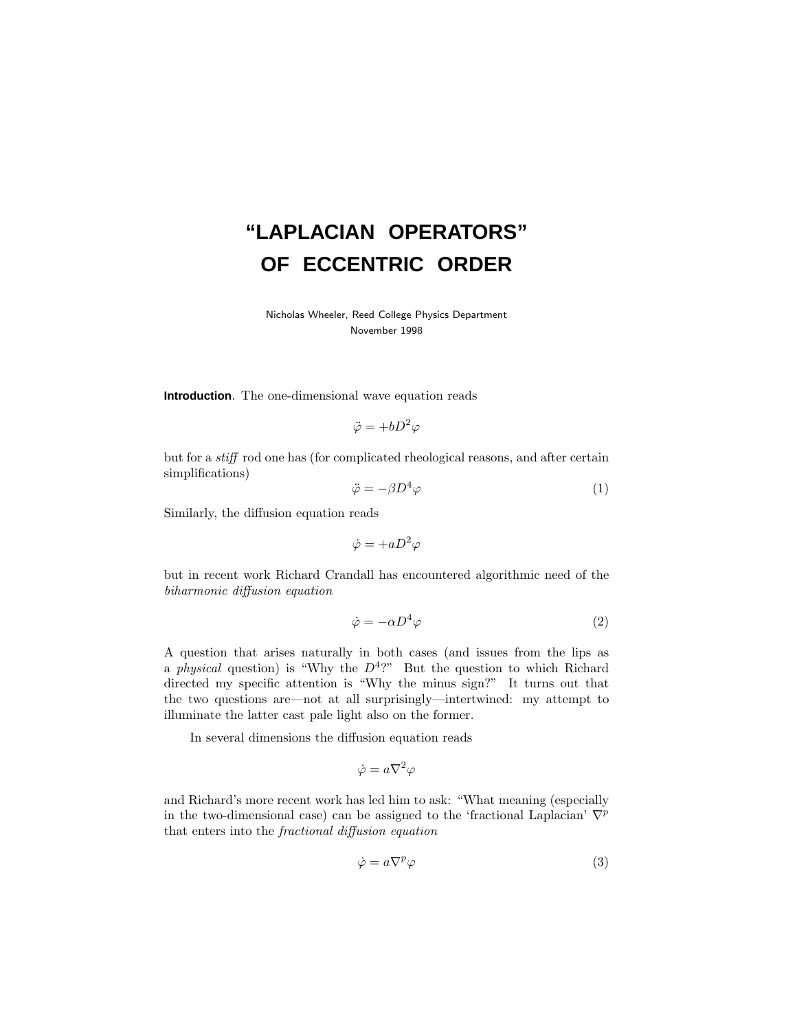# "LAPLACIAN OPERATORS" OF ECCENTRIC ORDER

Nicholas Wheeler, Reed College Physics Department
November 1998

**Introduction**. The one-dimensional wave equation reads

$$\ddot{\varphi} = +bD^2\varphi$$

but for a *stiff* rod one has (for complicated rheological reasons, and after certain simplifications)

$$\ddot{\varphi} = -\beta D^4\varphi \tag{1}$$

Similarly, the diffusion equation reads

$$\dot{\varphi} = +aD^2\varphi$$

but in recent work Richard Crandall has encountered algorithmic need of the *biharmonic diffusion equation*

$$\dot{\varphi} = -\alpha D^4\varphi \tag{2}$$

A question that arises naturally in both cases (and issues from the lips as a *physical* question) is "Why the $D^4$?" But the question to which Richard directed my specific attention is "Why the minus sign?" It turns out that the two questions are—not at all surprisingly—intertwined: my attempt to illuminate the latter cast pale light also on the former.

In several dimensions the diffusion equation reads

$$\dot{\varphi} = a\nabla^2\varphi$$

and Richard's more recent work has led him to ask: "What meaning (especially in the two-dimensional case) can be assigned to the 'fractional Laplacian' $\nabla^p$ that enters into the *fractional diffusion equation*

$$\dot{\varphi} = a\nabla^p\varphi \tag{3}$$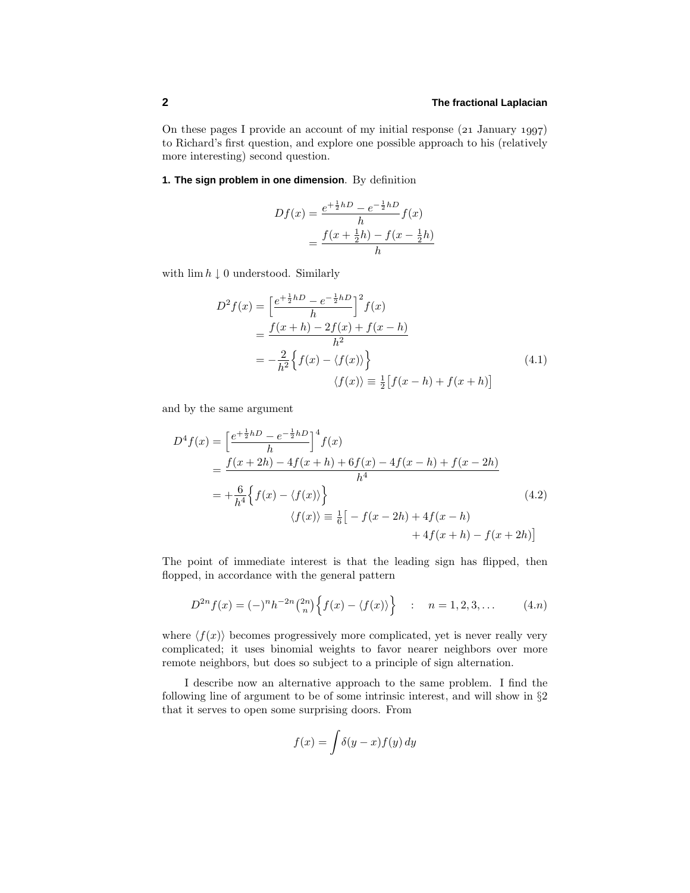On these pages I provide an account of my initial response (21 January 1997) to Richard's first question, and explore one possible approach to his (relatively more interesting) second question.

**1. The sign problem in one dimension**. By definition

$$
\begin{aligned}
Df(x) &= \frac{e^{+\frac{1}{2}hD} - e^{-\frac{1}{2}hD}}{h} f(x) \\
&= \frac{f(x+\frac{1}{2}h) - f(x-\frac{1}{2}h)}{h}
\end{aligned}
$$

with $\lim h \downarrow 0$ understood. Similarly

$$
\begin{aligned}
D^2 f(x) &= \Big[\frac{e^{+\frac{1}{2}hD} - e^{-\frac{1}{2}hD}}{h}\Big]^2 f(x) \\
&= \frac{f(x+h) - 2f(x) + f(x-h)}{h^2} \\
&= -\frac{2}{h^2}\Big\{f(x) - \langle f(x)\rangle\Big\} \qquad (4.1)\\
&\qquad\qquad \langle f(x)\rangle \equiv \tfrac{1}{2}\big[f(x-h) + f(x+h)\big]
\end{aligned}
$$

and by the same argument

$$
\begin{aligned}
D^4 f(x) &= \Big[\frac{e^{+\frac{1}{2}hD} - e^{-\frac{1}{2}hD}}{h}\Big]^4 f(x) \\
&= \frac{f(x+2h) - 4f(x+h) + 6f(x) - 4f(x-h) + f(x-2h)}{h^4} \\
&= +\frac{6}{h^4}\Big\{f(x) - \langle f(x)\rangle\Big\} \qquad (4.2)\\
&\qquad\qquad \langle f(x)\rangle \equiv \tfrac{1}{6}\big[-f(x-2h) + 4f(x-h) \\
&\qquad\qquad\qquad\qquad + 4f(x+h) - f(x+2h)\big]
\end{aligned}
$$

The point of immediate interest is that the leading sign has flipped, then flopped, in accordance with the general pattern

$$
D^{2n} f(x) = (-)^n h^{-2n} \tbinom{2n}{n} \Big\{f(x) - \langle f(x)\rangle\Big\} \quad : \quad n = 1, 2, 3, \ldots \qquad (4.n)
$$

where $\langle f(x)\rangle$ becomes progressively more complicated, yet is never really very complicated; it uses binomial weights to favor nearer neighbors over more remote neighbors, but does so subject to a principle of sign alternation.

I describe now an alternative approach to the same problem. I find the following line of argument to be of some intrinsic interest, and will show in §2 that it serves to open some surprising doors. From

$$
f(x) = \int \delta(y - x) f(y)\, dy
$$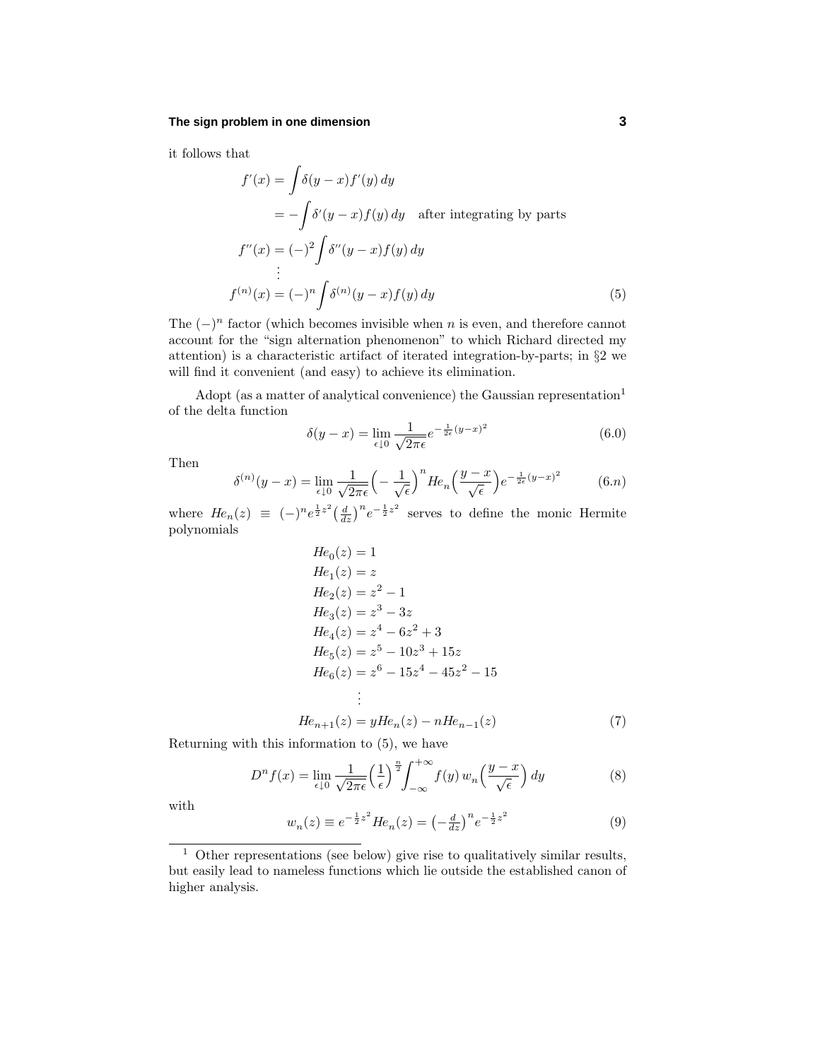it follows that

$$
\begin{aligned}
f'(x) &= \int \delta(y-x) f'(y)\, dy \\
&= -\int \delta'(y-x) f(y)\, dy \quad \text{after integrating by parts} \\
f''(x) &= (-)^2 \int \delta''(y-x) f(y)\, dy \\
&\;\;\vdots \\
f^{(n)}(x) &= (-)^n \int \delta^{(n)}(y-x) f(y)\, dy
\end{aligned}
\tag{5}
$$

The $(-)^n$ factor (which becomes invisible when $n$ is even, and therefore cannot account for the "sign alternation phenomenon" to which Richard directed my attention) is a characteristic artifact of iterated integration-by-parts; in §2 we will find it convenient (and easy) to achieve its elimination.

Adopt (as a matter of analytical convenience) the Gaussian representation[1] of the delta function

$$
\delta(y-x) = \lim_{\epsilon \downarrow 0} \frac{1}{\sqrt{2\pi\epsilon}} e^{-\frac{1}{2\epsilon}(y-x)^2} \tag{6.0}
$$

Then

$$
\delta^{(n)}(y-x) = \lim_{\epsilon \downarrow 0} \frac{1}{\sqrt{2\pi\epsilon}} \Big(-\frac{1}{\sqrt{\epsilon}}\Big)^n He_n\Big(\frac{y-x}{\sqrt{\epsilon}}\Big) e^{-\frac{1}{2\epsilon}(y-x)^2} \tag{6.$n$}
$$

where $He_n(z) \equiv (-)^n e^{\frac{1}{2}z^2}\big(\frac{d}{dz}\big)^n e^{-\frac{1}{2}z^2}$ serves to define the monic Hermite polynomials

$$
\begin{aligned}
He_0(z) &= 1 \\
He_1(z) &= z \\
He_2(z) &= z^2 - 1 \\
He_3(z) &= z^3 - 3z \\
He_4(z) &= z^4 - 6z^2 + 3 \\
He_5(z) &= z^5 - 10z^3 + 15z \\
He_6(z) &= z^6 - 15z^4 - 45z^2 - 15 \\
&\;\;\vdots \\
He_{n+1}(z) &= yHe_n(z) - nHe_{n-1}(z)
\end{aligned}
\tag{7}
$$

Returning with this information to (5), we have

$$
D^n f(x) = \lim_{\epsilon \downarrow 0} \frac{1}{\sqrt{2\pi\epsilon}} \Big(\frac{1}{\epsilon}\Big)^{\frac{n}{2}} \int_{-\infty}^{+\infty} f(y)\, w_n\Big(\frac{y-x}{\sqrt{\epsilon}}\Big)\, dy \tag{8}
$$

with

$$
w_n(z) \equiv e^{-\frac{1}{2}z^2} He_n(z) = \big(-\tfrac{d}{dz}\big)^n e^{-\frac{1}{2}z^2} \tag{9}
$$

[1] Other representations (see below) give rise to qualitatively similar results, but easily lead to nameless functions which lie outside the established canon of higher analysis.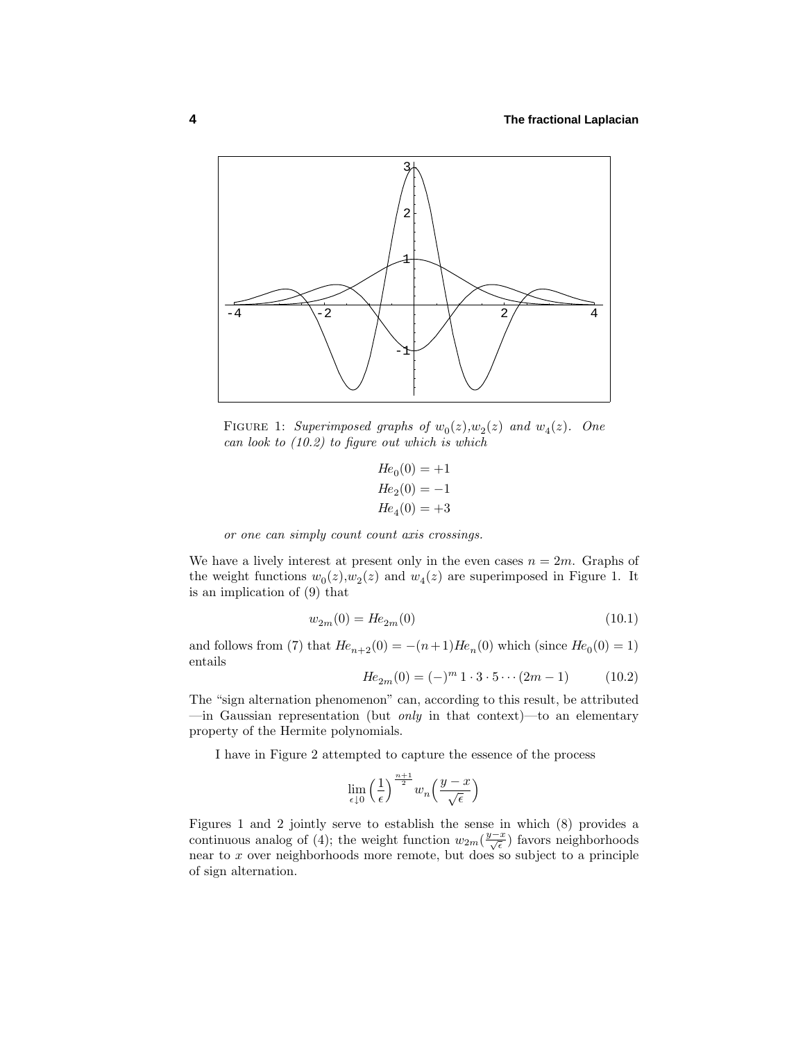FIGURE 1: *Superimposed graphs of $w_0(z)$,$w_2(z)$ and $w_4(z)$. One can look to (10.2) to figure out which is which*

$$
\begin{aligned}
He_0(0) &= +1\\
He_2(0) &= -1\\
He_4(0) &= +3
\end{aligned}
$$

*or one can simply count count axis crossings.*

We have a lively interest at present only in the even cases $n = 2m$. Graphs of the weight functions $w_0(z)$,$w_2(z)$ and $w_4(z)$ are superimposed in Figure 1. It is an implication of (9) that

$$
w_{2m}(0) = He_{2m}(0) \tag{10.1}
$$

and follows from (7) that $He_{n+2}(0) = -(n+1)He_n(0)$ which (since $He_0(0) = 1$) entails

$$
He_{2m}(0) = (-)^m\, 1 \cdot 3 \cdot 5 \cdots (2m-1) \tag{10.2}
$$

The "sign alternation phenomenon" can, according to this result, be attributed —in Gaussian representation (but *only* in that context)—to an elementary property of the Hermite polynomials.

I have in Figure 2 attempted to capture the essence of the process

$$
\lim_{\epsilon \downarrow 0} \Big(\frac{1}{\epsilon}\Big)^{\frac{n+1}{2}} w_n\Big(\frac{y-x}{\sqrt{\epsilon}}\Big)
$$

Figures 1 and 2 jointly serve to establish the sense in which (8) provides a continuous analog of (4); the weight function $w_{2m}(\frac{y-x}{\sqrt{\epsilon}})$ favors neighborhoods near to $x$ over neighborhoods more remote, but does so subject to a principle of sign alternation.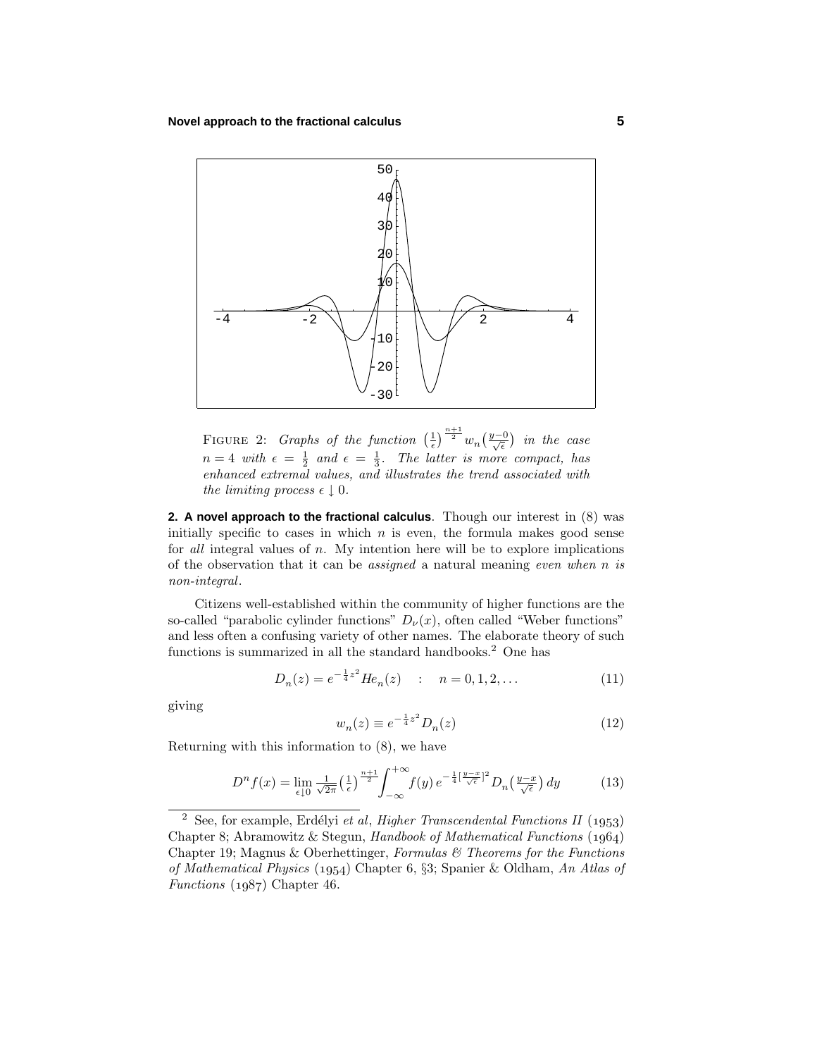FIGURE 2: *Graphs of the function* $\left(\frac{1}{\epsilon}\right)^{\frac{n+1}{2}} w_n\left(\frac{y-0}{\sqrt{\epsilon}}\right)$ *in the case* $n = 4$ *with* $\epsilon = \frac{1}{2}$ *and* $\epsilon = \frac{1}{3}$. *The latter is more compact, has enhanced extremal values, and illustrates the trend associated with the limiting process* $\epsilon \downarrow 0$.

**2. A novel approach to the fractional calculus**. Though our interest in (8) was initially specific to cases in which $n$ is even, the formula makes good sense for *all* integral values of $n$. My intention here will be to explore implications of the observation that it can be *assigned* a natural meaning *even when $n$ is non-integral*.

Citizens well-established within the community of higher functions are the so-called "parabolic cylinder functions" $D_\nu(x)$, often called "Weber functions" and less often a confusing variety of other names. The elaborate theory of such functions is summarized in all the standard handbooks.[2] One has

$$D_n(z) = e^{-\frac{1}{4}z^2} He_n(z) \quad : \quad n = 0, 1, 2, \ldots \tag{11}$$

giving

$$w_n(z) \equiv e^{-\frac{1}{4}z^2} D_n(z) \tag{12}$$

Returning with this information to (8), we have

$$D^n f(x) = \lim_{\epsilon \downarrow 0} \tfrac{1}{\sqrt{2\pi}} \left(\tfrac{1}{\epsilon}\right)^{\frac{n+1}{2}} \int_{-\infty}^{+\infty} f(y)\, e^{-\frac{1}{4}\left[\frac{y-x}{\sqrt{\epsilon}}\right]^2} D_n\left(\tfrac{y-x}{\sqrt{\epsilon}}\right) dy \tag{13}$$

---

[2] See, for example, Erdélyi *et al*, *Higher Transcendental Functions II* (1953) Chapter 8; Abramowitz & Stegun, *Handbook of Mathematical Functions* (1964) Chapter 19; Magnus & Oberhettinger, *Formulas & Theorems for the Functions of Mathematical Physics* (1954) Chapter 6, §3; Spanier & Oldham, *An Atlas of Functions* (1987) Chapter 46.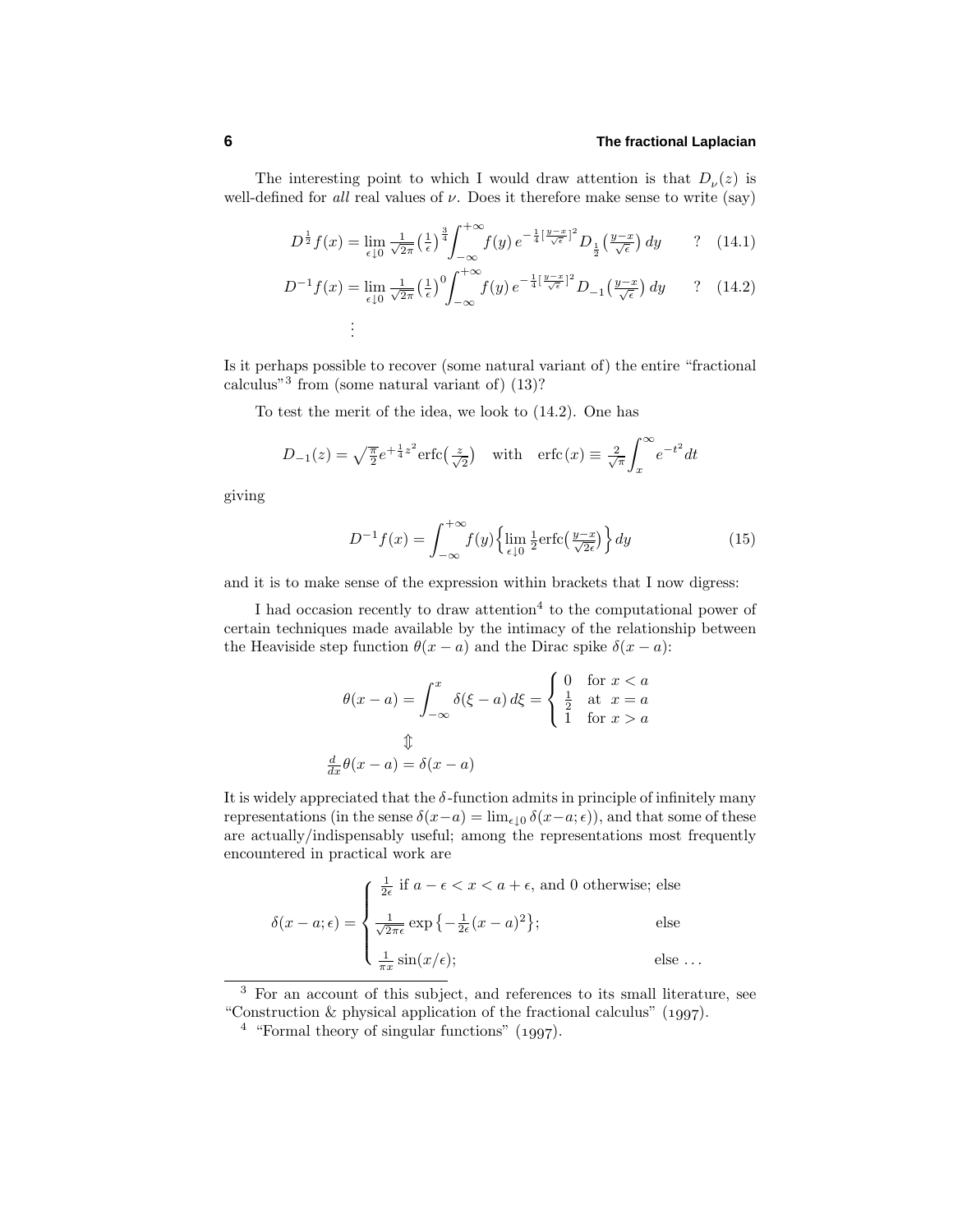The interesting point to which I would draw attention is that $D_\nu(z)$ is well-defined for *all* real values of $\nu$. Does it therefore make sense to write (say)

$$D^{\frac{1}{2}}f(x) = \lim_{\epsilon\downarrow 0} \tfrac{1}{\sqrt{2\pi}}\big(\tfrac{1}{\epsilon}\big)^{\frac{3}{4}}\int_{-\infty}^{+\infty} f(y)\, e^{-\frac{1}{4}[\frac{y-x}{\sqrt{\epsilon}}]^2} D_{\frac{1}{2}}\big(\tfrac{y-x}{\sqrt{\epsilon}}\big)\, dy \qquad ? \quad (14.1)$$

$$D^{-1}f(x) = \lim_{\epsilon\downarrow 0} \tfrac{1}{\sqrt{2\pi}}\big(\tfrac{1}{\epsilon}\big)^{0}\int_{-\infty}^{+\infty} f(y)\, e^{-\frac{1}{4}[\frac{y-x}{\sqrt{\epsilon}}]^2} D_{-1}\big(\tfrac{y-x}{\sqrt{\epsilon}}\big)\, dy \qquad ? \quad (14.2)$$

$$\vdots$$

Is it perhaps possible to recover (some natural variant of) the entire "fractional calculus"[3] from (some natural variant of) (13)?

To test the merit of the idea, we look to (14.2). One has

$$D_{-1}(z) = \sqrt{\tfrac{\pi}{2}}e^{+\frac{1}{4}z^2}\mathrm{erfc}\big(\tfrac{z}{\sqrt{2}}\big) \quad \text{with} \quad \mathrm{erfc}\,(x) \equiv \tfrac{2}{\sqrt{\pi}}\int_x^\infty e^{-t^2}dt$$

giving

$$D^{-1}f(x) = \int_{-\infty}^{+\infty} f(y)\Big\{\lim_{\epsilon\downarrow 0}\tfrac{1}{2}\mathrm{erfc}\big(\tfrac{y-x}{\sqrt{2\epsilon}}\big)\Big\}\, dy \tag{15}$$

and it is to make sense of the expression within brackets that I now digress:

I had occasion recently to draw attention[4] to the computational power of certain techniques made available by the intimacy of the relationship between the Heaviside step function $\theta(x-a)$ and the Dirac spike $\delta(x-a)$:

$$\theta(x-a) = \int_{-\infty}^{x}\delta(\xi-a)\,d\xi = \begin{cases} 0 & \text{for } x < a \\ \frac{1}{2} & \text{at } x = a \\ 1 & \text{for } x > a \end{cases}$$

$$\Updownarrow$$

$$\tfrac{d}{dx}\theta(x-a) = \delta(x-a)$$

It is widely appreciated that the $\delta$-function admits in principle of infinitely many representations (in the sense $\delta(x-a) = \lim_{\epsilon\downarrow 0}\delta(x-a;\epsilon)$), and that some of these are actually/indispensably useful; among the representations most frequently encountered in practical work are

$$\delta(x-a;\epsilon) = \begin{cases} \frac{1}{2\epsilon} \text{ if } a-\epsilon < x < a+\epsilon, \text{ and 0 otherwise; else} \\ \frac{1}{\sqrt{2\pi\epsilon}}\exp\big\{-\frac{1}{2\epsilon}(x-a)^2\big\}; \qquad \text{else} \\ \frac{1}{\pi x}\sin(x/\epsilon); \qquad \text{else}\ldots \end{cases}$$

[3] For an account of this subject, and references to its small literature, see "Construction & physical application of the fractional calculus" (1997).

[4] "Formal theory of singular functions" (1997).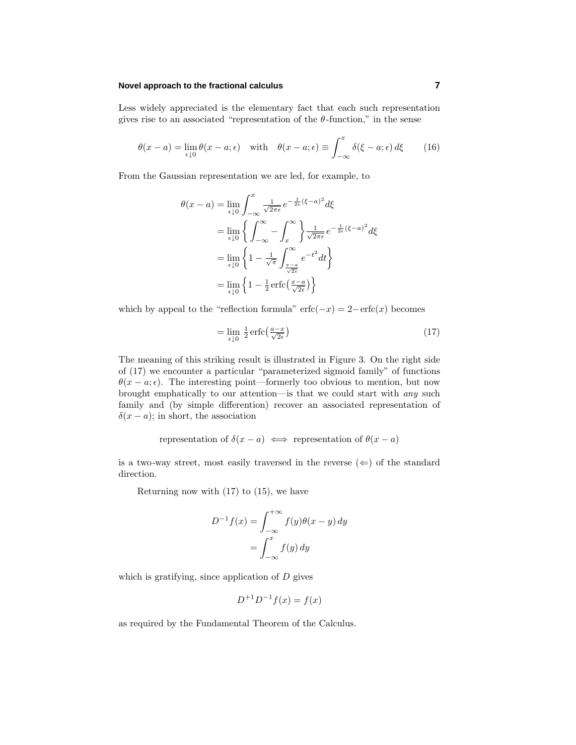Less widely appreciated is the elementary fact that each such representation gives rise to an associated "representation of the $\theta$-function," in the sense

$$\theta(x-a) = \lim_{\epsilon \downarrow 0} \theta(x-a;\epsilon) \quad \text{with} \quad \theta(x-a;\epsilon) \equiv \int_{-\infty}^{x} \delta(\xi - a;\epsilon)\, d\xi \tag{16}$$

From the Gaussian representation we are led, for example, to

$$\begin{aligned}
\theta(x-a) &= \lim_{\epsilon \downarrow 0} \int_{-\infty}^{x} \tfrac{1}{\sqrt{2\pi\epsilon}}\, e^{-\frac{1}{2\epsilon}(\xi-a)^2} d\xi \\
&= \lim_{\epsilon \downarrow 0} \left\{ \int_{-\infty}^{\infty} - \int_{x}^{\infty} \right\} \tfrac{1}{\sqrt{2\pi\epsilon}}\, e^{-\frac{1}{2\epsilon}(\xi-a)^2} d\xi \\
&= \lim_{\epsilon \downarrow 0} \left\{ 1 - \tfrac{1}{\sqrt{\pi}} \int_{\frac{x-a}{\sqrt{2\epsilon}}}^{\infty} e^{-t^2}\, dt \right\} \\
&= \lim_{\epsilon \downarrow 0} \left\{ 1 - \tfrac{1}{2}\, \text{erfc}\big(\tfrac{x-a}{\sqrt{2\epsilon}}\big) \right\}
\end{aligned}$$

which by appeal to the "reflection formula" $\text{erfc}(-x) = 2 - \text{erfc}(x)$ becomes

$$= \lim_{\epsilon \downarrow 0} \tfrac{1}{2}\, \text{erfc}\big(\tfrac{a-x}{\sqrt{2\epsilon}}\big) \tag{17}$$

The meaning of this striking result is illustrated in Figure 3. On the right side of (17) we encounter a particular "parameterized sigmoid family" of functions $\theta(x-a;\epsilon)$. The interesting point—formerly too obvious to mention, but now brought emphatically to our attention—is that we could start with *any* such family and (by simple differention) recover an associated representation of $\delta(x-a)$; in short, the association

$$\text{representation of } \delta(x-a) \iff \text{representation of } \theta(x-a)$$

is a two-way street, most easily traversed in the reverse ($\Leftarrow$) of the standard direction.

Returning now with (17) to (15), we have

$$\begin{aligned}
D^{-1}f(x) &= \int_{-\infty}^{+\infty} f(y)\theta(x-y)\, dy \\
&= \int_{-\infty}^{x} f(y)\, dy
\end{aligned}$$

which is gratifying, since application of $D$ gives

$$D^{+1}D^{-1}f(x) = f(x)$$

as required by the Fundamental Theorem of the Calculus.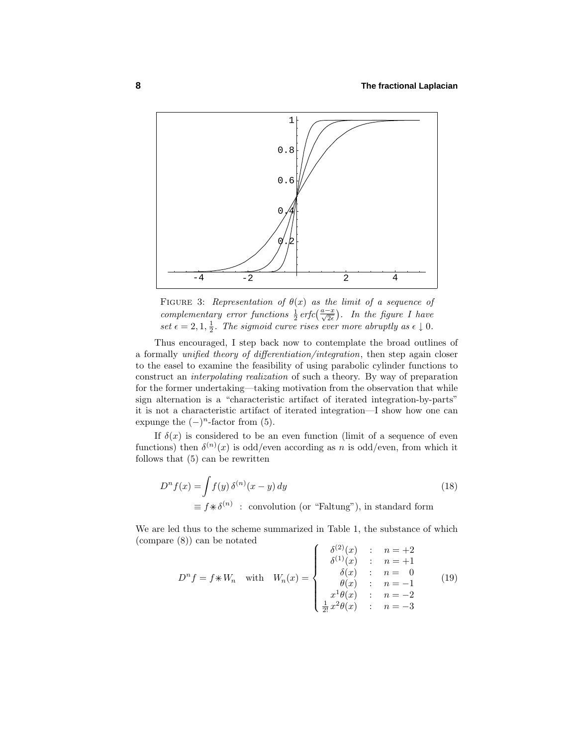FIGURE 3: *Representation of $\theta(x)$ as the limit of a sequence of complementary error functions $\frac{1}{2}\,erfc\big(\frac{a-x}{\sqrt{2\epsilon}}\big)$. In the figure I have set $\epsilon = 2, 1, \frac{1}{2}$. The sigmoid curve rises ever more abruptly as $\epsilon \downarrow 0$.*

Thus encouraged, I step back now to contemplate the broad outlines of a formally *unified theory of differentiation/integration*, then step again closer to the easel to examine the feasibility of using parabolic cylinder functions to construct an *interpolating realization* of such a theory. By way of preparation for the former undertaking—taking motivation from the observation that while sign alternation is a "characteristic artifact of iterated integration-by-parts" it is not a characteristic artifact of iterated integration—I show how one can expunge the $(-)^n$-factor from (5).

If $\delta(x)$ is considered to be an even function (limit of a sequence of even functions) then $\delta^{(n)}(x)$ is odd/even according as $n$ is odd/even, from which it follows that (5) can be rewritten

$$
\begin{aligned}
D^n f(x) &= \int f(y)\,\delta^{(n)}(x-y)\,dy \qquad\qquad (18)\\
&\equiv f \ast \delta^{(n)} \;\;:\;\; \text{convolution (or "Faltung"), in standard form}
\end{aligned}
$$

We are led thus to the scheme summarized in Table 1, the substance of which (compare (8)) can be notated

$$
D^n f = f \ast W_n \quad \text{with} \quad W_n(x) = \begin{cases} \delta^{(2)}(x) & : \quad n = +2 \\ \delta^{(1)}(x) & : \quad n = +1 \\ \delta(x) & : \quad n = \phantom{+}0 \\ \theta(x) & : \quad n = -1 \\ x^1\theta(x) & : \quad n = -2 \\ \frac{1}{2!}x^2\theta(x) & : \quad n = -3 \end{cases} \qquad (19)
$$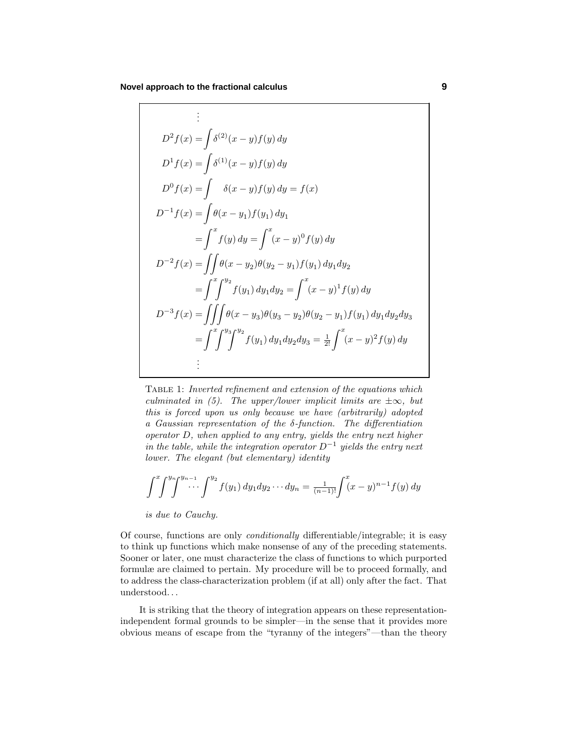$$
\begin{aligned}
&\vdots\\
D^2 f(x) &= \int \delta^{(2)}(x-y) f(y)\,dy\\
D^1 f(x) &= \int \delta^{(1)}(x-y) f(y)\,dy\\
D^0 f(x) &= \int \quad \delta(x-y) f(y)\,dy = f(x)\\
D^{-1} f(x) &= \int \theta(x-y_1) f(y_1)\,dy_1\\
&= \int^x f(y)\,dy = \int^x (x-y)^0 f(y)\,dy\\
D^{-2} f(x) &= \iint \theta(x-y_2)\theta(y_2-y_1) f(y_1)\,dy_1 dy_2\\
&= \int^x \!\! \int^{y_2} f(y_1)\,dy_1 dy_2 = \int^x (x-y)^1 f(y)\,dy\\
D^{-3} f(x) &= \iiint \theta(x-y_3)\theta(y_3-y_2)\theta(y_2-y_1) f(y_1)\,dy_1 dy_2 dy_3\\
&= \int^x \!\! \int^{y_3} \!\! \int^{y_2} f(y_1)\,dy_1 dy_2 dy_3 = \tfrac{1}{2!}\int^x (x-y)^2 f(y)\,dy\\
&\vdots
\end{aligned}
$$

Table 1: *Inverted refinement and extension of the equations which culminated in (5). The upper/lower implicit limits are $\pm\infty$, but this is forced upon us only because we have (arbitrarily) adopted a Gaussian representation of the $\delta$-function. The differentiation operator $D$, when applied to any entry, yields the entry next higher in the table, while the integration operator $D^{-1}$ yields the entry next lower. The elegant (but elementary) identity*

$$
\int^x \!\! \int^{y_n} \!\! \int^{y_{n-1}} \!\! \cdots \int^{y_2} f(y_1)\,dy_1 dy_2 \cdots dy_n = \tfrac{1}{(n-1)!}\int^x (x-y)^{n-1} f(y)\,dy
$$

*is due to Cauchy.*

Of course, functions are only *conditionally* differentiable/integrable; it is easy to think up functions which make nonsense of any of the preceding statements. Sooner or later, one must characterize the class of functions to which purported formulæ are claimed to pertain. My procedure will be to proceed formally, and to address the class-characterization problem (if at all) only after the fact. That understood...

It is striking that the theory of integration appears on these representation-independent formal grounds to be simpler—in the sense that it provides more obvious means of escape from the "tyranny of the integers"—than the theory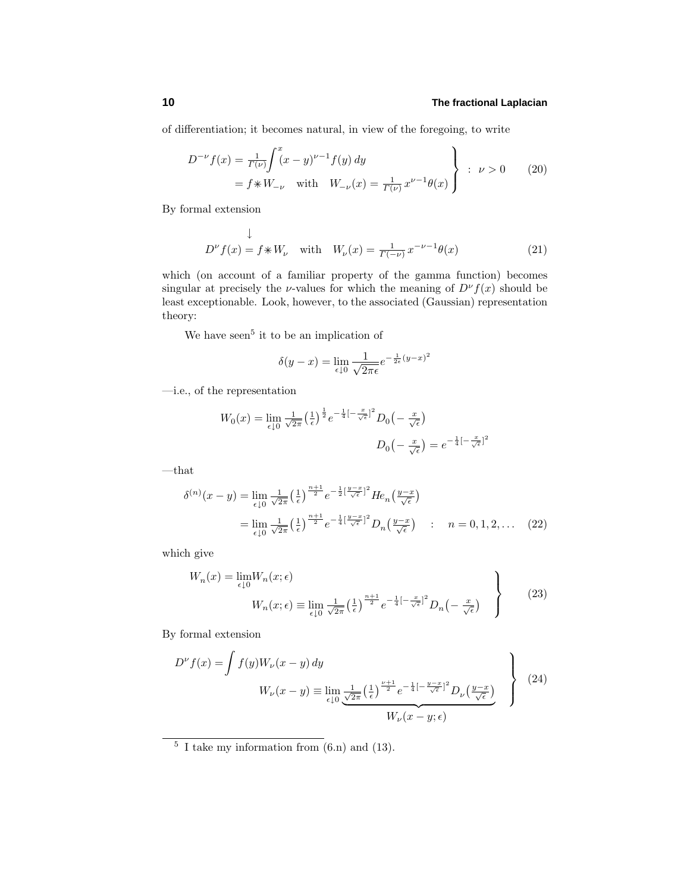of differentiation; it becomes natural, in view of the foregoing, to write

$$
\left.\begin{aligned}
D^{-\nu}f(x) &= \tfrac{1}{\Gamma(\nu)}\int^{x}(x-y)^{\nu-1}f(y)\,dy\\
&= f \ast W_{-\nu} \quad\text{with}\quad W_{-\nu}(x)=\tfrac{1}{\Gamma(\nu)}\,x^{\nu-1}\theta(x)
\end{aligned}\right\} \;:\; \nu>0 \tag{20}
$$

By formal extension

$$
\downarrow
$$

$$
D^{\nu}f(x) = f \ast W_{\nu} \quad\text{with}\quad W_{\nu}(x)=\tfrac{1}{\Gamma(-\nu)}\,x^{-\nu-1}\theta(x) \tag{21}
$$

which (on account of a familiar property of the gamma function) becomes singular at precisely the $\nu$-values for which the meaning of $D^{\nu}f(x)$ should be least exceptionable. Look, however, to the associated (Gaussian) representation theory:

We have seen[5] it to be an implication of

$$
\delta(y-x) = \lim_{\epsilon\downarrow 0}\frac{1}{\sqrt{2\pi\epsilon}}e^{-\frac{1}{2\epsilon}(y-x)^2}
$$

—i.e., of the representation

$$
\begin{aligned}
W_0(x) = \lim_{\epsilon\downarrow 0}\tfrac{1}{\sqrt{2\pi}}\big(\tfrac{1}{\epsilon}\big)^{\frac{1}{2}}e^{-\frac{1}{4}[-\frac{x}{\sqrt{\epsilon}}]^2}D_0\big(-\tfrac{x}{\sqrt{\epsilon}}\big)\\
D_0\big(-\tfrac{x}{\sqrt{\epsilon}}\big) = e^{-\frac{1}{4}[-\frac{x}{\sqrt{\epsilon}}]^2}
\end{aligned}
$$

—that

$$
\begin{aligned}
\delta^{(n)}(x-y) &= \lim_{\epsilon\downarrow 0}\tfrac{1}{\sqrt{2\pi}}\big(\tfrac{1}{\epsilon}\big)^{\frac{n+1}{2}}e^{-\frac{1}{2}[\frac{y-x}{\sqrt{\epsilon}}]^2}He_n\big(\tfrac{y-x}{\sqrt{\epsilon}}\big)\\
&= \lim_{\epsilon\downarrow 0}\tfrac{1}{\sqrt{2\pi}}\big(\tfrac{1}{\epsilon}\big)^{\frac{n+1}{2}}e^{-\frac{1}{4}[\frac{y-x}{\sqrt{\epsilon}}]^2}D_n\big(\tfrac{y-x}{\sqrt{\epsilon}}\big) \quad:\quad n=0,1,2,\ldots
\end{aligned} \tag{22}
$$

which give

$$
\left.\begin{aligned}
W_n(x) &= \lim_{\epsilon\downarrow 0}W_n(x;\epsilon)\\
W_n(x;\epsilon) &\equiv \lim_{\epsilon\downarrow 0}\tfrac{1}{\sqrt{2\pi}}\big(\tfrac{1}{\epsilon}\big)^{\frac{n+1}{2}}e^{-\frac{1}{4}[-\frac{x}{\sqrt{\epsilon}}]^2}D_n\big(-\tfrac{x}{\sqrt{\epsilon}}\big)
\end{aligned}\right\} \tag{23}
$$

By formal extension

$$
\left.\begin{aligned}
D^{\nu}f(x) &= \int f(y)W_{\nu}(x-y)\,dy\\
W_{\nu}(x-y) &\equiv \lim_{\epsilon\downarrow 0}\underbrace{\tfrac{1}{\sqrt{2\pi}}\big(\tfrac{1}{\epsilon}\big)^{\frac{\nu+1}{2}}e^{-\frac{1}{4}[-\frac{y-x}{\sqrt{\epsilon}}]^2}D_{\nu}\big(\tfrac{y-x}{\sqrt{\epsilon}}\big)}_{W_{\nu}(x-y;\epsilon)}
\end{aligned}\right\} \tag{24}
$$

[5] I take my information from (6.n) and (13).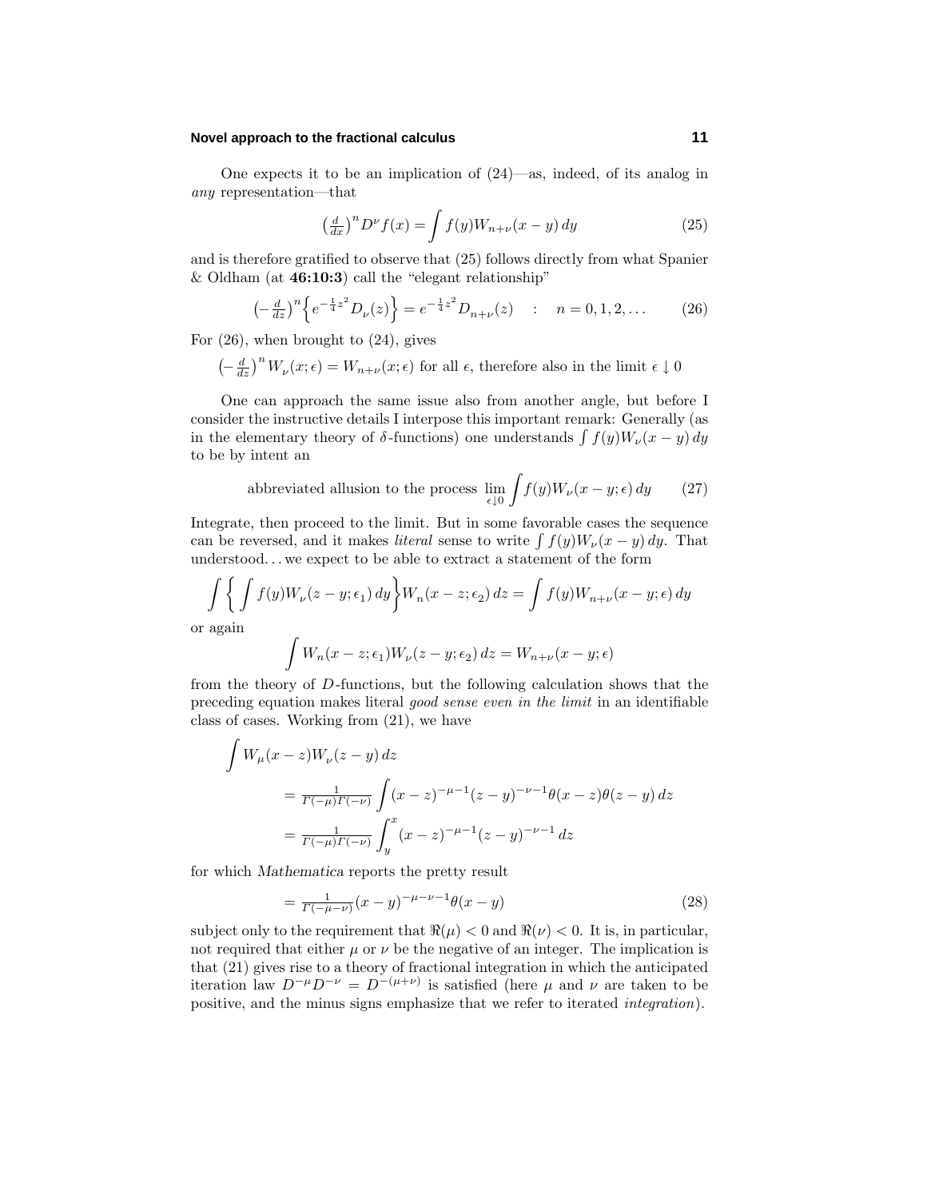One expects it to be an implication of (24)—as, indeed, of its analog in *any* representation—that

$$\left(\tfrac{d}{dx}\right)^n D^\nu f(x) = \int f(y) W_{n+\nu}(x-y)\,dy \tag{25}$$

and is therefore gratified to observe that (25) follows directly from what Spanier & Oldham (at **46:10:3**) call the "elegant relationship"

$$\left(-\tfrac{d}{dz}\right)^n \Big\{ e^{-\frac{1}{4}z^2} D_\nu(z) \Big\} = e^{-\frac{1}{4}z^2} D_{n+\nu}(z) \quad : \quad n = 0,1,2,\ldots \tag{26}$$

For (26), when brought to (24), gives

$\left(-\frac{d}{dz}\right)^n W_\nu(x;\epsilon) = W_{n+\nu}(x;\epsilon)$ for all $\epsilon$, therefore also in the limit $\epsilon \downarrow 0$

One can approach the same issue also from another angle, but before I consider the instructive details I interpose this important remark: Generally (as in the elementary theory of $\delta$-functions) one understands $\int f(y) W_\nu(x-y)\,dy$ to be by intent an

$$\text{abbreviated allusion to the process } \lim_{\epsilon \downarrow 0} \int f(y) W_\nu(x-y;\epsilon)\,dy \tag{27}$$

Integrate, then proceed to the limit. But in some favorable cases the sequence can be reversed, and it makes *literal* sense to write $\int f(y) W_\nu(x-y)\,dy$. That understood... we expect to be able to extract a statement of the form

$$\int \left\{ \int f(y) W_\nu(z-y;\epsilon_1)\,dy \right\} W_n(x-z;\epsilon_2)\,dz = \int f(y) W_{n+\nu}(x-y;\epsilon)\,dy$$

or again

$$\int W_n(x-z;\epsilon_1) W_\nu(z-y;\epsilon_2)\,dz = W_{n+\nu}(x-y;\epsilon)$$

from the theory of $D$-functions, but the following calculation shows that the preceding equation makes literal *good sense even in the limit* in an identifiable class of cases. Working from (21), we have

$$\begin{aligned}
\int W_\mu(x-z) W_\nu(z-y)\,dz
&= \tfrac{1}{\Gamma(-\mu)\Gamma(-\nu)} \int (x-z)^{-\mu-1}(z-y)^{-\nu-1}\theta(x-z)\theta(z-y)\,dz \\
&= \tfrac{1}{\Gamma(-\mu)\Gamma(-\nu)} \int_y^x (x-z)^{-\mu-1}(z-y)^{-\nu-1}\,dz
\end{aligned}$$

for which *Mathematica* reports the pretty result

$$= \tfrac{1}{\Gamma(-\mu-\nu)}(x-y)^{-\mu-\nu-1}\theta(x-y) \tag{28}$$

subject only to the requirement that $\Re(\mu) < 0$ and $\Re(\nu) < 0$. It is, in particular, not required that either $\mu$ or $\nu$ be the negative of an integer. The implication is that (21) gives rise to a theory of fractional integration in which the anticipated iteration law $D^{-\mu}D^{-\nu} = D^{-(\mu+\nu)}$ is satisfied (here $\mu$ and $\nu$ are taken to be positive, and the minus signs emphasize that we refer to iterated *integration*).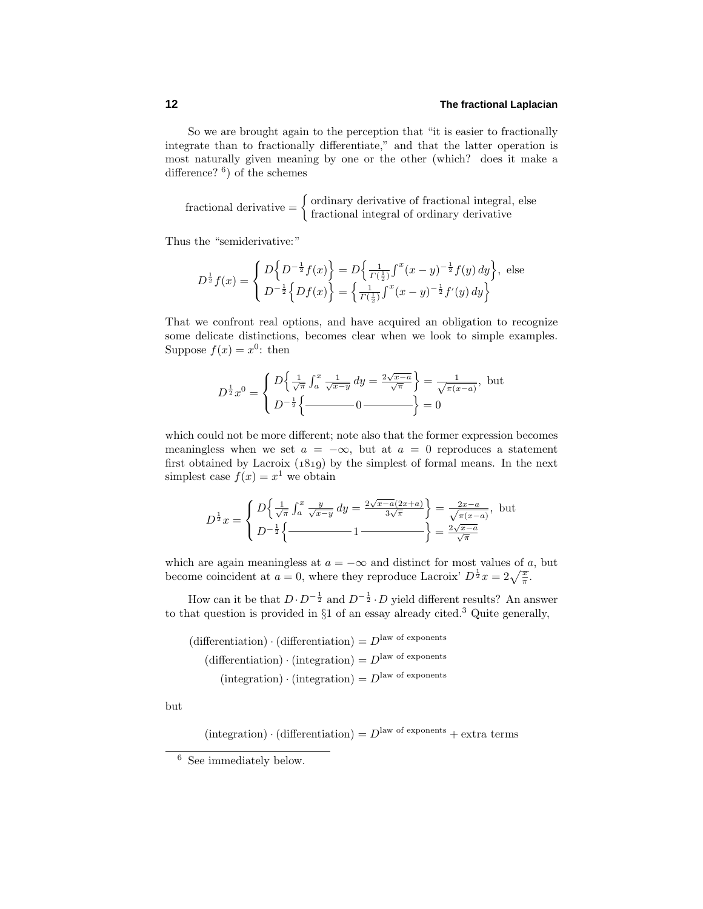So we are brought again to the perception that "it is easier to fractionally integrate than to fractionally differentiate," and that the latter operation is most naturally given meaning by one or the other (which? does it make a difference? [6]) of the schemes

$$\text{fractional derivative} = \begin{cases} \text{ordinary derivative of fractional integral, else} \\ \text{fractional integral of ordinary derivative} \end{cases}$$

Thus the "semiderivative:"

$$D^{\frac{1}{2}} f(x) = \begin{cases} D\Big\{ D^{-\frac{1}{2}} f(x) \Big\} = D\Big\{ \frac{1}{\Gamma(\frac{1}{2})} \int^x (x-y)^{-\frac{1}{2}} f(y)\, dy \Big\}, \text{ else} \\ D^{-\frac{1}{2}} \Big\{ Df(x) \Big\} = \Big\{ \frac{1}{\Gamma(\frac{1}{2})} \int^x (x-y)^{-\frac{1}{2}} f'(y)\, dy \Big\} \end{cases}$$

That we confront real options, and have acquired an obligation to recognize some delicate distinctions, becomes clear when we look to simple examples. Suppose $f(x) = x^0$: then

$$D^{\frac{1}{2}} x^0 = \begin{cases} D\Big\{ \frac{1}{\sqrt{\pi}} \int_a^x \frac{1}{\sqrt{x-y}}\, dy = \frac{2\sqrt{x-a}}{\sqrt{\pi}} \Big\} = \frac{1}{\sqrt{\pi(x-a)}}, \text{ but} \\ D^{-\frac{1}{2}} \Big\{ \text{———} \, 0 \, \text{———} \Big\} = 0 \end{cases}$$

which could not be more different; note also that the former expression becomes meaningless when we set $a = -\infty$, but at $a = 0$ reproduces a statement first obtained by Lacroix (1819) by the simplest of formal means. In the next simplest case $f(x) = x^1$ we obtain

$$D^{\frac{1}{2}} x = \begin{cases} D\Big\{ \frac{1}{\sqrt{\pi}} \int_a^x \frac{y}{\sqrt{x-y}}\, dy = \frac{2\sqrt{x-a}(2x+a)}{3\sqrt{\pi}} \Big\} = \frac{2x-a}{\sqrt{\pi(x-a)}}, \text{ but} \\ D^{-\frac{1}{2}} \Big\{ \text{———} \, 1 \, \text{———} \Big\} = \frac{2\sqrt{x-a}}{\sqrt{\pi}} \end{cases}$$

which are again meaningless at $a = -\infty$ and distinct for most values of $a$, but become coincident at $a = 0$, where they reproduce Lacroix' $D^{\frac{1}{2}} x = 2\sqrt{\frac{x}{\pi}}$.

How can it be that $D \cdot D^{-\frac{1}{2}}$ and $D^{-\frac{1}{2}} \cdot D$ yield different results? An answer to that question is provided in §1 of an essay already cited.[3] Quite generally,

$$\begin{aligned} (\text{differentiation}) \cdot (\text{differentiation}) &= D^{\text{law of exponents}} \\ (\text{differentiation}) \cdot (\text{integration}) &= D^{\text{law of exponents}} \\ (\text{integration}) \cdot (\text{integration}) &= D^{\text{law of exponents}} \end{aligned}$$

but

$$(\text{integration}) \cdot (\text{differentiation}) = D^{\text{law of exponents}} + \text{extra terms}$$

---

[6] See immediately below.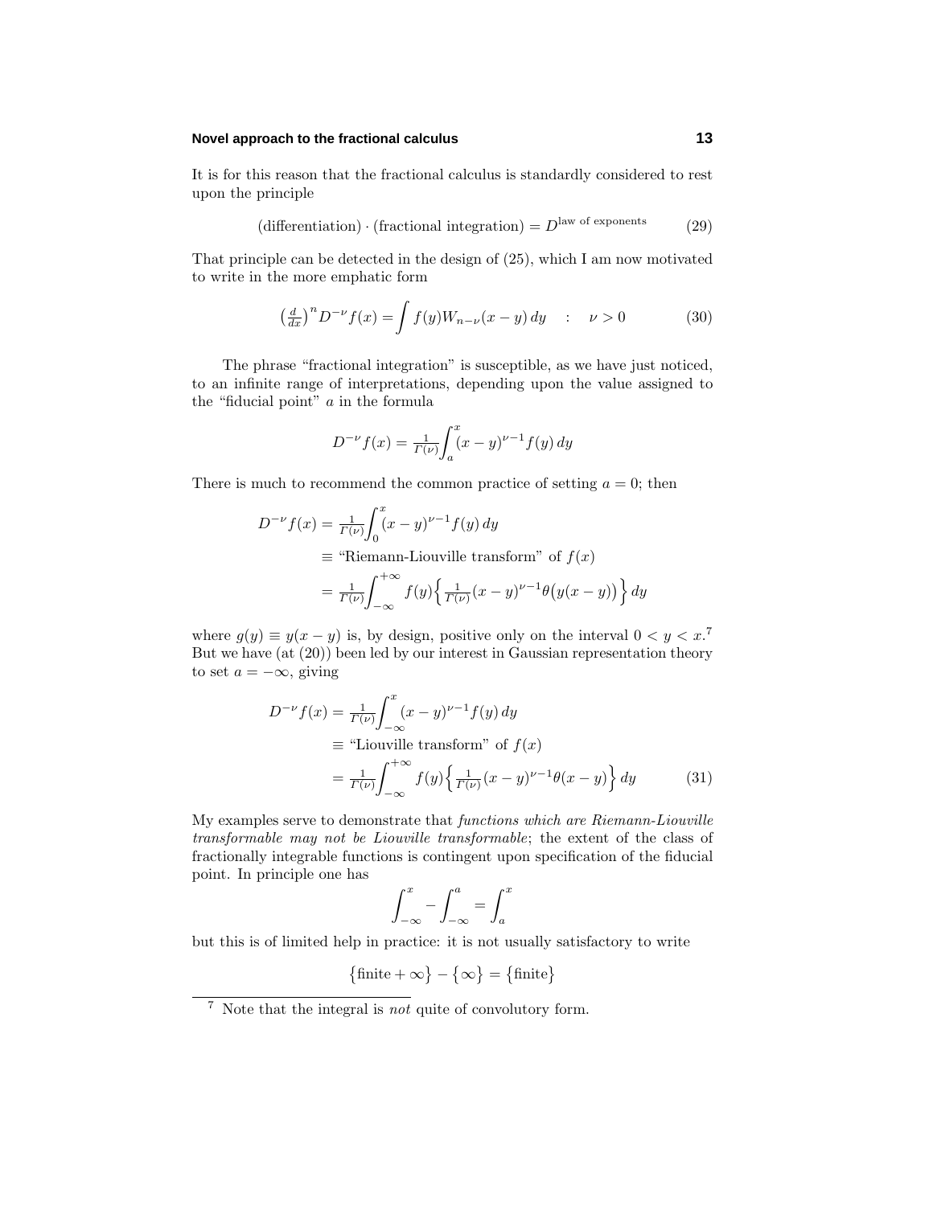It is for this reason that the fractional calculus is standardly considered to rest upon the principle

$$\text{(differentiation)} \cdot \text{(fractional integration)} = D^{\text{law of exponents}} \tag{29}$$

That principle can be detected in the design of (25), which I am now motivated to write in the more emphatic form

$$\left(\tfrac{d}{dx}\right)^n D^{-\nu} f(x) = \int f(y) W_{n-\nu}(x-y)\,dy \quad : \quad \nu > 0 \tag{30}$$

The phrase "fractional integration" is susceptible, as we have just noticed, to an infinite range of interpretations, depending upon the value assigned to the "fiducial point" $a$ in the formula

$$D^{-\nu} f(x) = \tfrac{1}{\Gamma(\nu)} \int_a^x (x-y)^{\nu-1} f(y)\,dy$$

There is much to recommend the common practice of setting $a = 0$; then

$$\begin{aligned}
D^{-\nu} f(x) &= \tfrac{1}{\Gamma(\nu)} \int_0^x (x-y)^{\nu-1} f(y)\,dy \\
&\equiv \text{“Riemann-Liouville transform” of } f(x) \\
&= \tfrac{1}{\Gamma(\nu)} \int_{-\infty}^{+\infty} f(y) \Big\{ \tfrac{1}{\Gamma(\nu)} (x-y)^{\nu-1} \theta\big(y(x-y)\big) \Big\}\,dy
\end{aligned}$$

where $g(y) \equiv y(x-y)$ is, by design, positive only on the interval $0 < y < x$.[7] But we have (at (20)) been led by our interest in Gaussian representation theory to set $a = -\infty$, giving

$$\begin{aligned}
D^{-\nu} f(x) &= \tfrac{1}{\Gamma(\nu)} \int_{-\infty}^x (x-y)^{\nu-1} f(y)\,dy \\
&\equiv \text{“Liouville transform” of } f(x) \\
&= \tfrac{1}{\Gamma(\nu)} \int_{-\infty}^{+\infty} f(y) \Big\{ \tfrac{1}{\Gamma(\nu)} (x-y)^{\nu-1} \theta(x-y) \Big\}\,dy
\end{aligned} \tag{31}$$

My examples serve to demonstrate that *functions which are Riemann-Liouville transformable may not be Liouville transformable*; the extent of the class of fractionally integrable functions is contingent upon specification of the fiducial point. In principle one has

$$\int_{-\infty}^x - \int_{-\infty}^a = \int_a^x$$

but this is of limited help in practice: it is not usually satisfactory to write

$$\big\{\text{finite} + \infty\big\} - \big\{\infty\big\} = \big\{\text{finite}\big\}$$

[7] Note that the integral is *not* quite of convolutory form.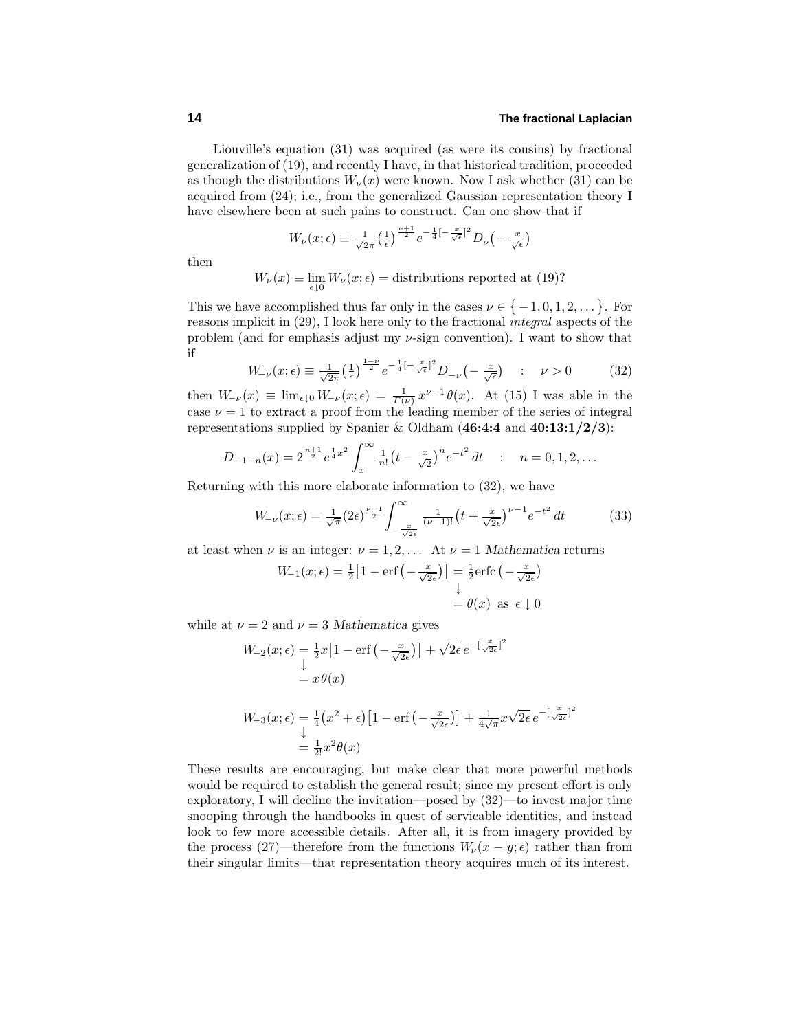Liouville's equation (31) was acquired (as were its cousins) by fractional generalization of (19), and recently I have, in that historical tradition, proceeded as though the distributions $W_\nu(x)$ were known. Now I ask whether (31) can be acquired from (24); i.e., from the generalized Gaussian representation theory I have elsewhere been at such pains to construct. Can one show that if

$$W_\nu(x;\epsilon) \equiv \tfrac{1}{\sqrt{2\pi}}\big(\tfrac{1}{\epsilon}\big)^{\frac{\nu+1}{2}} e^{-\frac{1}{4}[-\frac{x}{\sqrt{\epsilon}}]^2} D_\nu\big(-\tfrac{x}{\sqrt{\epsilon}}\big)$$

then

$$W_\nu(x) \equiv \lim_{\epsilon\downarrow 0} W_\nu(x;\epsilon) = \text{distributions reported at (19)?}$$

This we have accomplished thus far only in the cases $\nu \in \{-1, 0, 1, 2, \dots\}$. For reasons implicit in (29), I look here only to the fractional *integral* aspects of the problem (and for emphasis adjust my $\nu$-sign convention). I want to show that if

$$W_{-\nu}(x;\epsilon) \equiv \tfrac{1}{\sqrt{2\pi}}\big(\tfrac{1}{\epsilon}\big)^{\frac{1-\nu}{2}} e^{-\frac{1}{4}[-\frac{x}{\sqrt{\epsilon}}]^2} D_{-\nu}\big(-\tfrac{x}{\sqrt{\epsilon}}\big) \quad : \quad \nu > 0 \tag{32}$$

then $W_{-\nu}(x) \equiv \lim_{\epsilon\downarrow 0} W_{-\nu}(x;\epsilon) = \frac{1}{\Gamma(\nu)}\,x^{\nu-1}\theta(x)$. At (15) I was able in the case $\nu = 1$ to extract a proof from the leading member of the series of integral representations supplied by Spanier & Oldham (**46:4:4** and **40:13:1/2/3**):

$$D_{-1-n}(x) = 2^{\frac{n+1}{2}} e^{\frac{1}{4}x^2}\int_x^\infty \tfrac{1}{n!}\big(t - \tfrac{x}{\sqrt{2}}\big)^n e^{-t^2}\,dt \quad : \quad n = 0, 1, 2, \dots$$

Returning with this more elaborate information to (32), we have

$$W_{-\nu}(x;\epsilon) = \tfrac{1}{\sqrt{\pi}}(2\epsilon)^{\frac{\nu-1}{2}}\int_{-\frac{x}{\sqrt{2\epsilon}}}^\infty \tfrac{1}{(\nu-1)!}\big(t + \tfrac{x}{\sqrt{2\epsilon}}\big)^{\nu-1} e^{-t^2}\,dt \tag{33}$$

at least when $\nu$ is an integer: $\nu = 1, 2, \dots$ At $\nu = 1$ *Mathematica* returns

$$\begin{aligned} W_{-1}(x;\epsilon) &= \tfrac{1}{2}\big[1 - \text{erf}\big(-\tfrac{x}{\sqrt{2\epsilon}}\big)\big] = \tfrac{1}{2}\text{erfc}\big(-\tfrac{x}{\sqrt{2\epsilon}}\big) \\ &\qquad\qquad\qquad\qquad\qquad \downarrow \\ &\qquad\qquad\qquad\qquad\qquad = \theta(x) \ \text{ as } \ \epsilon\downarrow 0 \end{aligned}$$

while at $\nu = 2$ and $\nu = 3$ *Mathematica* gives

$$\begin{aligned} W_{-2}(x;\epsilon) &= \tfrac{1}{2}x\big[1 - \text{erf}\big(-\tfrac{x}{\sqrt{2\epsilon}}\big)\big] + \sqrt{2\epsilon}\, e^{-[\frac{x}{\sqrt{2\epsilon}}]^2} \\ &\downarrow \\ &= x\,\theta(x) \end{aligned}$$

$$\begin{aligned} W_{-3}(x;\epsilon) &= \tfrac{1}{4}\big(x^2 + \epsilon\big)\big[1 - \text{erf}\big(-\tfrac{x}{\sqrt{2\epsilon}}\big)\big] + \tfrac{1}{4\sqrt{\pi}}x\sqrt{2\epsilon}\, e^{-[\frac{x}{\sqrt{2\epsilon}}]^2} \\ &\downarrow \\ &= \tfrac{1}{2!}x^2\theta(x) \end{aligned}$$

These results are encouraging, but make clear that more powerful methods would be required to establish the general result; since my present effort is only exploratory, I will decline the invitation—posed by (32)—to invest major time snooping through the handbooks in quest of servicable identities, and instead look to few more accessible details. After all, it is from imagery provided by the process (27)—therefore from the functions $W_\nu(x - y;\epsilon)$ rather than from their singular limits—that representation theory acquires much of its interest.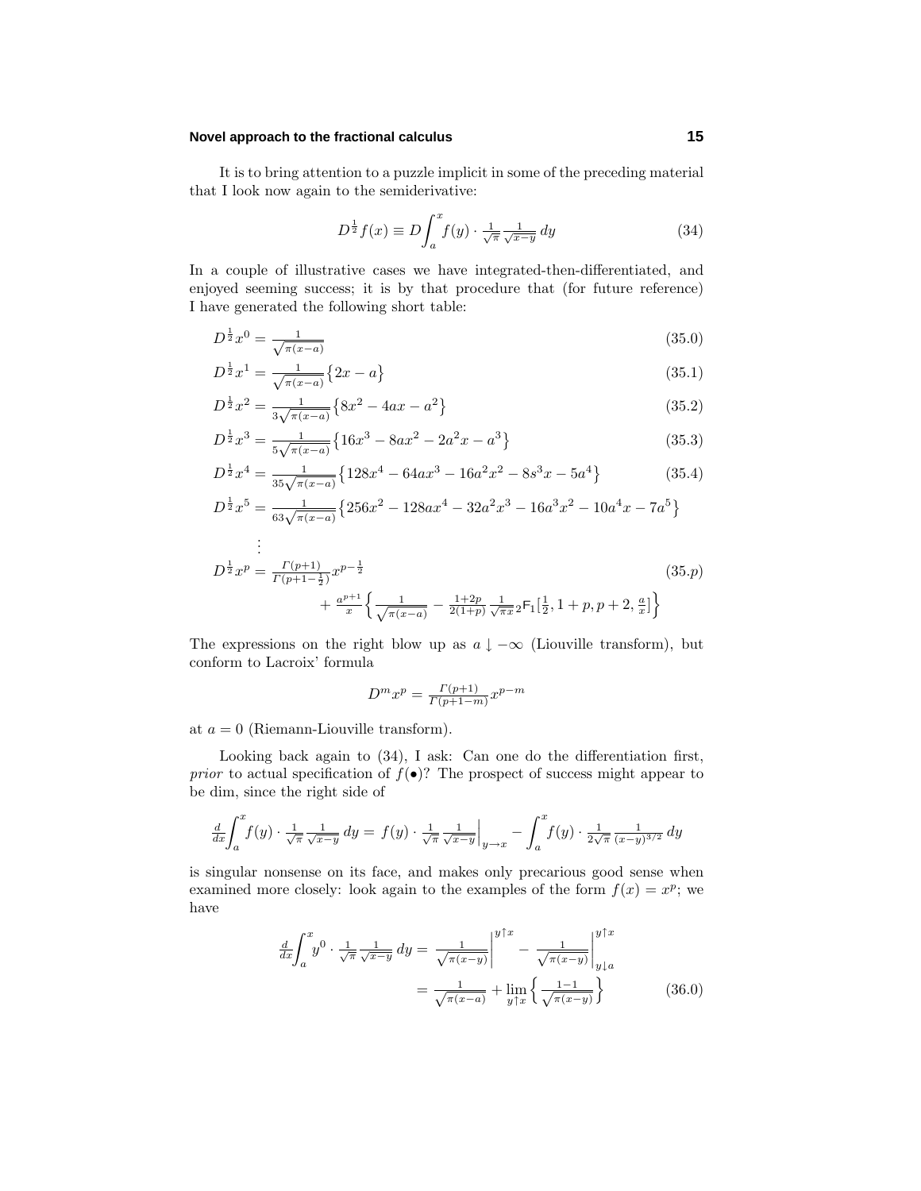It is to bring attention to a puzzle implicit in some of the preceding material that I look now again to the semiderivative:

$$
D^{\frac{1}{2}} f(x) \equiv D\int_a^x f(y)\cdot \tfrac{1}{\sqrt{\pi}}\tfrac{1}{\sqrt{x-y}}\,dy \tag{34}
$$

In a couple of illustrative cases we have integrated-then-differentiated, and enjoyed seeming success; it is by that procedure that (for future reference) I have generated the following short table:

$$
D^{\frac{1}{2}}x^0 = \tfrac{1}{\sqrt{\pi(x-a)}} \tag{35.0}
$$

$$
D^{\frac{1}{2}}x^1 = \tfrac{1}{\sqrt{\pi(x-a)}}\big\{2x-a\big\} \tag{35.1}
$$

$$
D^{\frac{1}{2}}x^2 = \tfrac{1}{3\sqrt{\pi(x-a)}}\big\{8x^2-4ax-a^2\big\} \tag{35.2}
$$

$$
D^{\frac{1}{2}}x^3 = \tfrac{1}{5\sqrt{\pi(x-a)}}\big\{16x^3-8ax^2-2a^2x-a^3\big\} \tag{35.3}
$$

$$
D^{\frac{1}{2}}x^4 = \tfrac{1}{35\sqrt{\pi(x-a)}}\big\{128x^4-64ax^3-16a^2x^2-8s^3x-5a^4\big\} \tag{35.4}
$$

$$
D^{\frac{1}{2}}x^5 = \tfrac{1}{63\sqrt{\pi(x-a)}}\big\{256x^2-128ax^4-32a^2x^3-16a^3x^2-10a^4x-7a^5\big\}
$$

$$
\vdots
$$

$$
D^{\frac{1}{2}}x^p = \tfrac{\Gamma(p+1)}{\Gamma(p+1-\frac{1}{2})}x^{p-\frac{1}{2}} + \tfrac{a^{p+1}}{x}\Big\{\tfrac{1}{\sqrt{\pi(x-a)}} - \tfrac{1+2p}{2(1+p)}\tfrac{1}{\sqrt{\pi x}}\,{}_2\mathsf{F}_1[\tfrac{1}{2},1+p,p+2,\tfrac{a}{x}]\Big\} \tag{35.p}
$$

The expressions on the right blow up as $a\downarrow -\infty$ (Liouville transform), but conform to Lacroix' formula

$$
D^m x^p = \tfrac{\Gamma(p+1)}{\Gamma(p+1-m)}x^{p-m}
$$

at $a=0$ (Riemann-Liouville transform).

Looking back again to (34), I ask: Can one do the differentiation first, *prior* to actual specification of $f(\bullet)$? The prospect of success might appear to be dim, since the right side of

$$
\tfrac{d}{dx}\int_a^x f(y)\cdot\tfrac{1}{\sqrt{\pi}}\tfrac{1}{\sqrt{x-y}}\,dy = f(y)\cdot\tfrac{1}{\sqrt{\pi}}\tfrac{1}{\sqrt{x-y}}\Big|_{y\to x} - \int_a^x f(y)\cdot\tfrac{1}{2\sqrt{\pi}}\tfrac{1}{(x-y)^{3/2}}\,dy
$$

is singular nonsense on its face, and makes only precarious good sense when examined more closely: look again to the examples of the form $f(x)=x^p$; we have

$$
\begin{aligned}
\tfrac{d}{dx}\int_a^x y^0\cdot\tfrac{1}{\sqrt{\pi}}\tfrac{1}{\sqrt{x-y}}\,dy &= \tfrac{1}{\sqrt{\pi(x-y)}}\Big|^{y\uparrow x} - \tfrac{1}{\sqrt{\pi(x-y)}}\Big|_{y\downarrow a}^{y\uparrow x} \\
&= \tfrac{1}{\sqrt{\pi(x-a)}} + \lim_{y\uparrow x}\Big\{\tfrac{1-1}{\sqrt{\pi(x-y)}}\Big\}
\end{aligned} \tag{36.0}
$$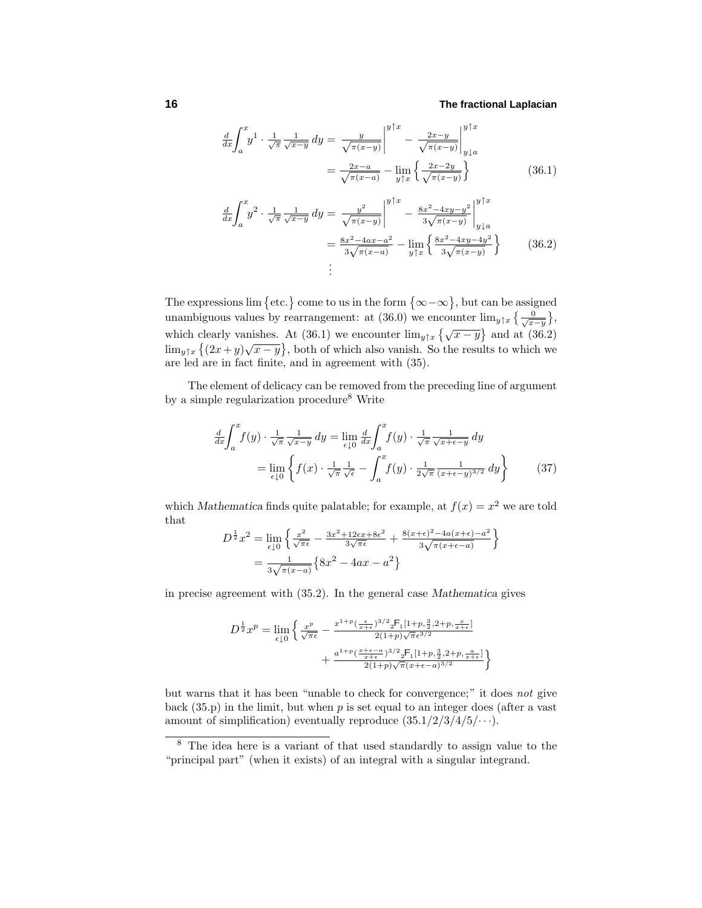$$\frac{d}{dx}\int_a^x y^1 \cdot \tfrac{1}{\sqrt{\pi}}\tfrac{1}{\sqrt{x-y}}\,dy = \left.\frac{y}{\sqrt{\pi(x-y)}}\right|^{y\uparrow x} - \left.\frac{2x-y}{\sqrt{\pi(x-y)}}\right|^{y\uparrow x}_{y\downarrow a}$$

$$= \frac{2x-a}{\sqrt{\pi(x-a)}} - \lim_{y\uparrow x}\left\{\frac{2x-2y}{\sqrt{\pi(x-y)}}\right\} \tag{36.1}$$

$$\frac{d}{dx}\int_a^x y^2 \cdot \tfrac{1}{\sqrt{\pi}}\tfrac{1}{\sqrt{x-y}}\,dy = \left.\frac{y^2}{\sqrt{\pi(x-y)}}\right|^{y\uparrow x} - \left.\frac{8x^2-4xy-y^2}{3\sqrt{\pi(x-y)}}\right|^{y\uparrow x}_{y\downarrow a}$$

$$= \frac{8x^2-4ax-a^2}{3\sqrt{\pi(x-a)}} - \lim_{y\uparrow x}\left\{\frac{8x^2-4xy-4y^2}{3\sqrt{\pi(x-y)}}\right\} \tag{36.2}$$

$$\vdots$$

The expressions $\lim\{\text{etc.}\}$ come to us in the form $\{\infty-\infty\}$, but can be assigned unambiguous values by rearrangement: at (36.0) we encounter $\lim_{y\uparrow x}\left\{\frac{0}{\sqrt{x-y}}\right\}$, which clearly vanishes. At (36.1) we encounter $\lim_{y\uparrow x}\left\{\sqrt{x-y}\right\}$ and at (36.2) $\lim_{y\uparrow x}\left\{(2x+y)\sqrt{x-y}\right\}$, both of which also vanish. So the results to which we are led are in fact finite, and in agreement with (35).

The element of delicacy can be removed from the preceding line of argument by a simple regularization procedure[8] Write

$$\frac{d}{dx}\int_a^x f(y)\cdot \tfrac{1}{\sqrt{\pi}}\tfrac{1}{\sqrt{x-y}}\,dy = \lim_{\epsilon\downarrow 0}\frac{d}{dx}\int_a^x f(y)\cdot\tfrac{1}{\sqrt{\pi}}\tfrac{1}{\sqrt{x+\epsilon-y}}\,dy$$

$$= \lim_{\epsilon\downarrow 0}\left\{f(x)\cdot\tfrac{1}{\sqrt{\pi}}\tfrac{1}{\sqrt{\epsilon}} - \int_a^x f(y)\cdot\tfrac{1}{2\sqrt{\pi}}\tfrac{1}{(x+\epsilon-y)^{3/2}}\,dy\right\} \tag{37}$$

which *Mathematica* finds quite palatable; for example, at $f(x)=x^2$ we are told that

$$D^{\frac{1}{2}}x^2 = \lim_{\epsilon\downarrow 0}\left\{\frac{x^2}{\sqrt{\pi\epsilon}} - \frac{3x^2+12\epsilon x+8\epsilon^2}{3\sqrt{\pi\epsilon}} + \frac{8(x+\epsilon)^2-4a(x+\epsilon)-a^2}{3\sqrt{\pi(x+\epsilon-a)}}\right\}$$

$$= \frac{1}{3\sqrt{\pi(x-a)}}\left\{8x^2-4ax-a^2\right\}$$

in precise agreement with (35.2). In the general case *Mathematica* gives

$$D^{\frac{1}{2}}x^p = \lim_{\epsilon\downarrow 0}\left\{\frac{x^p}{\sqrt{\pi\epsilon}} - \frac{x^{1+p}(\frac{\epsilon}{x+\epsilon})^{3/2}{}_2\mathsf{F}_1[1+p,\frac{3}{2},2+p,\frac{x}{x+\epsilon}]}{2(1+p)\sqrt{\pi}\epsilon^{3/2}} + \frac{a^{1+p}(\frac{x+\epsilon-a}{x+\epsilon})^{3/2}{}_2\mathsf{F}_1[1+p,\frac{3}{2},2+p,\frac{a}{x+\epsilon}]}{2(1+p)\sqrt{\pi}(x+\epsilon-a)^{3/2}}\right\}$$

but warns that it has been "unable to check for convergence;" it does *not* give back (35.p) in the limit, but when $p$ is set equal to an integer does (after a vast amount of simplification) eventually reproduce $(35.1/2/3/4/5/\cdots)$.

---

[8] The idea here is a variant of that used standardly to assign value to the "principal part" (when it exists) of an integral with a singular integrand.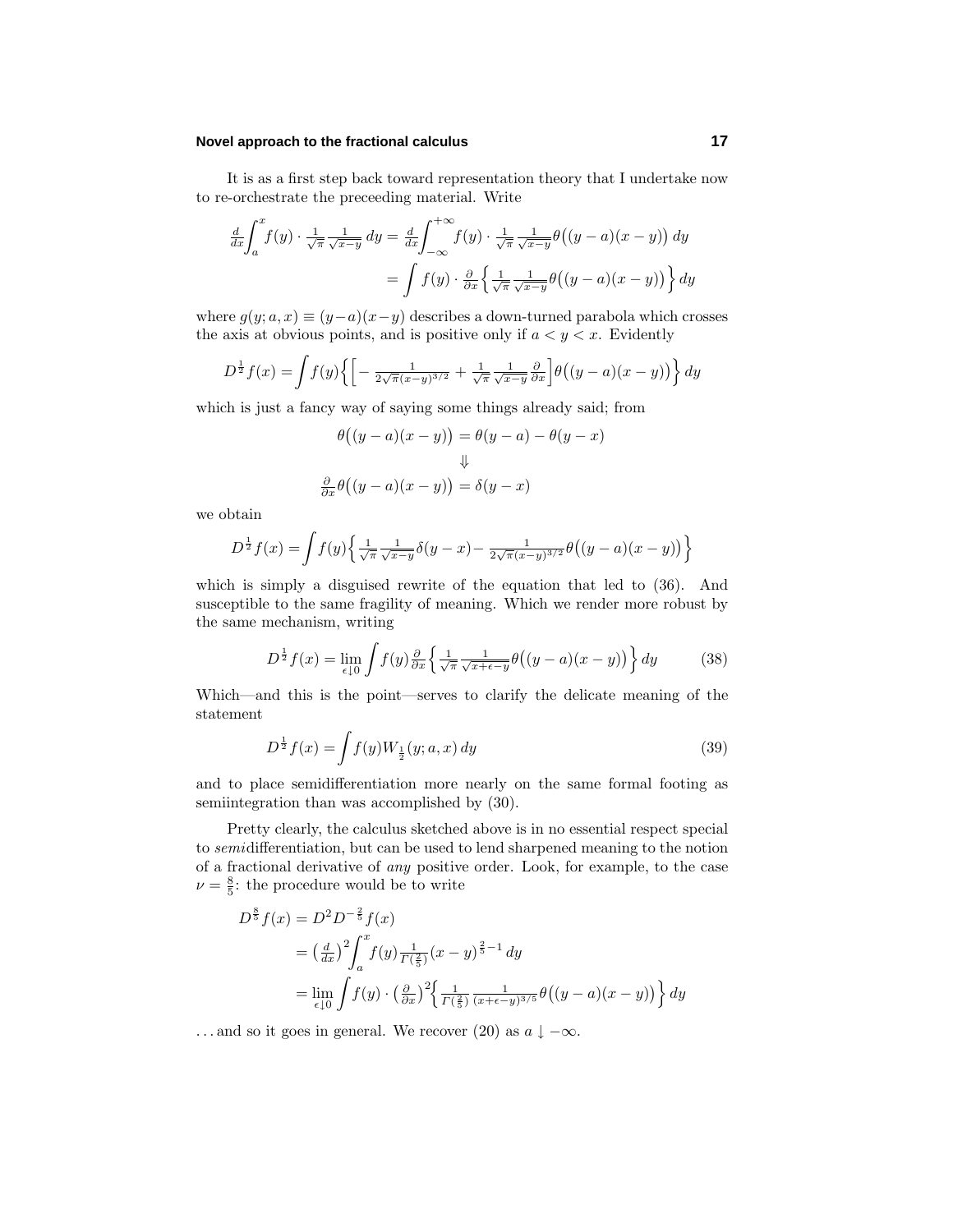It is as a first step back toward representation theory that I undertake now to re-orchestrate the preceeding material. Write

$$
\begin{aligned}
\tfrac{d}{dx}\int_a^x f(y)\cdot \tfrac{1}{\sqrt{\pi}}\tfrac{1}{\sqrt{x-y}}\,dy &= \tfrac{d}{dx}\int_{-\infty}^{+\infty} f(y)\cdot \tfrac{1}{\sqrt{\pi}}\tfrac{1}{\sqrt{x-y}}\theta\big((y-a)(x-y)\big)\,dy \\
&= \int f(y)\cdot \tfrac{\partial}{\partial x}\Big\{\tfrac{1}{\sqrt{\pi}}\tfrac{1}{\sqrt{x-y}}\theta\big((y-a)(x-y)\big)\Big\}\,dy
\end{aligned}
$$

where $g(y;a,x)\equiv(y-a)(x-y)$ describes a down-turned parabola which crosses the axis at obvious points, and is positive only if $a<y<x$. Evidently

$$
D^{\frac{1}{2}}f(x) = \int f(y)\Big\{\Big[-\tfrac{1}{2\sqrt{\pi}(x-y)^{3/2}} + \tfrac{1}{\sqrt{\pi}}\tfrac{1}{\sqrt{x-y}}\tfrac{\partial}{\partial x}\Big]\theta\big((y-a)(x-y)\big)\Big\}\,dy
$$

which is just a fancy way of saying some things already said; from

$$
\begin{gathered}
\theta\big((y-a)(x-y)\big) = \theta(y-a) - \theta(y-x) \\
\Downarrow \\
\tfrac{\partial}{\partial x}\theta\big((y-a)(x-y)\big) = \delta(y-x)
\end{gathered}
$$

we obtain

$$
D^{\frac{1}{2}}f(x) = \int f(y)\Big\{\tfrac{1}{\sqrt{\pi}}\tfrac{1}{\sqrt{x-y}}\delta(y-x) - \tfrac{1}{2\sqrt{\pi}(x-y)^{3/2}}\theta\big((y-a)(x-y)\big)\Big\}
$$

which is simply a disguised rewrite of the equation that led to (36). And susceptible to the same fragility of meaning. Which we render more robust by the same mechanism, writing

$$
D^{\frac{1}{2}}f(x) = \lim_{\epsilon\downarrow 0}\int f(y)\tfrac{\partial}{\partial x}\Big\{\tfrac{1}{\sqrt{\pi}}\tfrac{1}{\sqrt{x+\epsilon-y}}\theta\big((y-a)(x-y)\big)\Big\}\,dy \tag{38}
$$

Which—and this is the point—serves to clarify the delicate meaning of the statement

$$
D^{\frac{1}{2}}f(x) = \int f(y)W_{\frac{1}{2}}(y;a,x)\,dy \tag{39}
$$

and to place semidifferentiation more nearly on the same formal footing as semiintegration than was accomplished by (30).

Pretty clearly, the calculus sketched above is in no essential respect special to *semi*differentiation, but can be used to lend sharpened meaning to the notion of a fractional derivative of *any* positive order. Look, for example, to the case $\nu=\frac{8}{5}$: the procedure would be to write

$$
\begin{aligned}
D^{\frac{8}{5}}f(x) &= D^2 D^{-\frac{2}{5}}f(x) \\
&= \big(\tfrac{d}{dx}\big)^2\int_a^x f(y)\tfrac{1}{\Gamma(\frac{2}{5})}(x-y)^{\frac{2}{5}-1}\,dy \\
&= \lim_{\epsilon\downarrow 0}\int f(y)\cdot\big(\tfrac{\partial}{\partial x}\big)^2\Big\{\tfrac{1}{\Gamma(\frac{2}{5})}\tfrac{1}{(x+\epsilon-y)^{3/5}}\theta\big((y-a)(x-y)\big)\Big\}\,dy
\end{aligned}
$$

. . . and so it goes in general. We recover (20) as $a\downarrow -\infty$.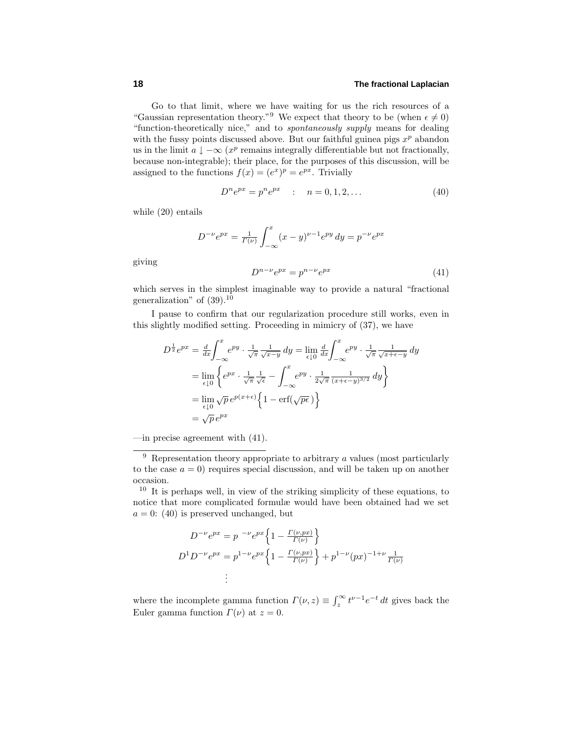Go to that limit, where we have waiting for us the rich resources of a "Gaussian representation theory."[9] We expect that theory to be (when $\epsilon \neq 0$) "function-theoretically nice," and to *spontaneously supply* means for dealing with the fussy points discussed above. But our faithful guinea pigs $x^p$ abandon us in the limit $a \downarrow -\infty$ ($x^p$ remains integrally differentiable but not fractionally, because non-integrable); their place, for the purposes of this discussion, will be assigned to the functions $f(x) = (e^x)^p = e^{px}$. Trivially

$$D^n e^{px} = p^n e^{px} \quad : \quad n = 0, 1, 2, \ldots \tag{40}$$

while (20) entails

$$D^{-\nu} e^{px} = \tfrac{1}{\Gamma(\nu)} \int_{-\infty}^{x} (x-y)^{\nu-1} e^{py}\, dy = p^{-\nu} e^{px}$$

giving

$$D^{n-\nu} e^{px} = p^{n-\nu} e^{px} \tag{41}$$

which serves in the simplest imaginable way to provide a natural "fractional generalization" of (39).[10]

I pause to confirm that our regularization procedure still works, even in this slightly modified setting. Proceeding in mimicry of (37), we have

$$\begin{aligned}
D^{\frac{1}{2}} e^{px} &= \tfrac{d}{dx}\int_{-\infty}^{x} e^{py} \cdot \tfrac{1}{\sqrt{\pi}} \tfrac{1}{\sqrt{x-y}}\, dy = \lim_{\epsilon \downarrow 0} \tfrac{d}{dx}\int_{-\infty}^{x} e^{py} \cdot \tfrac{1}{\sqrt{\pi}} \tfrac{1}{\sqrt{x+\epsilon-y}}\, dy \\
&= \lim_{\epsilon \downarrow 0} \left\{ e^{px} \cdot \tfrac{1}{\sqrt{\pi}} \tfrac{1}{\sqrt{\epsilon}} - \int_{-\infty}^{x} e^{py} \cdot \tfrac{1}{2\sqrt{\pi}} \tfrac{1}{(x+\epsilon-y)^{3/2}}\, dy \right\} \\
&= \lim_{\epsilon \downarrow 0} \sqrt{p}\, e^{p(x+\epsilon)} \Big\{ 1 - \text{erf}(\sqrt{p\epsilon}\,) \Big\} \\
&= \sqrt{p}\, e^{px}
\end{aligned}$$

—in precise agreement with (41).

---

[9] Representation theory appropriate to arbitrary $a$ values (most particularly to the case $a = 0$) requires special discussion, and will be taken up on another occasion.

[10] It is perhaps well, in view of the striking simplicity of these equations, to notice that more complicated formulæ would have been obtained had we set $a = 0$: (40) is preserved unchanged, but

$$\begin{aligned}
D^{-\nu} e^{px} &= p^{\ -\nu} e^{px} \Big\{ 1 - \tfrac{\Gamma(\nu, px)}{\Gamma(\nu)} \Big\} \\
D^1 D^{-\nu} e^{px} &= p^{1-\nu} e^{px} \Big\{ 1 - \tfrac{\Gamma(\nu, px)}{\Gamma(\nu)} \Big\} + p^{1-\nu} (px)^{-1+\nu} \tfrac{1}{\Gamma(\nu)} \\
&\ \ \vdots
\end{aligned}$$

where the incomplete gamma function $\Gamma(\nu, z) \equiv \int_z^\infty t^{\nu-1} e^{-t}\, dt$ gives back the Euler gamma function $\Gamma(\nu)$ at $z = 0$.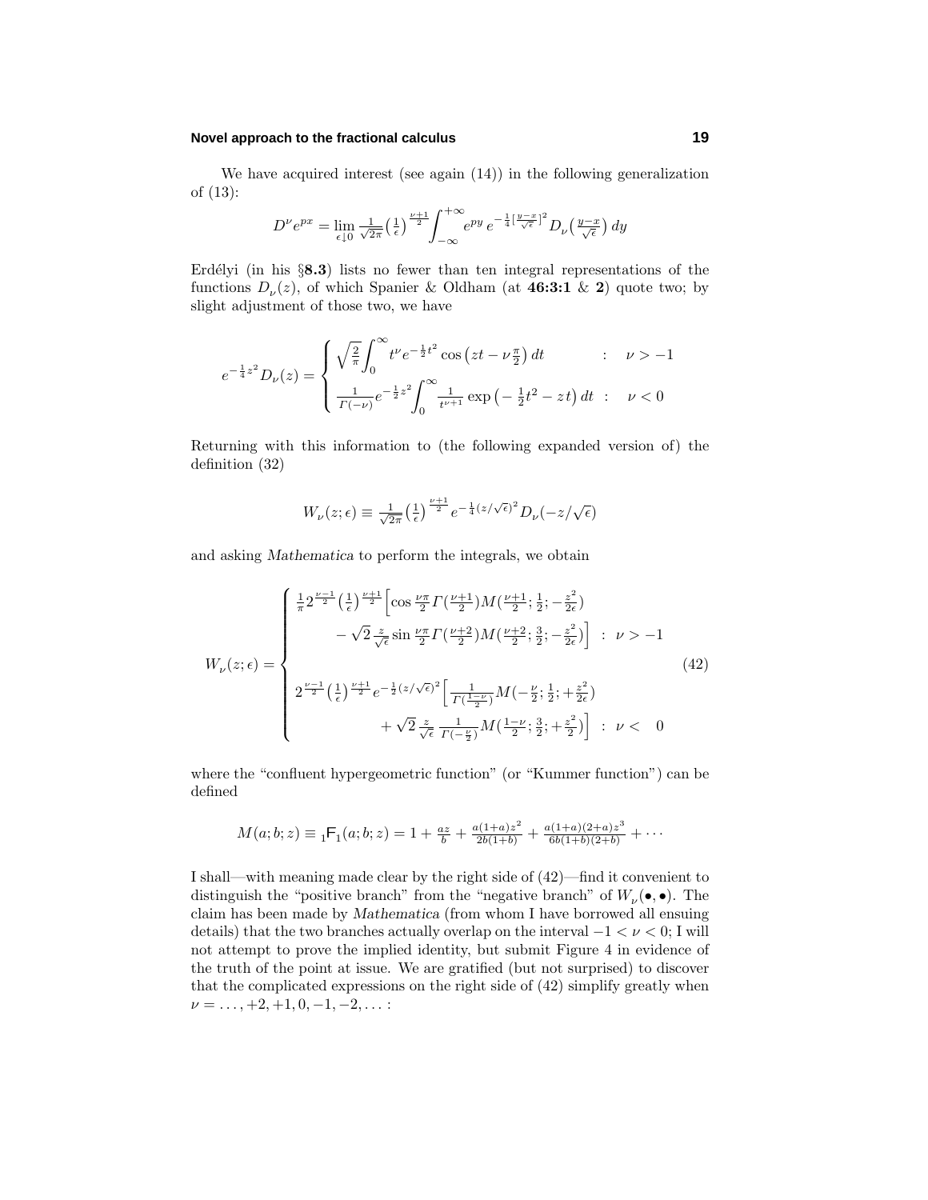We have acquired interest (see again (14)) in the following generalization of (13):

$$D^\nu e^{px} = \lim_{\epsilon \downarrow 0} \tfrac{1}{\sqrt{2\pi}} \big(\tfrac{1}{\epsilon}\big)^{\frac{\nu+1}{2}} \int_{-\infty}^{+\infty} e^{py}\, e^{-\frac{1}{4}[\frac{y-x}{\sqrt{\epsilon}}]^2} D_\nu\big(\tfrac{y-x}{\sqrt{\epsilon}}\big)\, dy$$

Erdélyi (in his §**8.3**) lists no fewer than ten integral representations of the functions $D_\nu(z)$, of which Spanier & Oldham (at **46:3:1** & **2**) quote two; by slight adjustment of those two, we have

$$e^{-\frac{1}{4}z^2} D_\nu(z) = \begin{cases} \sqrt{\frac{2}{\pi}} \displaystyle\int_0^\infty t^\nu e^{-\frac{1}{2}t^2} \cos\big(zt - \nu\tfrac{\pi}{2}\big)\, dt & : \quad \nu > -1 \\[2ex] \frac{1}{\Gamma(-\nu)} e^{-\frac{1}{2}z^2} \displaystyle\int_0^\infty \tfrac{1}{t^{\nu+1}} \exp\big(-\tfrac{1}{2}t^2 - z\,t\big)\, dt & : \quad \nu < 0 \end{cases}$$

Returning with this information to (the following expanded version of) the definition (32)

$$W_\nu(z;\epsilon) \equiv \tfrac{1}{\sqrt{2\pi}} \big(\tfrac{1}{\epsilon}\big)^{\frac{\nu+1}{2}} e^{-\frac{1}{4}(z/\sqrt{\epsilon})^2} D_\nu(-z/\sqrt{\epsilon})$$

and asking *Mathematica* to perform the integrals, we obtain

$$W_\nu(z;\epsilon) = \begin{cases} \frac{1}{\pi} 2^{\frac{\nu-1}{2}} \big(\frac{1}{\epsilon}\big)^{\frac{\nu+1}{2}} \Big[\cos\frac{\nu\pi}{2} \Gamma(\frac{\nu+1}{2}) M(\frac{\nu+1}{2};\frac{1}{2};-\frac{z^2}{2\epsilon}) \\ \qquad - \sqrt{2}\,\frac{z}{\sqrt{\epsilon}} \sin\frac{\nu\pi}{2} \Gamma(\frac{\nu+2}{2}) M(\frac{\nu+2}{2};\frac{3}{2};-\frac{z^2}{2\epsilon})\Big] & : \ \nu > -1 \\[2ex] 2^{\frac{\nu-1}{2}} \big(\frac{1}{\epsilon}\big)^{\frac{\nu+1}{2}} e^{-\frac{1}{2}(z/\sqrt{\epsilon})^2} \Big[\frac{1}{\Gamma(\frac{1-\nu}{2})} M(-\frac{\nu}{2};\frac{1}{2};+\frac{z^2}{2\epsilon}) \\ \qquad + \sqrt{2}\,\frac{z}{\sqrt{\epsilon}}\, \frac{1}{\Gamma(-\frac{\nu}{2})} M(\frac{1-\nu}{2};\frac{3}{2};+\frac{z^2}{2})\Big] & : \ \nu < \ 0 \end{cases} \tag{42}$$

where the "confluent hypergeometric function" (or "Kummer function") can be defined

$$M(a;b;z) \equiv {}_1\mathsf{F}_1(a;b;z) = 1 + \tfrac{az}{b} + \tfrac{a(1+a)z^2}{2b(1+b)} + \tfrac{a(1+a)(2+a)z^3}{6b(1+b)(2+b)} + \cdots$$

I shall—with meaning made clear by the right side of (42)—find it convenient to distinguish the "positive branch" from the "negative branch" of $W_\nu(\bullet,\bullet)$. The claim has been made by *Mathematica* (from whom I have borrowed all ensuing details) that the two branches actually overlap on the interval $-1 < \nu < 0$; I will not attempt to prove the implied identity, but submit Figure 4 in evidence of the truth of the point at issue. We are gratified (but not surprised) to discover that the complicated expressions on the right side of (42) simplify greatly when $\nu = \ldots, +2, +1, 0, -1, -2, \ldots$ :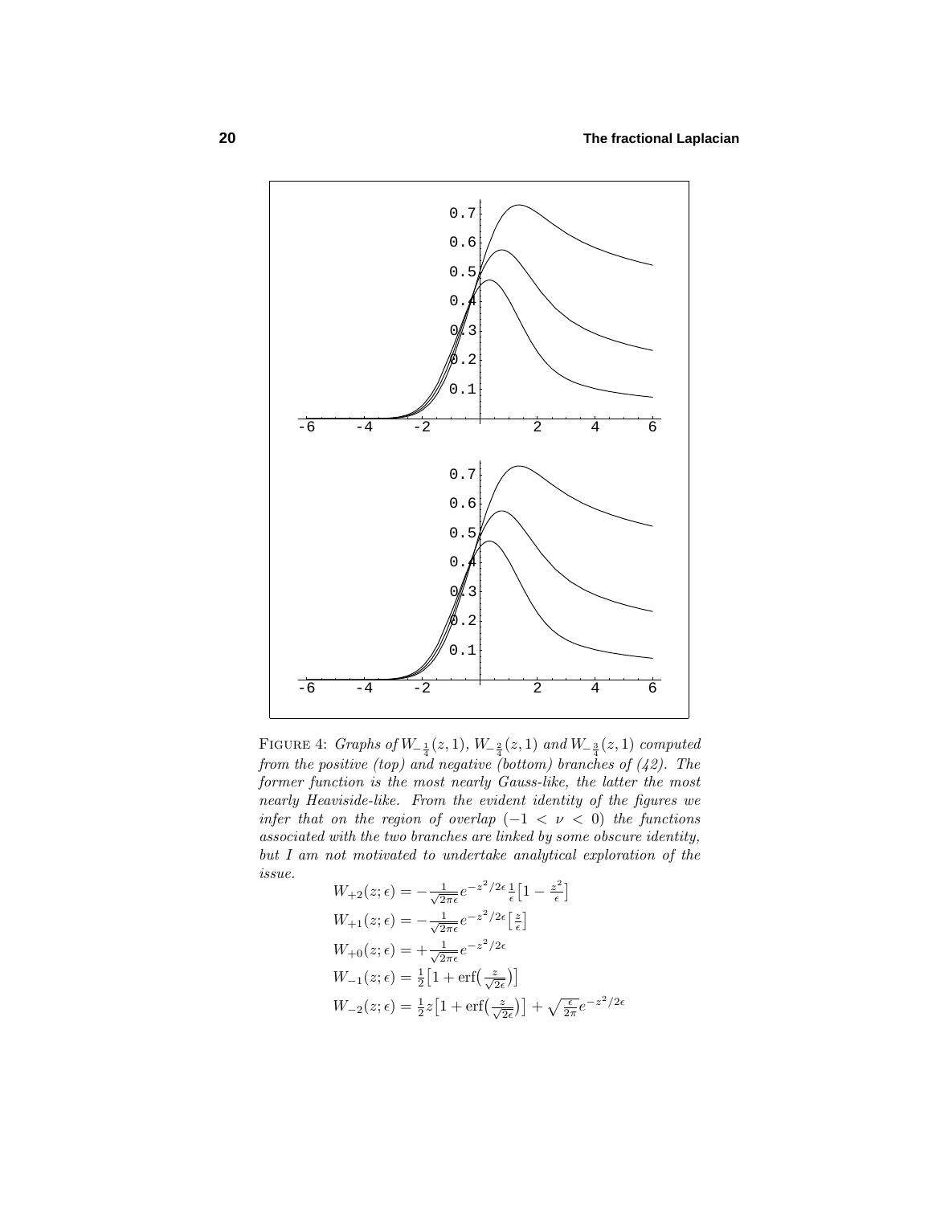FIGURE 4: *Graphs of* $W_{-\frac{1}{4}}(z,1)$, $W_{-\frac{2}{4}}(z,1)$ *and* $W_{-\frac{3}{4}}(z,1)$ *computed from the positive (top) and negative (bottom) branches of (42). The former function is the most nearly Gauss-like, the latter the most nearly Heaviside-like. From the evident identity of the figures we infer that on the region of overlap* $(-1 < \nu < 0)$ *the functions associated with the two branches are linked by some obscure identity, but I am not motivated to undertake analytical exploration of the issue.*

$$
\begin{aligned}
W_{+2}(z;\epsilon) &= -\tfrac{1}{\sqrt{2\pi\epsilon}}e^{-z^2/2\epsilon}\tfrac{1}{\epsilon}\big[1-\tfrac{z^2}{\epsilon}\big]\\
W_{+1}(z;\epsilon) &= -\tfrac{1}{\sqrt{2\pi\epsilon}}e^{-z^2/2\epsilon}\big[\tfrac{z}{\epsilon}\big]\\
W_{+0}(z;\epsilon) &= +\tfrac{1}{\sqrt{2\pi\epsilon}}e^{-z^2/2\epsilon}\\
W_{-1}(z;\epsilon) &= \tfrac{1}{2}\big[1+\mathrm{erf}\big(\tfrac{z}{\sqrt{2\epsilon}}\big)\big]\\
W_{-2}(z;\epsilon) &= \tfrac{1}{2}z\big[1+\mathrm{erf}\big(\tfrac{z}{\sqrt{2\epsilon}}\big)\big]+\sqrt{\tfrac{\epsilon}{2\pi}}e^{-z^2/2\epsilon}
\end{aligned}
$$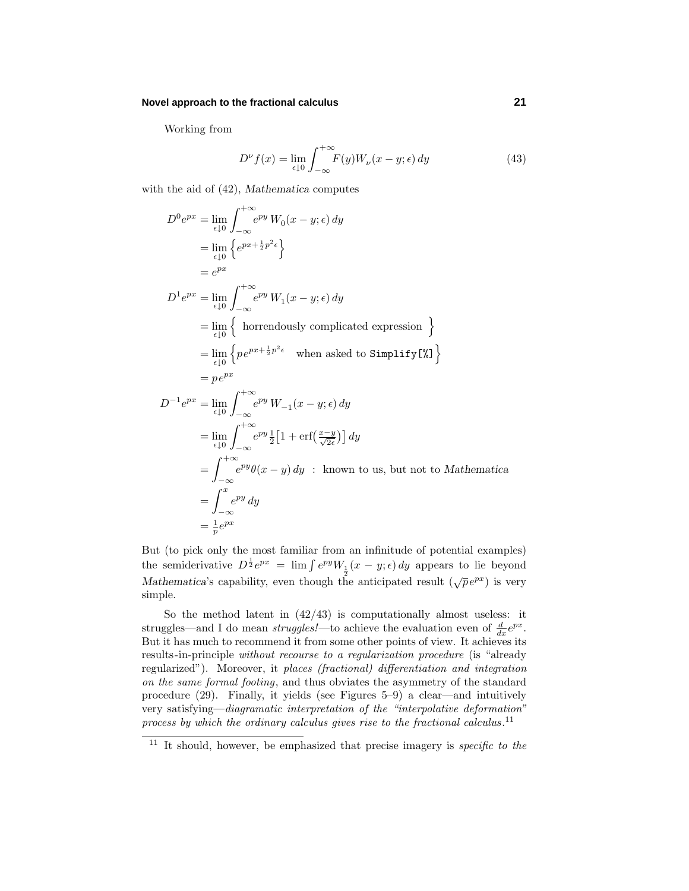Working from

$$D^\nu f(x) = \lim_{\epsilon \downarrow 0} \int_{-\infty}^{+\infty} F(y) W_\nu(x-y;\epsilon)\, dy \tag{43}$$

with the aid of (42), *Mathematica* computes

$$
\begin{aligned}
D^0 e^{px} &= \lim_{\epsilon\downarrow 0} \int_{-\infty}^{+\infty} e^{py}\, W_0(x-y;\epsilon)\, dy \\
&= \lim_{\epsilon\downarrow 0} \Big\{ e^{px+\frac{1}{2}p^2\epsilon} \Big\} \\
&= e^{px} \\
D^1 e^{px} &= \lim_{\epsilon\downarrow 0} \int_{-\infty}^{+\infty} e^{py}\, W_1(x-y;\epsilon)\, dy \\
&= \lim_{\epsilon\downarrow 0} \Big\{ \text{ horrendously complicated expression } \Big\} \\
&= \lim_{\epsilon\downarrow 0} \Big\{ p\, e^{px+\frac{1}{2}p^2\epsilon} \quad \text{when asked to } \texttt{Simplify[\%]} \Big\} \\
&= p\, e^{px} \\
D^{-1} e^{px} &= \lim_{\epsilon\downarrow 0} \int_{-\infty}^{+\infty} e^{py}\, W_{-1}(x-y;\epsilon)\, dy \\
&= \lim_{\epsilon\downarrow 0} \int_{-\infty}^{+\infty} e^{py}\, \tfrac{1}{2}\big[1+\text{erf}\big(\tfrac{x-y}{\sqrt{2\epsilon}}\big)\big]\, dy \\
&= \int_{-\infty}^{+\infty} e^{py} \theta(x-y)\, dy \ \ : \ \text{known to us, but not to } \textit{Mathematica} \\
&= \int_{-\infty}^{x} e^{py}\, dy \\
&= \tfrac{1}{p} e^{px}
\end{aligned}
$$

But (to pick only the most familiar from an infinitude of potential examples) the semiderivative $D^{\frac{1}{2}} e^{px} = \lim \int e^{py} W_{\frac{1}{2}}(x-y;\epsilon)\, dy$ appears to lie beyond *Mathematica*'s capability, even though the anticipated result ($\sqrt{p}\, e^{px}$) is very simple.

So the method latent in (42/43) is computationally almost useless: it struggles—and I do mean *struggles!*—to achieve the evaluation even of $\frac{d}{dx} e^{px}$. But it has much to recommend it from some other points of view. It achieves its results-in-principle *without recourse to a regularization procedure* (is "already regularized"). Moreover, it *places (fractional) differentiation and integration on the same formal footing*, and thus obviates the asymmetry of the standard procedure (29). Finally, it yields (see Figures 5–9) a clear—and intuitively very satisfying—*diagramatic interpretation of the "interpolative deformation" process by which the ordinary calculus gives rise to the fractional calculus.*[11]

[11] It should, however, be emphasized that precise imagery is *specific to the*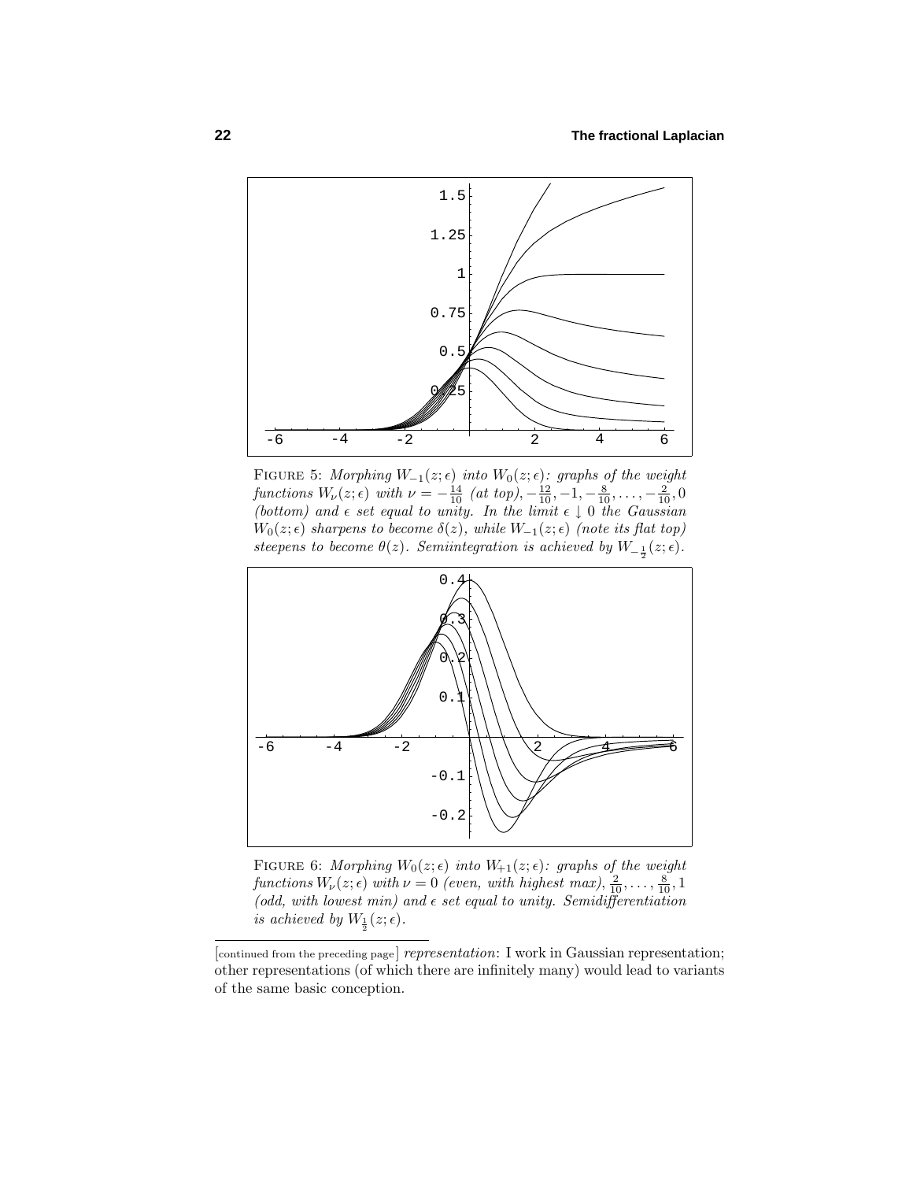FIGURE 5: *Morphing $W_{-1}(z;\epsilon)$ into $W_0(z;\epsilon)$: graphs of the weight functions $W_\nu(z;\epsilon)$ with $\nu = -\frac{14}{10}$ (at top), $-\frac{12}{10}, -1, -\frac{8}{10}, \ldots, -\frac{2}{10}, 0$ (bottom) and $\epsilon$ set equal to unity. In the limit $\epsilon \downarrow 0$ the Gaussian $W_0(z;\epsilon)$ sharpens to become $\delta(z)$, while $W_{-1}(z;\epsilon)$ (note its flat top) steepens to become $\theta(z)$. Semiintegration is achieved by $W_{-\frac{1}{2}}(z;\epsilon)$.*

FIGURE 6: *Morphing $W_0(z;\epsilon)$ into $W_{+1}(z;\epsilon)$: graphs of the weight functions $W_\nu(z;\epsilon)$ with $\nu = 0$ (even, with highest max), $\frac{2}{10}, \ldots, \frac{8}{10}, 1$ (odd, with lowest min) and $\epsilon$ set equal to unity. Semidifferentiation is achieved by $W_{\frac{1}{2}}(z;\epsilon)$.*

---

[continued from the preceding page] *representation*: I work in Gaussian representation; other representations (of which there are infinitely many) would lead to variants of the same basic conception.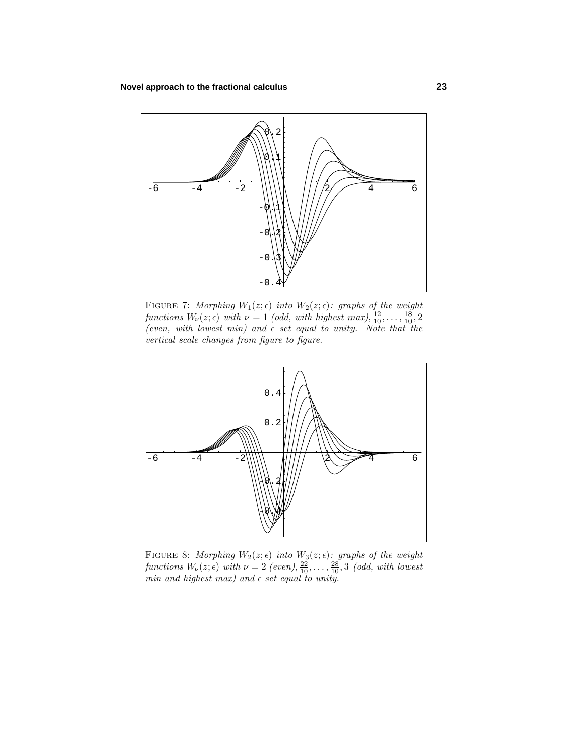FIGURE 7: *Morphing $W_1(z;\epsilon)$ into $W_2(z;\epsilon)$: graphs of the weight functions $W_\nu(z;\epsilon)$ with $\nu = 1$ (odd, with highest max), $\frac{12}{10}, \ldots, \frac{18}{10}, 2$ (even, with lowest min) and $\epsilon$ set equal to unity. Note that the vertical scale changes from figure to figure.*

FIGURE 8: *Morphing $W_2(z;\epsilon)$ into $W_3(z;\epsilon)$: graphs of the weight functions $W_\nu(z;\epsilon)$ with $\nu = 2$ (even), $\frac{22}{10}, \ldots, \frac{28}{10}, 3$ (odd, with lowest min and highest max) and $\epsilon$ set equal to unity.*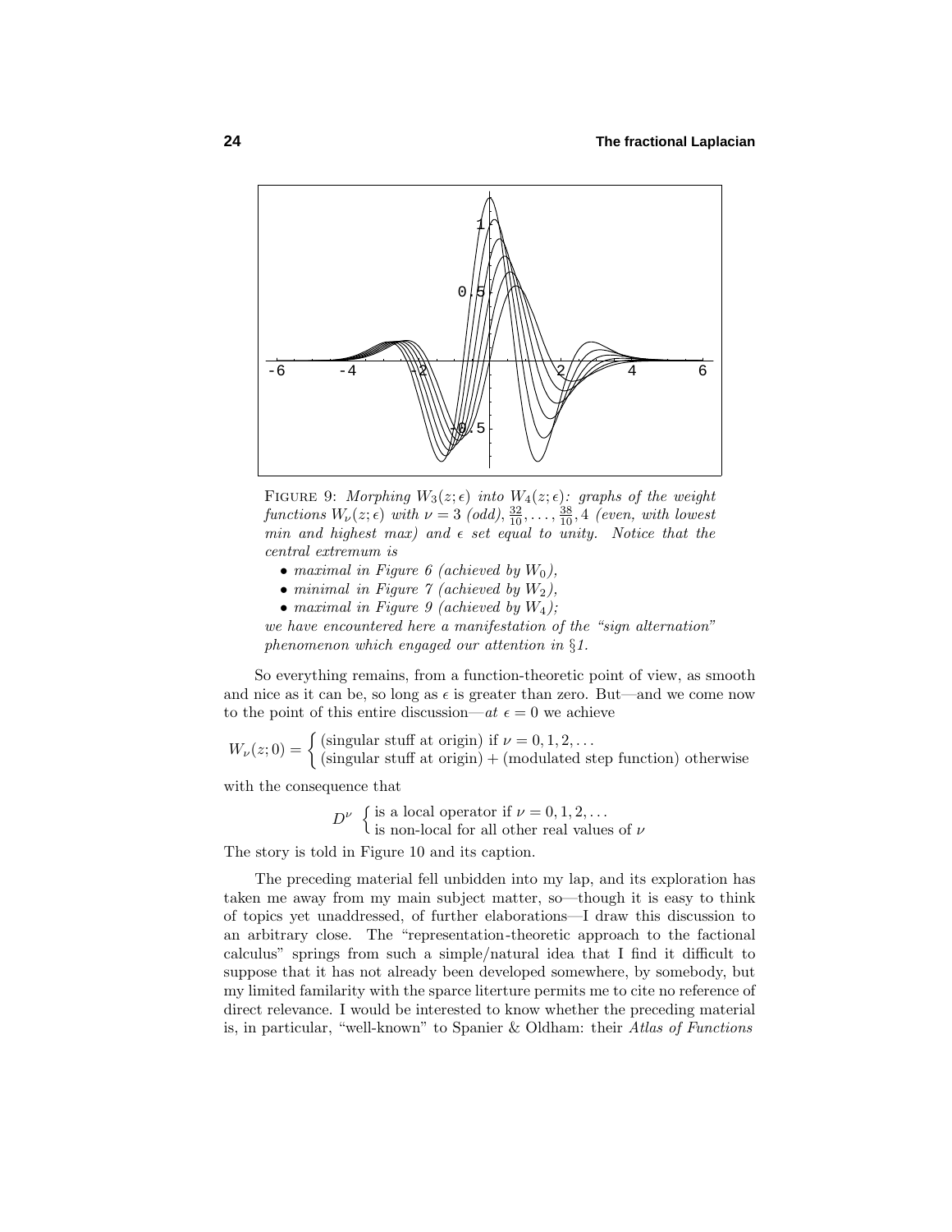FIGURE 9: *Morphing $W_3(z;\epsilon)$ into $W_4(z;\epsilon)$: graphs of the weight functions $W_\nu(z;\epsilon)$ with $\nu = 3$ (odd), $\frac{32}{10}, \ldots, \frac{38}{10}, 4$ (even, with lowest min and highest max) and $\epsilon$ set equal to unity. Notice that the central extremum is*

- *maximal in Figure 6 (achieved by $W_0$),*
- *minimal in Figure 7 (achieved by $W_2$),*
- *maximal in Figure 9 (achieved by $W_4$);*

*we have encountered here a manifestation of the "sign alternation" phenomenon which engaged our attention in §1.*

So everything remains, from a function-theoretic point of view, as smooth and nice as it can be, so long as $\epsilon$ is greater than zero. But—and we come now to the point of this entire discussion—*at* $\epsilon = 0$ we achieve

$$W_\nu(z;0) = \begin{cases} \text{(singular stuff at origin) if } \nu = 0, 1, 2, \ldots \\ \text{(singular stuff at origin)} + \text{(modulated step function) otherwise} \end{cases}$$

with the consequence that

$$D^\nu \begin{cases} \text{is a local operator if } \nu = 0, 1, 2, \ldots \\ \text{is non-local for all other real values of } \nu \end{cases}$$

The story is told in Figure 10 and its caption.

The preceding material fell unbidden into my lap, and its exploration has taken me away from my main subject matter, so—though it is easy to think of topics yet unaddressed, of further elaborations—I draw this discussion to an arbitrary close. The "representation-theoretic approach to the factional calculus" springs from such a simple/natural idea that I find it difficult to suppose that it has not already been developed somewhere, by somebody, but my limited familarity with the sparce literture permits me to cite no reference of direct relevance. I would be interested to know whether the preceding material is, in particular, "well-known" to Spanier & Oldham: their *Atlas of Functions*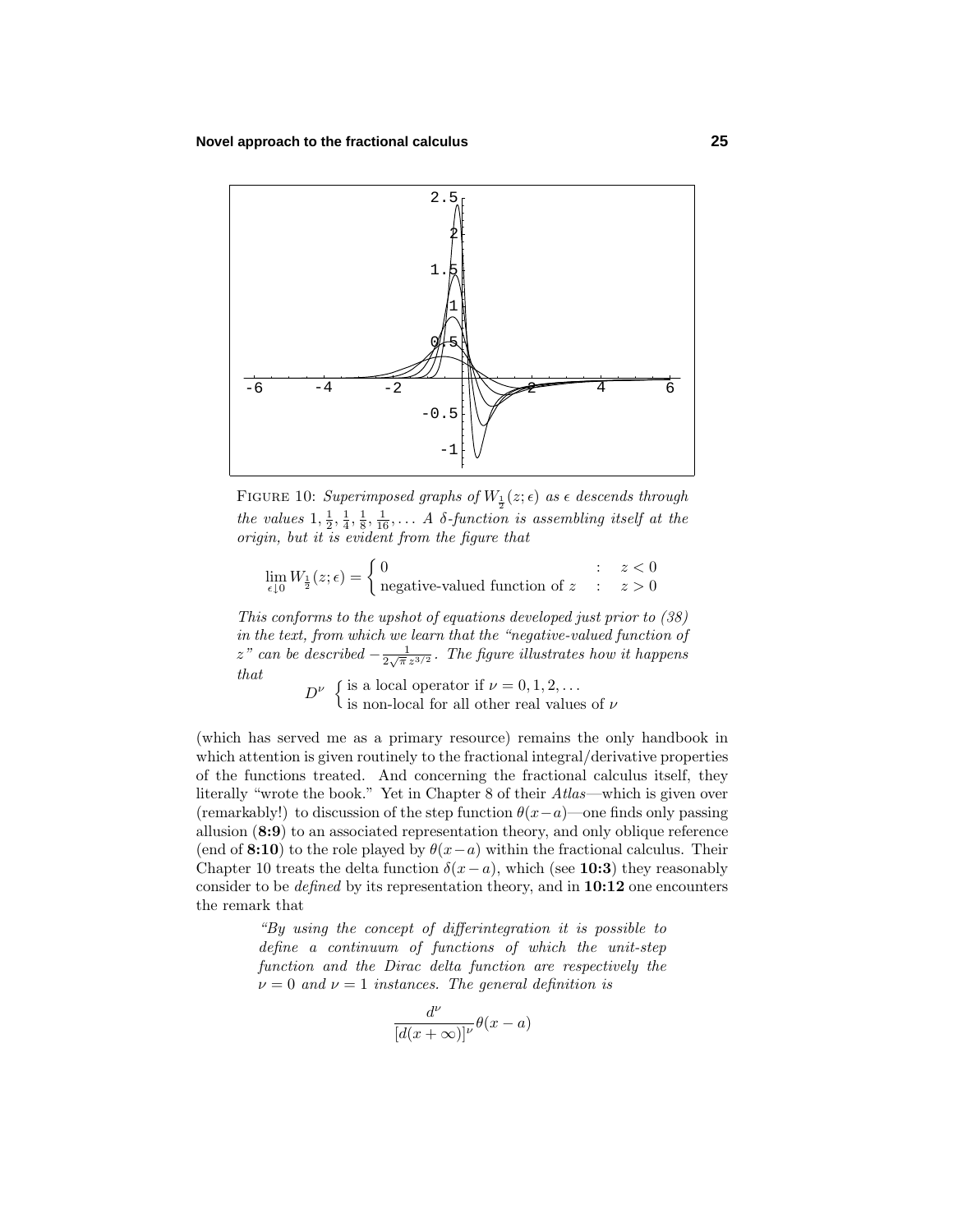FIGURE 10: *Superimposed graphs of $W_{\frac{1}{2}}(z;\epsilon)$ as $\epsilon$ descends through the values $1, \frac{1}{2}, \frac{1}{4}, \frac{1}{8}, \frac{1}{16}, \ldots$ A $\delta$-function is assembling itself at the origin, but it is evident from the figure that*

$$\lim_{\epsilon\downarrow 0} W_{\frac{1}{2}}(z;\epsilon) = \begin{cases} 0 & : \quad z < 0 \\ \text{negative-valued function of } z & : \quad z > 0 \end{cases}$$

*This conforms to the upshot of equations developed just prior to (38) in the text, from which we learn that the "negative-valued function of $z$" can be described $-\frac{1}{2\sqrt{\pi}\,z^{3/2}}$. The figure illustrates how it happens that*

$$D^\nu \begin{cases} \text{is a local operator if } \nu = 0, 1, 2, \ldots \\ \text{is non-local for all other real values of } \nu \end{cases}$$

(which has served me as a primary resource) remains the only handbook in which attention is given routinely to the fractional integral/derivative properties of the functions treated. And concerning the fractional calculus itself, they literally "wrote the book." Yet in Chapter 8 of their *Atlas*—which is given over (remarkably!) to discussion of the step function $\theta(x-a)$—one finds only passing allusion (**8:9**) to an associated representation theory, and only oblique reference (end of **8:10**) to the role played by $\theta(x-a)$ within the fractional calculus. Their Chapter 10 treats the delta function $\delta(x-a)$, which (see **10:3**) they reasonably consider to be *defined* by its representation theory, and in **10:12** one encounters the remark that

> *"By using the concept of differintegration it is possible to define a continuum of functions of which the unit-step function and the Dirac delta function are respectively the $\nu = 0$ and $\nu = 1$ instances. The general definition is*
>
> $$\frac{d^\nu}{[d(x+\infty)]^\nu}\theta(x-a)$$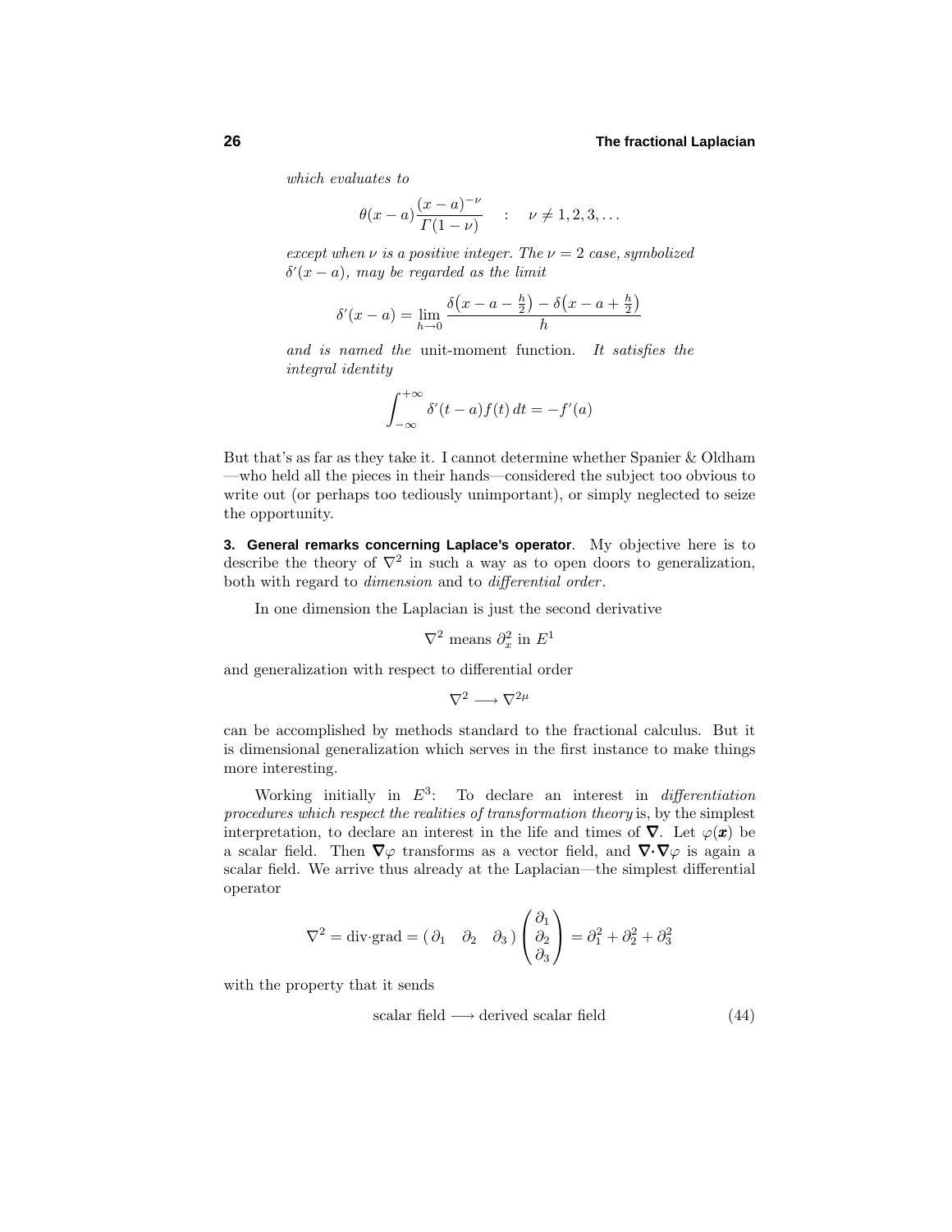*which evaluates to*

$$\theta(x-a)\frac{(x-a)^{-\nu}}{\Gamma(1-\nu)} \quad : \quad \nu \neq 1, 2, 3, \ldots$$

*except when $\nu$ is a positive integer. The $\nu = 2$ case, symbolized $\delta'(x-a)$, may be regarded as the limit*

$$\delta'(x-a) = \lim_{h\to 0} \frac{\delta\big(x-a-\frac{h}{2}\big) - \delta\big(x-a+\frac{h}{2}\big)}{h}$$

*and is named the* unit-moment function. *It satisfies the integral identity*

$$\int_{-\infty}^{+\infty} \delta'(t-a) f(t)\, dt = -f'(a)$$

But that's as far as they take it. I cannot determine whether Spanier & Oldham —who held all the pieces in their hands—considered the subject too obvious to write out (or perhaps too tediously unimportant), or simply neglected to seize the opportunity.

**3. General remarks concerning Laplace's operator**. My objective here is to describe the theory of $\nabla^2$ in such a way as to open doors to generalization, both with regard to *dimension* and to *differential order*.

In one dimension the Laplacian is just the second derivative

$$\nabla^2 \text{ means } \partial_x^2 \text{ in } E^1$$

and generalization with respect to differential order

$$\nabla^2 \longrightarrow \nabla^{2\mu}$$

can be accomplished by methods standard to the fractional calculus. But it is dimensional generalization which serves in the first instance to make things more interesting.

Working initially in $E^3$: To declare an interest in *differentiation procedures which respect the realities of transformation theory* is, by the simplest interpretation, to declare an interest in the life and times of $\boldsymbol{\nabla}$. Let $\varphi(\boldsymbol{x})$ be a scalar field. Then $\boldsymbol{\nabla}\varphi$ transforms as a vector field, and $\boldsymbol{\nabla}\boldsymbol{\cdot}\boldsymbol{\nabla}\varphi$ is again a scalar field. We arrive thus already at the Laplacian—the simplest differential operator

$$\nabla^2 = \text{div}\cdot\text{grad} = \begin{pmatrix} \partial_1 & \partial_2 & \partial_3 \end{pmatrix} \begin{pmatrix} \partial_1 \\ \partial_2 \\ \partial_3 \end{pmatrix} = \partial_1^2 + \partial_2^2 + \partial_3^2$$

with the property that it sends

$$\text{scalar field} \longrightarrow \text{derived scalar field} \tag{44}$$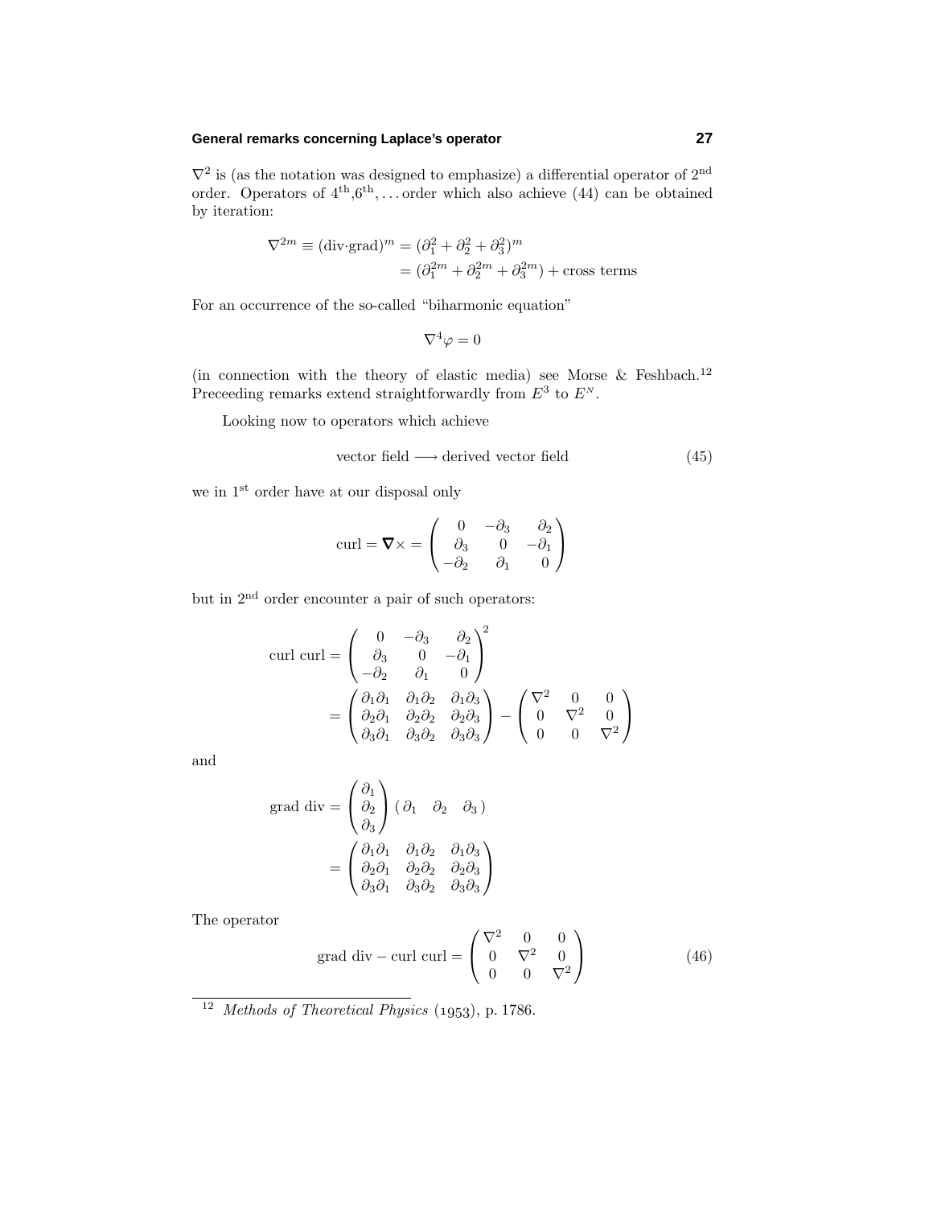$\nabla^2$ is (as the notation was designed to emphasize) a differential operator of $2^{\text{nd}}$ order. Operators of $4^{\text{th}}$,$6^{\text{th}}$,... order which also achieve (44) can be obtained by iteration:

$$
\begin{aligned}
\nabla^{2m} \equiv (\text{div}\cdot\text{grad})^m &= (\partial_1^2 + \partial_2^2 + \partial_3^2)^m \\
&= (\partial_1^{2m} + \partial_2^{2m} + \partial_3^{2m}) + \text{cross terms}
\end{aligned}
$$

For an occurrence of the so-called "biharmonic equation"

$$
\nabla^4 \varphi = 0
$$

(in connection with the theory of elastic media) see Morse & Feshbach.[12] Preceeding remarks extend straightforwardly from $E^3$ to $E^N$.

Looking now to operators which achieve

$$
\text{vector field} \longrightarrow \text{derived vector field} \tag{45}
$$

we in $1^{\text{st}}$ order have at our disposal only

$$
\text{curl} = \boldsymbol{\nabla}\times = \begin{pmatrix} 0 & -\partial_3 & \partial_2 \\ \partial_3 & 0 & -\partial_1 \\ -\partial_2 & \partial_1 & 0 \end{pmatrix}
$$

but in $2^{\text{nd}}$ order encounter a pair of such operators:

$$
\begin{aligned}
\text{curl curl} &= \begin{pmatrix} 0 & -\partial_3 & \partial_2 \\ \partial_3 & 0 & -\partial_1 \\ -\partial_2 & \partial_1 & 0 \end{pmatrix}^2 \\
&= \begin{pmatrix} \partial_1\partial_1 & \partial_1\partial_2 & \partial_1\partial_3 \\ \partial_2\partial_1 & \partial_2\partial_2 & \partial_2\partial_3 \\ \partial_3\partial_1 & \partial_3\partial_2 & \partial_3\partial_3 \end{pmatrix} - \begin{pmatrix} \nabla^2 & 0 & 0 \\ 0 & \nabla^2 & 0 \\ 0 & 0 & \nabla^2 \end{pmatrix}
\end{aligned}
$$

and

$$
\begin{aligned}
\text{grad div} &= \begin{pmatrix} \partial_1 \\ \partial_2 \\ \partial_3 \end{pmatrix} \begin{pmatrix} \partial_1 & \partial_2 & \partial_3 \end{pmatrix} \\
&= \begin{pmatrix} \partial_1\partial_1 & \partial_1\partial_2 & \partial_1\partial_3 \\ \partial_2\partial_1 & \partial_2\partial_2 & \partial_2\partial_3 \\ \partial_3\partial_1 & \partial_3\partial_2 & \partial_3\partial_3 \end{pmatrix}
\end{aligned}
$$

The operator

$$
\text{grad div} - \text{curl curl} = \begin{pmatrix} \nabla^2 & 0 & 0 \\ 0 & \nabla^2 & 0 \\ 0 & 0 & \nabla^2 \end{pmatrix} \tag{46}
$$

[12] *Methods of Theoretical Physics* (1953), p. 1786.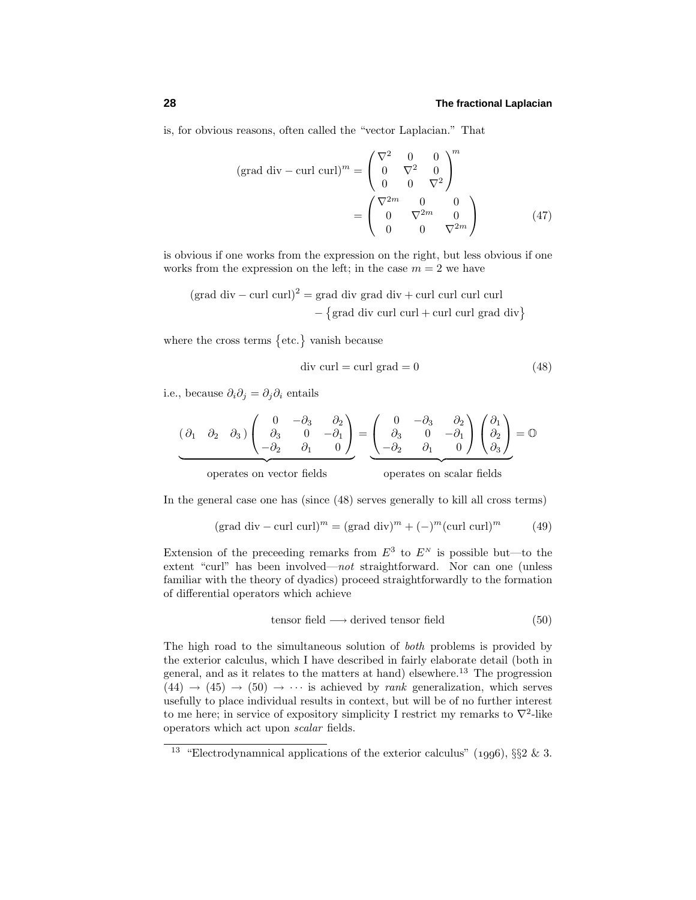is, for obvious reasons, often called the "vector Laplacian." That

$$
\begin{aligned}
(\text{grad div} - \text{curl curl})^m &= \begin{pmatrix} \nabla^2 & 0 & 0 \\ 0 & \nabla^2 & 0 \\ 0 & 0 & \nabla^2 \end{pmatrix}^m \\
&= \begin{pmatrix} \nabla^{2m} & 0 & 0 \\ 0 & \nabla^{2m} & 0 \\ 0 & 0 & \nabla^{2m} \end{pmatrix} \qquad (47)
\end{aligned}
$$

is obvious if one works from the expression on the right, but less obvious if one works from the expression on the left; in the case $m = 2$ we have

$$
\begin{aligned}
(\text{grad div} - \text{curl curl})^2 = \text{grad div grad div} &+ \text{curl curl curl curl} \\
&- \big\{\text{grad div curl curl} + \text{curl curl grad div}\big\}
\end{aligned}
$$

where the cross terms $\big\{$etc.$\big\}$ vanish because

$$
\text{div curl} = \text{curl grad} = 0 \qquad (48)
$$

i.e., because $\partial_i\partial_j = \partial_j\partial_i$ entails

$$
\underbrace{\begin{pmatrix} \partial_1 & \partial_2 & \partial_3 \end{pmatrix} \begin{pmatrix} 0 & -\partial_3 & \partial_2 \\ \partial_3 & 0 & -\partial_1 \\ -\partial_2 & \partial_1 & 0 \end{pmatrix}}_{\text{operates on vector fields}} = \underbrace{\begin{pmatrix} 0 & -\partial_3 & \partial_2 \\ \partial_3 & 0 & -\partial_1 \\ -\partial_2 & \partial_1 & 0 \end{pmatrix} \begin{pmatrix} \partial_1 \\ \partial_2 \\ \partial_3 \end{pmatrix}}_{\text{operates on scalar fields}} = \mathbb{O}
$$

In the general case one has (since (48) serves generally to kill all cross terms)

$$
(\text{grad div} - \text{curl curl})^m = (\text{grad div})^m + (-)^m(\text{curl curl})^m \qquad (49)
$$

Extension of the preceeding remarks from $E^3$ to $E^N$ is possible but—to the extent "curl" has been involved—*not* straightforward. Nor can one (unless familiar with the theory of dyadics) proceed straightforwardly to the formation of differential operators which achieve

$$
\text{tensor field} \longrightarrow \text{derived tensor field} \qquad (50)
$$

The high road to the simultaneous solution of *both* problems is provided by the exterior calculus, which I have described in fairly elaborate detail (both in general, and as it relates to the matters at hand) elsewhere.[13] The progression $(44) \rightarrow (45) \rightarrow (50) \rightarrow \cdots$ is achieved by *rank* generalization, which serves usefully to place individual results in context, but will be of no further interest to me here; in service of expository simplicity I restrict my remarks to $\nabla^2$-like operators which act upon *scalar* fields.

[13] "Electrodynamnical applications of the exterior calculus" (1996), §§2 & 3.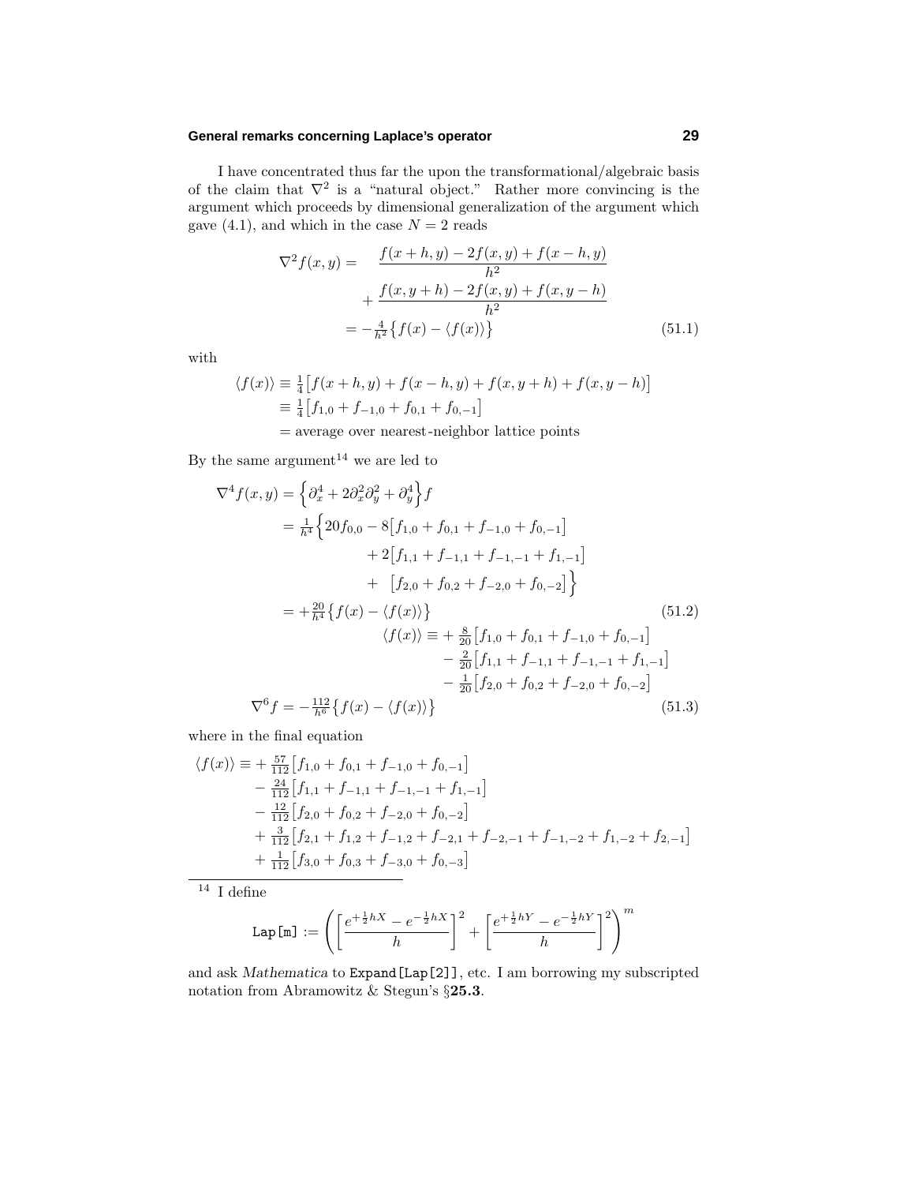I have concentrated thus far the upon the transformational/algebraic basis of the claim that $\nabla^2$ is a "natural object." Rather more convincing is the argument which proceeds by dimensional generalization of the argument which gave (4.1), and which in the case $N = 2$ reads

$$
\begin{aligned}
\nabla^2 f(x,y) = &\quad \frac{f(x+h,y) - 2f(x,y) + f(x-h,y)}{h^2} \\
&+ \frac{f(x,y+h) - 2f(x,y) + f(x,y-h)}{h^2} \\
&= -\tfrac{4}{h^2}\big\{f(x) - \langle f(x)\rangle\big\}
\end{aligned}
\tag{51.1}
$$

with

$$
\begin{aligned}
\langle f(x)\rangle &\equiv \tfrac{1}{4}\big[f(x+h,y) + f(x-h,y) + f(x,y+h) + f(x,y-h)\big] \\
&\equiv \tfrac{1}{4}\big[f_{1,0} + f_{-1,0} + f_{0,1} + f_{0,-1}\big] \\
&= \text{average over nearest-neighbor lattice points}
\end{aligned}
$$

By the same argument[14] we are led to

$$
\begin{aligned}
\nabla^4 f(x,y) &= \Big\{\partial_x^4 + 2\partial_x^2\partial_y^2 + \partial_y^4\Big\} f \\
&= \tfrac{1}{h^4}\Big\{20 f_{0,0} - 8\big[f_{1,0} + f_{0,1} + f_{-1,0} + f_{0,-1}\big] \\
&\qquad\quad + 2\big[f_{1,1} + f_{-1,1} + f_{-1,-1} + f_{1,-1}\big] \\
&\qquad\quad + \big[f_{2,0} + f_{0,2} + f_{-2,0} + f_{0,-2}\big]\Big\} \\
&= +\tfrac{20}{h^4}\big\{f(x) - \langle f(x)\rangle\big\}
\end{aligned}
\tag{51.2}
$$

$$
\begin{aligned}
\langle f(x)\rangle \equiv &+ \tfrac{8}{20}\big[f_{1,0} + f_{0,1} + f_{-1,0} + f_{0,-1}\big] \\
&- \tfrac{2}{20}\big[f_{1,1} + f_{-1,1} + f_{-1,-1} + f_{1,-1}\big] \\
&- \tfrac{1}{20}\big[f_{2,0} + f_{0,2} + f_{-2,0} + f_{0,-2}\big]
\end{aligned}
$$

$$
\nabla^6 f = -\tfrac{112}{h^6}\big\{f(x) - \langle f(x)\rangle\big\}
\tag{51.3}
$$

where in the final equation

$$
\begin{aligned}
\langle f(x)\rangle \equiv &+ \tfrac{57}{112}\big[f_{1,0} + f_{0,1} + f_{-1,0} + f_{0,-1}\big] \\
&- \tfrac{24}{112}\big[f_{1,1} + f_{-1,1} + f_{-1,-1} + f_{1,-1}\big] \\
&- \tfrac{12}{112}\big[f_{2,0} + f_{0,2} + f_{-2,0} + f_{0,-2}\big] \\
&+ \tfrac{3}{112}\big[f_{2,1} + f_{1,2} + f_{-1,2} + f_{-2,1} + f_{-2,-1} + f_{-1,-2} + f_{1,-2} + f_{2,-1}\big] \\
&+ \tfrac{1}{112}\big[f_{3,0} + f_{0,3} + f_{-3,0} + f_{0,-3}\big]
\end{aligned}
$$

---

[14] I define

$$
\texttt{Lap[m]} := \left(\left[\frac{e^{+\frac{1}{2}hX} - e^{-\frac{1}{2}hX}}{h}\right]^2 + \left[\frac{e^{+\frac{1}{2}hY} - e^{-\frac{1}{2}hY}}{h}\right]^2\right)^m
$$

and ask *Mathematica* to `Expand[Lap[2]]`, etc. I am borrowing my subscripted notation from Abramowitz & Stegun's §**25.3**.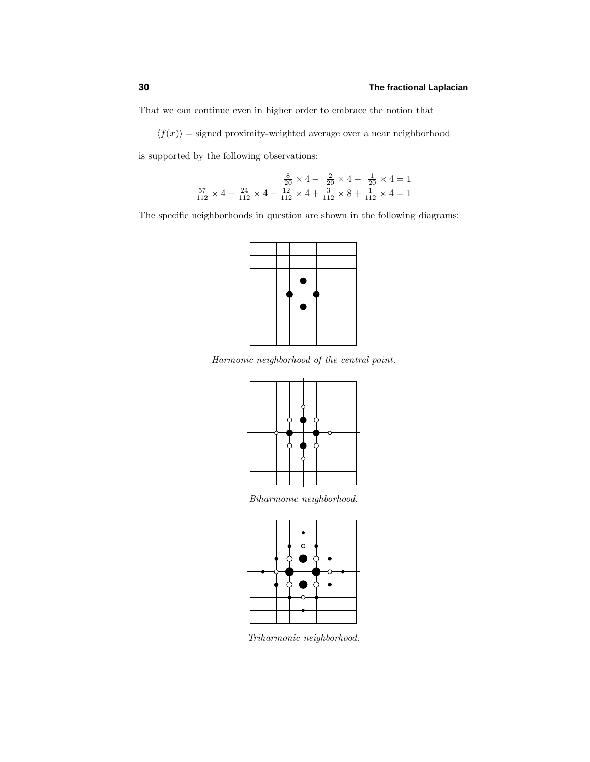That we can continue even in higher order to embrace the notion that

$$\langle f(x)\rangle = \text{signed proximity-weighted average over a near neighborhood}$$

is supported by the following observations:

$$\tfrac{8}{20}\times 4 - \tfrac{2}{20}\times 4 - \tfrac{1}{20}\times 4 = 1$$
$$\tfrac{57}{112}\times 4 - \tfrac{24}{112}\times 4 - \tfrac{12}{112}\times 4 + \tfrac{3}{112}\times 8 + \tfrac{1}{112}\times 4 = 1$$

The specific neighborhoods in question are shown in the following diagrams:

*Harmonic neighborhood of the central point.*

*Biharmonic neighborhood.*

*Triharmonic neighborhood.*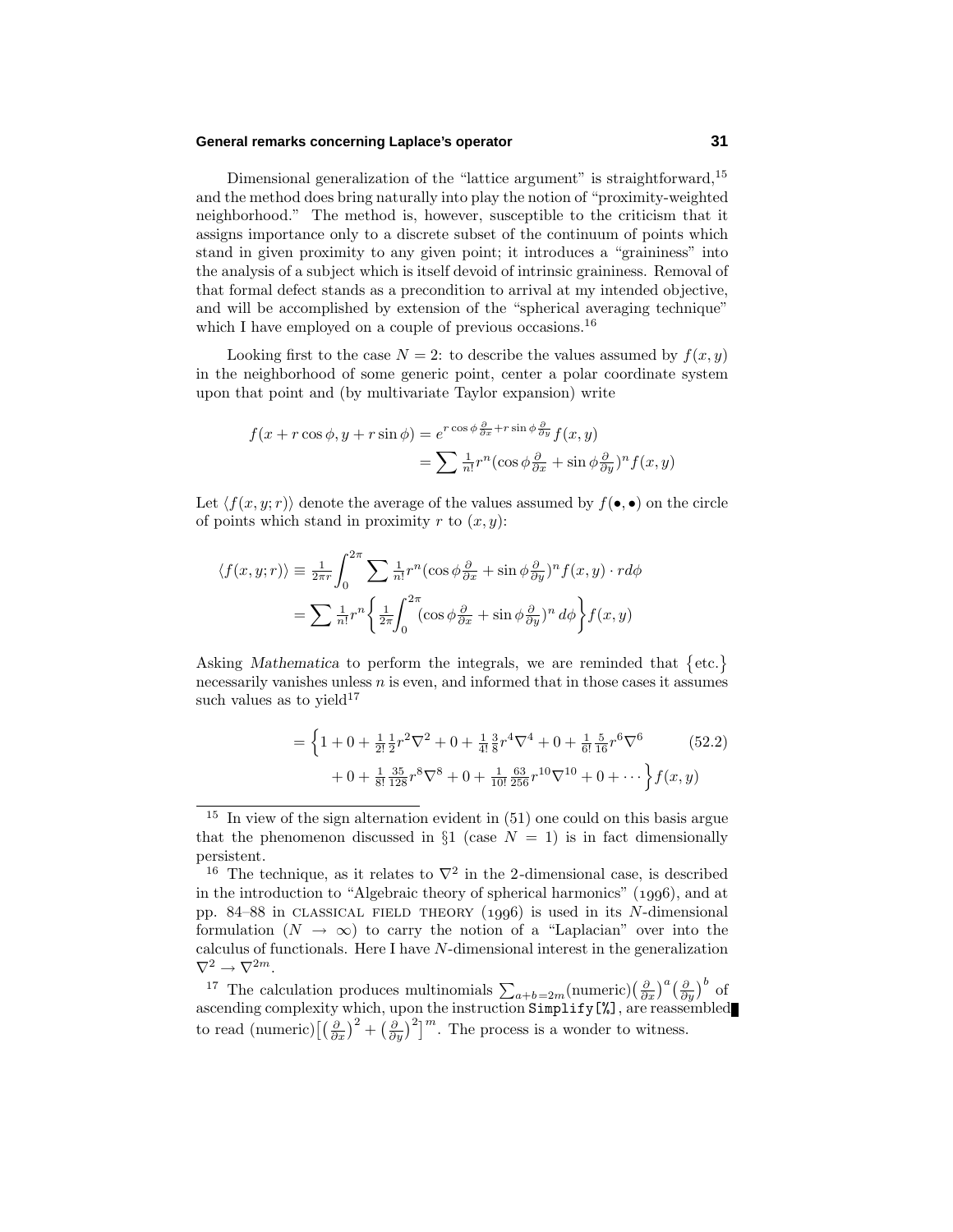Dimensional generalization of the "lattice argument" is straightforward,[15] and the method does bring naturally into play the notion of "proximity-weighted neighborhood." The method is, however, susceptible to the criticism that it assigns importance only to a discrete subset of the continuum of points which stand in given proximity to any given point; it introduces a "graininess" into the analysis of a subject which is itself devoid of intrinsic graininess. Removal of that formal defect stands as a precondition to arrival at my intended objective, and will be accomplished by extension of the "spherical averaging technique" which I have employed on a couple of previous occasions.[16]

Looking first to the case $N = 2$: to describe the values assumed by $f(x, y)$ in the neighborhood of some generic point, center a polar coordinate system upon that point and (by multivariate Taylor expansion) write

$$
\begin{aligned}
f(x + r\cos\phi, y + r\sin\phi) &= e^{r\cos\phi\frac{\partial}{\partial x} + r\sin\phi\frac{\partial}{\partial y}} f(x, y) \\
&= \sum \tfrac{1}{n!} r^n (\cos\phi\tfrac{\partial}{\partial x} + \sin\phi\tfrac{\partial}{\partial y})^n f(x, y)
\end{aligned}
$$

Let $\langle f(x, y; r)\rangle$ denote the average of the values assumed by $f(\bullet, \bullet)$ on the circle of points which stand in proximity $r$ to $(x, y)$:

$$
\begin{aligned}
\langle f(x, y; r)\rangle &\equiv \tfrac{1}{2\pi r}\int_0^{2\pi} \sum \tfrac{1}{n!} r^n (\cos\phi\tfrac{\partial}{\partial x} + \sin\phi\tfrac{\partial}{\partial y})^n f(x, y) \cdot r d\phi \\
&= \sum \tfrac{1}{n!} r^n \left\{ \tfrac{1}{2\pi}\int_0^{2\pi} (\cos\phi\tfrac{\partial}{\partial x} + \sin\phi\tfrac{\partial}{\partial y})^n \, d\phi \right\} f(x, y)
\end{aligned}
$$

Asking *Mathematica* to perform the integrals, we are reminded that $\{\text{etc.}\}$ necessarily vanishes unless $n$ is even, and informed that in those cases it assumes such values as to yield[17]

$$
\begin{aligned}
= \Big\{ 1 + 0 + \tfrac{1}{2!}\tfrac{1}{2} r^2 \nabla^2 + 0 + \tfrac{1}{4!}\tfrac{3}{8} r^4 \nabla^4 + 0 + \tfrac{1}{6!}\tfrac{5}{16} r^6 \nabla^6 \\
+ 0 + \tfrac{1}{8!}\tfrac{35}{128} r^8 \nabla^8 + 0 + \tfrac{1}{10!}\tfrac{63}{256} r^{10} \nabla^{10} + 0 + \cdots \Big\} f(x, y)
\end{aligned}
\tag{52.2}
$$

---

[15] In view of the sign alternation evident in (51) one could on this basis argue that the phenomenon discussed in §1 (case $N = 1$) is in fact dimensionally persistent.

[16] The technique, as it relates to $\nabla^2$ in the 2-dimensional case, is described in the introduction to "Algebraic theory of spherical harmonics" (1996), and at pp. 84–88 in CLASSICAL FIELD THEORY (1996) is used in its $N$-dimensional formulation ($N \to \infty$) to carry the notion of a "Laplacian" over into the calculus of functionals. Here I have $N$-dimensional interest in the generalization $\nabla^2 \to \nabla^{2m}$.

[17] The calculation produces multinomials $\sum_{a+b=2m}(\text{numeric})\big(\frac{\partial}{\partial x}\big)^a\big(\frac{\partial}{\partial y}\big)^b$ of ascending complexity which, upon the instruction `Simplify[%]`, are reassembled to read $(\text{numeric})\big[\big(\frac{\partial}{\partial x}\big)^2 + \big(\frac{\partial}{\partial y}\big)^2\big]^m$. The process is a wonder to witness.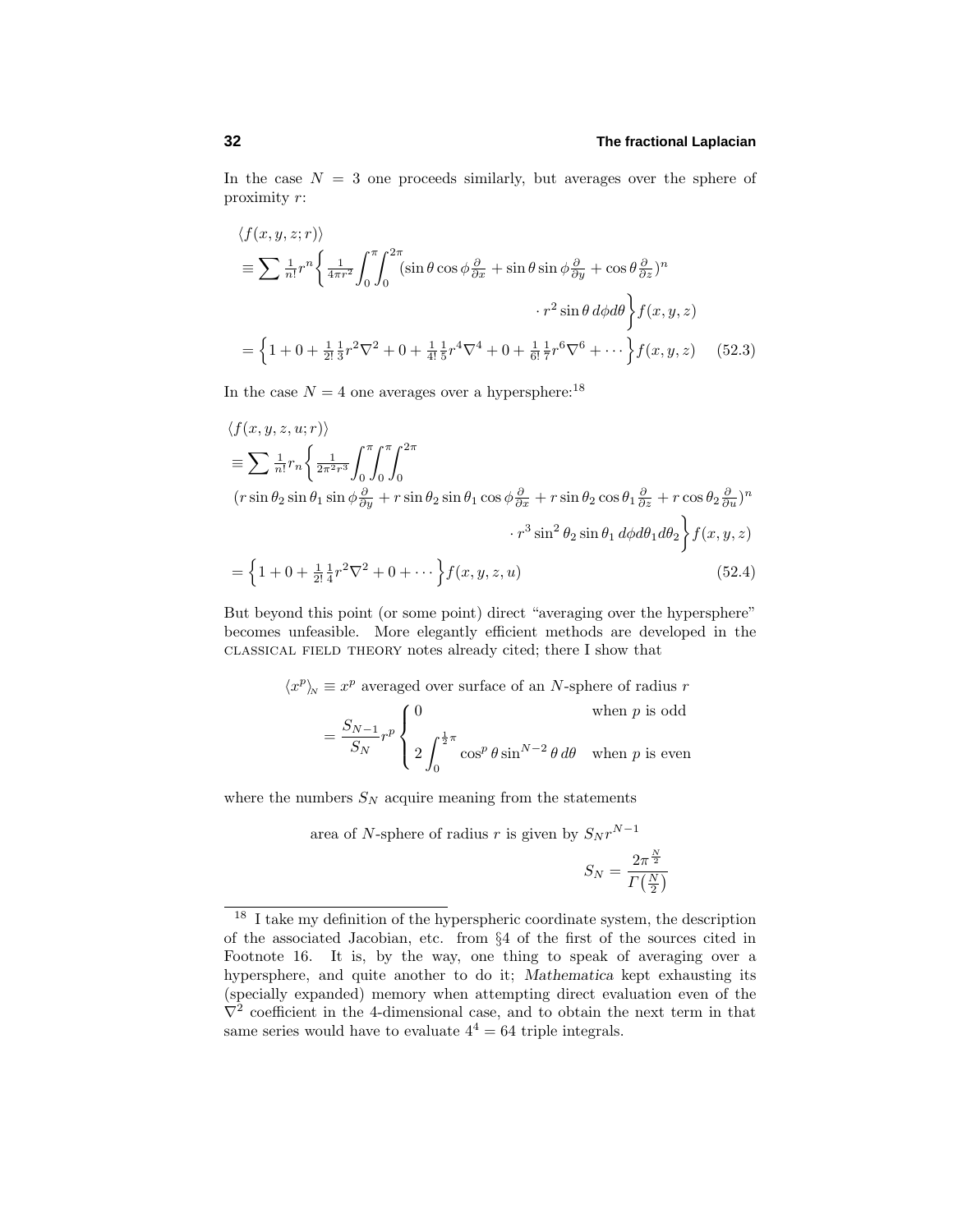In the case $N = 3$ one proceeds similarly, but averages over the sphere of proximity $r$:

$$
\begin{aligned}
&\langle f(x, y, z; r)\rangle \\
&\equiv \sum \tfrac{1}{n!}r^n\Big\{\tfrac{1}{4\pi r^2}\int_0^\pi\!\!\int_0^{2\pi}(\sin\theta\cos\phi\tfrac{\partial}{\partial x}+\sin\theta\sin\phi\tfrac{\partial}{\partial y}+\cos\theta\tfrac{\partial}{\partial z})^n \\
&\qquad\qquad\qquad\qquad\qquad\qquad \cdot r^2\sin\theta\,d\phi d\theta\Big\}f(x,y,z) \\
&=\Big\{1+0+\tfrac{1}{2!}\tfrac{1}{3}r^2\nabla^2+0+\tfrac{1}{4!}\tfrac{1}{5}r^4\nabla^4+0+\tfrac{1}{6!}\tfrac{1}{7}r^6\nabla^6+\cdots\Big\}f(x,y,z) \qquad (52.3)
\end{aligned}
$$

In the case $N = 4$ one averages over a hypersphere:[18]

$$
\begin{aligned}
&\langle f(x, y, z, u; r)\rangle \\
&\equiv \sum \tfrac{1}{n!}r_n\Big\{\tfrac{1}{2\pi^2 r^3}\int_0^\pi\!\!\int_0^\pi\!\!\int_0^{2\pi} \\
&(r\sin\theta_2\sin\theta_1\sin\phi\tfrac{\partial}{\partial y}+r\sin\theta_2\sin\theta_1\cos\phi\tfrac{\partial}{\partial x}+r\sin\theta_2\cos\theta_1\tfrac{\partial}{\partial z}+r\cos\theta_2\tfrac{\partial}{\partial u})^n \\
&\qquad\qquad\qquad\qquad \cdot r^3\sin^2\theta_2\sin\theta_1\,d\phi d\theta_1 d\theta_2\Big\}f(x,y,z) \\
&=\Big\{1+0+\tfrac{1}{2!}\tfrac{1}{4}r^2\nabla^2+0+\cdots\Big\}f(x,y,z,u) \qquad (52.4)
\end{aligned}
$$

But beyond this point (or some point) direct "averaging over the hypersphere" becomes unfeasible. More elegantly efficient methods are developed in the CLASSICAL FIELD THEORY notes already cited; there I show that

$$
\begin{aligned}
\langle x^p\rangle_N &\equiv x^p \text{ averaged over surface of an } N\text{-sphere of radius } r \\
&= \frac{S_{N-1}}{S_N}r^p\begin{cases} 0 & \text{when } p \text{ is odd} \\ 2\displaystyle\int_0^{\frac{1}{2}\pi}\cos^p\theta\sin^{N-2}\theta\,d\theta & \text{when } p \text{ is even}\end{cases}
\end{aligned}
$$

where the numbers $S_N$ acquire meaning from the statements

$$
\text{area of } N\text{-sphere of radius } r \text{ is given by } S_N r^{N-1}
$$

$$
S_N = \frac{2\pi^{\frac{N}{2}}}{\Gamma\big(\frac{N}{2}\big)}
$$

---

[18] I take my definition of the hyperspheric coordinate system, the description of the associated Jacobian, etc. from §4 of the first of the sources cited in Footnote 16. It is, by the way, one thing to speak of averaging over a hypersphere, and quite another to do it; *Mathematica* kept exhausting its (specially expanded) memory when attempting direct evaluation even of the $\nabla^2$ coefficient in the 4-dimensional case, and to obtain the next term in that same series would have to evaluate $4^4 = 64$ triple integrals.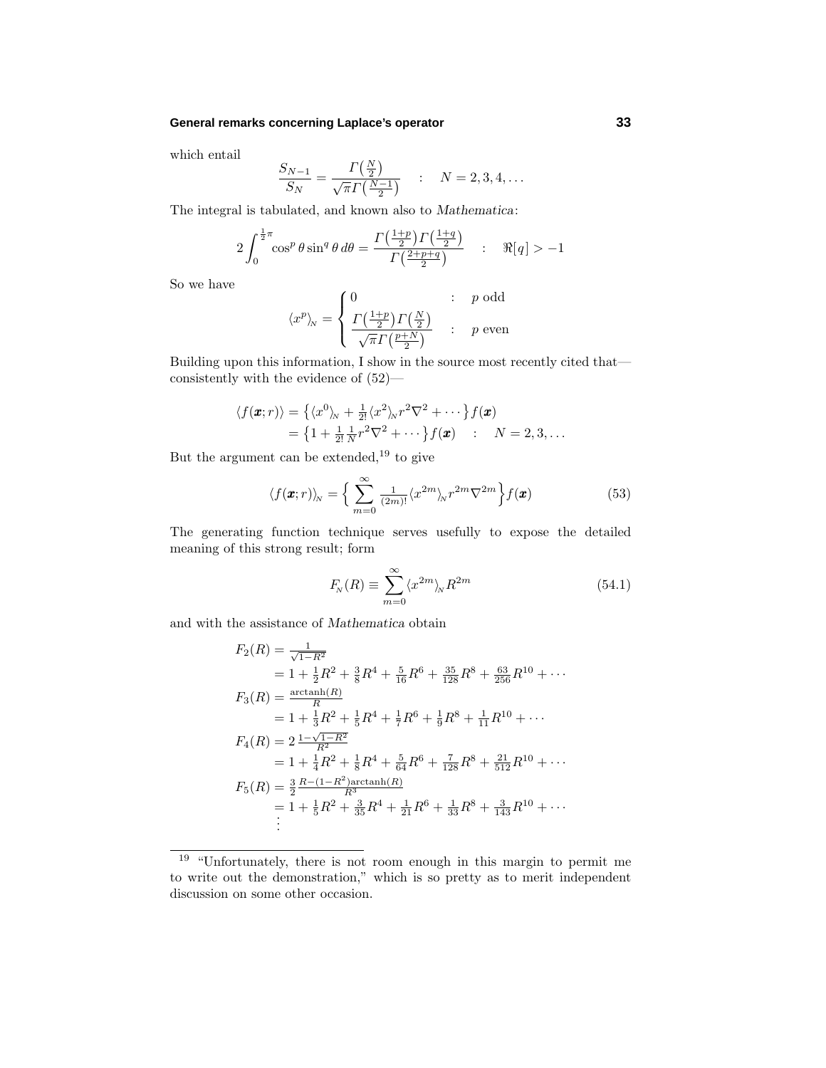which entail

$$\frac{S_{N-1}}{S_N} = \frac{\Gamma\left(\frac{N}{2}\right)}{\sqrt{\pi}\,\Gamma\left(\frac{N-1}{2}\right)} \quad : \quad N = 2, 3, 4, \ldots$$

The integral is tabulated, and known also to *Mathematica*:

$$2\int_0^{\frac{1}{2}\pi} \cos^p\theta \sin^q\theta \, d\theta = \frac{\Gamma\left(\frac{1+p}{2}\right)\Gamma\left(\frac{1+q}{2}\right)}{\Gamma\left(\frac{2+p+q}{2}\right)} \quad : \quad \Re[q] > -1$$

So we have

$$\langle x^p \rangle_N = \begin{cases} 0 & : \quad p \text{ odd} \\ \dfrac{\Gamma\left(\frac{1+p}{2}\right)\Gamma\left(\frac{N}{2}\right)}{\sqrt{\pi}\,\Gamma\left(\frac{p+N}{2}\right)} & : \quad p \text{ even} \end{cases}$$

Building upon this information, I show in the source most recently cited that—consistently with the evidence of (52)—

$$\begin{aligned} \langle f(\boldsymbol{x}; r)\rangle &= \left\{\langle x^0\rangle_N + \tfrac{1}{2!}\langle x^2\rangle_N r^2\nabla^2 + \cdots\right\} f(\boldsymbol{x}) \\ &= \left\{1 + \tfrac{1}{2!}\tfrac{1}{N} r^2 \nabla^2 + \cdots\right\} f(\boldsymbol{x}) \quad : \quad N = 2, 3, \ldots \end{aligned}$$

But the argument can be extended,[19] to give

$$\langle f(\boldsymbol{x}; r)\rangle_N = \Big\{ \sum_{m=0}^{\infty} \tfrac{1}{(2m)!} \langle x^{2m}\rangle_N r^{2m} \nabla^{2m} \Big\} f(\boldsymbol{x}) \tag{53}$$

The generating function technique serves usefully to expose the detailed meaning of this strong result; form

$$F_N(R) \equiv \sum_{m=0}^{\infty} \langle x^{2m}\rangle_N R^{2m} \tag{54.1}$$

and with the assistance of *Mathematica* obtain

$$\begin{aligned} F_2(R) &= \tfrac{1}{\sqrt{1-R^2}} \\ &= 1 + \tfrac{1}{2}R^2 + \tfrac{3}{8}R^4 + \tfrac{5}{16}R^6 + \tfrac{35}{128}R^8 + \tfrac{63}{256}R^{10} + \cdots \\ F_3(R) &= \tfrac{\text{arctanh}(R)}{R} \\ &= 1 + \tfrac{1}{3}R^2 + \tfrac{1}{5}R^4 + \tfrac{1}{7}R^6 + \tfrac{1}{9}R^8 + \tfrac{1}{11}R^{10} + \cdots \\ F_4(R) &= 2\,\tfrac{1-\sqrt{1-R^2}}{R^2} \\ &= 1 + \tfrac{1}{4}R^2 + \tfrac{1}{8}R^4 + \tfrac{5}{64}R^6 + \tfrac{7}{128}R^8 + \tfrac{21}{512}R^{10} + \cdots \\ F_5(R) &= \tfrac{3}{2}\,\tfrac{R-(1-R^2)\text{arctanh}(R)}{R^3} \\ &= 1 + \tfrac{1}{5}R^2 + \tfrac{3}{35}R^4 + \tfrac{1}{21}R^6 + \tfrac{1}{33}R^8 + \tfrac{3}{143}R^{10} + \cdots \\ &\ \ \vdots \end{aligned}$$

[19] "Unfortunately, there is not room enough in this margin to permit me to write out the demonstration," which is so pretty as to merit independent discussion on some other occasion.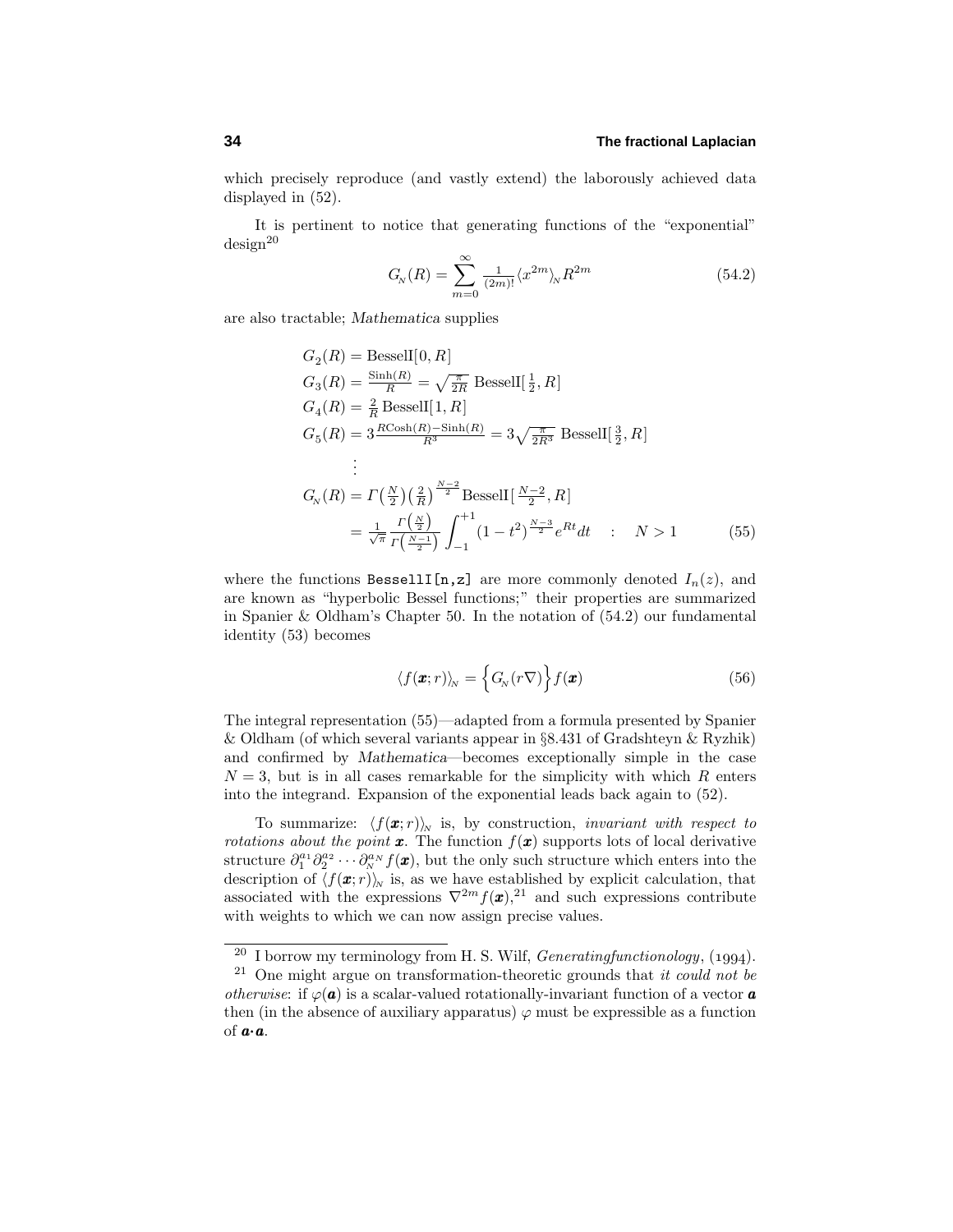which precisely reproduce (and vastly extend) the laborously achieved data displayed in (52).

It is pertinent to notice that generating functions of the "exponential" design[20]

$$G_N(R) = \sum_{m=0}^{\infty} \tfrac{1}{(2m)!}\langle x^{2m}\rangle_N R^{2m} \tag{54.2}$$

are also tractable; *Mathematica* supplies

$$\begin{aligned}
G_2(R) &= \text{BesselI}[0,R]\\
G_3(R) &= \tfrac{\text{Sinh}(R)}{R} = \sqrt{\tfrac{\pi}{2R}}\,\text{BesselI}[\tfrac{1}{2},R]\\
G_4(R) &= \tfrac{2}{R}\,\text{BesselI}[1,R]\\
G_5(R) &= 3\tfrac{R\text{Cosh}(R)-\text{Sinh}(R)}{R^3} = 3\sqrt{\tfrac{\pi}{2R^3}}\,\text{BesselI}[\tfrac{3}{2},R]\\
&\ \ \vdots\\
G_N(R) &= \Gamma\big(\tfrac{N}{2}\big)\big(\tfrac{2}{R}\big)^{\frac{N-2}{2}}\text{BesselI}[\tfrac{N-2}{2},R]\\
&= \tfrac{1}{\sqrt{\pi}}\tfrac{\Gamma\left(\frac{N}{2}\right)}{\Gamma\left(\frac{N-1}{2}\right)}\int_{-1}^{+1}(1-t^2)^{\frac{N-3}{2}}e^{Rt}dt \quad : \quad N>1
\end{aligned} \tag{55}$$

where the functions `BesselI[n,z]` are more commonly denoted $I_n(z)$, and are known as "hyperbolic Bessel functions;" their properties are summarized in Spanier & Oldham's Chapter 50. In the notation of (54.2) our fundamental identity (53) becomes

$$\langle f(\boldsymbol{x};r)\rangle_N = \Big\{G_N(r\nabla)\Big\}f(\boldsymbol{x}) \tag{56}$$

The integral representation (55)—adapted from a formula presented by Spanier & Oldham (of which several variants appear in §8.431 of Gradshteyn & Ryzhik) and confirmed by *Mathematica*—becomes exceptionally simple in the case $N=3$, but is in all cases remarkable for the simplicity with which $R$ enters into the integrand. Expansion of the exponential leads back again to (52).

To summarize: $\langle f(\boldsymbol{x};r)\rangle_N$ is, by construction, *invariant with respect to rotations about the point* $\boldsymbol{x}$. The function $f(\boldsymbol{x})$ supports lots of local derivative structure $\partial_1^{a_1}\partial_2^{a_2}\cdots\partial_N^{a_N}f(\boldsymbol{x})$, but the only such structure which enters into the description of $\langle f(\boldsymbol{x};r)\rangle_N$ is, as we have established by explicit calculation, that associated with the expressions $\nabla^{2m}f(\boldsymbol{x})$,[21] and such expressions contribute with weights to which we can now assign precise values.

---

[20] I borrow my terminology from H. S. Wilf, *Generatingfunctionology*, (1994).

[21] One might argue on transformation-theoretic grounds that *it could not be otherwise*: if $\varphi(\boldsymbol{a})$ is a scalar-valued rotationally-invariant function of a vector $\boldsymbol{a}$ then (in the absence of auxiliary apparatus) $\varphi$ must be expressible as a function of $\boldsymbol{a}\cdot\boldsymbol{a}$.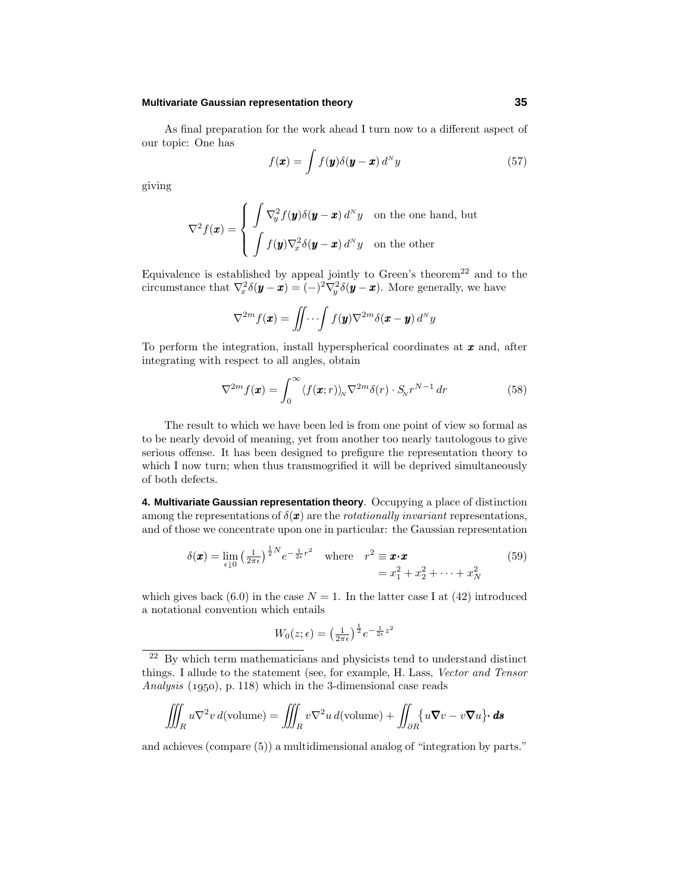As final preparation for the work ahead I turn now to a different aspect of our topic: One has

$$f(\boldsymbol{x}) = \int f(\boldsymbol{y})\delta(\boldsymbol{y}-\boldsymbol{x})\,d^N y \tag{57}$$

giving

$$\nabla^2 f(\boldsymbol{x}) = \begin{cases} \displaystyle\int \nabla_y^2 f(\boldsymbol{y})\delta(\boldsymbol{y}-\boldsymbol{x})\,d^N y & \text{on the one hand, but} \\ \displaystyle\int f(\boldsymbol{y})\nabla_x^2 \delta(\boldsymbol{y}-\boldsymbol{x})\,d^N y & \text{on the other} \end{cases}$$

Equivalence is established by appeal jointly to Green's theorem[22] and to the circumstance that $\nabla_x^2\delta(\boldsymbol{y}-\boldsymbol{x}) = (-)^2\nabla_y^2\delta(\boldsymbol{y}-\boldsymbol{x})$. More generally, we have

$$\nabla^{2m} f(\boldsymbol{x}) = \iint\cdots\int f(\boldsymbol{y})\nabla^{2m}\delta(\boldsymbol{x}-\boldsymbol{y})\,d^N y$$

To perform the integration, install hyperspherical coordinates at $\boldsymbol{x}$ and, after integrating with respect to all angles, obtain

$$\nabla^{2m} f(\boldsymbol{x}) = \int_0^\infty \langle f(\boldsymbol{x};r)\rangle_N \nabla^{2m}\delta(r)\cdot S_N r^{N-1}\,dr \tag{58}$$

The result to which we have been led is from one point of view so formal as to be nearly devoid of meaning, yet from another too nearly tautologous to give serious offense. It has been designed to prefigure the representation theory to which I now turn; when thus transmogrified it will be deprived simultaneously of both defects.

**4. Multivariate Gaussian representation theory**. Occupying a place of distinction among the representations of $\delta(\boldsymbol{x})$ are the *rotationally invariant* representations, and of those we concentrate upon one in particular: the Gaussian representation

$$\delta(\boldsymbol{x}) = \lim_{\epsilon\downarrow 0}\left(\tfrac{1}{2\pi\epsilon}\right)^{\frac{1}{2}N} e^{-\frac{1}{2\epsilon}r^2} \quad \text{where} \quad \begin{aligned} r^2 &\equiv \boldsymbol{x}\cdot\boldsymbol{x} \\ &= x_1^2 + x_2^2 + \cdots + x_N^2 \end{aligned} \tag{59}$$

which gives back (6.0) in the case $N = 1$. In the latter case I at (42) introduced a notational convention which entails

$$W_0(z;\epsilon) = \left(\tfrac{1}{2\pi\epsilon}\right)^{\frac{1}{2}} e^{-\frac{1}{2\epsilon}z^2}$$

---

[22] By which term mathematicians and physicists tend to understand distinct things. I allude to the statement (see, for example, H. Lass, *Vector and Tensor Analysis* (1950), p. 118) which in the 3-dimensional case reads

$$\iiint_R u\nabla^2 v\,d(\text{volume}) = \iiint_R v\nabla^2 u\,d(\text{volume}) + \iint_{\partial R}\big\{u\boldsymbol{\nabla} v - v\boldsymbol{\nabla} u\big\}\cdot\boldsymbol{ds}$$

and achieves (compare (5)) a multidimensional analog of "integration by parts."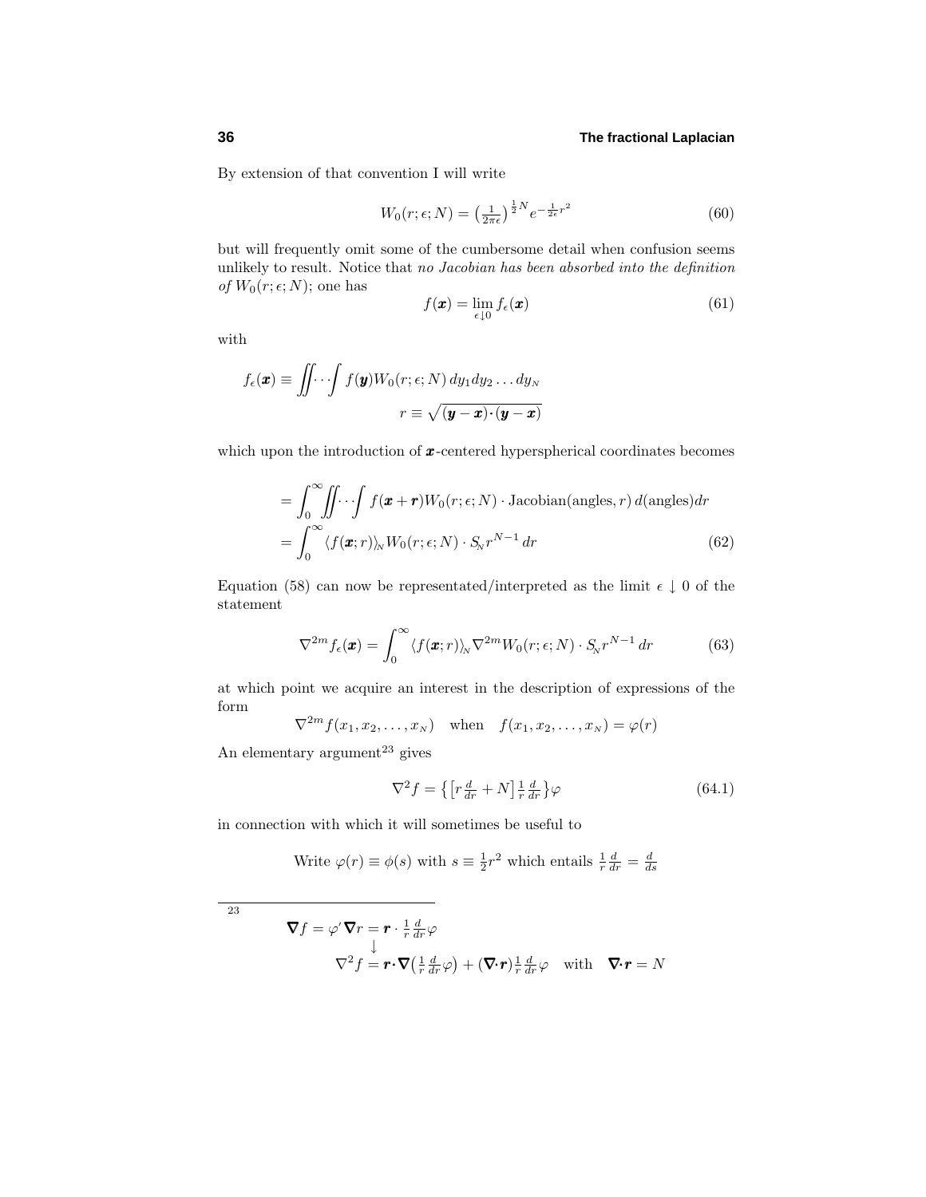By extension of that convention I will write

$$W_0(r;\epsilon;N) = \left(\tfrac{1}{2\pi\epsilon}\right)^{\frac{1}{2}N} e^{-\frac{1}{2\epsilon}r^2} \tag{60}$$

but will frequently omit some of the cumbersome detail when confusion seems unlikely to result. Notice that *no Jacobian has been absorbed into the definition of* $W_0(r;\epsilon;N)$; one has

$$f(\boldsymbol{x}) = \lim_{\epsilon\downarrow 0} f_\epsilon(\boldsymbol{x}) \tag{61}$$

with

$$f_\epsilon(\boldsymbol{x}) \equiv \iint\!\cdots\!\int f(\boldsymbol{y}) W_0(r;\epsilon;N)\, dy_1 dy_2 \ldots dy_N$$
$$r \equiv \sqrt{(\boldsymbol{y}-\boldsymbol{x})\cdot(\boldsymbol{y}-\boldsymbol{x})}$$

which upon the introduction of $\boldsymbol{x}$-centered hyperspherical coordinates becomes

$$\begin{aligned}
&= \int_0^\infty \iint\!\cdots\!\int f(\boldsymbol{x}+\boldsymbol{r}) W_0(r;\epsilon;N)\cdot \text{Jacobian(angles}, r)\, d(\text{angles}) dr \\
&= \int_0^\infty \langle f(\boldsymbol{x};r)\rangle_N W_0(r;\epsilon;N)\cdot S_N r^{N-1}\, dr
\end{aligned} \tag{62}$$

Equation (58) can now be representated/interpreted as the limit $\epsilon \downarrow 0$ of the statement

$$\nabla^{2m} f_\epsilon(\boldsymbol{x}) = \int_0^\infty \langle f(\boldsymbol{x};r)\rangle_N \nabla^{2m} W_0(r;\epsilon;N)\cdot S_N r^{N-1}\, dr \tag{63}$$

at which point we acquire an interest in the description of expressions of the form

$$\nabla^{2m} f(x_1, x_2, \ldots, x_N) \quad \text{when} \quad f(x_1, x_2, \ldots, x_N) = \varphi(r)$$

An elementary argument[23] gives

$$\nabla^2 f = \left\{\left[r\tfrac{d}{dr} + N\right]\tfrac{1}{r}\tfrac{d}{dr}\right\}\varphi \tag{64.1}$$

in connection with which it will sometimes be useful to

Write $\varphi(r) \equiv \phi(s)$ with $s \equiv \frac{1}{2}r^2$ which entails $\frac{1}{r}\frac{d}{dr} = \frac{d}{ds}$

---

[23]
$$\begin{aligned}
\boldsymbol{\nabla} f = \varphi' \boldsymbol{\nabla} r &= \boldsymbol{r}\cdot \tfrac{1}{r}\tfrac{d}{dr}\varphi \\
&\downarrow \\
\nabla^2 f &= \boldsymbol{r}\cdot\boldsymbol{\nabla}\left(\tfrac{1}{r}\tfrac{d}{dr}\varphi\right) + (\boldsymbol{\nabla}\cdot\boldsymbol{r})\tfrac{1}{r}\tfrac{d}{dr}\varphi \quad \text{with} \quad \boldsymbol{\nabla}\cdot\boldsymbol{r} = N
\end{aligned}$$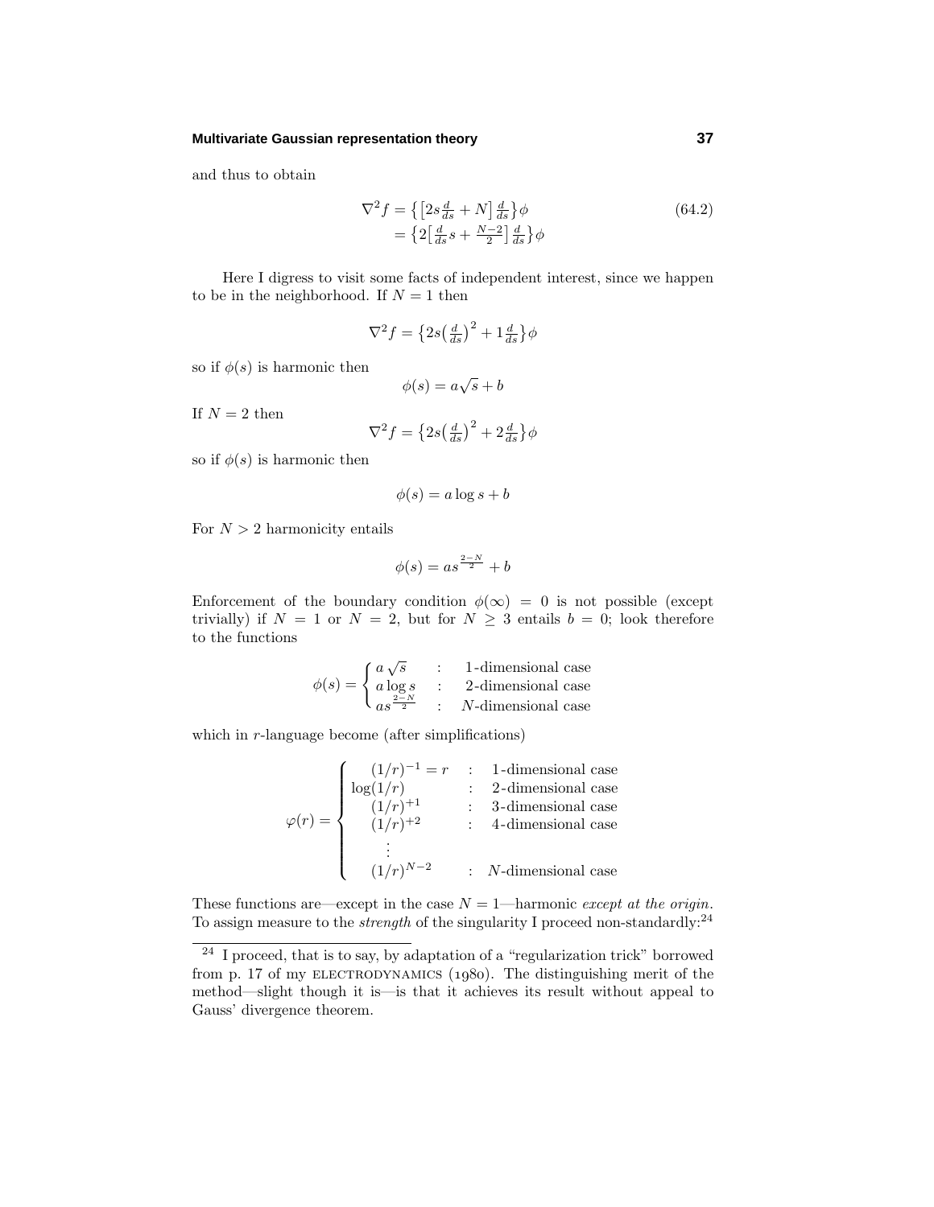and thus to obtain

$$
\begin{aligned}
\nabla^2 f &= \left\{\left[2s\tfrac{d}{ds}+N\right]\tfrac{d}{ds}\right\}\phi \\
&= \left\{2\left[\tfrac{d}{ds}s+\tfrac{N-2}{2}\right]\tfrac{d}{ds}\right\}\phi
\end{aligned}
\tag{64.2}
$$

Here I digress to visit some facts of independent interest, since we happen to be in the neighborhood. If $N=1$ then

$$
\nabla^2 f = \left\{2s\left(\tfrac{d}{ds}\right)^2+1\tfrac{d}{ds}\right\}\phi
$$

so if $\phi(s)$ is harmonic then

$$
\phi(s) = a\sqrt{s}+b
$$

If $N=2$ then

$$
\nabla^2 f = \left\{2s\left(\tfrac{d}{ds}\right)^2+2\tfrac{d}{ds}\right\}\phi
$$

so if $\phi(s)$ is harmonic then

$$
\phi(s) = a\log s+b
$$

For $N>2$ harmonicity entails

$$
\phi(s) = as^{\frac{2-N}{2}}+b
$$

Enforcement of the boundary condition $\phi(\infty)=0$ is not possible (except trivially) if $N=1$ or $N=2$, but for $N\geq 3$ entails $b=0$; look therefore to the functions

$$
\phi(s) = \begin{cases} a\sqrt{s} & : \quad \text{1-dimensional case} \\ a\log s & : \quad \text{2-dimensional case} \\ as^{\frac{2-N}{2}} & : \quad N\text{-dimensional case} \end{cases}
$$

which in $r$-language become (after simplifications)

$$
\varphi(r) = \begin{cases} (1/r)^{-1}=r & : \quad \text{1-dimensional case} \\ \log(1/r) & : \quad \text{2-dimensional case} \\ (1/r)^{+1} & : \quad \text{3-dimensional case} \\ (1/r)^{+2} & : \quad \text{4-dimensional case} \\ \quad\vdots & \\ (1/r)^{N-2} & : \quad N\text{-dimensional case} \end{cases}
$$

These functions are—except in the case $N=1$—harmonic *except at the origin*. To assign measure to the *strength* of the singularity I proceed non-standardly:[24]

---

[24] I proceed, that is to say, by adaptation of a "regularization trick" borrowed from p. 17 of my ELECTRODYNAMICS (1980). The distinguishing merit of the method—slight though it is—is that it achieves its result without appeal to Gauss' divergence theorem.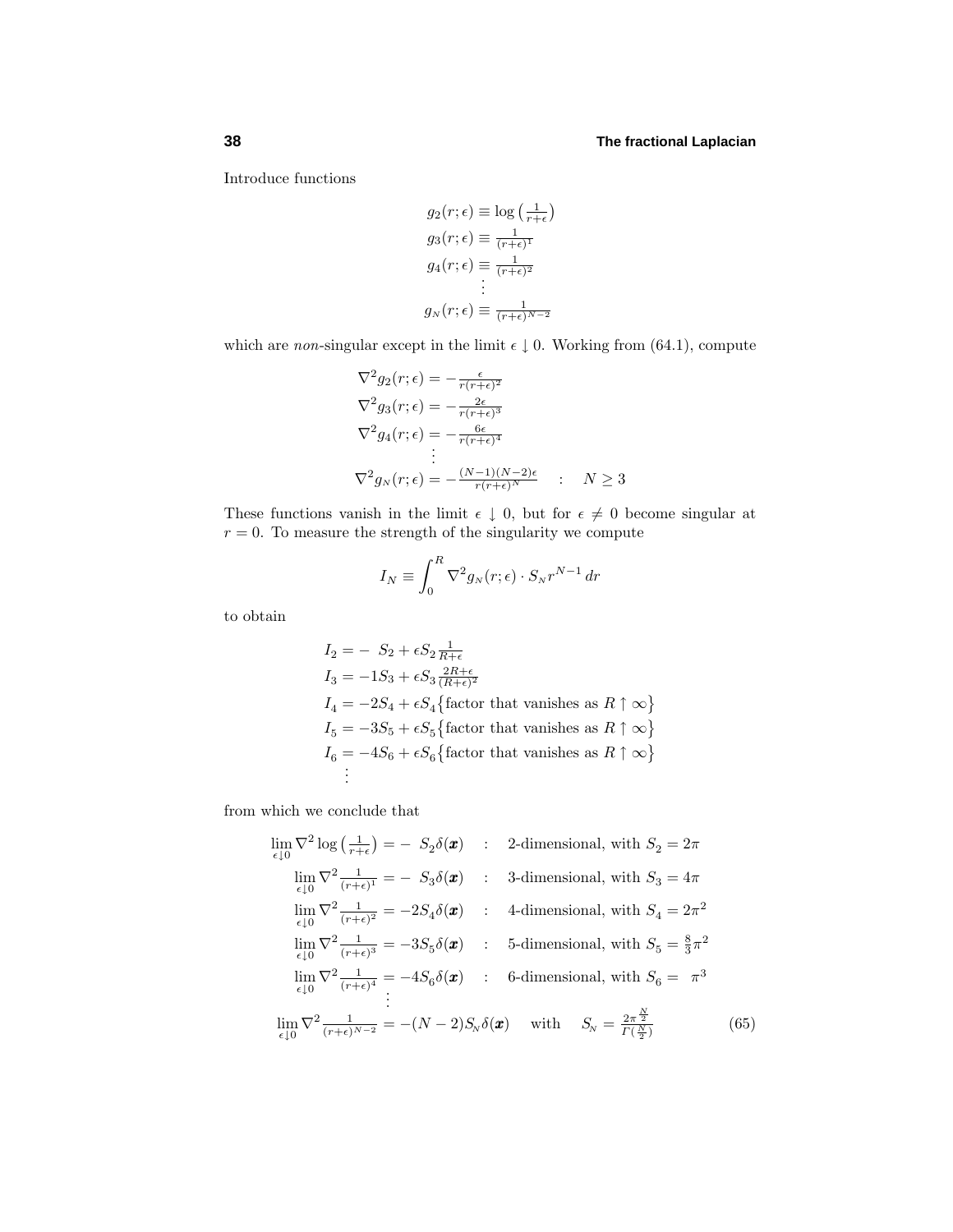Introduce functions

$$
\begin{aligned}
g_2(r;\epsilon) &\equiv \log\left(\tfrac{1}{r+\epsilon}\right)\\
g_3(r;\epsilon) &\equiv \tfrac{1}{(r+\epsilon)^1}\\
g_4(r;\epsilon) &\equiv \tfrac{1}{(r+\epsilon)^2}\\
&\ \vdots\\
g_N(r;\epsilon) &\equiv \tfrac{1}{(r+\epsilon)^{N-2}}
\end{aligned}
$$

which are *non*-singular except in the limit $\epsilon \downarrow 0$. Working from (64.1), compute

$$
\begin{aligned}
\nabla^2 g_2(r;\epsilon) &= -\tfrac{\epsilon}{r(r+\epsilon)^2}\\
\nabla^2 g_3(r;\epsilon) &= -\tfrac{2\epsilon}{r(r+\epsilon)^3}\\
\nabla^2 g_4(r;\epsilon) &= -\tfrac{6\epsilon}{r(r+\epsilon)^4}\\
&\ \vdots\\
\nabla^2 g_N(r;\epsilon) &= -\tfrac{(N-1)(N-2)\epsilon}{r(r+\epsilon)^N} \quad : \quad N \geq 3
\end{aligned}
$$

These functions vanish in the limit $\epsilon \downarrow 0$, but for $\epsilon \neq 0$ become singular at $r = 0$. To measure the strength of the singularity we compute

$$
I_N \equiv \int_0^R \nabla^2 g_N(r;\epsilon)\cdot S_N r^{N-1}\,dr
$$

to obtain

$$
\begin{aligned}
I_2 &= -\ \ S_2 + \epsilon S_2 \tfrac{1}{R+\epsilon}\\
I_3 &= -1S_3 + \epsilon S_3 \tfrac{2R+\epsilon}{(R+\epsilon)^2}\\
I_4 &= -2S_4 + \epsilon S_4\big\{\text{factor that vanishes as } R\uparrow\infty\big\}\\
I_5 &= -3S_5 + \epsilon S_5\big\{\text{factor that vanishes as } R\uparrow\infty\big\}\\
I_6 &= -4S_6 + \epsilon S_6\big\{\text{factor that vanishes as } R\uparrow\infty\big\}\\
&\ \vdots
\end{aligned}
$$

from which we conclude that

$$
\begin{aligned}
\lim_{\epsilon\downarrow 0}\nabla^2 \log\left(\tfrac{1}{r+\epsilon}\right) &= -\ \ S_2\delta(\boldsymbol{x}) \quad : \quad \text{2-dimensional, with } S_2 = 2\pi\\
\lim_{\epsilon\downarrow 0}\nabla^2 \tfrac{1}{(r+\epsilon)^1} &= -\ \ S_3\delta(\boldsymbol{x}) \quad : \quad \text{3-dimensional, with } S_3 = 4\pi\\
\lim_{\epsilon\downarrow 0}\nabla^2 \tfrac{1}{(r+\epsilon)^2} &= -2S_4\delta(\boldsymbol{x}) \quad : \quad \text{4-dimensional, with } S_4 = 2\pi^2\\
\lim_{\epsilon\downarrow 0}\nabla^2 \tfrac{1}{(r+\epsilon)^3} &= -3S_5\delta(\boldsymbol{x}) \quad : \quad \text{5-dimensional, with } S_5 = \tfrac{8}{3}\pi^2\\
\lim_{\epsilon\downarrow 0}\nabla^2 \tfrac{1}{(r+\epsilon)^4} &= -4S_6\delta(\boldsymbol{x}) \quad : \quad \text{6-dimensional, with } S_6 = \ \pi^3\\
&\ \vdots\\
\lim_{\epsilon\downarrow 0}\nabla^2 \tfrac{1}{(r+\epsilon)^{N-2}} &= -(N-2)S_N\delta(\boldsymbol{x}) \quad \text{with} \quad S_N = \tfrac{2\pi^{\frac{N}{2}}}{\Gamma(\frac{N}{2})}
\end{aligned}
\tag{65}
$$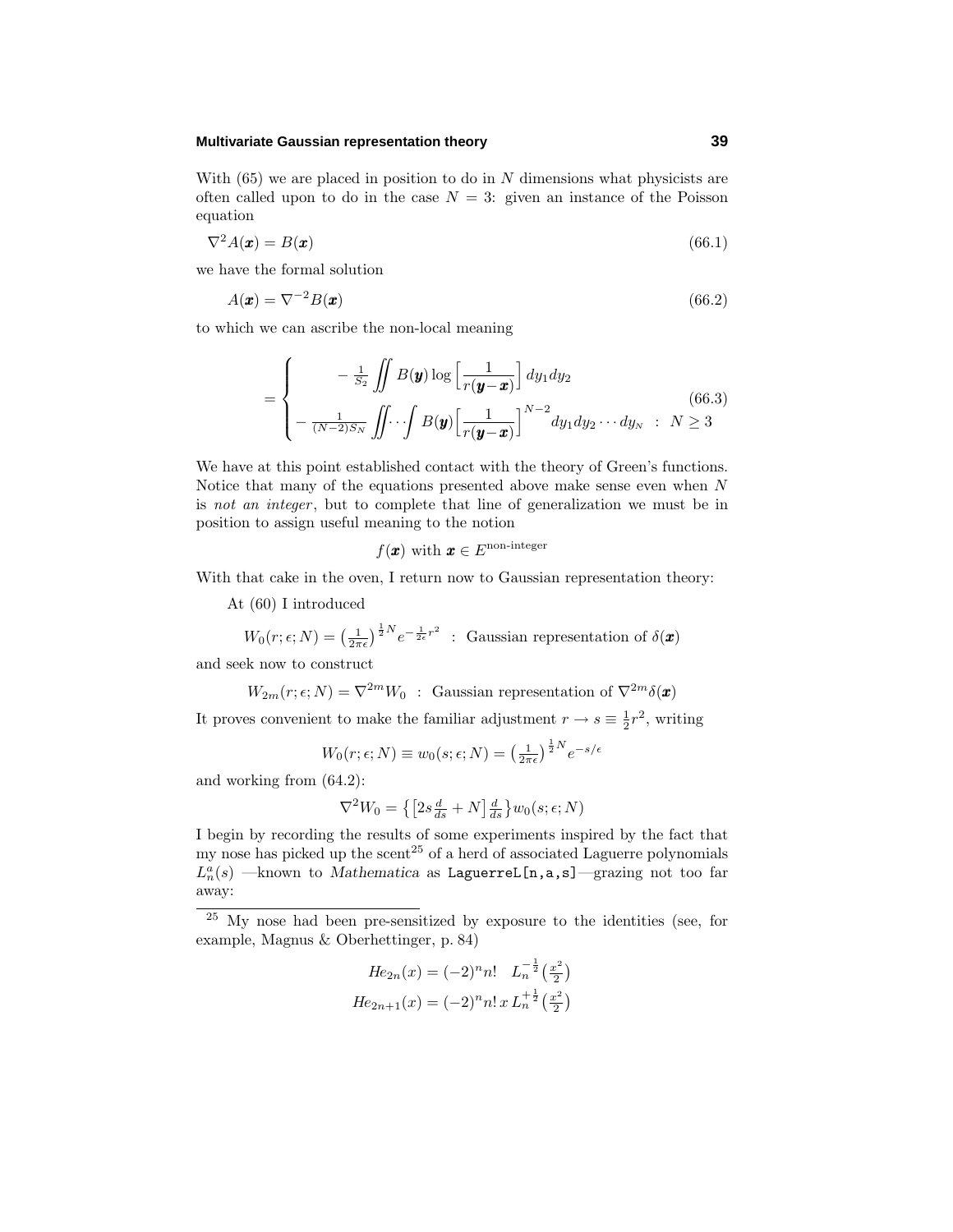With (65) we are placed in position to do in $N$ dimensions what physicists are often called upon to do in the case $N = 3$: given an instance of the Poisson equation

$$\nabla^2 A(\boldsymbol{x}) = B(\boldsymbol{x}) \tag{66.1}$$

we have the formal solution

$$A(\boldsymbol{x}) = \nabla^{-2} B(\boldsymbol{x}) \tag{66.2}$$

to which we can ascribe the non-local meaning

$$= \begin{cases} -\frac{1}{S_2} \iint B(\boldsymbol{y}) \log\Big[\dfrac{1}{r(\boldsymbol{y}-\boldsymbol{x})}\Big]\, dy_1 dy_2 \\ -\frac{1}{(N-2)S_N} \iint\!\cdots\!\int B(\boldsymbol{y}) \Big[\dfrac{1}{r(\boldsymbol{y}-\boldsymbol{x})}\Big]^{N-2} dy_1 dy_2 \cdots dy_N \ \ : \ N \geq 3 \end{cases} \tag{66.3}$$

We have at this point established contact with the theory of Green's functions. Notice that many of the equations presented above make sense even when $N$ is *not an integer*, but to complete that line of generalization we must be in position to assign useful meaning to the notion

$$f(\boldsymbol{x}) \text{ with } \boldsymbol{x} \in E^{\text{non-integer}}$$

With that cake in the oven, I return now to Gaussian representation theory:

At (60) I introduced

$$W_0(r;\epsilon;N) = \big(\tfrac{1}{2\pi\epsilon}\big)^{\frac{1}{2}N} e^{-\frac{1}{2\epsilon}r^2} \ \ : \ \text{Gaussian representation of } \delta(\boldsymbol{x})$$

and seek now to construct

$$W_{2m}(r;\epsilon;N) = \nabla^{2m} W_0 \ \ : \ \text{Gaussian representation of } \nabla^{2m}\delta(\boldsymbol{x})$$

It proves convenient to make the familiar adjustment $r \to s \equiv \frac{1}{2}r^2$, writing

$$W_0(r;\epsilon;N) \equiv w_0(s;\epsilon;N) = \big(\tfrac{1}{2\pi\epsilon}\big)^{\frac{1}{2}N} e^{-s/\epsilon}$$

and working from (64.2):

$$\nabla^2 W_0 = \big\{\big[2s\tfrac{d}{ds} + N\big]\tfrac{d}{ds}\big\} w_0(s;\epsilon;N)$$

I begin by recording the results of some experiments inspired by the fact that my nose has picked up the scent[25] of a herd of associated Laguerre polynomials $L_n^a(s)$ —known to *Mathematica* as `LaguerreL[n,a,s]`—grazing not too far away:

---

[25] My nose had been pre-sensitized by exposure to the identities (see, for example, Magnus & Oberhettinger, p. 84)

$$He_{2n}(x) = (-2)^n n! \quad L_n^{-\frac{1}{2}}\big(\tfrac{x^2}{2}\big)$$
$$He_{2n+1}(x) = (-2)^n n!\, x\, L_n^{+\frac{1}{2}}\big(\tfrac{x^2}{2}\big)$$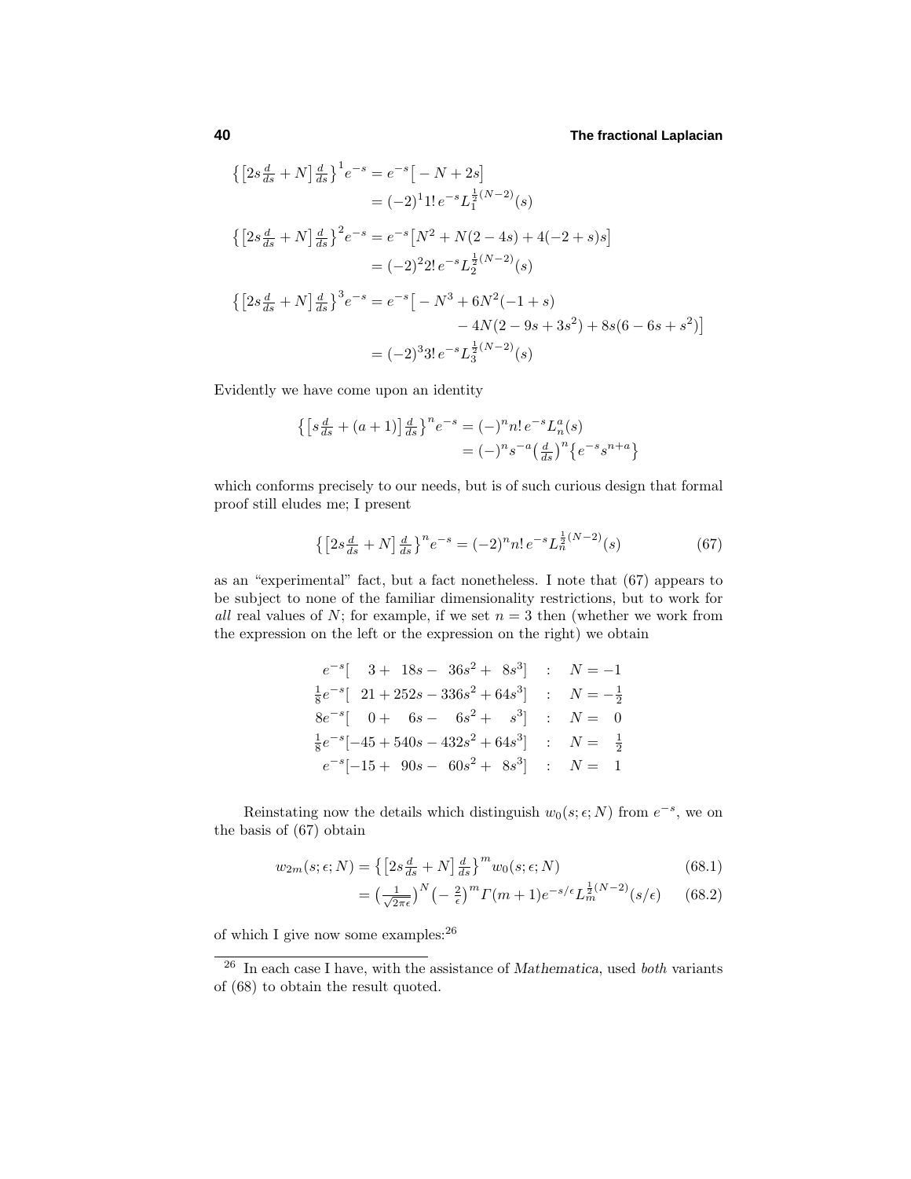$$
\begin{aligned}
\left\{\left[2s\tfrac{d}{ds}+N\right]\tfrac{d}{ds}\right\}^1 e^{-s} &= e^{-s}\left[-N+2s\right]\\
&= (-2)^1 1!\, e^{-s} L_1^{\frac{1}{2}(N-2)}(s)\\
\left\{\left[2s\tfrac{d}{ds}+N\right]\tfrac{d}{ds}\right\}^2 e^{-s} &= e^{-s}\left[N^2+N(2-4s)+4(-2+s)s\right]\\
&= (-2)^2 2!\, e^{-s} L_2^{\frac{1}{2}(N-2)}(s)\\
\left\{\left[2s\tfrac{d}{ds}+N\right]\tfrac{d}{ds}\right\}^3 e^{-s} &= e^{-s}\big[-N^3+6N^2(-1+s)\\
&\qquad -4N(2-9s+3s^2)+8s(6-6s+s^2)\big]\\
&= (-2)^3 3!\, e^{-s} L_3^{\frac{1}{2}(N-2)}(s)
\end{aligned}
$$

Evidently we have come upon an identity

$$
\begin{aligned}
\left\{\left[s\tfrac{d}{ds}+(a+1)\right]\tfrac{d}{ds}\right\}^n e^{-s} &= (-)^n n!\, e^{-s} L_n^a(s)\\
&= (-)^n s^{-a}\left(\tfrac{d}{ds}\right)^n\left\{e^{-s}s^{n+a}\right\}
\end{aligned}
$$

which conforms precisely to our needs, but is of such curious design that formal proof still eludes me; I present

$$
\left\{\left[2s\tfrac{d}{ds}+N\right]\tfrac{d}{ds}\right\}^n e^{-s} = (-2)^n n!\, e^{-s} L_n^{\frac{1}{2}(N-2)}(s) \tag{67}
$$

as an "experimental" fact, but a fact nonetheless. I note that (67) appears to be subject to none of the familiar dimensionality restrictions, but to work for *all* real values of $N$; for example, if we set $n=3$ then (whether we work from the expression on the left or the expression on the right) we obtain

$$
\begin{array}{rcl}
e^{-s}[\;\;\;3+\;\;18s-\;\;36s^2+\;\;8s^3] & : & N=-1\\
\frac{1}{8}e^{-s}[\;\;21+252s-336s^2+64s^3] & : & N=-\frac{1}{2}\\
8e^{-s}[\;\;\;0+\;\;\;6s-\;\;\;6s^2+\;\;\;s^3] & : & N=\;\;\;0\\
\frac{1}{8}e^{-s}[-45+540s-432s^2+64s^3] & : & N=\;\;\;\frac{1}{2}\\
e^{-s}[-15+\;\;90s-\;\;60s^2+\;\;8s^3] & : & N=\;\;\;1
\end{array}
$$

Reinstating now the details which distinguish $w_0(s;\epsilon;N)$ from $e^{-s}$, we on the basis of (67) obtain

$$
\begin{aligned}
w_{2m}(s;\epsilon;N) &= \left\{\left[2s\tfrac{d}{ds}+N\right]\tfrac{d}{ds}\right\}^m w_0(s;\epsilon;N) &(68.1)\\
&= \left(\tfrac{1}{\sqrt{2\pi\epsilon}}\right)^N\left(-\tfrac{2}{\epsilon}\right)^m \Gamma(m+1)e^{-s/\epsilon}L_m^{\frac{1}{2}(N-2)}(s/\epsilon) &(68.2)
\end{aligned}
$$

of which I give now some examples:[26]

---

[26] In each case I have, with the assistance of *Mathematica*, used *both* variants of (68) to obtain the result quoted.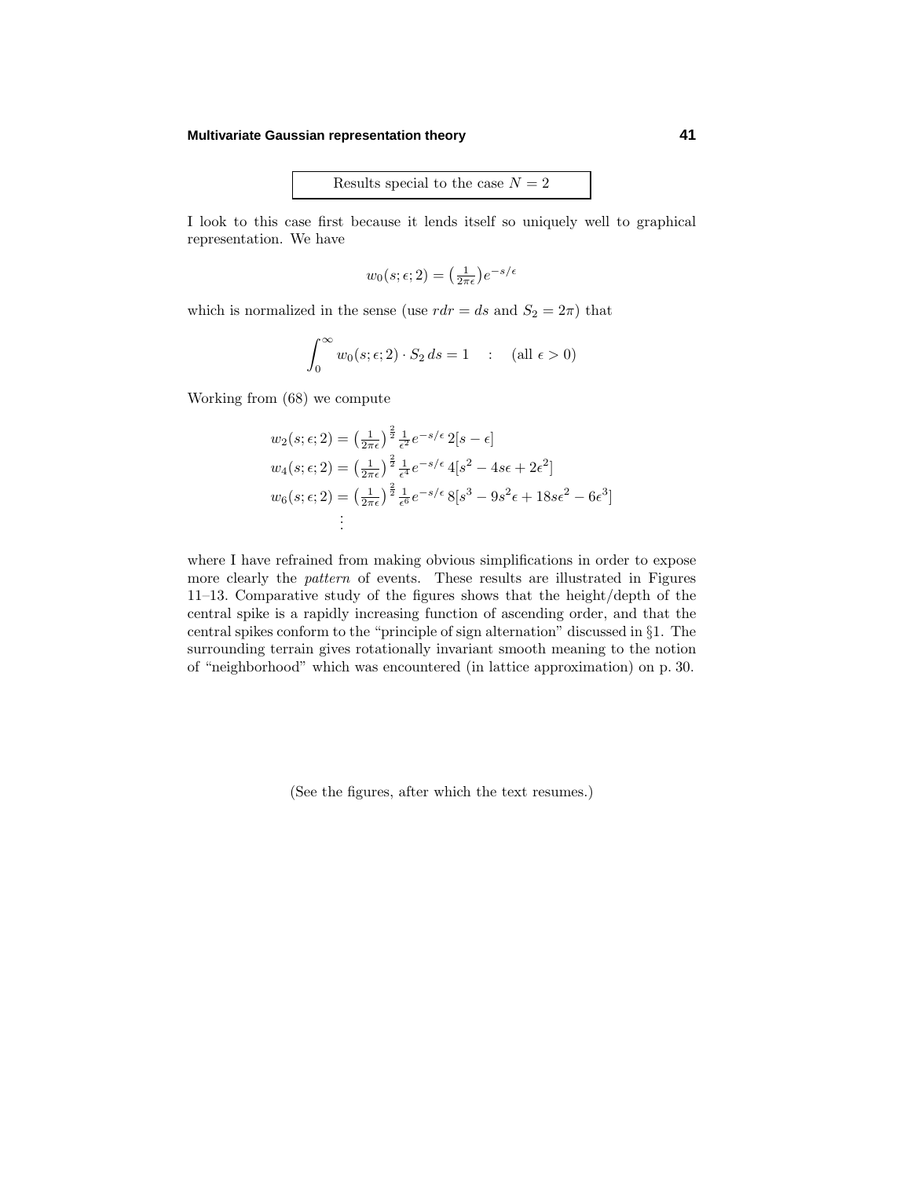Results special to the case $N = 2$

I look to this case first because it lends itself so uniquely well to graphical representation. We have

$$w_0(s;\epsilon;2) = \big(\tfrac{1}{2\pi\epsilon}\big)e^{-s/\epsilon}$$

which is normalized in the sense (use $rdr = ds$ and $S_2 = 2\pi$) that

$$\int_0^\infty w_0(s;\epsilon;2)\cdot S_2\,ds = 1 \quad : \quad (\text{all } \epsilon > 0)$$

Working from (68) we compute

$$\begin{aligned}
w_2(s;\epsilon;2) &= \big(\tfrac{1}{2\pi\epsilon}\big)^{\frac{2}{2}}\tfrac{1}{\epsilon^2}e^{-s/\epsilon}\,2[s-\epsilon]\\
w_4(s;\epsilon;2) &= \big(\tfrac{1}{2\pi\epsilon}\big)^{\frac{2}{2}}\tfrac{1}{\epsilon^4}e^{-s/\epsilon}\,4[s^2-4s\epsilon+2\epsilon^2]\\
w_6(s;\epsilon;2) &= \big(\tfrac{1}{2\pi\epsilon}\big)^{\frac{2}{2}}\tfrac{1}{\epsilon^6}e^{-s/\epsilon}\,8[s^3-9s^2\epsilon+18s\epsilon^2-6\epsilon^3]\\
&\;\;\vdots
\end{aligned}$$

where I have refrained from making obvious simplifications in order to expose more clearly the *pattern* of events. These results are illustrated in Figures 11–13. Comparative study of the figures shows that the height/depth of the central spike is a rapidly increasing function of ascending order, and that the central spikes conform to the "principle of sign alternation" discussed in §1. The surrounding terrain gives rotationally invariant smooth meaning to the notion of "neighborhood" which was encountered (in lattice approximation) on p. 30.

(See the figures, after which the text resumes.)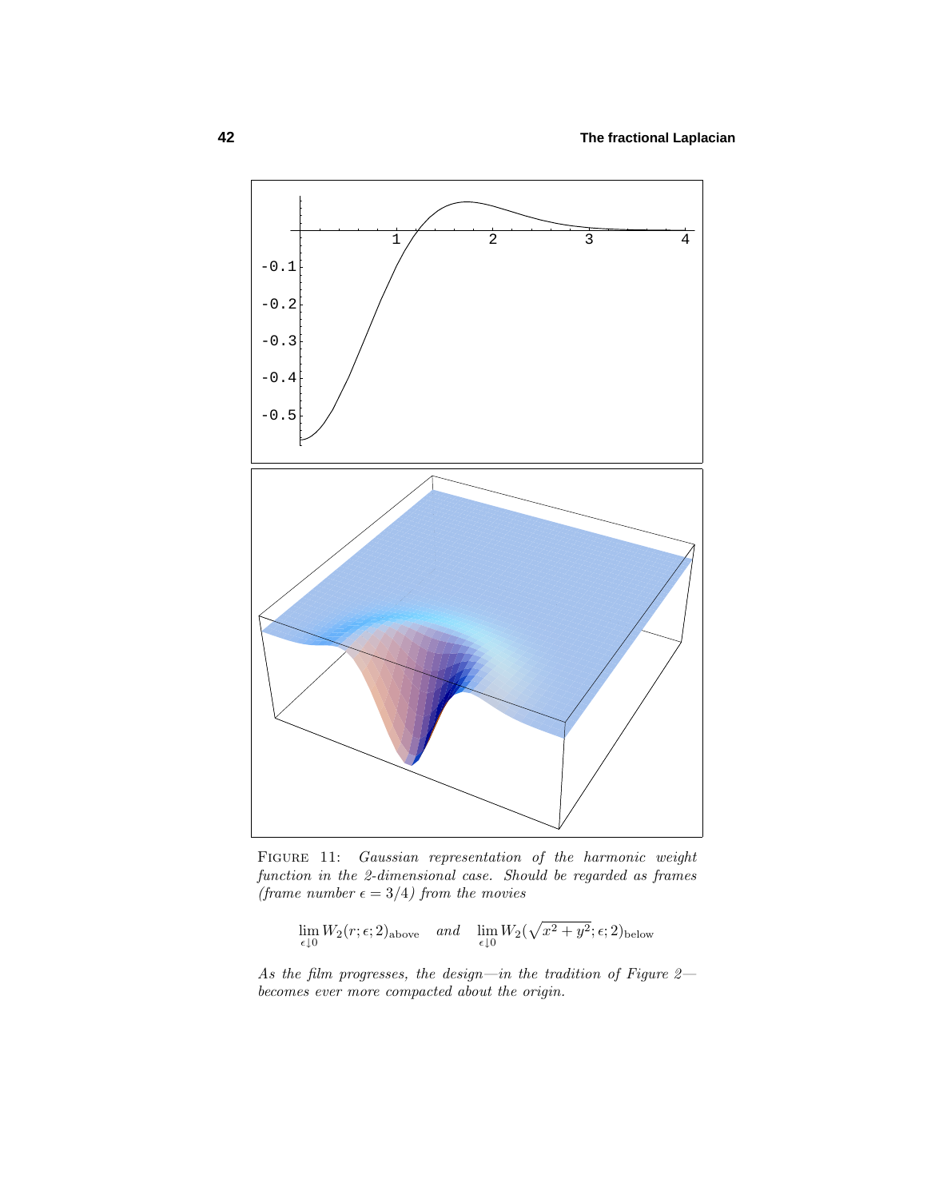FIGURE 11: *Gaussian representation of the harmonic weight function in the 2-dimensional case. Should be regarded as frames (frame number $\epsilon = 3/4$) from the movies*

$$\lim_{\epsilon\downarrow 0} W_2(r;\epsilon;2)_{\text{above}} \quad \textit{and} \quad \lim_{\epsilon\downarrow 0} W_2(\sqrt{x^2+y^2};\epsilon;2)_{\text{below}}$$

*As the film progresses, the design—in the tradition of Figure 2—becomes ever more compacted about the origin.*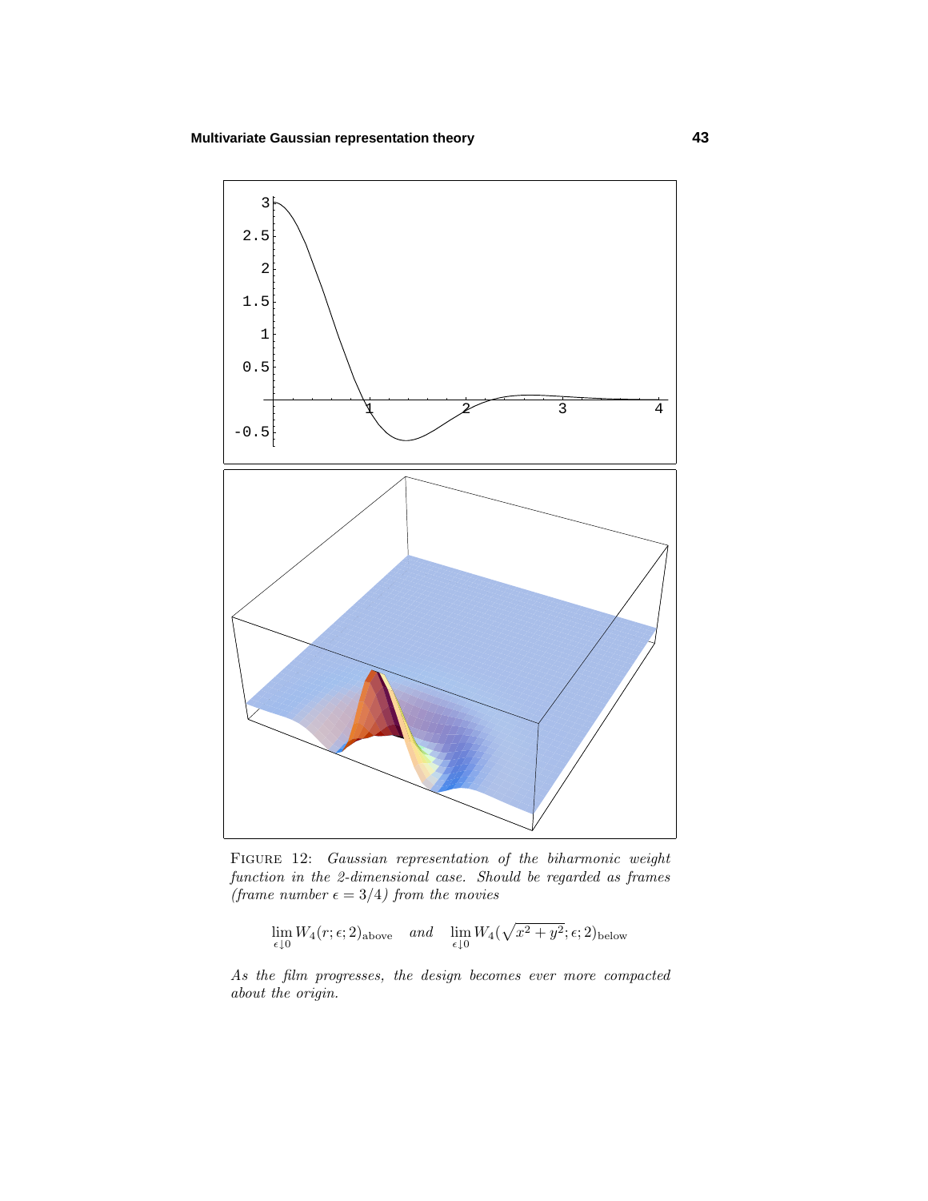FIGURE 12: *Gaussian representation of the biharmonic weight function in the 2-dimensional case. Should be regarded as frames (frame number $\epsilon = 3/4$) from the movies*

$$\lim_{\epsilon \downarrow 0} W_4(r; \epsilon; 2)_{\text{above}} \quad \textit{and} \quad \lim_{\epsilon \downarrow 0} W_4(\sqrt{x^2 + y^2}; \epsilon; 2)_{\text{below}}$$

*As the film progresses, the design becomes ever more compacted about the origin.*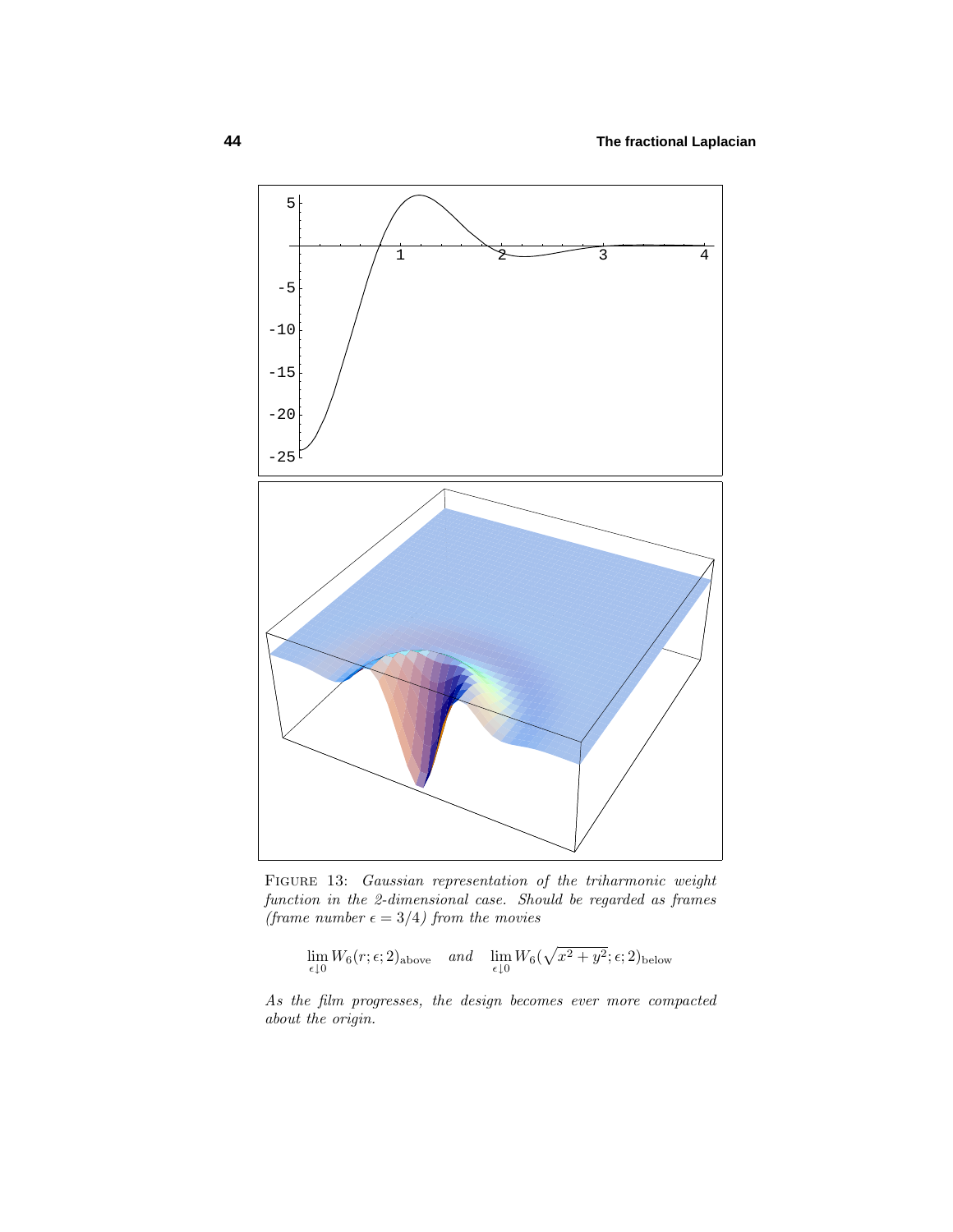FIGURE 13: *Gaussian representation of the triharmonic weight function in the 2-dimensional case. Should be regarded as frames (frame number $\epsilon = 3/4$) from the movies*

$$\lim_{\epsilon\downarrow 0} W_6(r;\epsilon;2)_{\text{above}} \quad \textit{and} \quad \lim_{\epsilon\downarrow 0} W_6(\sqrt{x^2+y^2};\epsilon;2)_{\text{below}}$$

*As the film progresses, the design becomes ever more compacted about the origin.*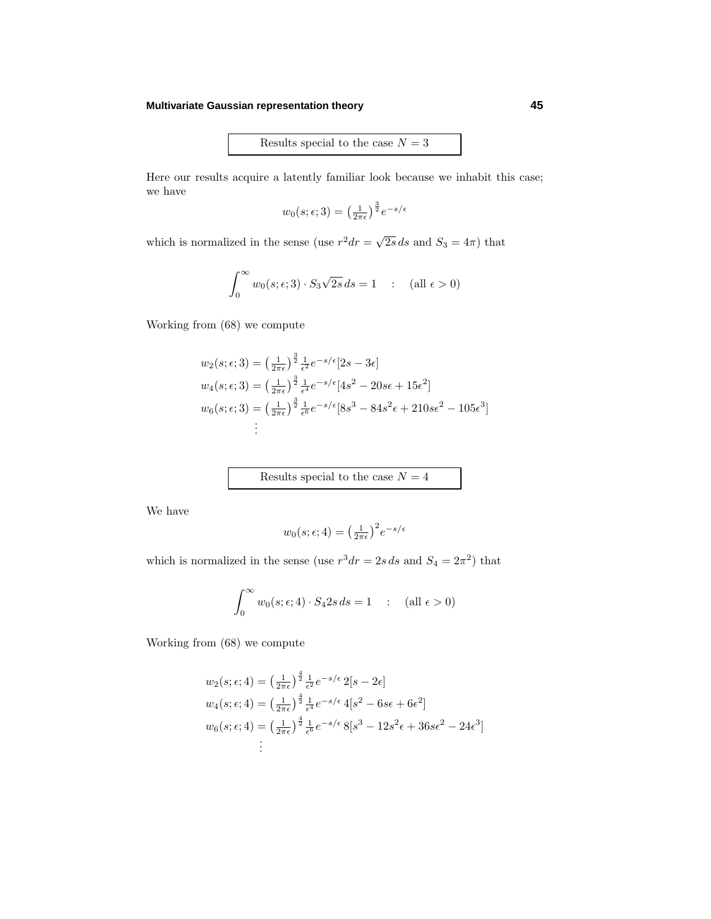## Results special to the case $N = 3$

Here our results acquire a latently familiar look because we inhabit this case; we have

$$w_0(s;\epsilon;3) = \left(\tfrac{1}{2\pi\epsilon}\right)^{\frac{3}{2}} e^{-s/\epsilon}$$

which is normalized in the sense (use $r^2 dr = \sqrt{2s}\,ds$ and $S_3 = 4\pi$) that

$$\int_0^\infty w_0(s;\epsilon;3)\cdot S_3\sqrt{2s}\,ds = 1 \quad : \quad (\text{all } \epsilon > 0)$$

Working from (68) we compute

$$\begin{aligned}
w_2(s;\epsilon;3) &= \left(\tfrac{1}{2\pi\epsilon}\right)^{\frac{3}{2}} \tfrac{1}{\epsilon^2} e^{-s/\epsilon}[2s - 3\epsilon] \\
w_4(s;\epsilon;3) &= \left(\tfrac{1}{2\pi\epsilon}\right)^{\frac{3}{2}} \tfrac{1}{\epsilon^4} e^{-s/\epsilon}[4s^2 - 20s\epsilon + 15\epsilon^2] \\
w_6(s;\epsilon;3) &= \left(\tfrac{1}{2\pi\epsilon}\right)^{\frac{3}{2}} \tfrac{1}{\epsilon^6} e^{-s/\epsilon}[8s^3 - 84s^2\epsilon + 210s\epsilon^2 - 105\epsilon^3] \\
&\;\;\vdots
\end{aligned}$$

## Results special to the case $N = 4$

We have

$$w_0(s;\epsilon;4) = \left(\tfrac{1}{2\pi\epsilon}\right)^{2} e^{-s/\epsilon}$$

which is normalized in the sense (use $r^3 dr = 2s\,ds$ and $S_4 = 2\pi^2$) that

$$\int_0^\infty w_0(s;\epsilon;4)\cdot S_4 2s\,ds = 1 \quad : \quad (\text{all } \epsilon > 0)$$

Working from (68) we compute

$$\begin{aligned}
w_2(s;\epsilon;4) &= \left(\tfrac{1}{2\pi\epsilon}\right)^{\frac{4}{2}} \tfrac{1}{\epsilon^2} e^{-s/\epsilon}\, 2[s - 2\epsilon] \\
w_4(s;\epsilon;4) &= \left(\tfrac{1}{2\pi\epsilon}\right)^{\frac{4}{2}} \tfrac{1}{\epsilon^4} e^{-s/\epsilon}\, 4[s^2 - 6s\epsilon + 6\epsilon^2] \\
w_6(s;\epsilon;4) &= \left(\tfrac{1}{2\pi\epsilon}\right)^{\frac{4}{2}} \tfrac{1}{\epsilon^6} e^{-s/\epsilon}\, 8[s^3 - 12s^2\epsilon + 36s\epsilon^2 - 24\epsilon^3] \\
&\;\;\vdots
\end{aligned}$$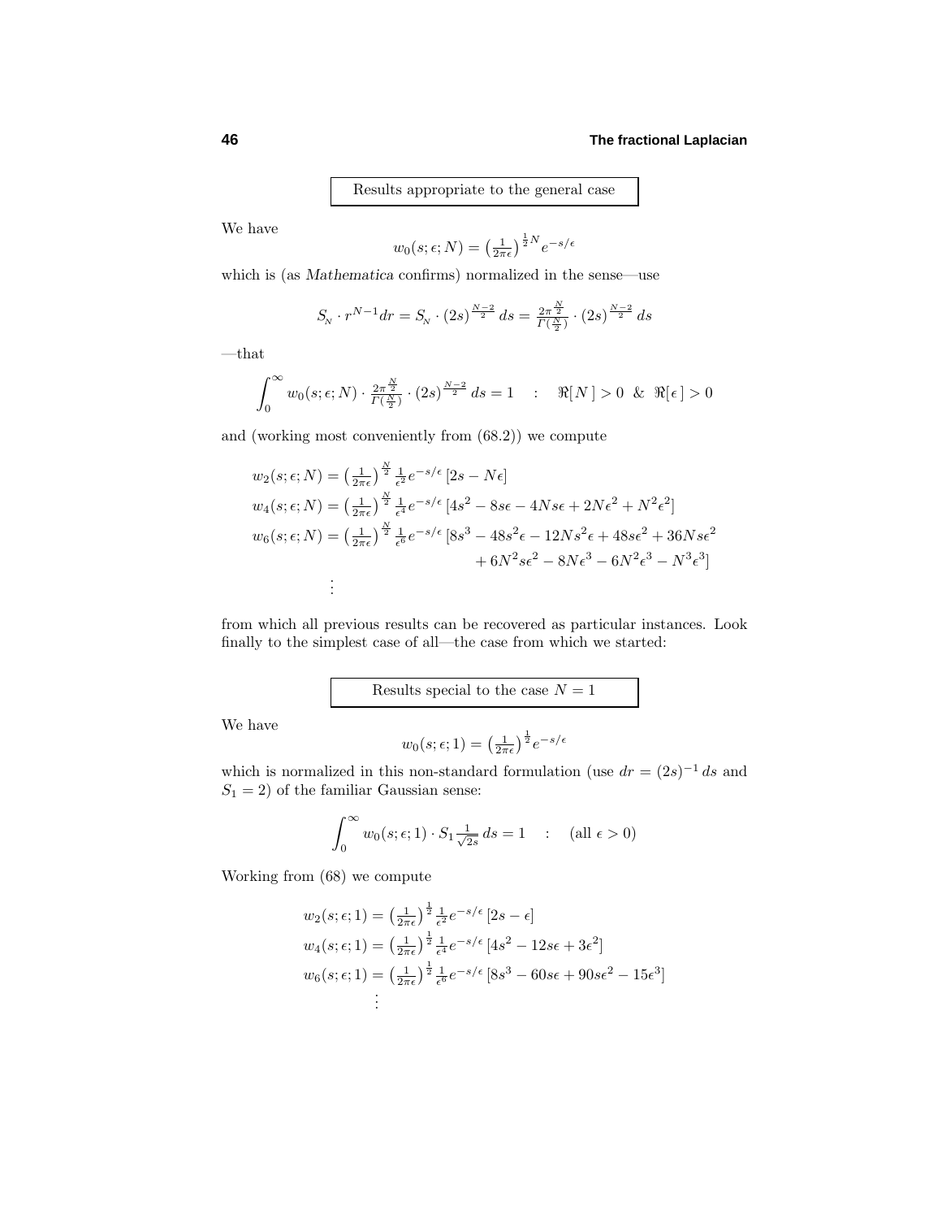Results appropriate to the general case

We have

$$w_0(s;\epsilon;N) = \left(\tfrac{1}{2\pi\epsilon}\right)^{\frac{1}{2}N} e^{-s/\epsilon}$$

which is (as *Mathematica* confirms) normalized in the sense—use

$$S_{\!N} \cdot r^{N-1}dr = S_{\!N} \cdot (2s)^{\frac{N-2}{2}}\,ds = \tfrac{2\pi^{\frac{N}{2}}}{\Gamma(\frac{N}{2})} \cdot (2s)^{\frac{N-2}{2}}\,ds$$

—that

$$\int_0^\infty w_0(s;\epsilon;N) \cdot \tfrac{2\pi^{\frac{N}{2}}}{\Gamma(\frac{N}{2})} \cdot (2s)^{\frac{N-2}{2}}\,ds = 1 \quad : \quad \Re[\,N\,] > 0 \;\;\&\;\; \Re[\,\epsilon\,] > 0$$

and (working most conveniently from (68.2)) we compute

$$\begin{aligned}
w_2(s;\epsilon;N) &= \left(\tfrac{1}{2\pi\epsilon}\right)^{\frac{N}{2}} \tfrac{1}{\epsilon^2} e^{-s/\epsilon}\,[2s - N\epsilon]\\
w_4(s;\epsilon;N) &= \left(\tfrac{1}{2\pi\epsilon}\right)^{\frac{N}{2}} \tfrac{1}{\epsilon^4} e^{-s/\epsilon}\,[4s^2 - 8s\epsilon - 4Ns\epsilon + 2N\epsilon^2 + N^2\epsilon^2]\\
w_6(s;\epsilon;N) &= \left(\tfrac{1}{2\pi\epsilon}\right)^{\frac{N}{2}} \tfrac{1}{\epsilon^6} e^{-s/\epsilon}\,[8s^3 - 48s^2\epsilon - 12Ns^2\epsilon + 48s\epsilon^2 + 36Ns\epsilon^2\\
&\qquad\qquad + 6N^2s\epsilon^2 - 8N\epsilon^3 - 6N^2\epsilon^3 - N^3\epsilon^3]\\
&\;\;\vdots
\end{aligned}$$

from which all previous results can be recovered as particular instances. Look finally to the simplest case of all—the case from which we started:

Results special to the case $N = 1$

We have

$$w_0(s;\epsilon;1) = \left(\tfrac{1}{2\pi\epsilon}\right)^{\frac{1}{2}} e^{-s/\epsilon}$$

which is normalized in this non-standard formulation (use $dr = (2s)^{-1}\,ds$ and $S_1 = 2$) of the familiar Gaussian sense:

$$\int_0^\infty w_0(s;\epsilon;1) \cdot S_1 \tfrac{1}{\sqrt{2s}}\,ds = 1 \quad : \quad (\text{all } \epsilon > 0)$$

Working from (68) we compute

$$\begin{aligned}
w_2(s;\epsilon;1) &= \left(\tfrac{1}{2\pi\epsilon}\right)^{\frac{1}{2}} \tfrac{1}{\epsilon^2} e^{-s/\epsilon}\,[2s - \epsilon]\\
w_4(s;\epsilon;1) &= \left(\tfrac{1}{2\pi\epsilon}\right)^{\frac{1}{2}} \tfrac{1}{\epsilon^4} e^{-s/\epsilon}\,[4s^2 - 12s\epsilon + 3\epsilon^2]\\
w_6(s;\epsilon;1) &= \left(\tfrac{1}{2\pi\epsilon}\right)^{\frac{1}{2}} \tfrac{1}{\epsilon^6} e^{-s/\epsilon}\,[8s^3 - 60s\epsilon + 90s\epsilon^2 - 15\epsilon^3]\\
&\;\;\vdots
\end{aligned}$$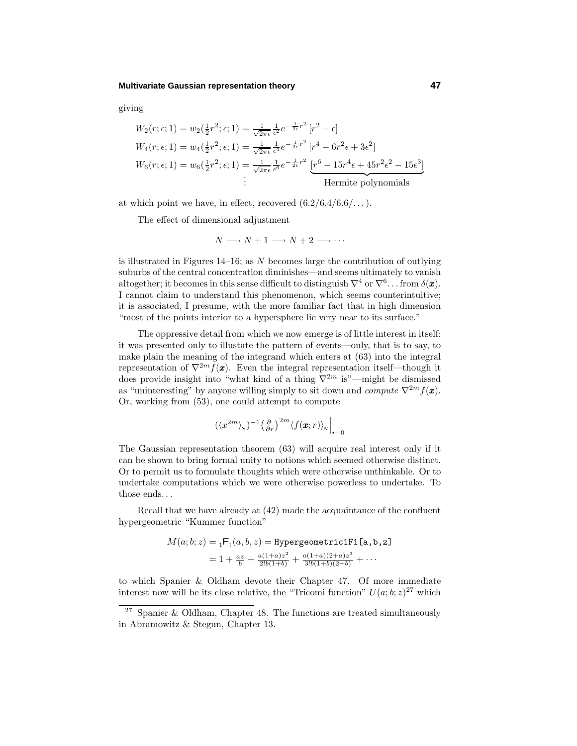giving

$$
\begin{aligned}
W_2(r;\epsilon;1) &= w_2(\tfrac{1}{2}r^2;\epsilon;1) = \tfrac{1}{\sqrt{2\pi\epsilon}}\tfrac{1}{\epsilon^2}e^{-\frac{1}{2\epsilon}r^2}\,[r^2-\epsilon]\\
W_4(r;\epsilon;1) &= w_4(\tfrac{1}{2}r^2;\epsilon;1) = \tfrac{1}{\sqrt{2\pi\epsilon}}\tfrac{1}{\epsilon^4}e^{-\frac{1}{2\epsilon}r^2}\,[r^4-6r^2\epsilon+3\epsilon^2]\\
W_6(r;\epsilon;1) &= w_6(\tfrac{1}{2}r^2;\epsilon;1) = \tfrac{1}{\sqrt{2\pi\epsilon}}\tfrac{1}{\epsilon^6}e^{-\frac{1}{2\epsilon}r^2}\,\underbrace{[r^6-15r^4\epsilon+45r^2\epsilon^2-15\epsilon^3]}_{\text{Hermite polynomials}}\\
&\quad\vdots
\end{aligned}
$$

at which point we have, in effect, recovered $(6.2/6.4/6.6/\ldots)$.

The effect of dimensional adjustment

$$
N \longrightarrow N+1 \longrightarrow N+2 \longrightarrow \cdots
$$

is illustrated in Figures 14–16; as $N$ becomes large the contribution of outlying suburbs of the central concentration diminishes—and seems ultimately to vanish altogether; it becomes in this sense difficult to distinguish $\nabla^4$ or $\nabla^6\ldots$ from $\delta(\boldsymbol{x})$. I cannot claim to understand this phenomenon, which seems counterintuitive; it is associated, I presume, with the more familiar fact that in high dimension "most of the points interior to a hypersphere lie very near to its surface."

The oppressive detail from which we now emerge is of little interest in itself: it was presented only to illustate the pattern of events—only, that is to say, to make plain the meaning of the integrand which enters at (63) into the integral representation of $\nabla^{2m}f(\boldsymbol{x})$. Even the integral representation itself—though it does provide insight into "what kind of a thing $\nabla^{2m}$ is"—might be dismissed as "uninteresting" by anyone willing simply to sit down and *compute* $\nabla^{2m}f(\boldsymbol{x})$. Or, working from (53), one could attempt to compute

$$
(\langle x^{2m}\rangle_N)^{-1}\big(\tfrac{\partial}{\partial r}\big)^{2m}\langle f(\boldsymbol{x};r)\rangle_N\Big|_{r=0}
$$

The Gaussian representation theorem (63) will acquire real interest only if it can be shown to bring formal unity to notions which seemed otherwise distinct. Or to permit us to formulate thoughts which were otherwise unthinkable. Or to undertake computations which we were otherwise powerless to undertake. To those ends. . .

Recall that we have already at (42) made the acquaintance of the confluent hypergeometric "Kummer function"

$$
\begin{aligned}
M(a;b;z) &= {}_1\mathsf{F}_1(a,b,z) = \texttt{Hypergeometric1F1[a,b,z]}\\
&= 1 + \tfrac{az}{b} + \tfrac{a(1+a)z^2}{2!b(1+b)} + \tfrac{a(1+a)(2+a)z^3}{3!b(1+b)(2+b)} + \cdots
\end{aligned}
$$

to which Spanier & Oldham devote their Chapter 47. Of more immediate interest now will be its close relative, the "Tricomi function" $U(a;b;z)$[27] which

[27] Spanier & Oldham, Chapter 48. The functions are treated simultaneously in Abramowitz & Stegun, Chapter 13.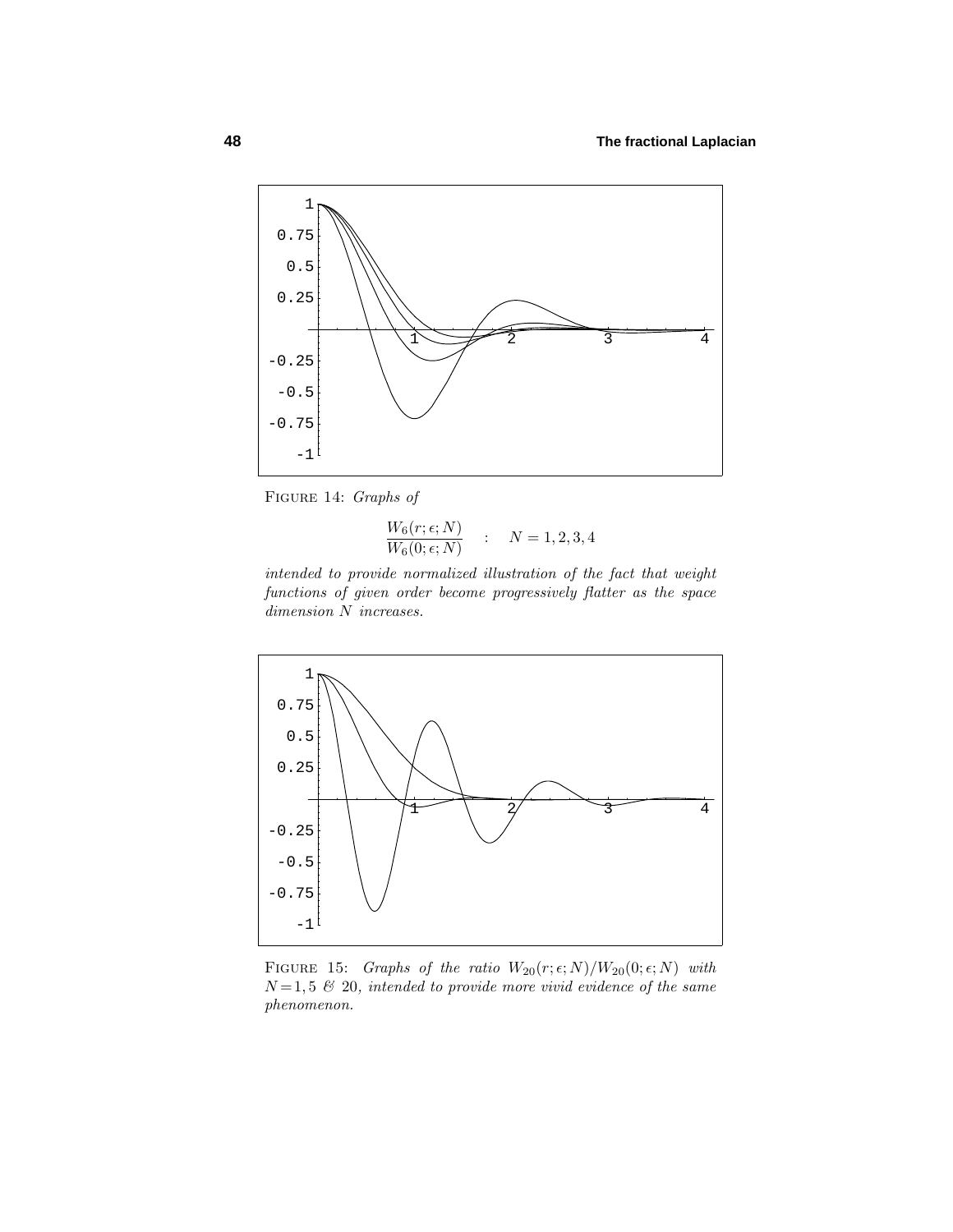FIGURE 14: *Graphs of*

$$\frac{W_6(r;\epsilon;N)}{W_6(0;\epsilon;N)} \quad : \quad N=1,2,3,4$$

*intended to provide normalized illustration of the fact that weight functions of given order become progressively flatter as the space dimension $N$ increases.*

FIGURE 15: *Graphs of the ratio $W_{20}(r;\epsilon;N)/W_{20}(0;\epsilon;N)$ with $N=1,5$ & 20, intended to provide more vivid evidence of the same phenomenon.*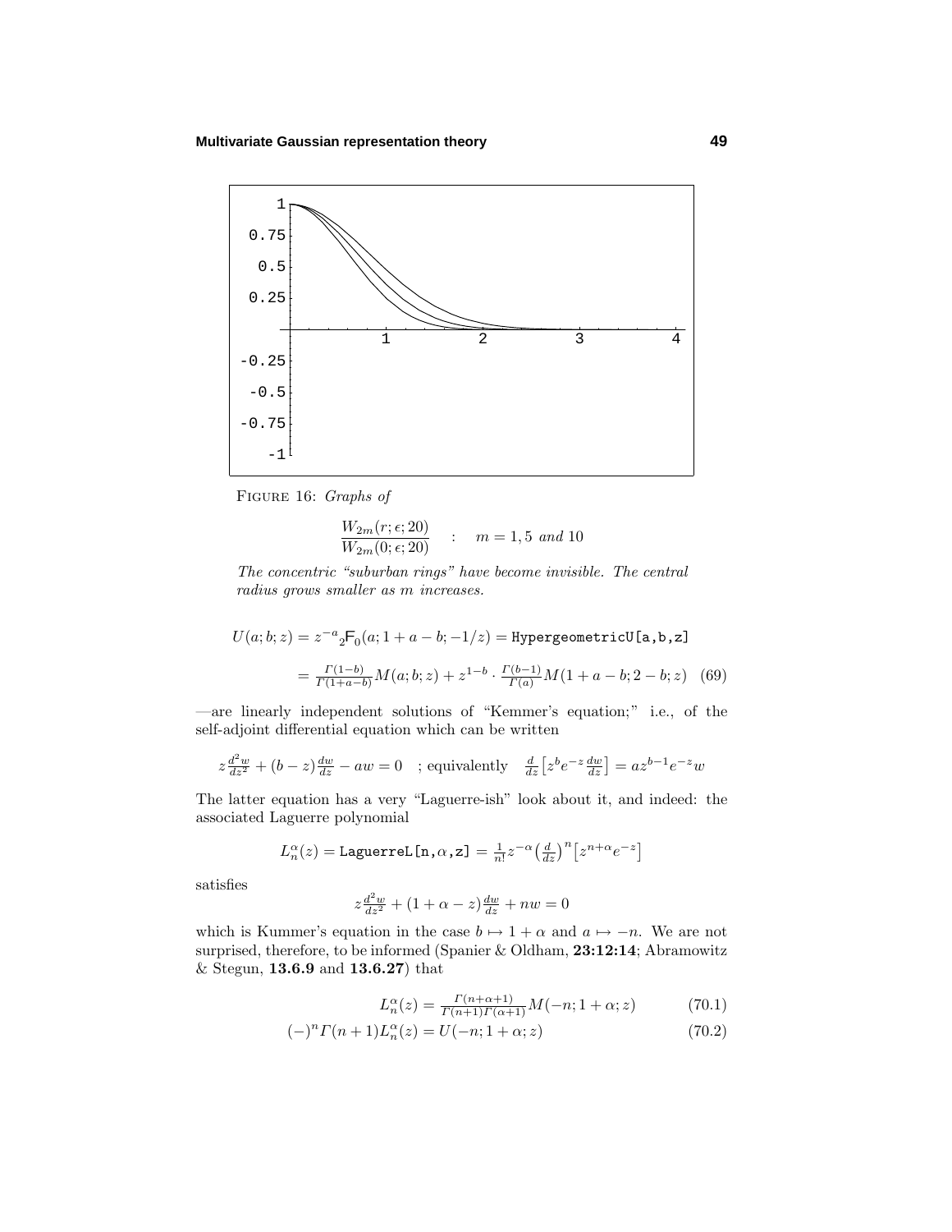FIGURE 16: *Graphs of*

$$\frac{W_{2m}(r;\epsilon;20)}{W_{2m}(0;\epsilon;20)} \quad : \quad m = 1, 5 \textit{ and } 10$$

*The concentric "suburban rings" have become invisible. The central radius grows smaller as m increases.*

$$\begin{aligned}
U(a;b;z) &= z^{-a}{}_2\mathsf{F}_0(a;1+a-b;-1/z) = \texttt{HypergeometricU[a,b,z]} \\
&= \tfrac{\Gamma(1-b)}{\Gamma(1+a-b)}M(a;b;z) + z^{1-b}\cdot\tfrac{\Gamma(b-1)}{\Gamma(a)}M(1+a-b;2-b;z) \quad (69)
\end{aligned}$$

—are linearly independent solutions of "Kemmer's equation;" i.e., of the self-adjoint differential equation which can be written

$$z\tfrac{d^2w}{dz^2} + (b-z)\tfrac{dw}{dz} - aw = 0 \quad ; \text{equivalently} \quad \tfrac{d}{dz}\big[z^b e^{-z}\tfrac{dw}{dz}\big] = az^{b-1}e^{-z}w$$

The latter equation has a very "Laguerre-ish" look about it, and indeed: the associated Laguerre polynomial

$$L_n^\alpha(z) = \texttt{LaguerreL[n,}\alpha\texttt{,z]} = \tfrac{1}{n!}z^{-\alpha}\big(\tfrac{d}{dz}\big)^n\big[z^{n+\alpha}e^{-z}\big]$$

satisfies

$$z\tfrac{d^2w}{dz^2} + (1+\alpha-z)\tfrac{dw}{dz} + nw = 0$$

which is Kummer's equation in the case $b \mapsto 1+\alpha$ and $a \mapsto -n$. We are not surprised, therefore, to be informed (Spanier & Oldham, **23:12:14**; Abramowitz & Stegun, **13.6.9** and **13.6.27**) that

$$L_n^\alpha(z) = \tfrac{\Gamma(n+\alpha+1)}{\Gamma(n+1)\Gamma(\alpha+1)}M(-n;1+\alpha;z) \qquad (70.1)$$

$$(-)^n\Gamma(n+1)L_n^\alpha(z) = U(-n;1+\alpha;z) \qquad (70.2)$$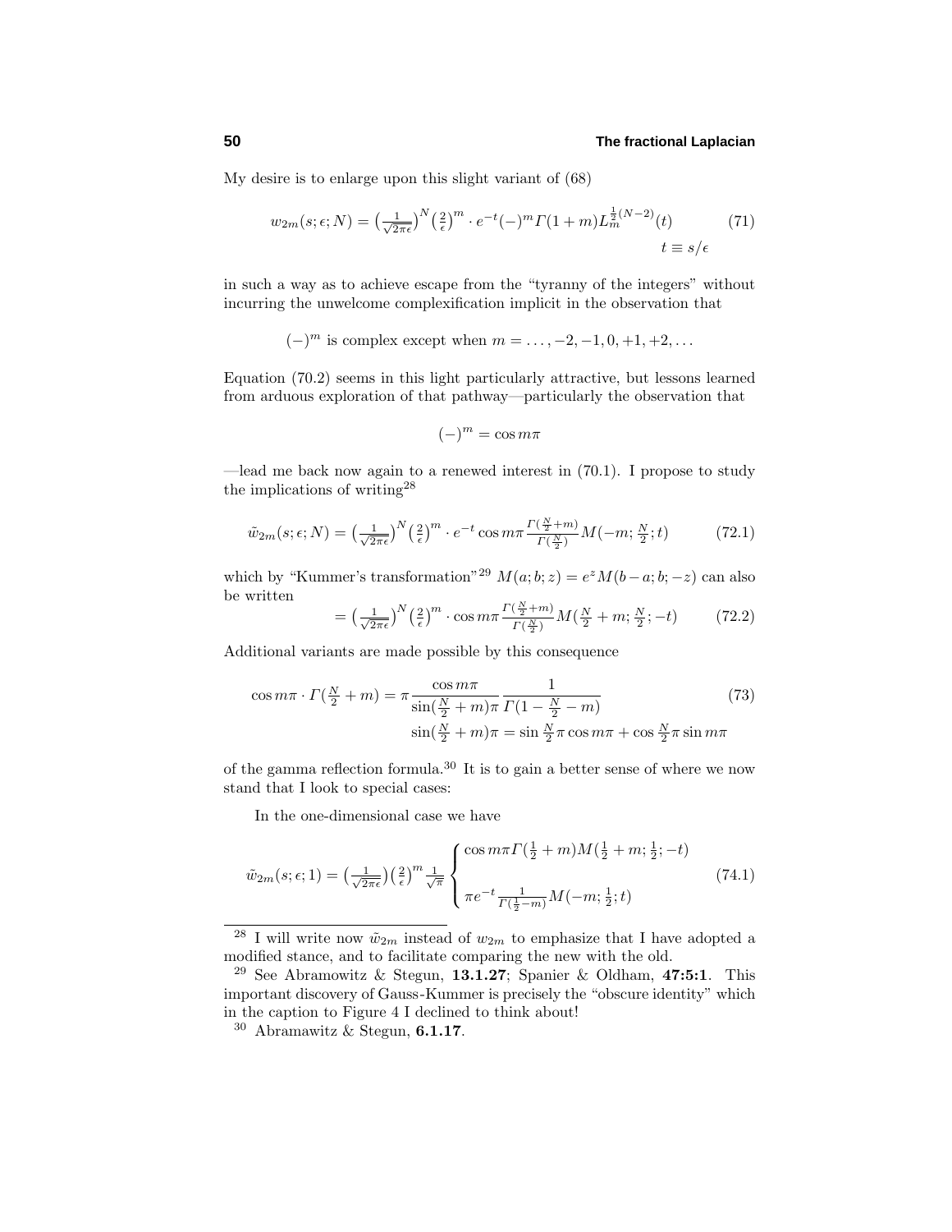My desire is to enlarge upon this slight variant of (68)

$$w_{2m}(s;\epsilon;N) = \left(\tfrac{1}{\sqrt{2\pi\epsilon}}\right)^N \left(\tfrac{2}{\epsilon}\right)^m \cdot e^{-t}(-)^m \Gamma(1+m) L_m^{\frac{1}{2}(N-2)}(t) \tag{71}$$

$$t \equiv s/\epsilon$$

in such a way as to achieve escape from the "tyranny of the integers" without incurring the unwelcome complexification implicit in the observation that

$$(-)^m \text{ is complex except when } m = \ldots, -2, -1, 0, +1, +2, \ldots$$

Equation (70.2) seems in this light particularly attractive, but lessons learned from arduous exploration of that pathway—particularly the observation that

$$(-)^m = \cos m\pi$$

—lead me back now again to a renewed interest in (70.1). I propose to study the implications of writing[28]

$$\tilde{w}_{2m}(s;\epsilon;N) = \left(\tfrac{1}{\sqrt{2\pi\epsilon}}\right)^N \left(\tfrac{2}{\epsilon}\right)^m \cdot e^{-t} \cos m\pi \frac{\Gamma(\frac{N}{2}+m)}{\Gamma(\frac{N}{2})} M(-m; \tfrac{N}{2}; t) \tag{72.1}$$

which by "Kummer's transformation"[29] $M(a;b;z) = e^z M(b-a;b;-z)$ can also be written

$$= \left(\tfrac{1}{\sqrt{2\pi\epsilon}}\right)^N \left(\tfrac{2}{\epsilon}\right)^m \cdot \cos m\pi \frac{\Gamma(\frac{N}{2}+m)}{\Gamma(\frac{N}{2})} M(\tfrac{N}{2}+m; \tfrac{N}{2}; -t) \tag{72.2}$$

Additional variants are made possible by this consequence

$$\cos m\pi \cdot \Gamma(\tfrac{N}{2}+m) = \pi \frac{\cos m\pi}{\sin(\frac{N}{2}+m)\pi} \frac{1}{\Gamma(1-\frac{N}{2}-m)} \tag{73}$$

$$\sin(\tfrac{N}{2}+m)\pi = \sin \tfrac{N}{2}\pi \cos m\pi + \cos \tfrac{N}{2}\pi \sin m\pi$$

of the gamma reflection formula.[30] It is to gain a better sense of where we now stand that I look to special cases:

In the one-dimensional case we have

$$\tilde{w}_{2m}(s;\epsilon;1) = \left(\tfrac{1}{\sqrt{2\pi\epsilon}}\right)\left(\tfrac{2}{\epsilon}\right)^m \tfrac{1}{\sqrt{\pi}} \begin{cases} \cos m\pi \Gamma(\frac{1}{2}+m) M(\frac{1}{2}+m; \frac{1}{2}; -t) \\ \\ \pi e^{-t} \frac{1}{\Gamma(\frac{1}{2}-m)} M(-m; \frac{1}{2}; t) \end{cases} \tag{74.1}$$

---

[28] I will write now $\tilde{w}_{2m}$ instead of $w_{2m}$ to emphasize that I have adopted a modified stance, and to facilitate comparing the new with the old.

[29] See Abramowitz & Stegun, **13.1.27**; Spanier & Oldham, **47:5:1**. This important discovery of Gauss-Kummer is precisely the "obscure identity" which in the caption to Figure 4 I declined to think about!

[30] Abramawitz & Stegun, **6.1.17**.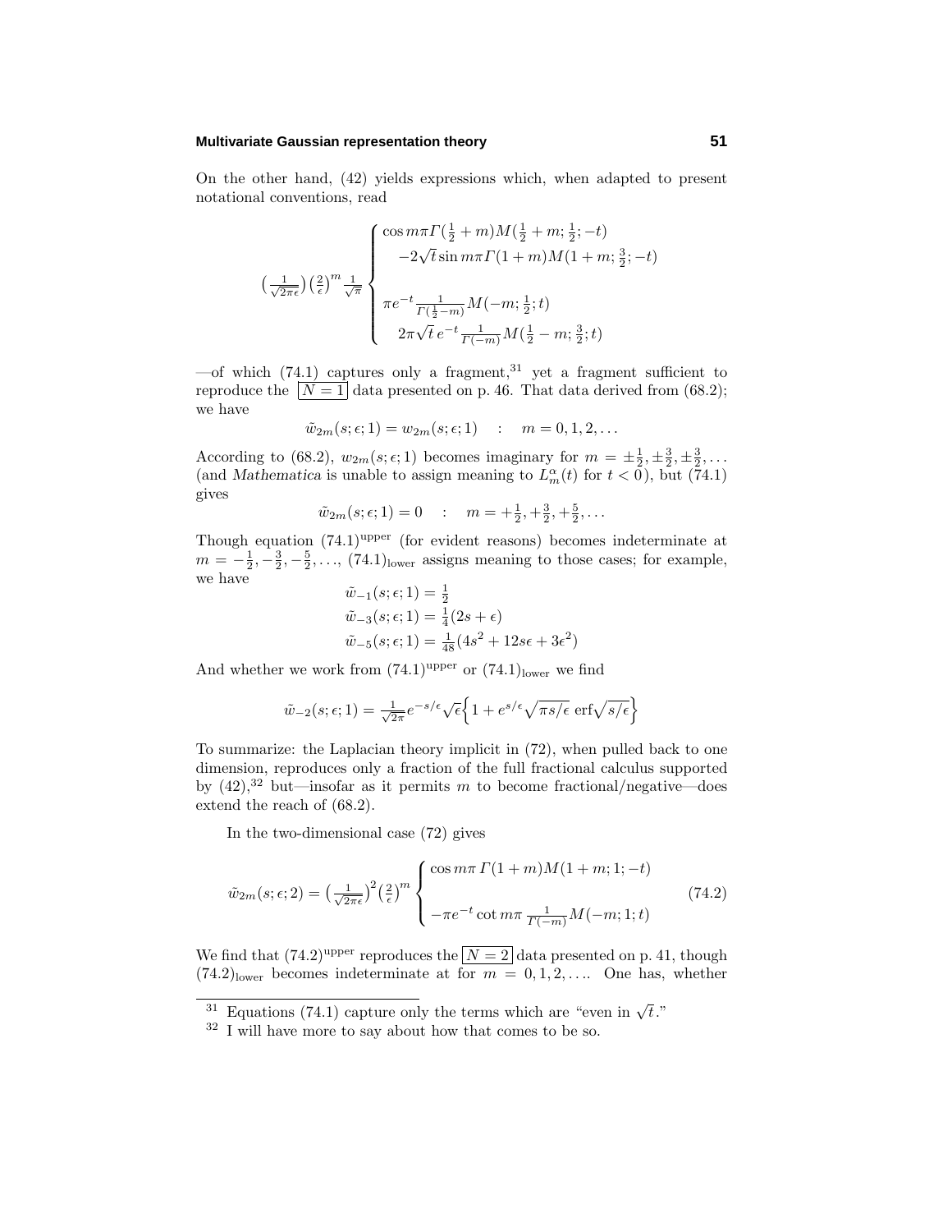On the other hand, (42) yields expressions which, when adapted to present notational conventions, read

$$
\big(\tfrac{1}{\sqrt{2\pi\epsilon}}\big)\big(\tfrac{2}{\epsilon}\big)^m \tfrac{1}{\sqrt{\pi}}
\begin{cases}
\cos m\pi \Gamma(\tfrac{1}{2}+m)M(\tfrac{1}{2}+m;\tfrac{1}{2};-t) \\
\qquad -2\sqrt{t}\sin m\pi \Gamma(1+m)M(1+m;\tfrac{3}{2};-t) \\
\\
\pi e^{-t}\frac{1}{\Gamma(\frac{1}{2}-m)}M(-m;\tfrac{1}{2};t) \\
\qquad 2\pi\sqrt{t}\, e^{-t}\frac{1}{\Gamma(-m)}M(\tfrac{1}{2}-m;\tfrac{3}{2};t)
\end{cases}
$$

—of which (74.1) captures only a fragment,[31] yet a fragment sufficient to reproduce the $\boxed{N=1}$ data presented on p. 46. That data derived from (68.2); we have

$$
\tilde{w}_{2m}(s;\epsilon;1) = w_{2m}(s;\epsilon;1) \quad : \quad m = 0,1,2,\ldots
$$

According to (68.2), $w_{2m}(s;\epsilon;1)$ becomes imaginary for $m = \pm\frac{1}{2},\pm\frac{3}{2},\pm\frac{3}{2},\ldots$ (and *Mathematica* is unable to assign meaning to $L_m^\alpha(t)$ for $t<0$), but (74.1) gives

$$
\tilde{w}_{2m}(s;\epsilon;1) = 0 \quad : \quad m = +\tfrac{1}{2},+\tfrac{3}{2},+\tfrac{5}{2},\ldots
$$

Though equation $(74.1)^{\text{upper}}$ (for evident reasons) becomes indeterminate at $m = -\frac{1}{2},-\frac{3}{2},-\frac{5}{2},\ldots$, $(74.1)_{\text{lower}}$ assigns meaning to those cases; for example, we have

$$
\begin{aligned}
\tilde{w}_{-1}(s;\epsilon;1) &= \tfrac{1}{2} \\
\tilde{w}_{-3}(s;\epsilon;1) &= \tfrac{1}{4}(2s+\epsilon) \\
\tilde{w}_{-5}(s;\epsilon;1) &= \tfrac{1}{48}(4s^2+12s\epsilon+3\epsilon^2)
\end{aligned}
$$

And whether we work from $(74.1)^{\text{upper}}$ or $(74.1)_{\text{lower}}$ we find

$$
\tilde{w}_{-2}(s;\epsilon;1) = \tfrac{1}{\sqrt{2\pi}}e^{-s/\epsilon}\sqrt{\epsilon}\Big\{1 + e^{s/\epsilon}\sqrt{\pi s/\epsilon}\,\operatorname{erf}\sqrt{s/\epsilon}\Big\}
$$

To summarize: the Laplacian theory implicit in (72), when pulled back to one dimension, reproduces only a fraction of the full fractional calculus supported by (42),[32] but—insofar as it permits $m$ to become fractional/negative—does extend the reach of (68.2).

In the two-dimensional case (72) gives

$$
\tilde{w}_{2m}(s;\epsilon;2) = \big(\tfrac{1}{\sqrt{2\pi\epsilon}}\big)^2\big(\tfrac{2}{\epsilon}\big)^m
\begin{cases}
\cos m\pi\,\Gamma(1+m)M(1+m;1;-t) \\
\\
-\pi e^{-t}\cot m\pi\,\frac{1}{\Gamma(-m)}M(-m;1;t)
\end{cases}
\tag{74.2}
$$

We find that $(74.2)^{\text{upper}}$ reproduces the $\boxed{N=2}$ data presented on p. 41, though $(74.2)_{\text{lower}}$ becomes indeterminate at for $m = 0,1,2,\ldots$. One has, whether

[31] Equations (74.1) capture only the terms which are "even in $\sqrt{t}$."

[32] I will have more to say about how that comes to be so.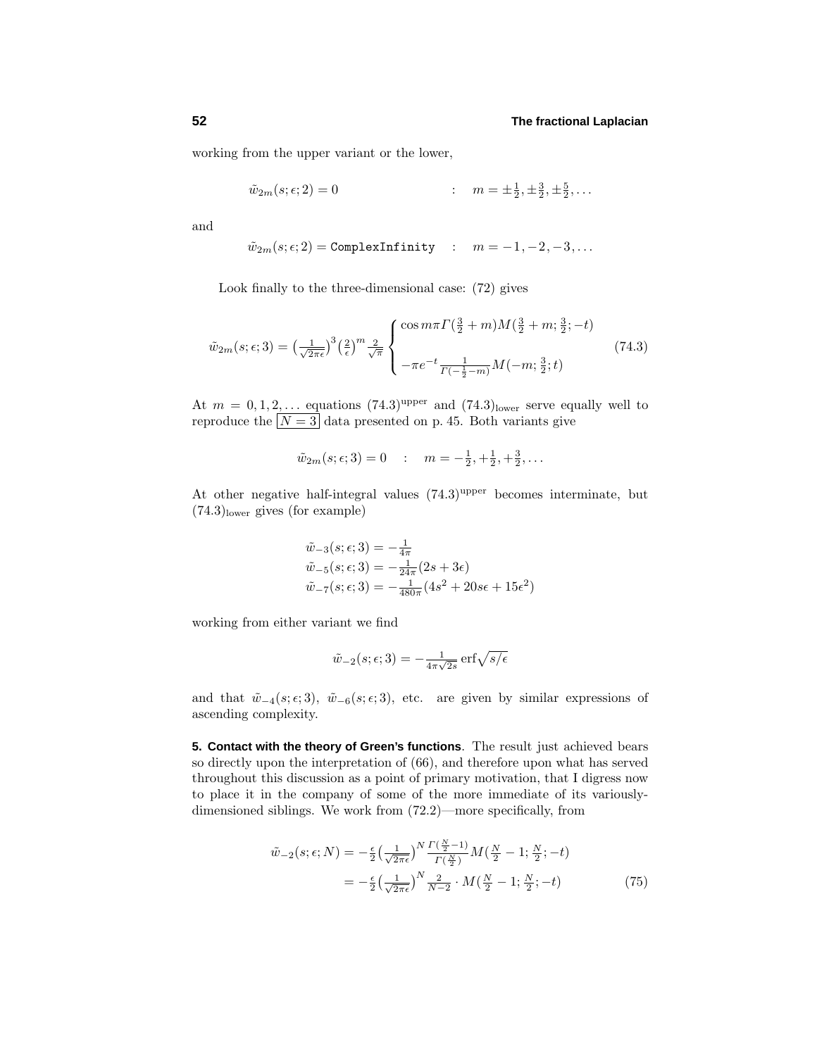working from the upper variant or the lower,

$$\tilde{w}_{2m}(s;\epsilon;2) = 0 \qquad\qquad : \quad m = \pm\tfrac{1}{2}, \pm\tfrac{3}{2}, \pm\tfrac{5}{2}, \ldots$$

and

$$\tilde{w}_{2m}(s;\epsilon;2) = \texttt{ComplexInfinity} \quad : \quad m = -1, -2, -3, \ldots$$

Look finally to the three-dimensional case: (72) gives

$$\tilde{w}_{2m}(s;\epsilon;3) = \left(\tfrac{1}{\sqrt{2\pi\epsilon}}\right)^3 \left(\tfrac{2}{\epsilon}\right)^m \tfrac{2}{\sqrt{\pi}} \begin{cases} \cos m\pi\,\Gamma(\tfrac{3}{2}+m) M(\tfrac{3}{2}+m; \tfrac{3}{2}; -t) \\ \\ -\pi e^{-t} \frac{1}{\Gamma(-\frac{1}{2}-m)} M(-m; \tfrac{3}{2}; t) \end{cases} \tag{74.3}$$

At $m = 0, 1, 2, \ldots$ equations $(74.3)^{\text{upper}}$ and $(74.3)_{\text{lower}}$ serve equally well to reproduce the $\boxed{N=3}$ data presented on p. 45. Both variants give

$$\tilde{w}_{2m}(s;\epsilon;3) = 0 \quad : \quad m = -\tfrac{1}{2}, +\tfrac{1}{2}, +\tfrac{3}{2}, \ldots$$

At other negative half-integral values $(74.3)^{\text{upper}}$ becomes interminate, but $(74.3)_{\text{lower}}$ gives (for example)

$$\begin{aligned} \tilde{w}_{-3}(s;\epsilon;3) &= -\tfrac{1}{4\pi} \\ \tilde{w}_{-5}(s;\epsilon;3) &= -\tfrac{1}{24\pi}(2s + 3\epsilon) \\ \tilde{w}_{-7}(s;\epsilon;3) &= -\tfrac{1}{480\pi}(4s^2 + 20s\epsilon + 15\epsilon^2) \end{aligned}$$

working from either variant we find

$$\tilde{w}_{-2}(s;\epsilon;3) = -\tfrac{1}{4\pi\sqrt{2s}}\,\text{erf}\sqrt{s/\epsilon}$$

and that $\tilde{w}_{-4}(s;\epsilon;3)$, $\tilde{w}_{-6}(s;\epsilon;3)$, etc. are given by similar expressions of ascending complexity.

**5. Contact with the theory of Green's functions**. The result just achieved bears so directly upon the interpretation of (66), and therefore upon what has served throughout this discussion as a point of primary motivation, that I digress now to place it in the company of some of the more immediate of its variously-dimensioned siblings. We work from (72.2)—more specifically, from

$$\begin{aligned} \tilde{w}_{-2}(s;\epsilon;N) &= -\tfrac{\epsilon}{2}\left(\tfrac{1}{\sqrt{2\pi\epsilon}}\right)^N \tfrac{\Gamma(\frac{N}{2}-1)}{\Gamma(\frac{N}{2})} M(\tfrac{N}{2}-1; \tfrac{N}{2}; -t) \\ &= -\tfrac{\epsilon}{2}\left(\tfrac{1}{\sqrt{2\pi\epsilon}}\right)^N \tfrac{2}{N-2} \cdot M(\tfrac{N}{2}-1; \tfrac{N}{2}; -t) \end{aligned} \tag{75}$$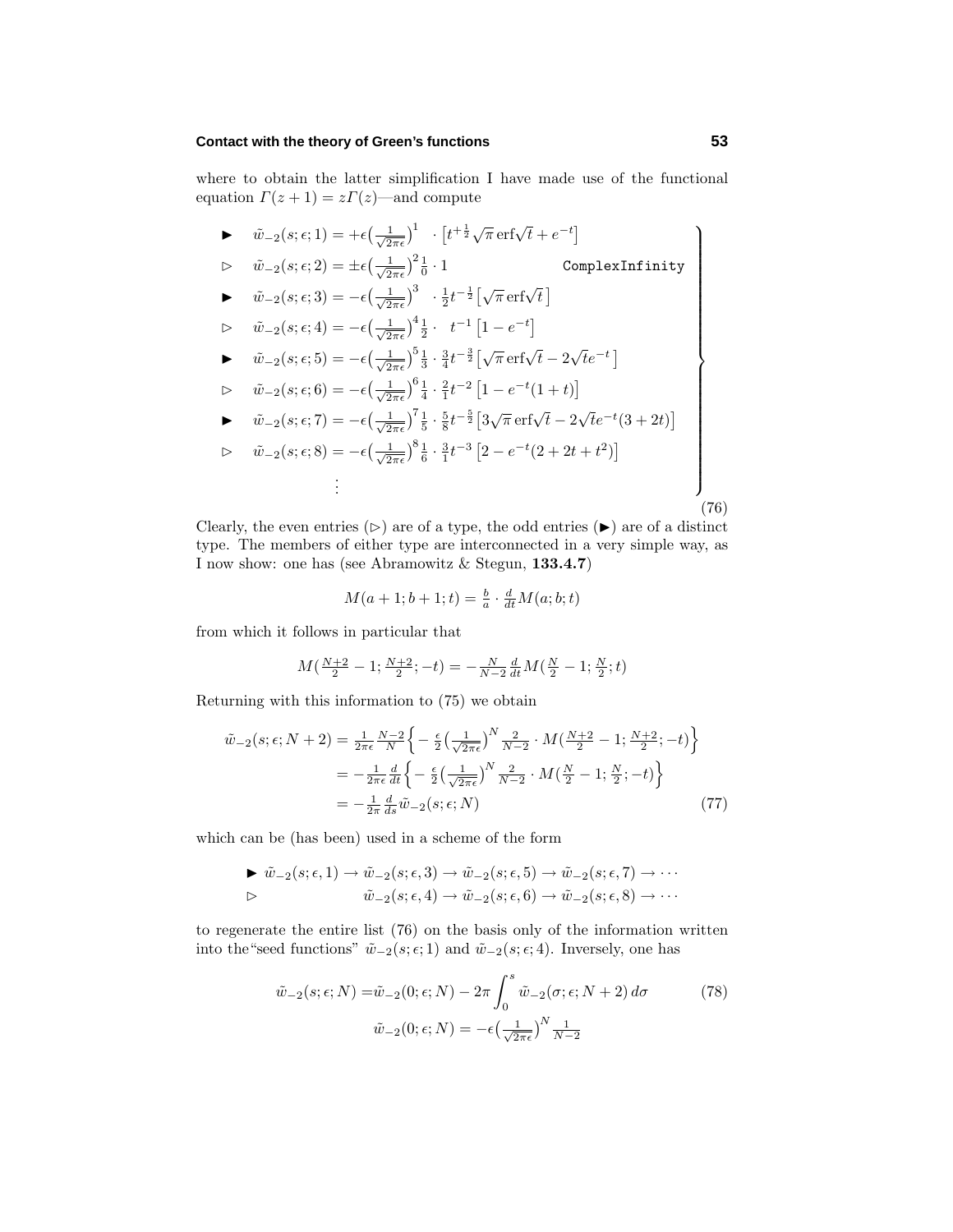where to obtain the latter simplification I have made use of the functional equation $\Gamma(z+1) = z\Gamma(z)$—and compute

$$
\left.
\begin{aligned}
&\blacktriangleright \quad \tilde{w}_{-2}(s;\epsilon;1) = +\epsilon\big(\tfrac{1}{\sqrt{2\pi\epsilon}}\big)^1 \quad \cdot \big[t^{+\frac{1}{2}}\sqrt{\pi}\,\text{erf}\sqrt{t} + e^{-t}\big]\\
&\triangleright \quad \tilde{w}_{-2}(s;\epsilon;2) = \pm\epsilon\big(\tfrac{1}{\sqrt{2\pi\epsilon}}\big)^2 \tfrac{1}{0}\cdot 1 \qquad\qquad\qquad \texttt{ComplexInfinity}\\
&\blacktriangleright \quad \tilde{w}_{-2}(s;\epsilon;3) = -\epsilon\big(\tfrac{1}{\sqrt{2\pi\epsilon}}\big)^3 \quad \cdot \tfrac{1}{2}t^{-\frac{1}{2}}\big[\sqrt{\pi}\,\text{erf}\sqrt{t}\,\big]\\
&\triangleright \quad \tilde{w}_{-2}(s;\epsilon;4) = -\epsilon\big(\tfrac{1}{\sqrt{2\pi\epsilon}}\big)^4 \tfrac{1}{2}\cdot \quad t^{-1}\big[1-e^{-t}\big]\\
&\blacktriangleright \quad \tilde{w}_{-2}(s;\epsilon;5) = -\epsilon\big(\tfrac{1}{\sqrt{2\pi\epsilon}}\big)^5 \tfrac{1}{3}\cdot \tfrac{3}{4}t^{-\frac{3}{2}}\big[\sqrt{\pi}\,\text{erf}\sqrt{t} - 2\sqrt{t}e^{-t}\big]\\
&\triangleright \quad \tilde{w}_{-2}(s;\epsilon;6) = -\epsilon\big(\tfrac{1}{\sqrt{2\pi\epsilon}}\big)^6 \tfrac{1}{4}\cdot \tfrac{2}{1}t^{-2}\big[1-e^{-t}(1+t)\big]\\
&\blacktriangleright \quad \tilde{w}_{-2}(s;\epsilon;7) = -\epsilon\big(\tfrac{1}{\sqrt{2\pi\epsilon}}\big)^7 \tfrac{1}{5}\cdot \tfrac{5}{8}t^{-\frac{5}{2}}\big[3\sqrt{\pi}\,\text{erf}\sqrt{t} - 2\sqrt{t}e^{-t}(3+2t)\big]\\
&\triangleright \quad \tilde{w}_{-2}(s;\epsilon;8) = -\epsilon\big(\tfrac{1}{\sqrt{2\pi\epsilon}}\big)^8 \tfrac{1}{6}\cdot \tfrac{3}{1}t^{-3}\big[2-e^{-t}(2+2t+t^2)\big]\\
&\qquad\qquad\qquad\qquad \vdots
\end{aligned}
\right\}
\tag{76}
$$

Clearly, the even entries ($\triangleright$) are of a type, the odd entries ($\blacktriangleright$) are of a distinct type. The members of either type are interconnected in a very simple way, as I now show: one has (see Abramowitz & Stegun, **133.4.7**)

$$
M(a+1;b+1;t) = \tfrac{b}{a}\cdot\tfrac{d}{dt}M(a;b;t)
$$

from which it follows in particular that

$$
M(\tfrac{N+2}{2}-1;\tfrac{N+2}{2};-t) = -\tfrac{N}{N-2}\tfrac{d}{dt}M(\tfrac{N}{2}-1;\tfrac{N}{2};t)
$$

Returning with this information to (75) we obtain

$$
\begin{aligned}
\tilde{w}_{-2}(s;\epsilon;N+2) &= \tfrac{1}{2\pi\epsilon}\tfrac{N-2}{N}\Big\{-\tfrac{\epsilon}{2}\big(\tfrac{1}{\sqrt{2\pi\epsilon}}\big)^N\tfrac{2}{N-2}\cdot M(\tfrac{N+2}{2}-1;\tfrac{N+2}{2};-t)\Big\}\\
&= -\tfrac{1}{2\pi\epsilon}\tfrac{d}{dt}\Big\{-\tfrac{\epsilon}{2}\big(\tfrac{1}{\sqrt{2\pi\epsilon}}\big)^N\tfrac{2}{N-2}\cdot M(\tfrac{N}{2}-1;\tfrac{N}{2};-t)\Big\}\\
&= -\tfrac{1}{2\pi}\tfrac{d}{ds}\tilde{w}_{-2}(s;\epsilon;N)
\end{aligned}
\tag{77}
$$

which can be (has been) used in a scheme of the form

$$
\begin{aligned}
&\blacktriangleright\ \tilde{w}_{-2}(s;\epsilon,1)\to\tilde{w}_{-2}(s;\epsilon,3)\to\tilde{w}_{-2}(s;\epsilon,5)\to\tilde{w}_{-2}(s;\epsilon,7)\to\cdots\\
&\triangleright\ \qquad\qquad\qquad\quad \tilde{w}_{-2}(s;\epsilon,4)\to\tilde{w}_{-2}(s;\epsilon,6)\to\tilde{w}_{-2}(s;\epsilon,8)\to\cdots
\end{aligned}
$$

to regenerate the entire list (76) on the basis only of the information written into the "seed functions" $\tilde{w}_{-2}(s;\epsilon;1)$ and $\tilde{w}_{-2}(s;\epsilon;4)$. Inversely, one has

$$
\begin{aligned}
\tilde{w}_{-2}(s;\epsilon;N) &= \tilde{w}_{-2}(0;\epsilon;N) - 2\pi\int_0^s \tilde{w}_{-2}(\sigma;\epsilon;N+2)\,d\sigma\\
\tilde{w}_{-2}(0;\epsilon;N) &= -\epsilon\big(\tfrac{1}{\sqrt{2\pi\epsilon}}\big)^N\tfrac{1}{N-2}
\end{aligned}
\tag{78}
$$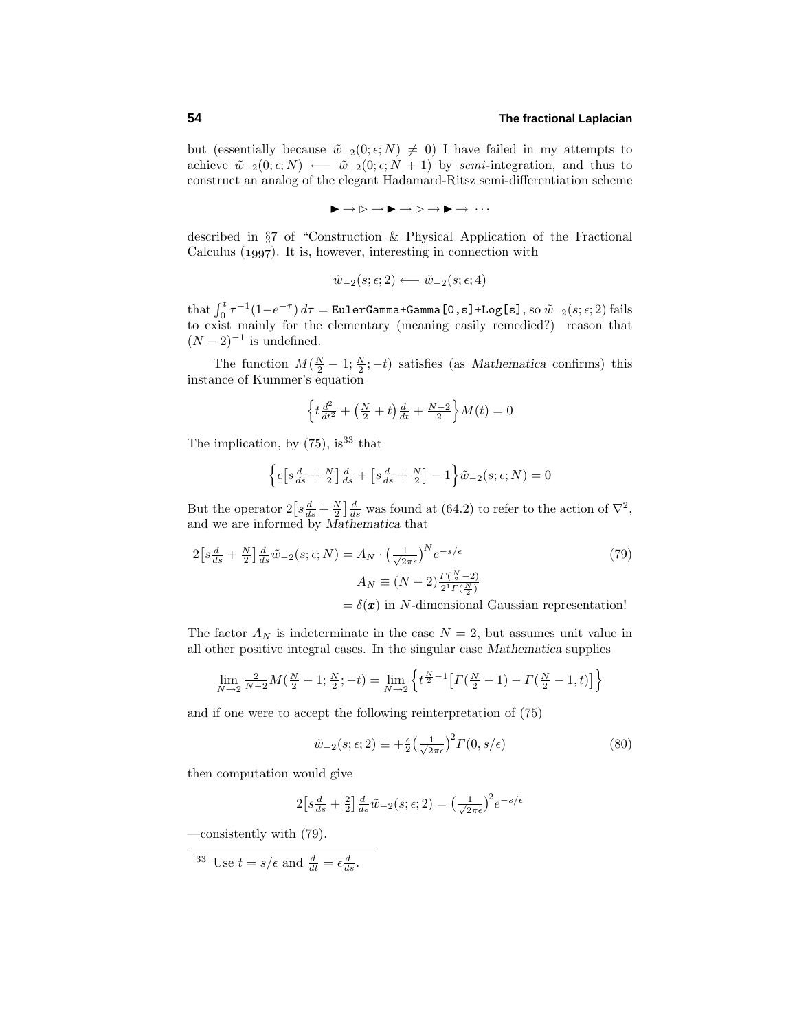but (essentially because $\tilde{w}_{-2}(0;\epsilon;N) \neq 0$) I have failed in my attempts to achieve $\tilde{w}_{-2}(0;\epsilon;N) \longleftarrow \tilde{w}_{-2}(0;\epsilon;N+1)$ by *semi*-integration, and thus to construct an analog of the elegant Hadamard-Ritsz semi-differentiation scheme

$$\blacktriangleright \rightarrow \triangleright \rightarrow \blacktriangleright \rightarrow \triangleright \rightarrow \blacktriangleright \rightarrow \cdots$$

described in §7 of "Construction & Physical Application of the Fractional Calculus (1997). It is, however, interesting in connection with

$$\tilde{w}_{-2}(s;\epsilon;2) \longleftarrow \tilde{w}_{-2}(s;\epsilon;4)$$

that $\int_0^t \tau^{-1}(1-e^{-\tau})\,d\tau = \texttt{EulerGamma+Gamma[0,s]+Log[s]}$, so $\tilde{w}_{-2}(s;\epsilon;2)$ fails to exist mainly for the elementary (meaning easily remedied?) reason that $(N-2)^{-1}$ is undefined.

The function $M(\frac{N}{2}-1;\frac{N}{2};-t)$ satisfies (as *Mathematica* confirms) this instance of Kummer's equation

$$\Big\{t\tfrac{d^2}{dt^2} + \big(\tfrac{N}{2}+t\big)\tfrac{d}{dt} + \tfrac{N-2}{2}\Big\}M(t) = 0$$

The implication, by (75), is[33] that

$$\Big\{\epsilon\big[s\tfrac{d}{ds}+\tfrac{N}{2}\big]\tfrac{d}{ds} + \big[s\tfrac{d}{ds}+\tfrac{N}{2}\big] - 1\Big\}\tilde{w}_{-2}(s;\epsilon;N) = 0$$

But the operator $2\big[s\frac{d}{ds}+\frac{N}{2}\big]\frac{d}{ds}$ was found at (64.2) to refer to the action of $\nabla^2$, and we are informed by *Mathematica* that

$$\begin{aligned} 2\big[s\tfrac{d}{ds}+\tfrac{N}{2}\big]\tfrac{d}{ds}\tilde{w}_{-2}(s;\epsilon;N) &= A_N\cdot\big(\tfrac{1}{\sqrt{2\pi\epsilon}}\big)^N e^{-s/\epsilon} \qquad (79)\\ A_N &\equiv (N-2)\tfrac{\Gamma(\frac{N}{2}-2)}{2^1\Gamma(\frac{N}{2})}\\ &= \delta(\boldsymbol{x}) \text{ in } N\text{-dimensional Gaussian representation!} \end{aligned}$$

The factor $A_N$ is indeterminate in the case $N=2$, but assumes unit value in all other positive integral cases. In the singular case *Mathematica* supplies

$$\lim_{N\to 2}\tfrac{2}{N-2}M(\tfrac{N}{2}-1;\tfrac{N}{2};-t) = \lim_{N\to 2}\Big\{t^{\frac{N}{2}-1}\big[\Gamma(\tfrac{N}{2}-1)-\Gamma(\tfrac{N}{2}-1,t)\big]\Big\}$$

and if one were to accept the following reinterpretation of (75)

$$\tilde{w}_{-2}(s;\epsilon;2) \equiv +\tfrac{\epsilon}{2}\big(\tfrac{1}{\sqrt{2\pi\epsilon}}\big)^2\Gamma(0,s/\epsilon) \qquad (80)$$

then computation would give

$$2\big[s\tfrac{d}{ds}+\tfrac{2}{2}\big]\tfrac{d}{ds}\tilde{w}_{-2}(s;\epsilon;2) = \big(\tfrac{1}{\sqrt{2\pi\epsilon}}\big)^2 e^{-s/\epsilon}$$

—consistently with (79).

---

[33] Use $t = s/\epsilon$ and $\frac{d}{dt} = \epsilon\frac{d}{ds}$.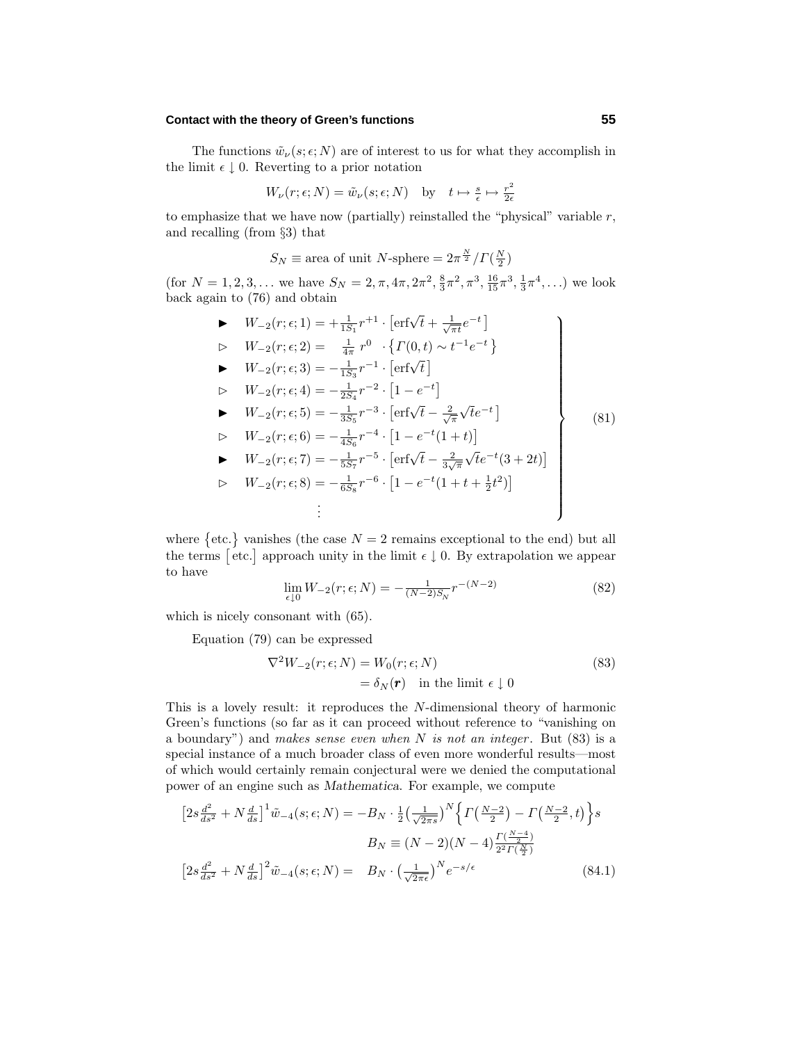The functions $\tilde{w}_\nu(s;\epsilon;N)$ are of interest to us for what they accomplish in the limit $\epsilon\downarrow 0$. Reverting to a prior notation

$$W_\nu(r;\epsilon;N) = \tilde{w}_\nu(s;\epsilon;N) \quad \text{by} \quad t \mapsto \tfrac{s}{\epsilon} \mapsto \tfrac{r^2}{2\epsilon}$$

to emphasize that we have now (partially) reinstalled the "physical" variable $r$, and recalling (from §3) that

$$S_N \equiv \text{area of unit } N\text{-sphere} = 2\pi^{\frac{N}{2}}/\Gamma(\tfrac{N}{2})$$

(for $N = 1,2,3,\ldots$ we have $S_N = 2, \pi, 4\pi, 2\pi^2, \frac{8}{3}\pi^2, \pi^3, \frac{16}{15}\pi^3, \frac{1}{3}\pi^4, \ldots$) we look back again to (76) and obtain

$$\left.\begin{array}{ll}
\blacktriangleright & W_{-2}(r;\epsilon;1) = +\frac{1}{1S_1}r^{+1}\cdot\left[\text{erf}\sqrt{t} + \frac{1}{\sqrt{\pi t}}e^{-t}\right] \\
\triangleright & W_{-2}(r;\epsilon;2) = \quad \frac{1}{4\pi}\, r^0 \quad \cdot\left\{\Gamma(0,t) \sim t^{-1}e^{-t}\right\} \\
\blacktriangleright & W_{-2}(r;\epsilon;3) = -\frac{1}{1S_3}r^{-1}\cdot\left[\text{erf}\sqrt{t}\right] \\
\triangleright & W_{-2}(r;\epsilon;4) = -\frac{1}{2S_4}r^{-2}\cdot\left[1 - e^{-t}\right] \\
\blacktriangleright & W_{-2}(r;\epsilon;5) = -\frac{1}{3S_5}r^{-3}\cdot\left[\text{erf}\sqrt{t} - \frac{2}{\sqrt{\pi}}\sqrt{t}e^{-t}\right] \\
\triangleright & W_{-2}(r;\epsilon;6) = -\frac{1}{4S_6}r^{-4}\cdot\left[1 - e^{-t}(1+t)\right] \\
\blacktriangleright & W_{-2}(r;\epsilon;7) = -\frac{1}{5S_7}r^{-5}\cdot\left[\text{erf}\sqrt{t} - \frac{2}{3\sqrt{\pi}}\sqrt{t}e^{-t}(3+2t)\right] \\
\triangleright & W_{-2}(r;\epsilon;8) = -\frac{1}{6S_8}r^{-6}\cdot\left[1 - e^{-t}(1+t+\frac{1}{2}t^2)\right] \\
 & \qquad\qquad \vdots
\end{array}\right\} \tag{81}$$

where $\{\text{etc.}\}$ vanishes (the case $N=2$ remains exceptional to the end) but all the terms $[\text{etc.}]$ approach unity in the limit $\epsilon\downarrow 0$. By extrapolation we appear to have

$$\lim_{\epsilon\downarrow 0} W_{-2}(r;\epsilon;N) = -\tfrac{1}{(N-2)S_N}r^{-(N-2)} \tag{82}$$

which is nicely consonant with (65).

Equation (79) can be expressed

$$\begin{aligned}
\nabla^2 W_{-2}(r;\epsilon;N) &= W_0(r;\epsilon;N) \\
&= \delta_N(\boldsymbol{r}) \quad \text{in the limit } \epsilon\downarrow 0
\end{aligned} \tag{83}$$

This is a lovely result: it reproduces the $N$-dimensional theory of harmonic Green's functions (so far as it can proceed without reference to "vanishing on a boundary") and *makes sense even when $N$ is not an integer*. But (83) is a special instance of a much broader class of even more wonderful results—most of which would certainly remain conjectural were we denied the computational power of an engine such as *Mathematica*. For example, we compute

$$\begin{aligned}
\left[2s\tfrac{d^2}{ds^2} + N\tfrac{d}{ds}\right]^1 \tilde{w}_{-4}(s;\epsilon;N) &= -B_N\cdot\tfrac{1}{2}\left(\tfrac{1}{\sqrt{2\pi s}}\right)^N\left\{\Gamma\left(\tfrac{N-2}{2}\right) - \Gamma\left(\tfrac{N-2}{2},t\right)\right\}s \\
B_N &\equiv (N-2)(N-4)\tfrac{\Gamma(\frac{N-4}{2})}{2^2\,\Gamma(\frac{N}{2})} \\
\left[2s\tfrac{d^2}{ds^2} + N\tfrac{d}{ds}\right]^2 \tilde{w}_{-4}(s;\epsilon;N) &= \quad B_N\cdot\left(\tfrac{1}{\sqrt{2\pi\epsilon}}\right)^N e^{-s/\epsilon}
\end{aligned} \tag{84.1}$$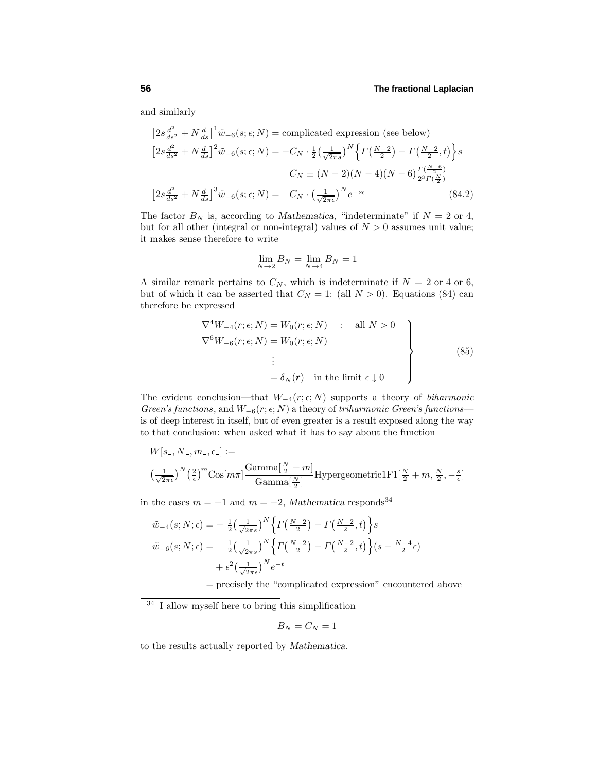and similarly

$$
\begin{aligned}
\left[2s\tfrac{d^2}{ds^2}+N\tfrac{d}{ds}\right]^1\tilde{w}_{-6}(s;\epsilon;N) &= \text{complicated expression (see below)}\\
\left[2s\tfrac{d^2}{ds^2}+N\tfrac{d}{ds}\right]^2\tilde{w}_{-6}(s;\epsilon;N) &= -C_N\cdot\tfrac{1}{2}\left(\tfrac{1}{\sqrt{2\pi s}}\right)^N\Big\{\Gamma\big(\tfrac{N-2}{2}\big)-\Gamma\big(\tfrac{N-2}{2},t\big)\Big\}s\\
C_N &\equiv (N-2)(N-4)(N-6)\tfrac{\Gamma(\frac{N-6}{2})}{2^3\Gamma(\frac{N}{2})}\\
\left[2s\tfrac{d^2}{ds^2}+N\tfrac{d}{ds}\right]^3\tilde{w}_{-6}(s;\epsilon;N) &= \quad C_N\cdot\left(\tfrac{1}{\sqrt{2\pi\epsilon}}\right)^N e^{-s\epsilon}
\end{aligned}
\tag{84.2}
$$

The factor $B_N$ is, according to *Mathematica*, "indeterminate" if $N=2$ or 4, but for all other (integral or non-integral) values of $N>0$ assumes unit value; it makes sense therefore to write

$$
\lim_{N\to 2}B_N=\lim_{N\to 4}B_N=1
$$

A similar remark pertains to $C_N$, which is indeterminate if $N=2$ or 4 or 6, but of which it can be asserted that $C_N=1$: (all $N>0$). Equations (84) can therefore be expressed

$$
\left.
\begin{aligned}
\nabla^4 W_{-4}(r;\epsilon;N) &= W_0(r;\epsilon;N) \quad : \quad \text{all } N>0\\
\nabla^6 W_{-6}(r;\epsilon;N) &= W_0(r;\epsilon;N)\\
&\ \ \vdots\\
&= \delta_N(\boldsymbol{r}) \quad \text{in the limit } \epsilon\downarrow 0
\end{aligned}
\right\}
\tag{85}
$$

The evident conclusion—that $W_{-4}(r;\epsilon;N)$ supports a theory of *biharmonic Green's functions*, and $W_{-6}(r;\epsilon;N)$ a theory of *triharmonic Green's functions*—is of deep interest in itself, but of even greater is a result exposed along the way to that conclusion: when asked what it has to say about the function

$$
W[s\_,N\_,m\_,\epsilon\_]:=
$$

$$
\left(\tfrac{1}{\sqrt{2\pi\epsilon}}\right)^N\left(\tfrac{2}{\epsilon}\right)^m \text{Cos}[m\pi]\frac{\text{Gamma}[\frac{N}{2}+m]}{\text{Gamma}[\frac{N}{2}]}\text{Hypergeometric1F1}[\tfrac{N}{2}+m,\tfrac{N}{2},-\tfrac{s}{\epsilon}]
$$

in the cases $m=-1$ and $m=-2$, *Mathematica* responds[34]

$$
\begin{aligned}
\tilde{w}_{-4}(s;N;\epsilon) &= -\tfrac{1}{2}\left(\tfrac{1}{\sqrt{2\pi s}}\right)^N\Big\{\Gamma\big(\tfrac{N-2}{2}\big)-\Gamma\big(\tfrac{N-2}{2},t\big)\Big\}s\\
\tilde{w}_{-6}(s;N;\epsilon) &= \quad \tfrac{1}{2}\left(\tfrac{1}{\sqrt{2\pi s}}\right)^N\Big\{\Gamma\big(\tfrac{N-2}{2}\big)-\Gamma\big(\tfrac{N-2}{2},t\big)\Big\}(s-\tfrac{N-4}{2}\epsilon)\\
&\qquad +\epsilon^2\left(\tfrac{1}{\sqrt{2\pi\epsilon}}\right)^N e^{-t}\\
&= \text{precisely the "complicated expression" encountered above}
\end{aligned}
$$

[34] I allow myself here to bring this simplification

$$
B_N=C_N=1
$$

to the results actually reported by *Mathematica*.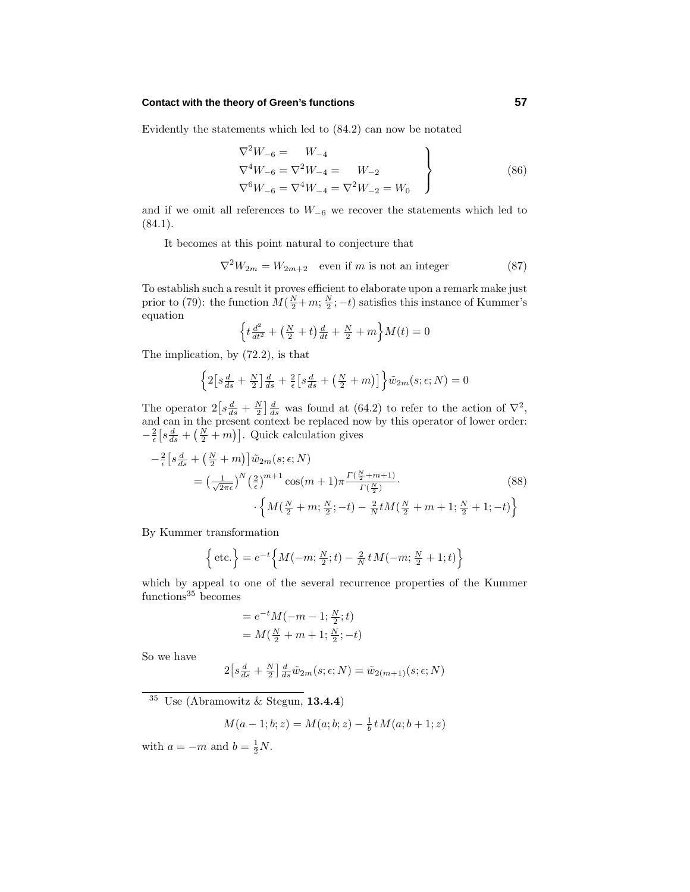Evidently the statements which led to (84.2) can now be notated

$$
\left.\begin{aligned}
\nabla^2 W_{-6} &= \quad W_{-4} \\
\nabla^4 W_{-6} &= \nabla^2 W_{-4} = \quad W_{-2} \\
\nabla^6 W_{-6} &= \nabla^4 W_{-4} = \nabla^2 W_{-2} = W_0
\end{aligned}\right\} \tag{86}
$$

and if we omit all references to $W_{-6}$ we recover the statements which led to (84.1).

It becomes at this point natural to conjecture that

$$
\nabla^2 W_{2m} = W_{2m+2} \quad \text{even if } m \text{ is not an integer} \tag{87}
$$

To establish such a result it proves efficient to elaborate upon a remark make just prior to (79): the function $M(\frac{N}{2}+m; \frac{N}{2}; -t)$ satisfies this instance of Kummer's equation

$$
\Big\{ t\tfrac{d^2}{dt^2} + \big(\tfrac{N}{2} + t\big)\tfrac{d}{dt} + \tfrac{N}{2} + m \Big\} M(t) = 0
$$

The implication, by (72.2), is that

$$
\Big\{ 2\big[s\tfrac{d}{ds} + \tfrac{N}{2}\big]\tfrac{d}{ds} + \tfrac{2}{\epsilon}\big[s\tfrac{d}{ds} + \big(\tfrac{N}{2} + m\big)\big] \Big\} \tilde{w}_{2m}(s;\epsilon;N) = 0
$$

The operator $2\big[s\frac{d}{ds} + \frac{N}{2}\big]\frac{d}{ds}$ was found at (64.2) to refer to the action of $\nabla^2$, and can in the present context be replaced now by this operator of lower order: $-\frac{2}{\epsilon}\big[s\frac{d}{ds} + \big(\frac{N}{2} + m\big)\big]$. Quick calculation gives

$$
\begin{aligned}
-\tfrac{2}{\epsilon}\big[s\tfrac{d}{ds} + \big(\tfrac{N}{2} + m\big)\big]\tilde{w}_{2m}(s;\epsilon;N) \\
= \big(\tfrac{1}{\sqrt{2\pi\epsilon}}\big)^N \big(\tfrac{2}{\epsilon}\big)^{m+1} \cos(m+1)\pi \tfrac{\Gamma(\frac{N}{2}+m+1)}{\Gamma(\frac{N}{2})} \cdot \\
\cdot \Big\{ M(\tfrac{N}{2}+m; \tfrac{N}{2}; -t) - \tfrac{2}{N} t M(\tfrac{N}{2}+m+1; \tfrac{N}{2}+1; -t) \Big\}
\end{aligned} \tag{88}
$$

By Kummer transformation

$$
\Big\{ \text{etc.} \Big\} = e^{-t}\Big\{ M(-m; \tfrac{N}{2}; t) - \tfrac{2}{N}\, t\, M(-m; \tfrac{N}{2}+1; t) \Big\}
$$

which by appeal to one of the several recurrence properties of the Kummer functions[35] becomes

$$
\begin{aligned}
&= e^{-t} M(-m-1; \tfrac{N}{2}; t) \\
&= M(\tfrac{N}{2}+m+1; \tfrac{N}{2}; -t)
\end{aligned}
$$

So we have

$$
2\big[s\tfrac{d}{ds} + \tfrac{N}{2}\big]\tfrac{d}{ds}\tilde{w}_{2m}(s;\epsilon;N) = \tilde{w}_{2(m+1)}(s;\epsilon;N)
$$

---

[35] Use (Abramowitz & Stegun, **13.4.4**)

$$
M(a-1; b; z) = M(a; b; z) - \tfrac{1}{b}\, t\, M(a; b+1; z)
$$

with $a = -m$ and $b = \frac{1}{2}N$.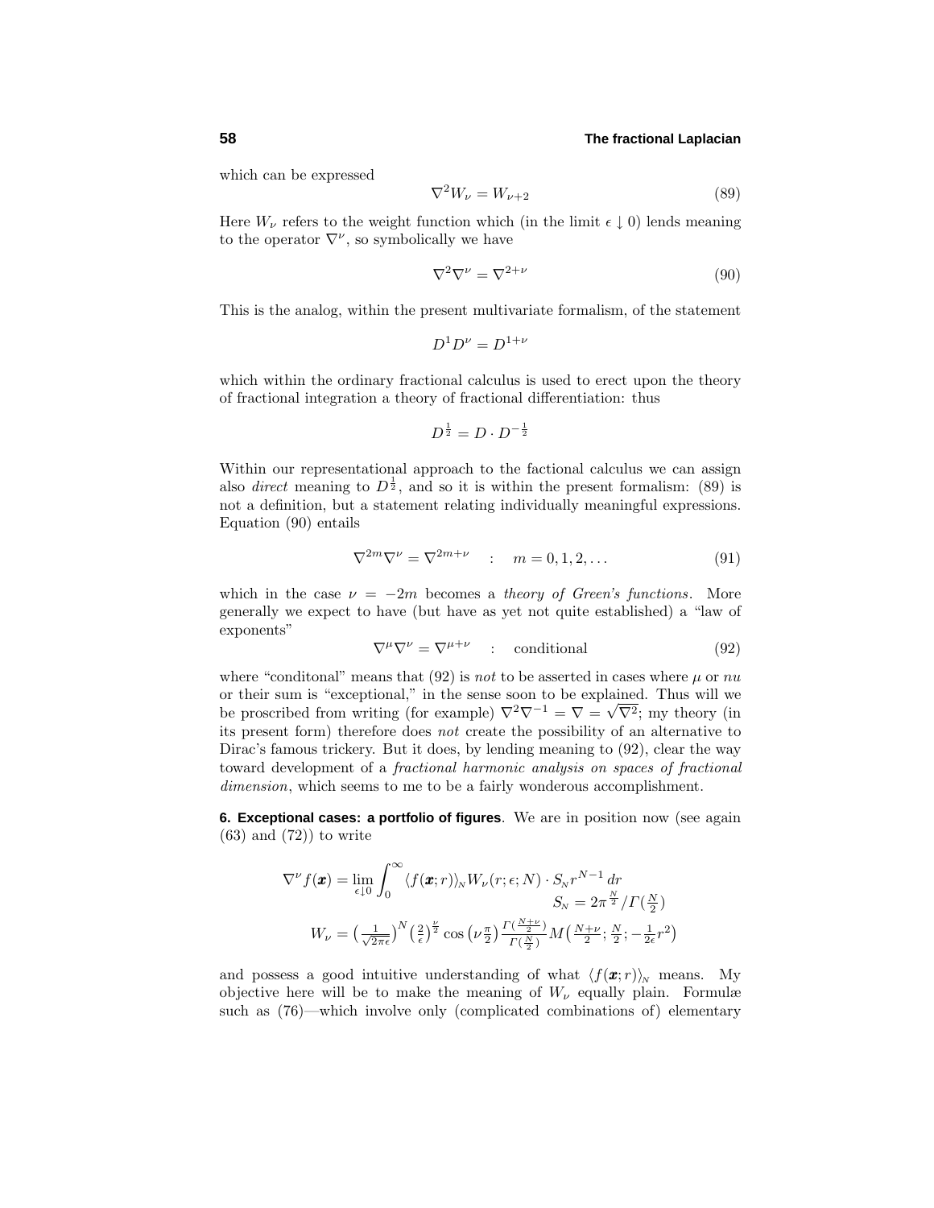which can be expressed

$$\nabla^2 W_\nu = W_{\nu+2} \tag{89}$$

Here $W_\nu$ refers to the weight function which (in the limit $\epsilon \downarrow 0$) lends meaning to the operator $\nabla^\nu$, so symbolically we have

$$\nabla^2 \nabla^\nu = \nabla^{2+\nu} \tag{90}$$

This is the analog, within the present multivariate formalism, of the statement

$$D^1 D^\nu = D^{1+\nu}$$

which within the ordinary fractional calculus is used to erect upon the theory of fractional integration a theory of fractional differentiation: thus

$$D^{\frac{1}{2}} = D \cdot D^{-\frac{1}{2}}$$

Within our representational approach to the factional calculus we can assign also *direct* meaning to $D^{\frac{1}{2}}$, and so it is within the present formalism: (89) is not a definition, but a statement relating individually meaningful expressions. Equation (90) entails

$$\nabla^{2m} \nabla^\nu = \nabla^{2m+\nu} \quad : \quad m = 0, 1, 2, \ldots \tag{91}$$

which in the case $\nu = -2m$ becomes a *theory of Green's functions*. More generally we expect to have (but have as yet not quite established) a "law of exponents"

$$\nabla^\mu \nabla^\nu = \nabla^{\mu+\nu} \quad : \quad \text{conditional} \tag{92}$$

where "conditonal" means that (92) is *not* to be asserted in cases where $\mu$ or $nu$ or their sum is "exceptional," in the sense soon to be explained. Thus will we be proscribed from writing (for example) $\nabla^2 \nabla^{-1} = \nabla = \sqrt{\nabla^2}$; my theory (in its present form) therefore does *not* create the possibility of an alternative to Dirac's famous trickery. But it does, by lending meaning to (92), clear the way toward development of a *fractional harmonic analysis on spaces of fractional dimension*, which seems to me to be a fairly wonderous accomplishment.

**6. Exceptional cases: a portfolio of figures**. We are in position now (see again (63) and (72)) to write

$$\nabla^\nu f(\boldsymbol{x}) = \lim_{\epsilon \downarrow 0} \int_0^\infty \langle f(\boldsymbol{x}; r)\rangle_N W_\nu(r; \epsilon; N) \cdot S_N r^{N-1}\, dr$$

$$S_N = 2\pi^{\frac{N}{2}} / \Gamma(\tfrac{N}{2})$$

$$W_\nu = \big(\tfrac{1}{\sqrt{2\pi\epsilon}}\big)^N \big(\tfrac{2}{\epsilon}\big)^{\frac{\nu}{2}} \cos\big(\nu \tfrac{\pi}{2}\big) \tfrac{\Gamma(\frac{N+\nu}{2})}{\Gamma(\frac{N}{2})} M\big(\tfrac{N+\nu}{2}; \tfrac{N}{2}; -\tfrac{1}{2\epsilon} r^2\big)$$

and possess a good intuitive understanding of what $\langle f(\boldsymbol{x}; r)\rangle_N$ means. My objective here will be to make the meaning of $W_\nu$ equally plain. Formulæ such as (76)—which involve only (complicated combinations of) elementary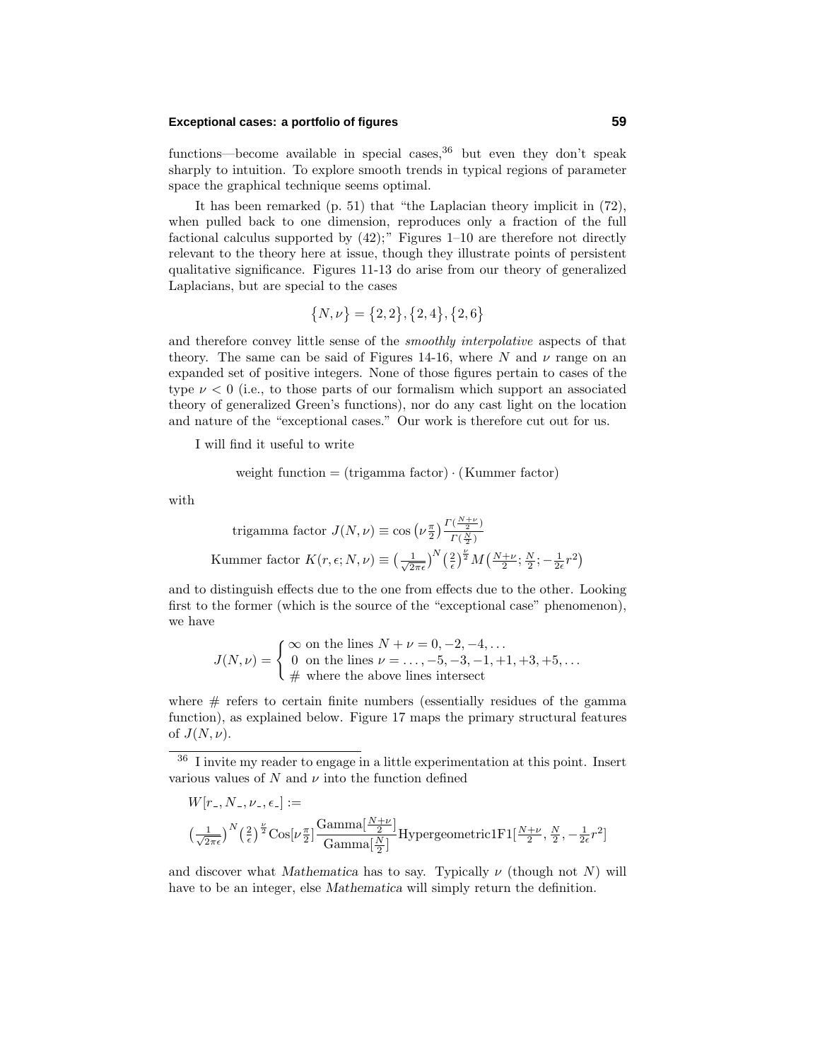functions—become available in special cases,[36] but even they don't speak sharply to intuition. To explore smooth trends in typical regions of parameter space the graphical technique seems optimal.

It has been remarked (p. 51) that "the Laplacian theory implicit in (72), when pulled back to one dimension, reproduces only a fraction of the full factional calculus supported by (42);" Figures 1–10 are therefore not directly relevant to the theory here at issue, though they illustrate points of persistent qualitative significance. Figures 11-13 do arise from our theory of generalized Laplacians, but are special to the cases

$$\{N,\nu\} = \{2,2\}, \{2,4\}, \{2,6\}$$

and therefore convey little sense of the *smoothly interpolative* aspects of that theory. The same can be said of Figures 14-16, where $N$ and $\nu$ range on an expanded set of positive integers. None of those figures pertain to cases of the type $\nu < 0$ (i.e., to those parts of our formalism which support an associated theory of generalized Green's functions), nor do any cast light on the location and nature of the "exceptional cases." Our work is therefore cut out for us.

I will find it useful to write

$$\text{weight function} = (\text{trigamma factor})\cdot(\text{Kummer factor})$$

with

$$\text{trigamma factor } J(N,\nu) \equiv \cos\left(\nu\tfrac{\pi}{2}\right)\frac{\Gamma(\frac{N+\nu}{2})}{\Gamma(\frac{N}{2})}$$

$$\text{Kummer factor } K(r,\epsilon;N,\nu) \equiv \left(\tfrac{1}{\sqrt{2\pi\epsilon}}\right)^N\left(\tfrac{2}{\epsilon}\right)^{\frac{\nu}{2}} M\left(\tfrac{N+\nu}{2};\tfrac{N}{2};-\tfrac{1}{2\epsilon}r^2\right)$$

and to distinguish effects due to the one from effects due to the other. Looking first to the former (which is the source of the "exceptional case" phenomenon), we have

$$J(N,\nu) = \begin{cases} \infty \text{ on the lines } N+\nu = 0,-2,-4,\ldots \\ 0 \text{ on the lines } \nu = \ldots,-5,-3,-1,+1,+3,+5,\ldots \\ \# \text{ where the above lines intersect} \end{cases}$$

where # refers to certain finite numbers (essentially residues of the gamma function), as explained below. Figure 17 maps the primary structural features of $J(N,\nu)$.

---

[36] I invite my reader to engage in a little experimentation at this point. Insert various values of $N$ and $\nu$ into the function defined

$$W[r\_,N\_,\nu\_,\epsilon\_] :=$$

$$\left(\tfrac{1}{\sqrt{2\pi\epsilon}}\right)^N\left(\tfrac{2}{\epsilon}\right)^{\frac{\nu}{2}}\text{Cos}[\nu\tfrac{\pi}{2}]\frac{\text{Gamma}[\frac{N+\nu}{2}]}{\text{Gamma}[\frac{N}{2}]}\text{Hypergeometric1F1}[\tfrac{N+\nu}{2},\tfrac{N}{2},-\tfrac{1}{2\epsilon}r^2]$$

and discover what *Mathematica* has to say. Typically $\nu$ (though not $N$) will have to be an integer, else *Mathematica* will simply return the definition.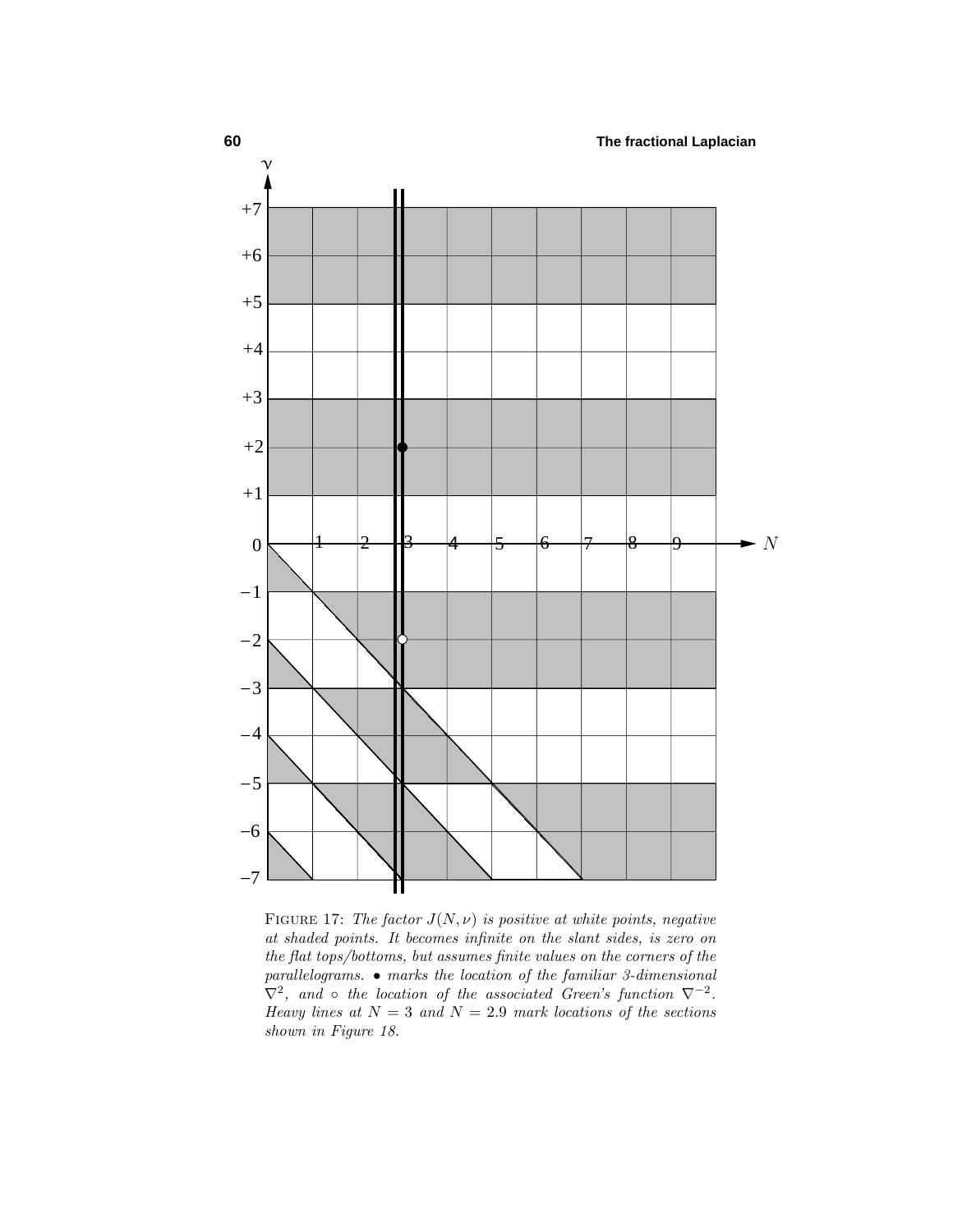FIGURE 17: *The factor $J(N,\nu)$ is positive at white points, negative at shaded points. It becomes infinite on the slant sides, is zero on the flat tops/bottoms, but assumes finite values on the corners of the parallelograms. $\bullet$ marks the location of the familiar 3-dimensional $\nabla^2$, and $\circ$ the location of the associated Green's function $\nabla^{-2}$. Heavy lines at $N = 3$ and $N = 2.9$ mark locations of the sections shown in Figure 18.*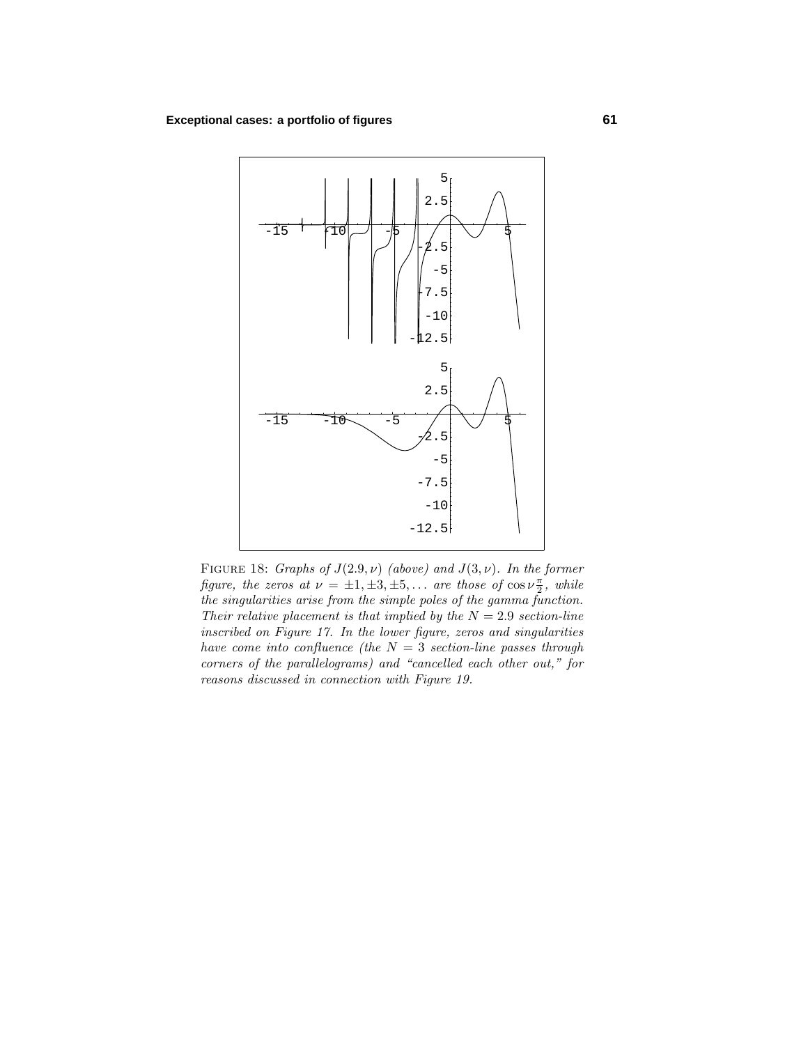FIGURE 18: *Graphs of $J(2.9,\nu)$ (above) and $J(3,\nu)$. In the former figure, the zeros at $\nu = \pm1, \pm3, \pm5, \ldots$ are those of $\cos\nu\frac{\pi}{2}$, while the singularities arise from the simple poles of the gamma function. Their relative placement is that implied by the $N = 2.9$ section-line inscribed on Figure 17. In the lower figure, zeros and singularities have come into confluence (the $N = 3$ section-line passes through corners of the parallelograms) and "cancelled each other out," for reasons discussed in connection with Figure 19.*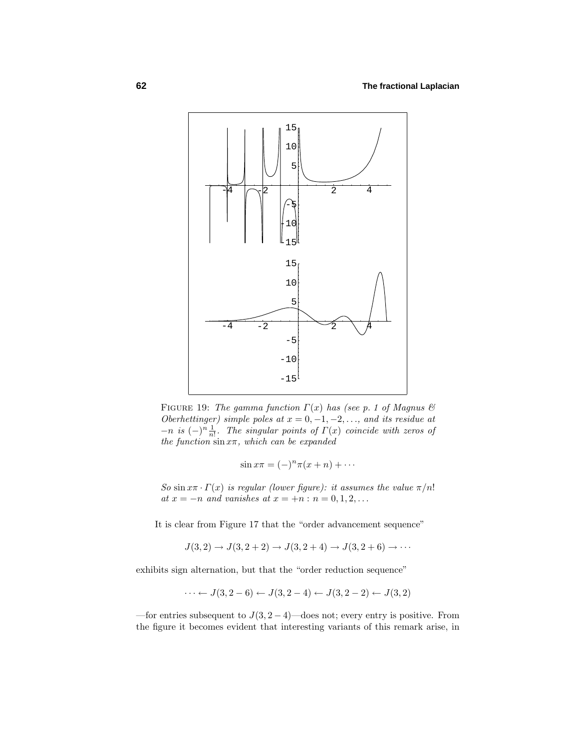FIGURE 19: *The gamma function $\Gamma(x)$ has (see p. 1 of Magnus & Oberhettinger) simple poles at $x = 0, -1, -2, \ldots$, and its residue at $-n$ is $(-)^n \frac{1}{n!}$. The singular points of $\Gamma(x)$ coincide with zeros of the function $\sin x\pi$, which can be expanded*

$$\sin x\pi = (-)^n \pi(x+n) + \cdots$$

*So $\sin x\pi \cdot \Gamma(x)$ is regular (lower figure): it assumes the value $\pi/n!$ at $x = -n$ and vanishes at $x = +n : n = 0, 1, 2, \ldots$*

It is clear from Figure 17 that the "order advancement sequence"

$$J(3,2) \rightarrow J(3,2+2) \rightarrow J(3,2+4) \rightarrow J(3,2+6) \rightarrow \cdots$$

exhibits sign alternation, but that the "order reduction sequence"

$$\cdots \leftarrow J(3,2-6) \leftarrow J(3,2-4) \leftarrow J(3,2-2) \leftarrow J(3,2)$$

—for entries subsequent to $J(3,2-4)$—does not; every entry is positive. From the figure it becomes evident that interesting variants of this remark arise, in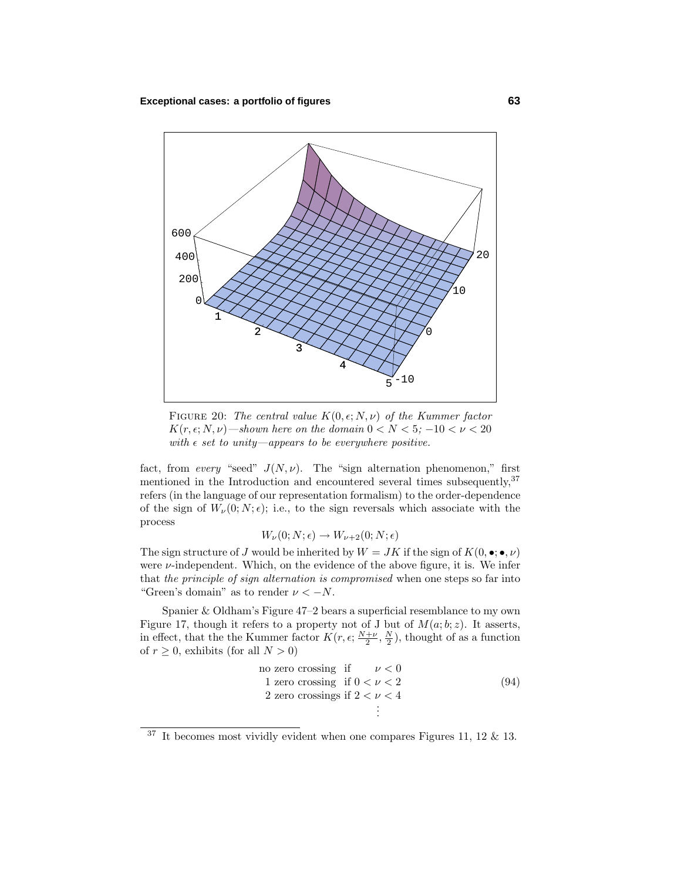FIGURE 20: *The central value $K(0,\epsilon;N,\nu)$ of the Kummer factor $K(r,\epsilon;N,\nu)$—shown here on the domain $0 < N < 5$; $-10 < \nu < 20$ with $\epsilon$ set to unity—appears to be everywhere positive.*

fact, from *every* "seed" $J(N,\nu)$. The "sign alternation phenomenon," first mentioned in the Introduction and encountered several times subsequently,[37] refers (in the language of our representation formalism) to the order-dependence of the sign of $W_\nu(0;N;\epsilon)$; i.e., to the sign reversals which associate with the process

$$W_\nu(0;N;\epsilon) \rightarrow W_{\nu+2}(0;N;\epsilon)$$

The sign structure of $J$ would be inherited by $W = JK$ if the sign of $K(0,\bullet;\bullet,\nu)$ were $\nu$-independent. Which, on the evidence of the above figure, it is. We infer that *the principle of sign alternation is compromised* when one steps so far into "Green's domain" as to render $\nu < -N$.

Spanier & Oldham's Figure 47–2 bears a superficial resemblance to my own Figure 17, though it refers to a property not of J but of $M(a;b;z)$. It asserts, in effect, that the the Kummer factor $K(r,\epsilon;\frac{N+\nu}{2},\frac{N}{2})$, thought of as a function of $r \geq 0$, exhibits (for all $N > 0$)

$$\begin{aligned}
&\text{no zero crossing}\;\;\text{if}\qquad\;\; \nu < 0\\
&\text{1 zero crossing}\;\;\text{if } 0 < \nu < 2\\
&\text{2 zero crossings if } 2 < \nu < 4\\
&\qquad\qquad\qquad\quad\vdots
\end{aligned}\tag{94}$$

[37] It becomes most vividly evident when one compares Figures 11, 12 & 13.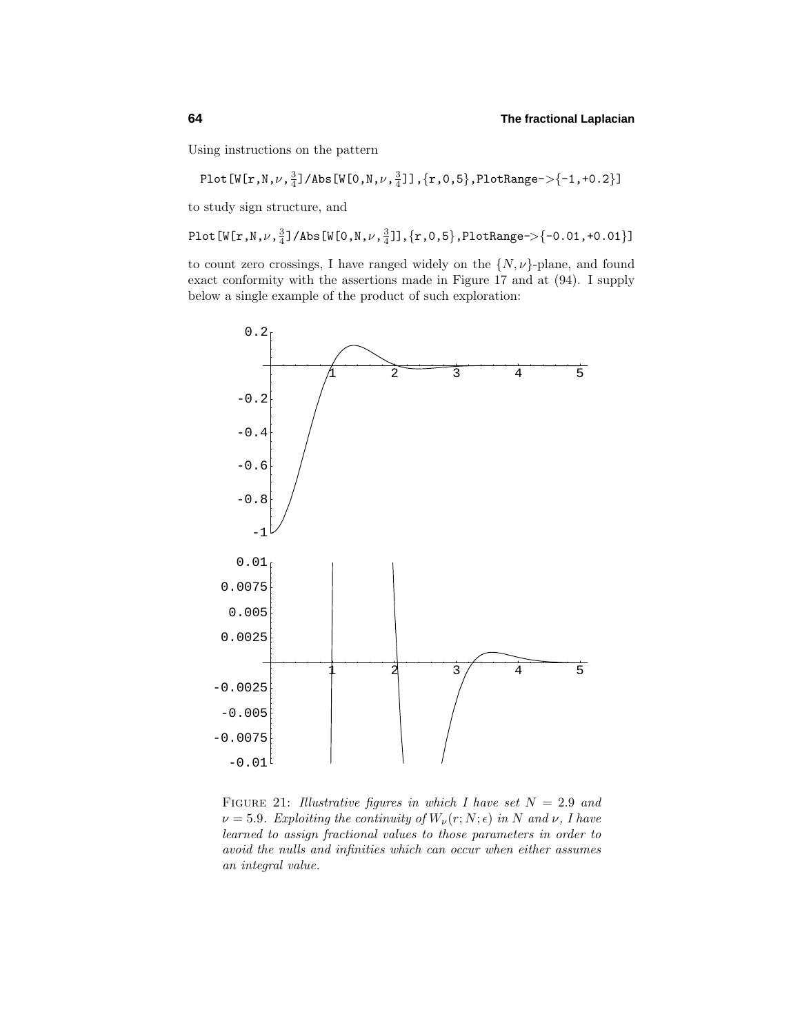Using instructions on the pattern

```
Plot[W[r,N,ν,3/4]/Abs[W[0,N,ν,3/4]],{r,0,5},PlotRange->{-1,+0.2}]
```

to study sign structure, and

```
Plot[W[r,N,ν,3/4]/Abs[W[0,N,ν,3/4]],{r,0,5},PlotRange->{-0.01,+0.01}]
```

to count zero crossings, I have ranged widely on the $\{N,\nu\}$-plane, and found exact conformity with the assertions made in Figure 17 and at (94). I supply below a single example of the product of such exploration:

FIGURE 21: *Illustrative figures in which I have set $N = 2.9$ and $\nu = 5.9$. Exploiting the continuity of $W_\nu(r;N;\epsilon)$ in $N$ and $\nu$, I have learned to assign fractional values to those parameters in order to avoid the nulls and infinities which can occur when either assumes an integral value.*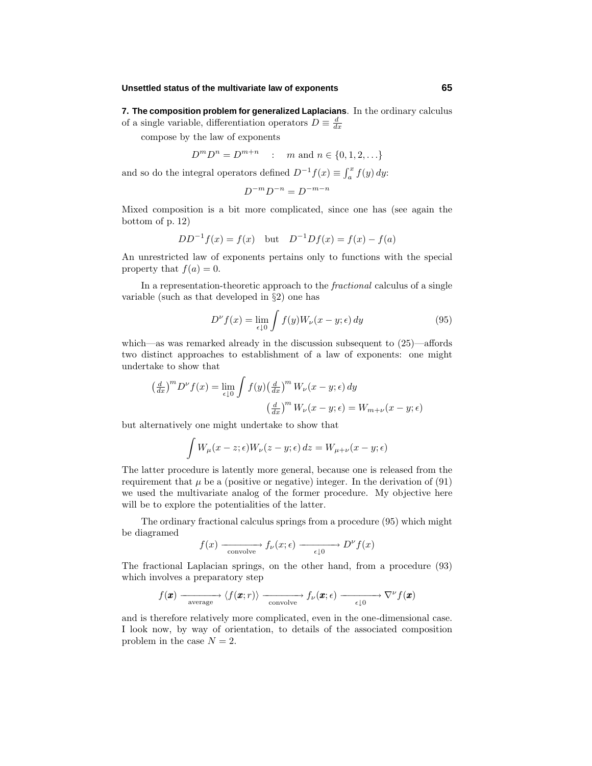**7. The composition problem for generalized Laplacians**. In the ordinary calculus of a single variable, differentiation operators $D \equiv \frac{d}{dx}$

compose by the law of exponents

$$D^m D^n = D^{m+n} \quad : \quad m \text{ and } n \in \{0, 1, 2, \ldots\}$$

and so do the integral operators defined $D^{-1}f(x) \equiv \int_a^x f(y)\,dy$:

$$D^{-m}D^{-n} = D^{-m-n}$$

Mixed composition is a bit more complicated, since one has (see again the bottom of p. 12)

$$DD^{-1}f(x) = f(x) \quad \text{but} \quad D^{-1}Df(x) = f(x) - f(a)$$

An unrestricted law of exponents pertains only to functions with the special property that $f(a) = 0$.

In a representation-theoretic approach to the *fractional* calculus of a single variable (such as that developed in §2) one has

$$D^\nu f(x) = \lim_{\epsilon \downarrow 0} \int f(y) W_\nu(x - y; \epsilon)\,dy \tag{95}$$

which—as was remarked already in the discussion subsequent to (25)—affords two distinct approaches to establishment of a law of exponents: one might undertake to show that

$$\big(\tfrac{d}{dx}\big)^m D^\nu f(x) = \lim_{\epsilon \downarrow 0} \int f(y) \big(\tfrac{d}{dx}\big)^m W_\nu(x - y; \epsilon)\,dy$$

$$\big(\tfrac{d}{dx}\big)^m W_\nu(x - y; \epsilon) = W_{m+\nu}(x - y; \epsilon)$$

but alternatively one might undertake to show that

$$\int W_\mu(x - z; \epsilon) W_\nu(z - y; \epsilon)\,dz = W_{\mu+\nu}(x - y; \epsilon)$$

The latter procedure is latently more general, because one is released from the requirement that $\mu$ be a (positive or negative) integer. In the derivation of (91) we used the multivariate analog of the former procedure. My objective here will be to explore the potentialities of the latter.

The ordinary fractional calculus springs from a procedure (95) which might be diagramed

$$f(x) \xrightarrow[\text{convolve}]{} f_\nu(x; \epsilon) \xrightarrow[\epsilon \downarrow 0]{} D^\nu f(x)$$

The fractional Laplacian springs, on the other hand, from a procedure (93) which involves a preparatory step

$$f(\boldsymbol{x}) \xrightarrow[\text{average}]{} \langle f(\boldsymbol{x}; r) \rangle \xrightarrow[\text{convolve}]{} f_\nu(\boldsymbol{x}; \epsilon) \xrightarrow[\epsilon \downarrow 0]{} \nabla^\nu f(\boldsymbol{x})$$

and is therefore relatively more complicated, even in the one-dimensional case. I look now, by way of orientation, to details of the associated composition problem in the case $N = 2$.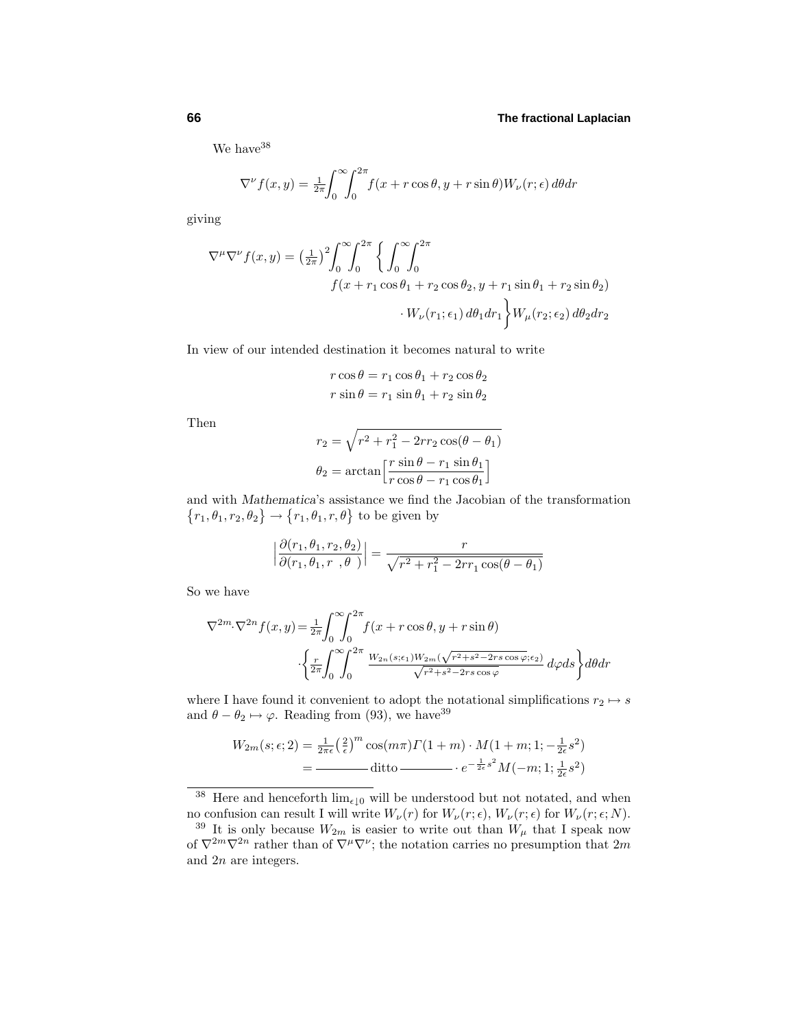We have[38]

$$\nabla^\nu f(x,y) = \tfrac{1}{2\pi}\int_0^\infty\!\!\int_0^{2\pi} f(x+r\cos\theta, y+r\sin\theta)W_\nu(r;\epsilon)\,d\theta dr$$

giving

$$\begin{aligned}\nabla^\mu\nabla^\nu f(x,y) = \big(\tfrac{1}{2\pi}\big)^2\int_0^\infty\!\!\int_0^{2\pi}\Big\{\int_0^\infty\!\!\int_0^{2\pi}\\ f(x+r_1\cos\theta_1+r_2\cos\theta_2, y+r_1\sin\theta_1+r_2\sin\theta_2)\\ \cdot W_\nu(r_1;\epsilon_1)\,d\theta_1 dr_1\Big\}W_\mu(r_2;\epsilon_2)\,d\theta_2 dr_2\end{aligned}$$

In view of our intended destination it becomes natural to write

$$\begin{aligned} r\cos\theta &= r_1\cos\theta_1 + r_2\cos\theta_2\\ r\sin\theta &= r_1\sin\theta_1 + r_2\sin\theta_2 \end{aligned}$$

Then

$$\begin{aligned} r_2 &= \sqrt{r^2 + r_1^2 - 2rr_2\cos(\theta-\theta_1)}\\ \theta_2 &= \arctan\Big[\frac{r\sin\theta - r_1\sin\theta_1}{r\cos\theta - r_1\cos\theta_1}\Big] \end{aligned}$$

and with *Mathematica*'s assistance we find the Jacobian of the transformation $\{r_1,\theta_1,r_2,\theta_2\}\to\{r_1,\theta_1,r,\theta\}$ to be given by

$$\Big|\frac{\partial(r_1,\theta_1,r_2,\theta_2)}{\partial(r_1,\theta_1,r\ \ ,\theta\ \ )}\Big| = \frac{r}{\sqrt{r^2+r_1^2-2rr_1\cos(\theta-\theta_1)}}$$

So we have

$$\begin{aligned}\nabla^{2m}\!\cdot\nabla^{2n} f(x,y) = \tfrac{1}{2\pi}\int_0^\infty\!\!\int_0^{2\pi} f(x+r\cos\theta, y+r\sin\theta)\\ \cdot\Big\{\tfrac{r}{2\pi}\int_0^\infty\!\!\int_0^{2\pi}\tfrac{W_{2n}(s;\epsilon_1)W_{2m}(\sqrt{r^2+s^2-2rs\cos\varphi};\epsilon_2)}{\sqrt{r^2+s^2-2rs\cos\varphi}}\,d\varphi ds\Big\}d\theta dr\end{aligned}$$

where I have found it convenient to adopt the notational simplifications $r_2\mapsto s$ and $\theta-\theta_2\mapsto\varphi$. Reading from (93), we have[39]

$$\begin{aligned} W_{2m}(s;\epsilon;2) &= \tfrac{1}{2\pi\epsilon}\big(\tfrac{2}{\epsilon}\big)^m\cos(m\pi)\Gamma(1+m)\cdot M(1+m;1;-\tfrac{1}{2\epsilon}s^2)\\ &= \text{———— ditto ————}\cdot e^{-\frac{1}{2\epsilon}s^2}M(-m;1;\tfrac{1}{2\epsilon}s^2) \end{aligned}$$

---

[38] Here and henceforth $\lim_{\epsilon\downarrow 0}$ will be understood but not notated, and when no confusion can result I will write $W_\nu(r)$ for $W_\nu(r;\epsilon)$, $W_\nu(r;\epsilon)$ for $W_\nu(r;\epsilon;N)$.

[39] It is only because $W_{2m}$ is easier to write out than $W_\mu$ that I speak now of $\nabla^{2m}\nabla^{2n}$ rather than of $\nabla^\mu\nabla^\nu$; the notation carries no presumption that $2m$ and $2n$ are integers.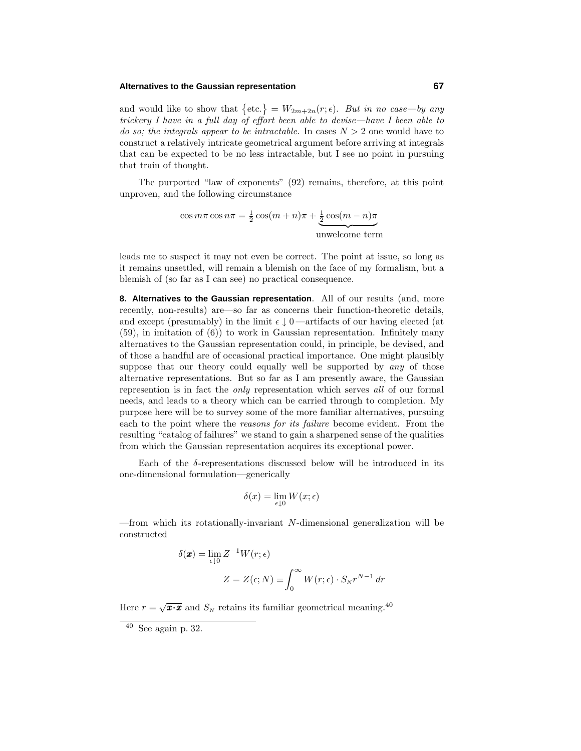and would like to show that $\{\text{etc.}\} = W_{2m+2n}(r;\epsilon)$. *But in no case—by any trickery I have in a full day of effort been able to devise—have I been able to do so; the integrals appear to be intractable.* In cases $N > 2$ one would have to construct a relatively intricate geometrical argument before arriving at integrals that can be expected to be no less intractable, but I see no point in pursuing that train of thought.

The purported "law of exponents" (92) remains, therefore, at this point unproven, and the following circumstance

$$\cos m\pi \cos n\pi = \tfrac{1}{2}\cos(m+n)\pi + \underbrace{\tfrac{1}{2}\cos(m-n)\pi}_{\text{unwelcome term}}$$

leads me to suspect it may not even be correct. The point at issue, so long as it remains unsettled, will remain a blemish on the face of my formalism, but a blemish of (so far as I can see) no practical consequence.

**8. Alternatives to the Gaussian representation**. All of our results (and, more recently, non-results) are—so far as concerns their function-theoretic details, and except (presumably) in the limit $\epsilon \downarrow 0$—artifacts of our having elected (at (59), in imitation of (6)) to work in Gaussian representation. Infinitely many alternatives to the Gaussian representation could, in principle, be devised, and of those a handful are of occasional practical importance. One might plausibly suppose that our theory could equally well be supported by *any* of those alternative representations. But so far as I am presently aware, the Gaussian represention is in fact the *only* representation which serves *all* of our formal needs, and leads to a theory which can be carried through to completion. My purpose here will be to survey some of the more familiar alternatives, pursuing each to the point where the *reasons for its failure* become evident. From the resulting "catalog of failures" we stand to gain a sharpened sense of the qualities from which the Gaussian representation acquires its exceptional power.

Each of the $\delta$-representations discussed below will be introduced in its one-dimensional formulation—generically

$$\delta(x) = \lim_{\epsilon \downarrow 0} W(x;\epsilon)$$

—from which its rotationally-invariant $N$-dimensional generalization will be constructed

$$\delta(\boldsymbol{x}) = \lim_{\epsilon \downarrow 0} Z^{-1} W(r;\epsilon)$$

$$Z = Z(\epsilon; N) \equiv \int_0^\infty W(r;\epsilon) \cdot S_N r^{N-1}\, dr$$

Here $r = \sqrt{\boldsymbol{x}\cdot\boldsymbol{x}}$ and $S_N$ retains its familiar geometrical meaning.[40]

---

[40] See again p. 32.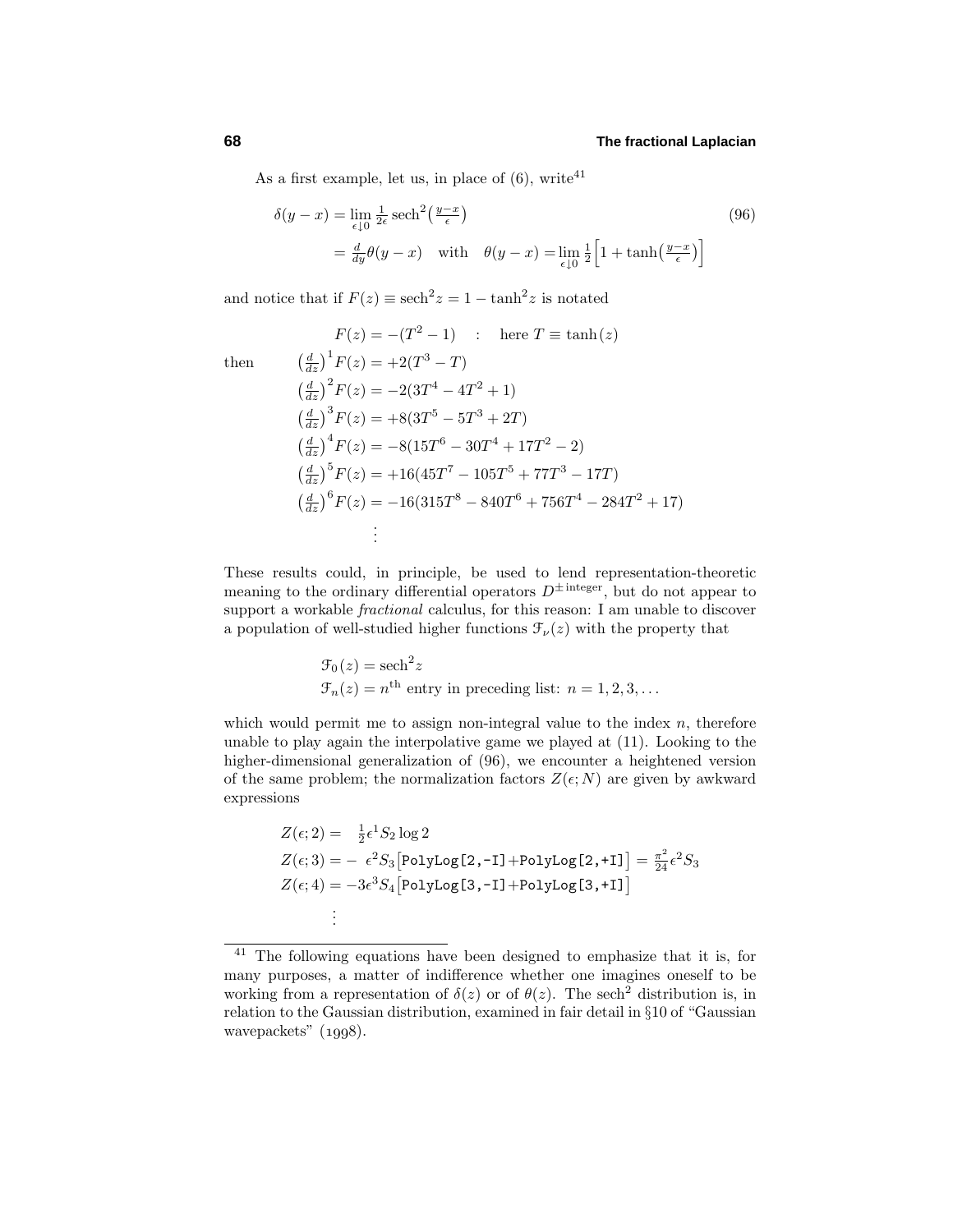As a first example, let us, in place of (6), write[41]

$$
\begin{aligned}
\delta(y-x) &= \lim_{\epsilon\downarrow 0} \tfrac{1}{2\epsilon}\,\text{sech}^2\big(\tfrac{y-x}{\epsilon}\big) \\
&= \tfrac{d}{dy}\theta(y-x) \quad \text{with} \quad \theta(y-x) = \lim_{\epsilon\downarrow 0} \tfrac{1}{2}\Big[1+\tanh\big(\tfrac{y-x}{\epsilon}\big)\Big]
\end{aligned}
\tag{96}
$$

and notice that if $F(z) \equiv \text{sech}^2 z = 1 - \tanh^2 z$ is notated

$$
\begin{aligned}
F(z) &= -(T^2-1) \quad : \quad \text{here } T \equiv \tanh(z) \\
\text{then} \qquad \big(\tfrac{d}{dz}\big)^1 F(z) &= +2(T^3 - T) \\
\big(\tfrac{d}{dz}\big)^2 F(z) &= -2(3T^4 - 4T^2 + 1) \\
\big(\tfrac{d}{dz}\big)^3 F(z) &= +8(3T^5 - 5T^3 + 2T) \\
\big(\tfrac{d}{dz}\big)^4 F(z) &= -8(15T^6 - 30T^4 + 17T^2 - 2) \\
\big(\tfrac{d}{dz}\big)^5 F(z) &= +16(45T^7 - 105T^5 + 77T^3 - 17T) \\
\big(\tfrac{d}{dz}\big)^6 F(z) &= -16(315T^8 - 840T^6 + 756T^4 - 284T^2 + 17) \\
&\;\;\vdots
\end{aligned}
$$

These results could, in principle, be used to lend representation-theoretic meaning to the ordinary differential operators $D^{\pm\,\text{integer}}$, but do not appear to support a workable *fractional* calculus, for this reason: I am unable to discover a population of well-studied higher functions $\mathcal{F}_\nu(z)$ with the property that

$$
\begin{aligned}
\mathcal{F}_0(z) &= \text{sech}^2 z \\
\mathcal{F}_n(z) &= n^{\text{th}} \text{ entry in preceding list: } n = 1, 2, 3, \ldots
\end{aligned}
$$

which would permit me to assign non-integral value to the index $n$, therefore unable to play again the interpolative game we played at (11). Looking to the higher-dimensional generalization of (96), we encounter a heightened version of the same problem; the normalization factors $Z(\epsilon; N)$ are given by awkward expressions

$$
\begin{aligned}
Z(\epsilon;2) &= \tfrac{1}{2}\epsilon^1 S_2 \log 2 \\
Z(\epsilon;3) &= -\,\epsilon^2 S_3\big[\texttt{PolyLog[2,-I]}+\texttt{PolyLog[2,+I]}\big] = \tfrac{\pi^2}{24}\epsilon^2 S_3 \\
Z(\epsilon;4) &= -3\epsilon^3 S_4\big[\texttt{PolyLog[3,-I]}+\texttt{PolyLog[3,+I]}\big] \\
&\;\;\vdots
\end{aligned}
$$

---

[41] The following equations have been designed to emphasize that it is, for many purposes, a matter of indifference whether one imagines oneself to be working from a representation of $\delta(z)$ or of $\theta(z)$. The $\text{sech}^2$ distribution is, in relation to the Gaussian distribution, examined in fair detail in §10 of "Gaussian wavepackets" (1998).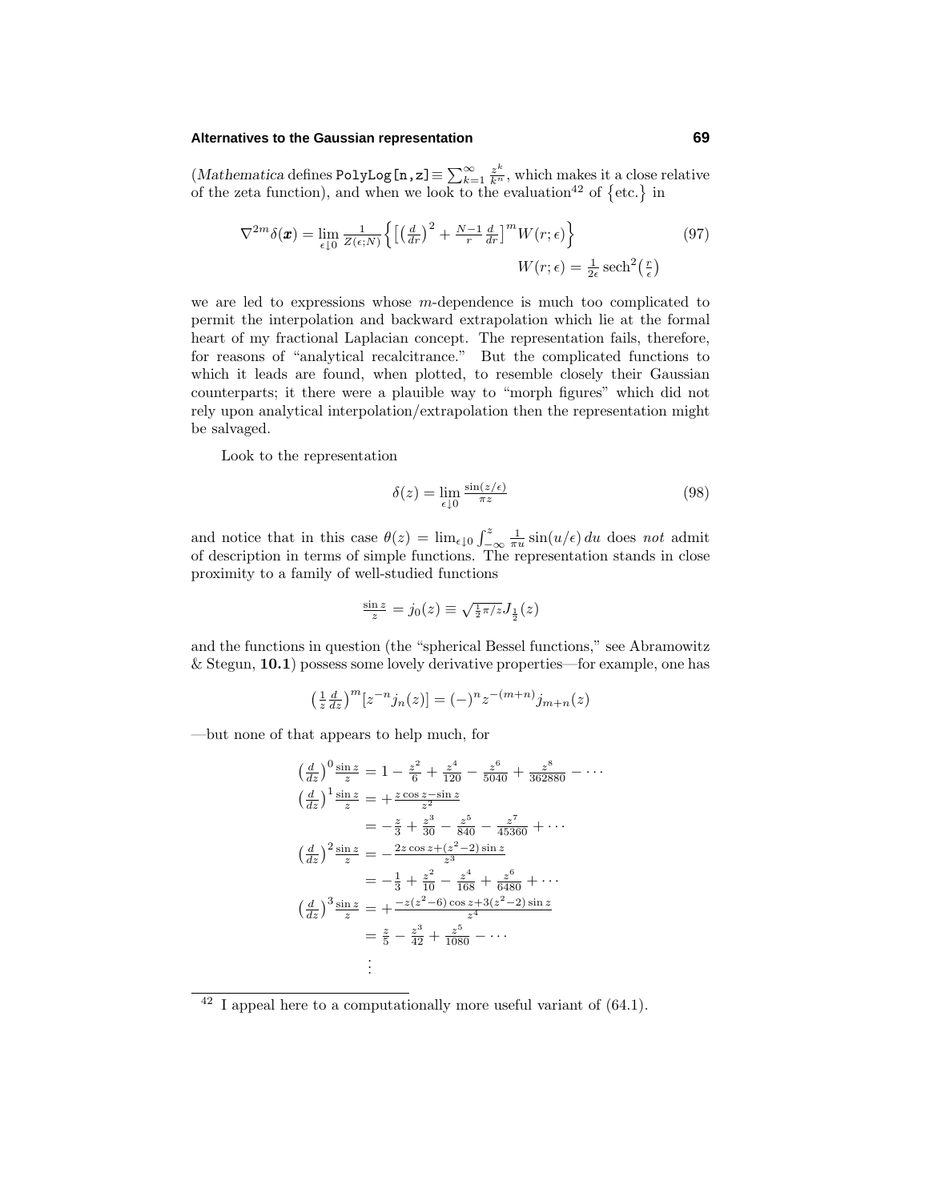(*Mathematica* defines `PolyLog[n,z]` $\equiv \sum_{k=1}^{\infty} \frac{z^k}{k^n}$, which makes it a close relative of the zeta function), and when we look to the evaluation[42] of $\{\text{etc.}\}$ in

$$\nabla^{2m}\delta(\boldsymbol{x}) = \lim_{\epsilon\downarrow 0} \tfrac{1}{Z(\epsilon;N)}\Big\{\big[\big(\tfrac{d}{dr}\big)^2 + \tfrac{N-1}{r}\tfrac{d}{dr}\big]^m W(r;\epsilon)\Big\} \tag{97}$$

$$W(r;\epsilon) = \tfrac{1}{2\epsilon}\,\text{sech}^2\big(\tfrac{r}{\epsilon}\big)$$

we are led to expressions whose $m$-dependence is much too complicated to permit the interpolation and backward extrapolation which lie at the formal heart of my fractional Laplacian concept. The representation fails, therefore, for reasons of "analytical recalcitrance." But the complicated functions to which it leads are found, when plotted, to resemble closely their Gaussian counterparts; it there were a plauible way to "morph figures" which did not rely upon analytical interpolation/extrapolation then the representation might be salvaged.

Look to the representation

$$\delta(z) = \lim_{\epsilon\downarrow 0} \tfrac{\sin(z/\epsilon)}{\pi z} \tag{98}$$

and notice that in this case $\theta(z) = \lim_{\epsilon\downarrow 0}\int_{-\infty}^{z} \frac{1}{\pi u}\sin(u/\epsilon)\,du$ does *not* admit of description in terms of simple functions. The representation stands in close proximity to a family of well-studied functions

$$\tfrac{\sin z}{z} = j_0(z) \equiv \sqrt{\tfrac{1}{2}\pi/z}\,J_{\frac{1}{2}}(z)$$

and the functions in question (the "spherical Bessel functions," see Abramowitz & Stegun, **10.1**) possess some lovely derivative properties—for example, one has

$$\big(\tfrac{1}{z}\tfrac{d}{dz}\big)^m[z^{-n}j_n(z)] = (-)^n z^{-(m+n)} j_{m+n}(z)$$

—but none of that appears to help much, for

$$\begin{aligned}
\big(\tfrac{d}{dz}\big)^0 \tfrac{\sin z}{z} &= 1 - \tfrac{z^2}{6} + \tfrac{z^4}{120} - \tfrac{z^6}{5040} + \tfrac{z^8}{362880} - \cdots \\
\big(\tfrac{d}{dz}\big)^1 \tfrac{\sin z}{z} &= +\tfrac{z\cos z - \sin z}{z^2} \\
&= -\tfrac{z}{3} + \tfrac{z^3}{30} - \tfrac{z^5}{840} - \tfrac{z^7}{45360} + \cdots \\
\big(\tfrac{d}{dz}\big)^2 \tfrac{\sin z}{z} &= -\tfrac{2z\cos z + (z^2-2)\sin z}{z^3} \\
&= -\tfrac{1}{3} + \tfrac{z^2}{10} - \tfrac{z^4}{168} + \tfrac{z^6}{6480} + \cdots \\
\big(\tfrac{d}{dz}\big)^3 \tfrac{\sin z}{z} &= +\tfrac{-z(z^2-6)\cos z + 3(z^2-2)\sin z}{z^4} \\
&= \tfrac{z}{5} - \tfrac{z^3}{42} + \tfrac{z^5}{1080} - \cdots \\
&\;\;\vdots
\end{aligned}$$

---

[42] I appeal here to a computationally more useful variant of (64.1).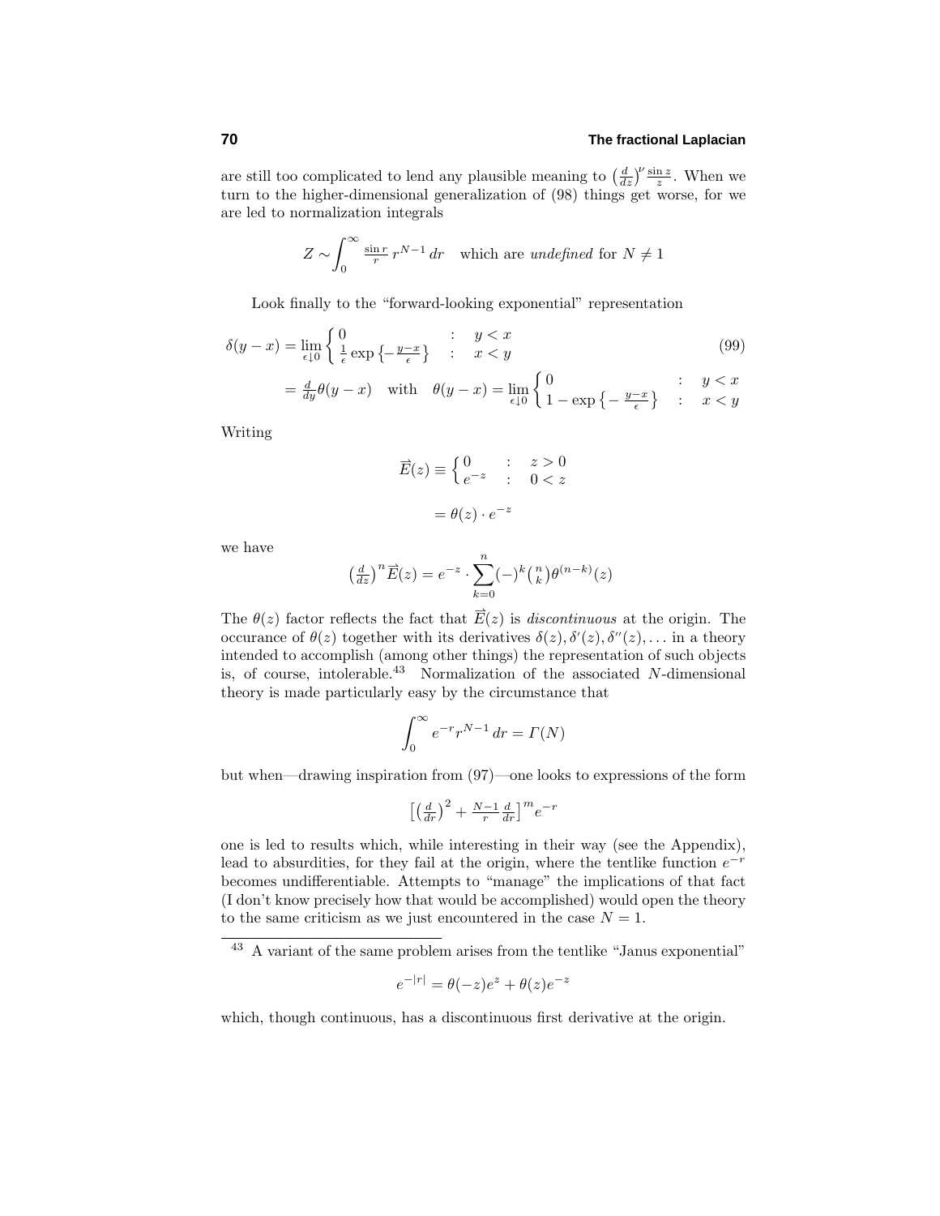are still too complicated to lend any plausible meaning to $\left(\frac{d}{dz}\right)^{\nu}\frac{\sin z}{z}$. When we turn to the higher-dimensional generalization of (98) things get worse, for we are led to normalization integrals

$$Z \sim \int_0^\infty \tfrac{\sin r}{r}\, r^{N-1}\, dr \quad \text{which are } \textit{undefined} \text{ for } N \neq 1$$

Look finally to the "forward-looking exponential" representation

$$\delta(y-x) = \lim_{\epsilon\downarrow 0}\begin{cases} 0 & : \quad y<x \\ \frac{1}{\epsilon}\exp\left\{-\frac{y-x}{\epsilon}\right\} & : \quad x<y \end{cases} \tag{99}$$

$$= \tfrac{d}{dy}\theta(y-x) \quad \text{with} \quad \theta(y-x) = \lim_{\epsilon\downarrow 0}\begin{cases} 0 & : \quad y<x \\ 1-\exp\left\{-\frac{y-x}{\epsilon}\right\} & : \quad x<y \end{cases}$$

Writing

$$\vec{E}(z) \equiv \begin{cases} 0 & : \quad z>0 \\ e^{-z} & : \quad 0<z \end{cases}$$

$$= \theta(z)\cdot e^{-z}$$

we have

$$\left(\tfrac{d}{dz}\right)^n \vec{E}(z) = e^{-z}\cdot\sum_{k=0}^{n}(-)^k\tbinom{n}{k}\theta^{(n-k)}(z)$$

The $\theta(z)$ factor reflects the fact that $\vec{E}(z)$ is *discontinuous* at the origin. The occurance of $\theta(z)$ together with its derivatives $\delta(z), \delta'(z), \delta''(z), \ldots$ in a theory intended to accomplish (among other things) the representation of such objects is, of course, intolerable.[43] Normalization of the associated $N$-dimensional theory is made particularly easy by the circumstance that

$$\int_0^\infty e^{-r}r^{N-1}\,dr = \Gamma(N)$$

but when—drawing inspiration from (97)—one looks to expressions of the form

$$\left[\left(\tfrac{d}{dr}\right)^2 + \tfrac{N-1}{r}\tfrac{d}{dr}\right]^m e^{-r}$$

one is led to results which, while interesting in their way (see the Appendix), lead to absurdities, for they fail at the origin, where the tentlike function $e^{-r}$ becomes undifferentiable. Attempts to "manage" the implications of that fact (I don't know precisely how that would be accomplished) would open the theory to the same criticism as we just encountered in the case $N=1$.

---

[43] A variant of the same problem arises from the tentlike "Janus exponential"

$$e^{-|r|} = \theta(-z)e^{z} + \theta(z)e^{-z}$$

which, though continuous, has a discontinuous first derivative at the origin.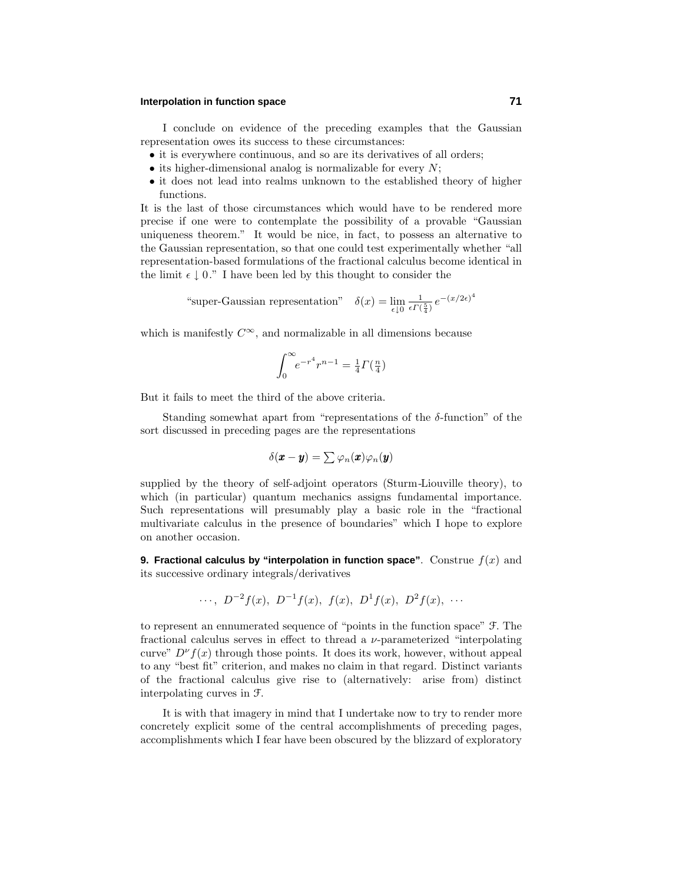I conclude on evidence of the preceding examples that the Gaussian representation owes its success to these circumstances:

- it is everywhere continuous, and so are its derivatives of all orders;
- its higher-dimensional analog is normalizable for every $N$;
- it does not lead into realms unknown to the established theory of higher functions.

It is the last of those circumstances which would have to be rendered more precise if one were to contemplate the possibility of a provable "Gaussian uniqueness theorem." It would be nice, in fact, to possess an alternative to the Gaussian representation, so that one could test experimentally whether "all representation-based formulations of the fractional calculus become identical in the limit $\epsilon \downarrow 0$." I have been led by this thought to consider the

$$\text{"super-Gaussian representation"} \quad \delta(x) = \lim_{\epsilon\downarrow 0} \tfrac{1}{\epsilon\Gamma(\frac{5}{4})}\, e^{-(x/2\epsilon)^4}$$

which is manifestly $C^\infty$, and normalizable in all dimensions because

$$\int_0^\infty e^{-r^4} r^{n-1} = \tfrac{1}{4}\Gamma(\tfrac{n}{4})$$

But it fails to meet the third of the above criteria.

Standing somewhat apart from "representations of the $\delta$-function" of the sort discussed in preceding pages are the representations

$$\delta(\boldsymbol{x}-\boldsymbol{y}) = \sum \varphi_n(\boldsymbol{x})\varphi_n(\boldsymbol{y})$$

supplied by the theory of self-adjoint operators (Sturm-Liouville theory), to which (in particular) quantum mechanics assigns fundamental importance. Such representations will presumably play a basic role in the "fractional multivariate calculus in the presence of boundaries" which I hope to explore on another occasion.

**9. Fractional calculus by "interpolation in function space".** Construe $f(x)$ and its successive ordinary integrals/derivatives

$$\cdots,\ D^{-2}f(x),\ D^{-1}f(x),\ f(x),\ D^{1}f(x),\ D^{2}f(x),\ \cdots$$

to represent an ennumerated sequence of "points in the function space" $\mathcal{F}$. The fractional calculus serves in effect to thread a $\nu$-parameterized "interpolating curve" $D^\nu f(x)$ through those points. It does its work, however, without appeal to any "best fit" criterion, and makes no claim in that regard. Distinct variants of the fractional calculus give rise to (alternatively: arise from) distinct interpolating curves in $\mathcal{F}$.

It is with that imagery in mind that I undertake now to try to render more concretely explicit some of the central accomplishments of preceding pages, accomplishments which I fear have been obscured by the blizzard of exploratory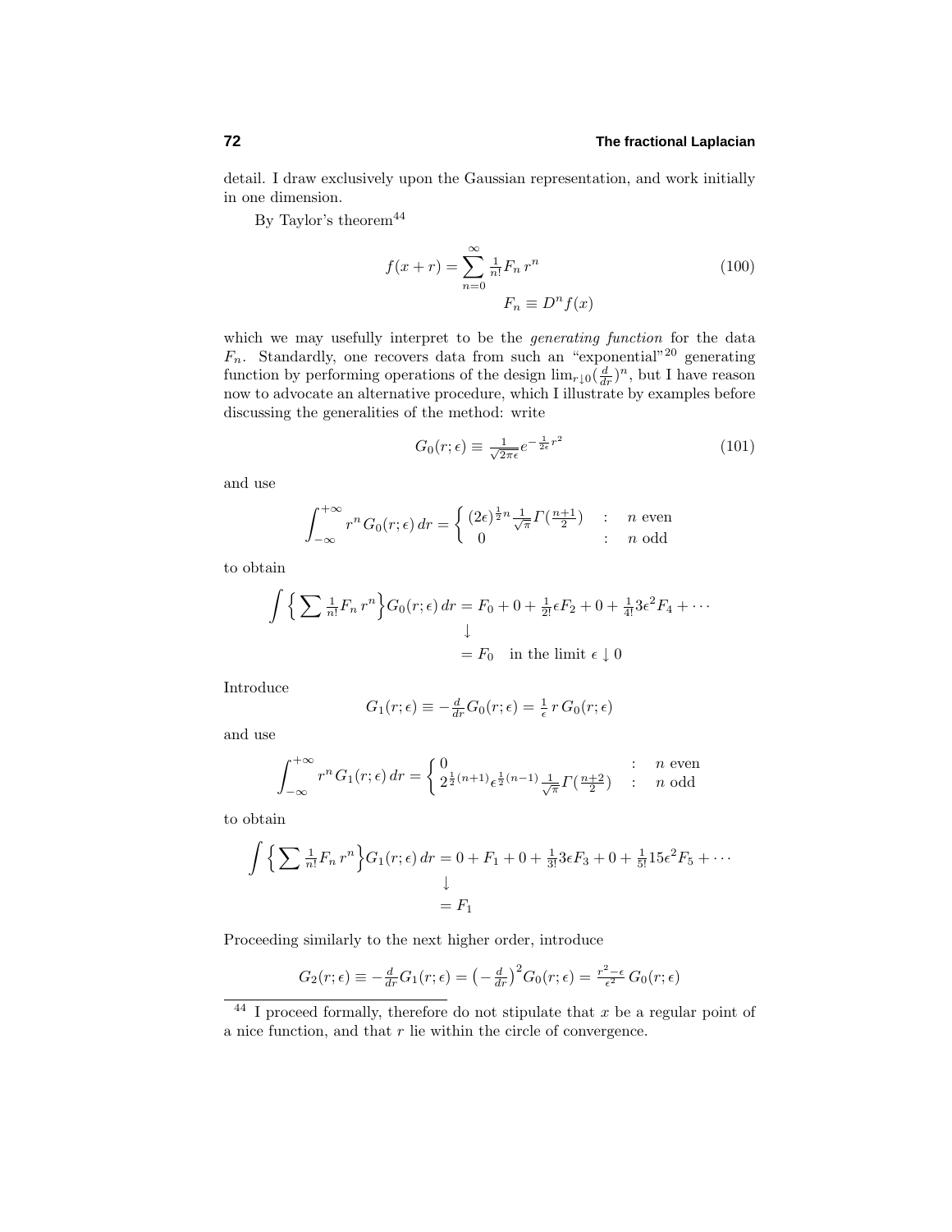detail. I draw exclusively upon the Gaussian representation, and work initially in one dimension.

By Taylor's theorem[44]

$$
f(x+r) = \sum_{n=0}^{\infty} \tfrac{1}{n!} F_n\, r^n \qquad F_n \equiv D^n f(x) \tag{100}
$$

which we may usefully interpret to be the *generating function* for the data $F_n$. Standardly, one recovers data from such an "exponential"[20] generating function by performing operations of the design $\lim_{r\downarrow 0}(\frac{d}{dr})^n$, but I have reason now to advocate an alternative procedure, which I illustrate by examples before discussing the generalities of the method: write

$$
G_0(r;\epsilon) \equiv \tfrac{1}{\sqrt{2\pi\epsilon}} e^{-\frac{1}{2\epsilon}r^2} \tag{101}
$$

and use

$$
\int_{-\infty}^{+\infty} r^n\, G_0(r;\epsilon)\, dr = \begin{cases} (2\epsilon)^{\frac{1}{2}n} \frac{1}{\sqrt{\pi}} \Gamma(\frac{n+1}{2}) & : \quad n \text{ even} \\ 0 & : \quad n \text{ odd} \end{cases}
$$

to obtain

$$
\begin{aligned}
\int \Big\{ \sum \tfrac{1}{n!} F_n\, r^n \Big\} G_0(r;\epsilon)\, dr &= F_0 + 0 + \tfrac{1}{2!}\epsilon F_2 + 0 + \tfrac{1}{4!}3\epsilon^2 F_4 + \cdots \\
&\downarrow \\
&= F_0 \quad \text{in the limit } \epsilon \downarrow 0
\end{aligned}
$$

Introduce

$$
G_1(r;\epsilon) \equiv -\tfrac{d}{dr} G_0(r;\epsilon) = \tfrac{1}{\epsilon}\, r\, G_0(r;\epsilon)
$$

and use

$$
\int_{-\infty}^{+\infty} r^n\, G_1(r;\epsilon)\, dr = \begin{cases} 0 & : \quad n \text{ even} \\ 2^{\frac{1}{2}(n+1)} \epsilon^{\frac{1}{2}(n-1)} \frac{1}{\sqrt{\pi}} \Gamma(\frac{n+2}{2}) & : \quad n \text{ odd} \end{cases}
$$

to obtain

$$
\begin{aligned}
\int \Big\{ \sum \tfrac{1}{n!} F_n\, r^n \Big\} G_1(r;\epsilon)\, dr &= 0 + F_1 + 0 + \tfrac{1}{3!}3\epsilon F_3 + 0 + \tfrac{1}{5!}15\epsilon^2 F_5 + \cdots \\
&\downarrow \\
&= F_1
\end{aligned}
$$

Proceeding similarly to the next higher order, introduce

$$
G_2(r;\epsilon) \equiv -\tfrac{d}{dr} G_1(r;\epsilon) = \big(-\tfrac{d}{dr}\big)^2 G_0(r;\epsilon) = \tfrac{r^2-\epsilon}{\epsilon^2}\, G_0(r;\epsilon)
$$

[44] I proceed formally, therefore do not stipulate that $x$ be a regular point of a nice function, and that $r$ lie within the circle of convergence.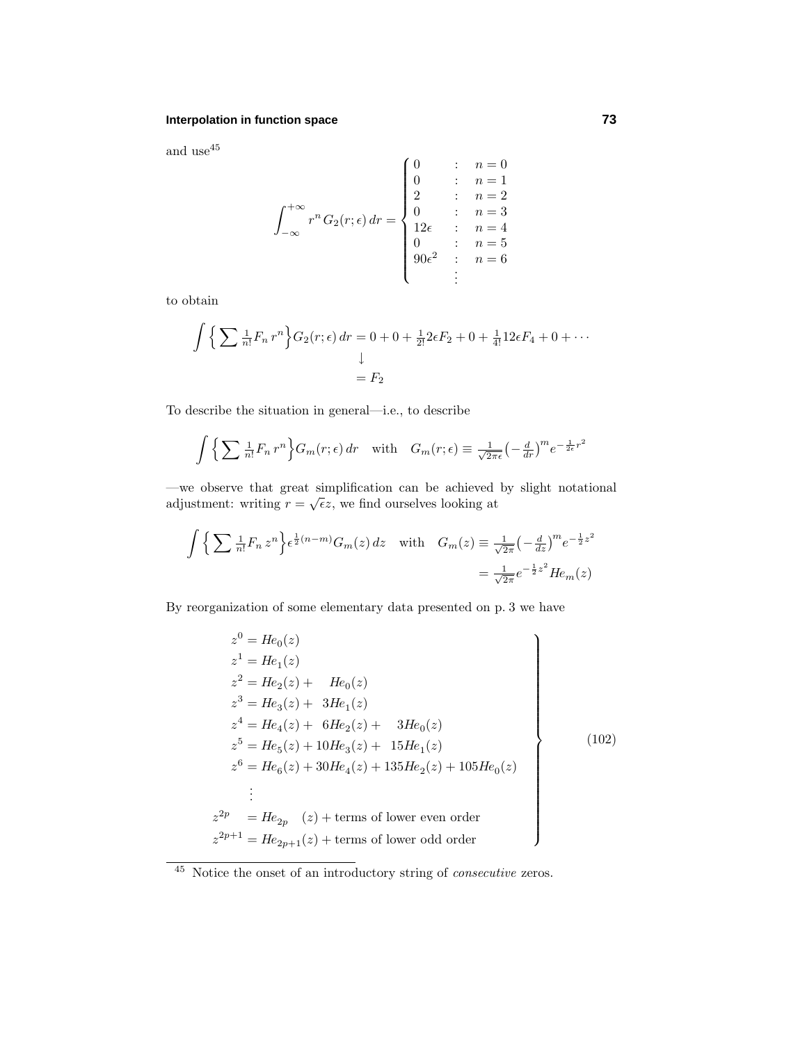and use[45]

$$\int_{-\infty}^{+\infty} r^n\, G_2(r;\epsilon)\, dr = \begin{cases} 0 & : \quad n=0 \\ 0 & : \quad n=1 \\ 2 & : \quad n=2 \\ 0 & : \quad n=3 \\ 12\epsilon & : \quad n=4 \\ 0 & : \quad n=5 \\ 90\epsilon^2 & : \quad n=6 \\ & \quad \vdots \end{cases}$$

to obtain

$$\begin{aligned} \int \Big\{ \sum \tfrac{1}{n!} F_n\, r^n \Big\} G_2(r;\epsilon)\, dr &= 0 + 0 + \tfrac{1}{2!} 2\epsilon F_2 + 0 + \tfrac{1}{4!} 12\epsilon F_4 + 0 + \cdots \\ &\downarrow \\ &= F_2 \end{aligned}$$

To describe the situation in general—i.e., to describe

$$\int \Big\{ \sum \tfrac{1}{n!} F_n\, r^n \Big\} G_m(r;\epsilon)\, dr \quad \text{with} \quad G_m(r;\epsilon) \equiv \tfrac{1}{\sqrt{2\pi\epsilon}} \big( -\tfrac{d}{dr} \big)^m e^{-\frac{1}{2\epsilon} r^2}$$

—we observe that great simplification can be achieved by slight notational adjustment: writing $r = \sqrt{\epsilon} z$, we find ourselves looking at

$$\begin{aligned} \int \Big\{ \sum \tfrac{1}{n!} F_n\, z^n \Big\} \epsilon^{\frac{1}{2}(n-m)} G_m(z)\, dz \quad \text{with} \quad G_m(z) &\equiv \tfrac{1}{\sqrt{2\pi}} \big( -\tfrac{d}{dz} \big)^m e^{-\frac{1}{2} z^2} \\ &= \tfrac{1}{\sqrt{2\pi}} e^{-\frac{1}{2} z^2} He_m(z) \end{aligned}$$

By reorganization of some elementary data presented on p. 3 we have

$$\left.\begin{aligned} z^0 &= He_0(z) \\ z^1 &= He_1(z) \\ z^2 &= He_2(z) + \phantom{10}He_0(z) \\ z^3 &= He_3(z) + \phantom{1}3He_1(z) \\ z^4 &= He_4(z) + \phantom{1}6He_2(z) + \phantom{13}3He_0(z) \\ z^5 &= He_5(z) + 10He_3(z) + \phantom{1}15He_1(z) \\ z^6 &= He_6(z) + 30He_4(z) + 135He_2(z) + 105He_0(z) \\ &\;\;\vdots \\ z^{2p} &= He_{2p}(z) + \text{terms of lower even order} \\ z^{2p+1} &= He_{2p+1}(z) + \text{terms of lower odd order} \end{aligned}\right\} \tag{102}$$

[45] Notice the onset of an introductory string of *consecutive* zeros.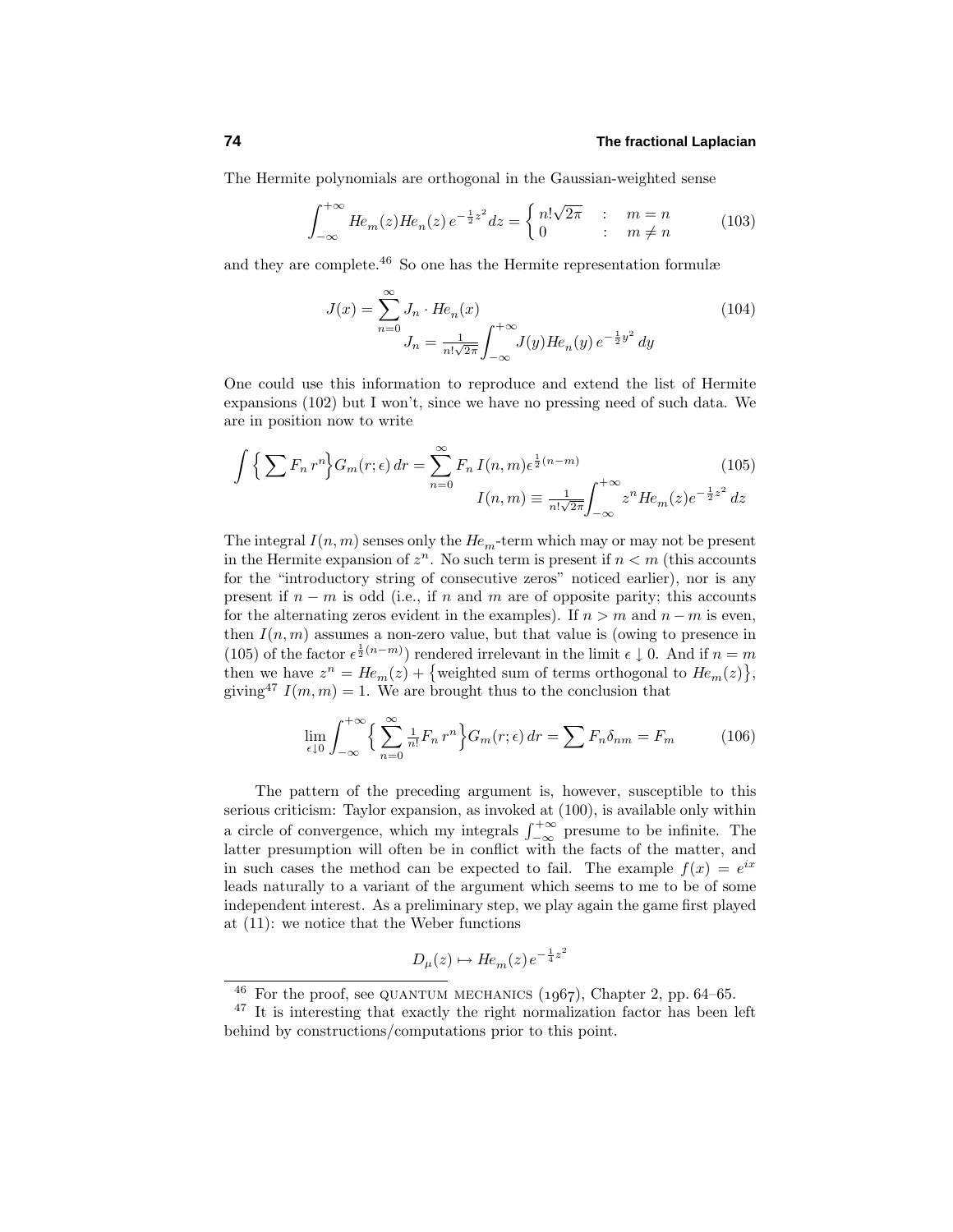The Hermite polynomials are orthogonal in the Gaussian-weighted sense

$$\int_{-\infty}^{+\infty} He_m(z) He_n(z)\, e^{-\frac{1}{2}z^2} dz = \begin{cases} n!\sqrt{2\pi} & : \quad m = n \\ 0 & : \quad m \neq n \end{cases} \tag{103}$$

and they are complete.[46] So one has the Hermite representation formulæ

$$J(x) = \sum_{n=0}^{\infty} J_n \cdot He_n(x) \qquad J_n = \tfrac{1}{n!\sqrt{2\pi}} \int_{-\infty}^{+\infty} J(y) He_n(y)\, e^{-\frac{1}{2}y^2}\, dy \tag{104}$$

One could use this information to reproduce and extend the list of Hermite expansions (102) but I won't, since we have no pressing need of such data. We are in position now to write

$$\int \Big\{ \sum F_n\, r^n \Big\} G_m(r;\epsilon)\, dr = \sum_{n=0}^{\infty} F_n\, I(n,m) \epsilon^{\frac{1}{2}(n-m)} \qquad I(n,m) \equiv \tfrac{1}{n!\sqrt{2\pi}} \int_{-\infty}^{+\infty} z^n He_m(z) e^{-\frac{1}{2}z^2}\, dz \tag{105}$$

The integral $I(n,m)$ senses only the $He_m$-term which may or may not be present in the Hermite expansion of $z^n$. No such term is present if $n < m$ (this accounts for the "introductory string of consecutive zeros" noticed earlier), nor is any present if $n - m$ is odd (i.e., if $n$ and $m$ are of opposite parity; this accounts for the alternating zeros evident in the examples). If $n > m$ and $n - m$ is even, then $I(n,m)$ assumes a non-zero value, but that value is (owing to presence in (105) of the factor $\epsilon^{\frac{1}{2}(n-m)}$) rendered irrelevant in the limit $\epsilon \downarrow 0$. And if $n = m$ then we have $z^n = He_m(z) + \big\{$weighted sum of terms orthogonal to $He_m(z)\big\}$, giving[47] $I(m,m) = 1$. We are brought thus to the conclusion that

$$\lim_{\epsilon \downarrow 0} \int_{-\infty}^{+\infty} \Big\{ \sum_{n=0}^{\infty} \tfrac{1}{n!} F_n\, r^n \Big\} G_m(r;\epsilon)\, dr = \sum F_n \delta_{nm} = F_m \tag{106}$$

The pattern of the preceding argument is, however, susceptible to this serious criticism: Taylor expansion, as invoked at (100), is available only within a circle of convergence, which my integrals $\int_{-\infty}^{+\infty}$ presume to be infinite. The latter presumption will often be in conflict with the facts of the matter, and in such cases the method can be expected to fail. The example $f(x) = e^{ix}$ leads naturally to a variant of the argument which seems to me to be of some independent interest. As a preliminary step, we play again the game first played at (11): we notice that the Weber functions

$$D_\mu(z) \mapsto He_m(z)\, e^{-\frac{1}{4}z^2}$$

[46] For the proof, see QUANTUM MECHANICS (1967), Chapter 2, pp. 64–65.

[47] It is interesting that exactly the right normalization factor has been left behind by constructions/computations prior to this point.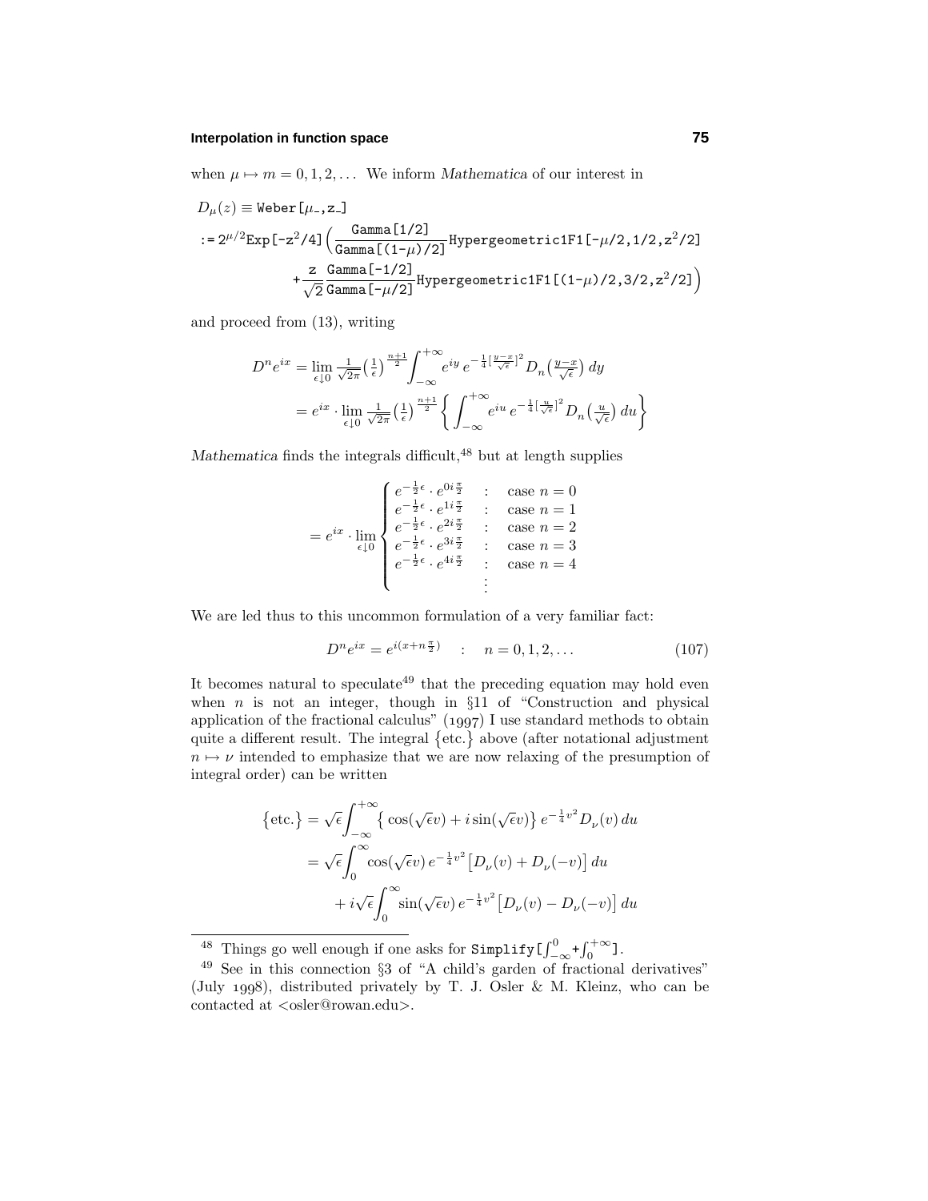when $\mu \mapsto m = 0, 1, 2, \ldots$ We inform *Mathematica* of our interest in

$$
\begin{aligned}
&D_\mu(z) \equiv \texttt{Weber[}\mu\texttt{\_,z\_]}\\
&\texttt{:=}\, 2^{\mu/2}\texttt{Exp[-z}^2\texttt{/4]}\Big(\frac{\texttt{Gamma[1/2]}}{\texttt{Gamma[(1-}\mu\texttt{)/2]}}\texttt{Hypergeometric1F1[-}\mu\texttt{/2,1/2,z}^2\texttt{/2]}\\
&\qquad\qquad + \frac{\texttt{z}}{\sqrt{2}}\frac{\texttt{Gamma[-1/2]}}{\texttt{Gamma[-}\mu\texttt{/2]}}\texttt{Hypergeometric1F1[(1-}\mu\texttt{)/2,3/2,z}^2\texttt{/2]}\Big)
\end{aligned}
$$

and proceed from (13), writing

$$
\begin{aligned}
D^n e^{ix} &= \lim_{\epsilon\downarrow 0} \tfrac{1}{\sqrt{2\pi}}\big(\tfrac{1}{\epsilon}\big)^{\frac{n+1}{2}}\int_{-\infty}^{+\infty} e^{iy}\, e^{-\frac{1}{4}\left[\frac{y-x}{\sqrt{\epsilon}}\right]^2} D_n\big(\tfrac{y-x}{\sqrt{\epsilon}}\big)\,dy\\
&= e^{ix}\cdot \lim_{\epsilon\downarrow 0} \tfrac{1}{\sqrt{2\pi}}\big(\tfrac{1}{\epsilon}\big)^{\frac{n+1}{2}}\bigg\{\int_{-\infty}^{+\infty} e^{iu}\, e^{-\frac{1}{4}\left[\frac{u}{\sqrt{\epsilon}}\right]^2} D_n\big(\tfrac{u}{\sqrt{\epsilon}}\big)\,du\bigg\}
\end{aligned}
$$

*Mathematica* finds the integrals difficult,[48] but at length supplies

$$
= e^{ix}\cdot\lim_{\epsilon\downarrow 0}\begin{cases}
e^{-\frac{1}{2}\epsilon}\cdot e^{0i\frac{\pi}{2}} & : \quad \text{case } n = 0\\
e^{-\frac{1}{2}\epsilon}\cdot e^{1i\frac{\pi}{2}} & : \quad \text{case } n = 1\\
e^{-\frac{1}{2}\epsilon}\cdot e^{2i\frac{\pi}{2}} & : \quad \text{case } n = 2\\
e^{-\frac{1}{2}\epsilon}\cdot e^{3i\frac{\pi}{2}} & : \quad \text{case } n = 3\\
e^{-\frac{1}{2}\epsilon}\cdot e^{4i\frac{\pi}{2}} & : \quad \text{case } n = 4\\
 & \quad\vdots
\end{cases}
$$

We are led thus to this uncommon formulation of a very familiar fact:

$$
D^n e^{ix} = e^{i(x+n\frac{\pi}{2})} \quad : \quad n = 0, 1, 2, \ldots \tag{107}
$$

It becomes natural to speculate[49] that the preceding equation may hold even when $n$ is not an integer, though in §11 of "Construction and physical application of the fractional calculus" (1997) I use standard methods to obtain quite a different result. The integral $\{\text{etc.}\}$ above (after notational adjustment $n \mapsto \nu$ intended to emphasize that we are now relaxing of the presumption of integral order) can be written

$$
\begin{aligned}
\{\text{etc.}\} &= \sqrt{\epsilon}\int_{-\infty}^{+\infty}\big\{\cos(\sqrt{\epsilon}v) + i\sin(\sqrt{\epsilon}v)\big\}\, e^{-\frac{1}{4}v^2} D_\nu(v)\,du\\
&= \sqrt{\epsilon}\int_0^{\infty}\cos(\sqrt{\epsilon}v)\, e^{-\frac{1}{4}v^2}\big[D_\nu(v) + D_\nu(-v)\big]\,du\\
&\qquad + i\sqrt{\epsilon}\int_0^{\infty}\sin(\sqrt{\epsilon}v)\, e^{-\frac{1}{4}v^2}\big[D_\nu(v) - D_\nu(-v)\big]\,du
\end{aligned}
$$

---

[48] Things go well enough if one asks for `Simplify[`$\int_{-\infty}^{0} + \int_{0}^{+\infty}$`]`.

[49] See in this connection §3 of "A child's garden of fractional derivatives" (July 1998), distributed privately by T. J. Osler & M. Kleinz, who can be contacted at <osler@rowan.edu>.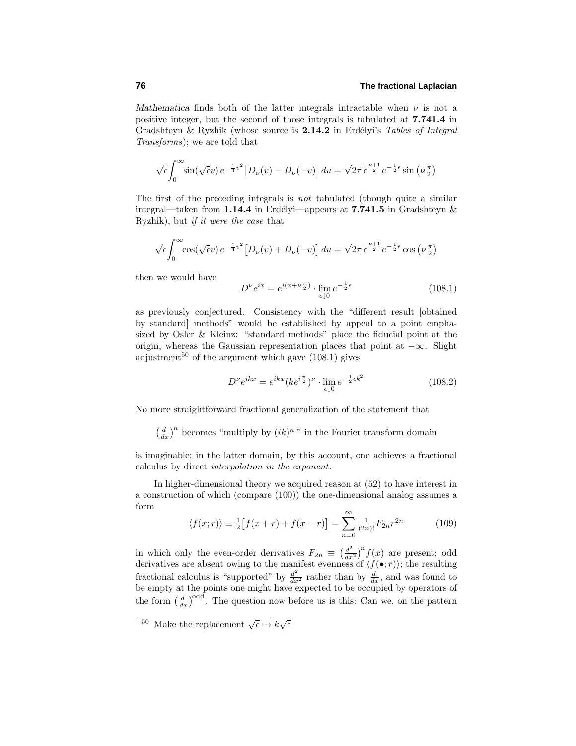*Mathematica* finds both of the latter integrals intractable when $\nu$ is not a positive integer, but the second of those integrals is tabulated at **7.741.4** in Gradshteyn & Ryzhik (whose source is **2.14.2** in Erdélyi's *Tables of Integral Transforms*); we are told that

$$\sqrt{\epsilon}\int_0^\infty \sin(\sqrt{\epsilon}v)\, e^{-\frac{1}{4}v^2}\big[D_\nu(v) - D_\nu(-v)\big]\, du = \sqrt{2\pi}\,\epsilon^{\frac{\nu+1}{2}} e^{-\frac{1}{2}\epsilon}\sin\left(\nu\tfrac{\pi}{2}\right)$$

The first of the preceding integrals is *not* tabulated (though quite a similar integral—taken from **1.14.4** in Erdélyi—appears at **7.741.5** in Gradshteyn & Ryzhik), but *if it were the case* that

$$\sqrt{\epsilon}\int_0^\infty \cos(\sqrt{\epsilon}v)\, e^{-\frac{1}{4}v^2}\big[D_\nu(v) + D_\nu(-v)\big]\, du = \sqrt{2\pi}\,\epsilon^{\frac{\nu+1}{2}} e^{-\frac{1}{2}\epsilon}\cos\left(\nu\tfrac{\pi}{2}\right)$$

then we would have

$$D^\nu e^{ix} = e^{i(x+\nu\frac{\pi}{2})}\cdot \lim_{\epsilon\downarrow 0} e^{-\frac{1}{2}\epsilon} \tag{108.1}$$

as previously conjectured. Consistency with the "different result [obtained by standard] methods" would be established by appeal to a point emphasized by Osler & Kleinz: "standard methods" place the fiducial point at the origin, whereas the Gaussian representation places that point at $-\infty$. Slight adjustment[50] of the argument which gave (108.1) gives

$$D^\nu e^{ikx} = e^{ikx}(ke^{i\frac{\pi}{2}})^\nu \cdot \lim_{\epsilon\downarrow 0} e^{-\frac{1}{2}\epsilon k^2} \tag{108.2}$$

No more straightforward fractional generalization of the statement that

$\left(\frac{d}{dx}\right)^n$ becomes "multiply by $(ik)^n$" in the Fourier transform domain

is imaginable; in the latter domain, by this account, one achieves a fractional calculus by direct *interpolation in the exponent*.

In higher-dimensional theory we acquired reason at (52) to have interest in a construction of which (compare (100)) the one-dimensional analog assumes a form

$$\langle f(x;r)\rangle \equiv \tfrac{1}{2}\big[f(x+r) + f(x-r)\big] = \sum_{n=0}^\infty \tfrac{1}{(2n)!}F_{2n}r^{2n} \tag{109}$$

in which only the even-order derivatives $F_{2n} \equiv \left(\frac{d^2}{dx^2}\right)^n f(x)$ are present; odd derivatives are absent owing to the manifest evenness of $\langle f(\bullet;r)\rangle$; the resulting fractional calculus is "supported" by $\frac{d^2}{dx^2}$ rather than by $\frac{d}{dx}$, and was found to be empty at the points one might have expected to be occupied by operators of the form $\left(\frac{d}{dx}\right)^{\text{odd}}$. The question now before us is this: Can we, on the pattern

[50] Make the replacement $\sqrt{\epsilon} \mapsto k\sqrt{\epsilon}$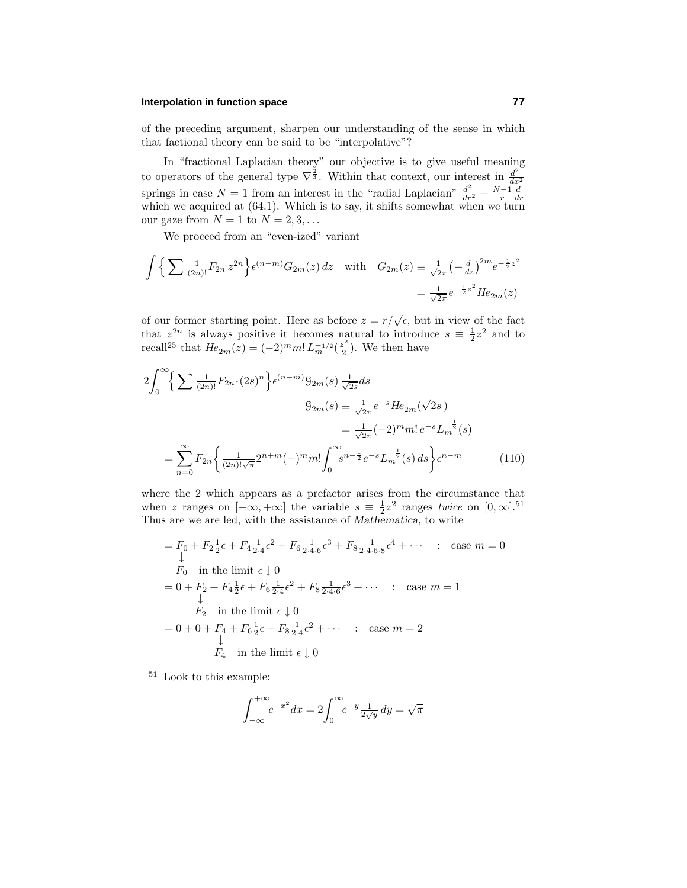of the preceding argument, sharpen our understanding of the sense in which that factional theory can be said to be "interpolative"?

In "fractional Laplacian theory" our objective is to give useful meaning to operators of the general type $\nabla^{\frac{2}{3}}$. Within that context, our interest in $\frac{d^2}{dx^2}$ springs in case $N = 1$ from an interest in the "radial Laplacian" $\frac{d^2}{dr^2} + \frac{N-1}{r}\frac{d}{dr}$ which we acquired at (64.1). Which is to say, it shifts somewhat when we turn our gaze from $N = 1$ to $N = 2, 3, \ldots$

We proceed from an "even-ized" variant

$$\int \Big\{ \sum \tfrac{1}{(2n)!} F_{2n}\, z^{2n} \Big\} \epsilon^{(n-m)} G_{2m}(z)\, dz \quad \text{with} \quad G_{2m}(z) \equiv \tfrac{1}{\sqrt{2\pi}}\big(-\tfrac{d}{dz}\big)^{2m} e^{-\frac{1}{2}z^2}$$
$$= \tfrac{1}{\sqrt{2\pi}} e^{-\frac{1}{2}z^2} He_{2m}(z)$$

of our former starting point. Here as before $z = r/\sqrt{\epsilon}$, but in view of the fact that $z^{2n}$ is always positive it becomes natural to introduce $s \equiv \frac{1}{2}z^2$ and to recall[25] that $He_{2m}(z) = (-2)^m m!\, L_m^{-1/2}(\frac{z^2}{2})$. We then have

$$\begin{aligned}
2\int_0^\infty \Big\{ \sum \tfrac{1}{(2n)!} F_{2n}\cdot (2s)^n \Big\} & \epsilon^{(n-m)} \mathcal{G}_{2m}(s)\, \tfrac{1}{\sqrt{2s}} ds \\
& \mathcal{G}_{2m}(s) \equiv \tfrac{1}{\sqrt{2\pi}} e^{-s} He_{2m}(\sqrt{2s}\,) \\
& \qquad\quad = \tfrac{1}{\sqrt{2\pi}}(-2)^m m!\, e^{-s} L_m^{-\frac{1}{2}}(s) \\
= \sum_{n=0}^\infty F_{2n} \Big\{ \tfrac{1}{(2n)!\sqrt{\pi}} 2^{n+m} (-)^m m! & \int_0^\infty s^{n-\frac{1}{2}} e^{-s} L_m^{-\frac{1}{2}}(s)\, ds \Big\} \epsilon^{n-m} \qquad (110)
\end{aligned}$$

where the 2 which appears as a prefactor arises from the circumstance that when $z$ ranges on $[-\infty, +\infty]$ the variable $s \equiv \frac{1}{2}z^2$ ranges *twice* on $[0, \infty]$.[51] Thus are we are led, with the assistance of *Mathematica*, to write

$$\begin{aligned}
&= F_0 + F_2 \tfrac{1}{2}\epsilon + F_4 \tfrac{1}{2\cdot 4}\epsilon^2 + F_6 \tfrac{1}{2\cdot 4\cdot 6}\epsilon^3 + F_8 \tfrac{1}{2\cdot 4\cdot 6\cdot 8}\epsilon^4 + \cdots \quad : \quad \text{case } m = 0 \\
&\quad \downarrow \\
&\quad F_0 \quad \text{in the limit } \epsilon \downarrow 0 \\
&= 0 + F_2 + F_4 \tfrac{1}{2}\epsilon + F_6 \tfrac{1}{2\cdot 4}\epsilon^2 + F_8 \tfrac{1}{2\cdot 4\cdot 6}\epsilon^3 + \cdots \quad : \quad \text{case } m = 1 \\
&\qquad\quad \downarrow \\
&\qquad\quad F_2 \quad \text{in the limit } \epsilon \downarrow 0 \\
&= 0 + 0 + F_4 + F_6 \tfrac{1}{2}\epsilon + F_8 \tfrac{1}{2\cdot 4}\epsilon^2 + \cdots \quad : \quad \text{case } m = 2 \\
&\qquad\qquad\quad \downarrow \\
&\qquad\qquad\quad F_4 \quad \text{in the limit } \epsilon \downarrow 0
\end{aligned}$$

---

[51] Look to this example:

$$\int_{-\infty}^{+\infty} e^{-x^2} dx = 2\int_0^\infty e^{-y} \tfrac{1}{2\sqrt{y}}\, dy = \sqrt{\pi}$$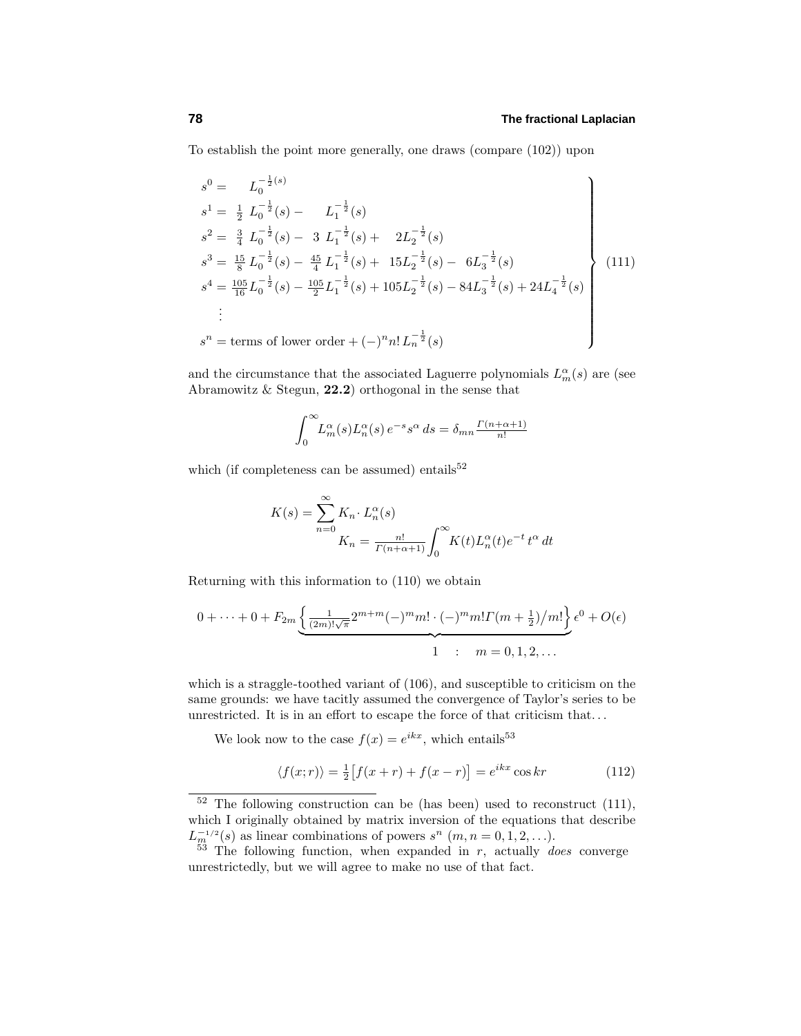To establish the point more generally, one draws (compare (102)) upon

$$
\left.
\begin{aligned}
s^0 &= \quad L_0^{-\frac{1}{2}(s)} \\
s^1 &= \tfrac{1}{2}\, L_0^{-\frac{1}{2}}(s) - \quad L_1^{-\frac{1}{2}}(s) \\
s^2 &= \tfrac{3}{4}\, L_0^{-\frac{1}{2}}(s) - \;3\; L_1^{-\frac{1}{2}}(s) + \quad 2L_2^{-\frac{1}{2}}(s) \\
s^3 &= \tfrac{15}{8}\, L_0^{-\frac{1}{2}}(s) - \tfrac{45}{4}\, L_1^{-\frac{1}{2}}(s) + \;15L_2^{-\frac{1}{2}}(s) - \;6L_3^{-\frac{1}{2}}(s) \\
s^4 &= \tfrac{105}{16} L_0^{-\frac{1}{2}}(s) - \tfrac{105}{2} L_1^{-\frac{1}{2}}(s) + 105L_2^{-\frac{1}{2}}(s) - 84L_3^{-\frac{1}{2}}(s) + 24L_4^{-\frac{1}{2}}(s) \\
&\;\vdots \\
s^n &= \text{terms of lower order} + (-)^n n!\, L_n^{-\frac{1}{2}}(s)
\end{aligned}
\right\}
\tag{111}
$$

and the circumstance that the associated Laguerre polynomials $L_m^\alpha(s)$ are (see Abramowitz & Stegun, **22.2**) orthogonal in the sense that

$$
\int_0^\infty L_m^\alpha(s) L_n^\alpha(s)\, e^{-s} s^\alpha\, ds = \delta_{mn} \tfrac{\Gamma(n+\alpha+1)}{n!}
$$

which (if completeness can be assumed) entails[52]

$$
K(s) = \sum_{n=0}^\infty K_n \cdot L_n^\alpha(s)
$$
$$
K_n = \tfrac{n!}{\Gamma(n+\alpha+1)} \int_0^\infty K(t) L_n^\alpha(t) e^{-t}\, t^\alpha\, dt
$$

Returning with this information to (110) we obtain

$$
0 + \cdots + 0 + F_{2m} \underbrace{\left\{ \tfrac{1}{(2m)!\sqrt{\pi}} 2^{m+m} (-)^m m! \cdot (-)^m m! \Gamma(m+\tfrac{1}{2}) \big/ m! \right\}}_{1 \quad : \quad m = 0,1,2,\ldots} \epsilon^0 + O(\epsilon)
$$

which is a straggle-toothed variant of (106), and susceptible to criticism on the same grounds: we have tacitly assumed the convergence of Taylor's series to be unrestricted. It is in an effort to escape the force of that criticism that...

We look now to the case $f(x) = e^{ikx}$, which entails[53]

$$
\langle f(x;r) \rangle = \tfrac{1}{2}\big[f(x+r) + f(x-r)\big] = e^{ikx} \cos kr \tag{112}
$$

---

[52] The following construction can be (has been) used to reconstruct (111), which I originally obtained by matrix inversion of the equations that describe $L_m^{-1/2}(s)$ as linear combinations of powers $s^n$ $(m, n = 0, 1, 2, \ldots)$.

[53] The following function, when expanded in $r$, actually *does* converge unrestrictedly, but we will agree to make no use of that fact.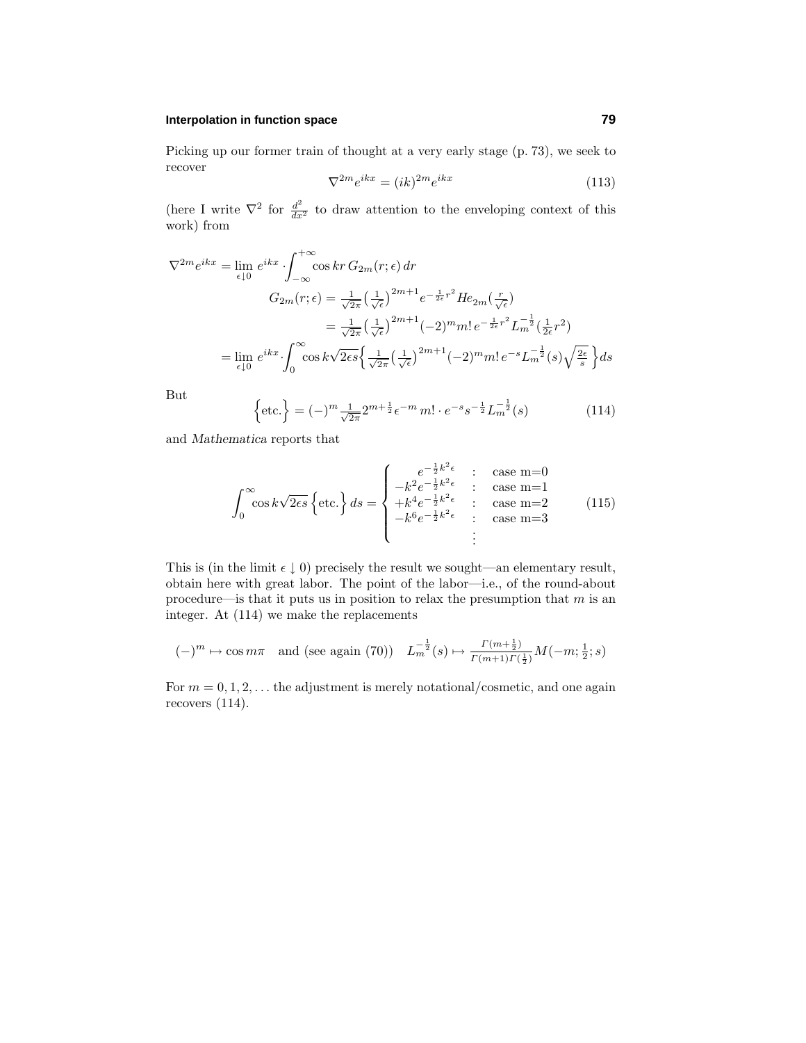Picking up our former train of thought at a very early stage (p. 73), we seek to recover

$$\nabla^{2m} e^{ikx} = (ik)^{2m} e^{ikx} \tag{113}$$

(here I write $\nabla^2$ for $\frac{d^2}{dx^2}$ to draw attention to the enveloping context of this work) from

$$
\begin{aligned}
\nabla^{2m} e^{ikx} &= \lim_{\epsilon \downarrow 0} e^{ikx} \cdot \int_{-\infty}^{+\infty} \cos kr \, G_{2m}(r;\epsilon)\, dr \\
&\qquad G_{2m}(r;\epsilon) = \tfrac{1}{\sqrt{2\pi}} \big(\tfrac{1}{\sqrt{\epsilon}}\big)^{2m+1} e^{-\frac{1}{2\epsilon}r^2} He_{2m}\big(\tfrac{r}{\sqrt{\epsilon}}\big) \\
&\qquad\qquad\qquad = \tfrac{1}{\sqrt{2\pi}} \big(\tfrac{1}{\sqrt{\epsilon}}\big)^{2m+1} (-2)^m m!\, e^{-\frac{1}{2\epsilon}r^2} L_m^{-\frac{1}{2}}\big(\tfrac{1}{2\epsilon}r^2\big) \\
&= \lim_{\epsilon \downarrow 0} e^{ikx} \cdot \int_0^\infty \cos k\sqrt{2\epsilon s} \Big\{ \tfrac{1}{\sqrt{2\pi}} \big(\tfrac{1}{\sqrt{\epsilon}}\big)^{2m+1} (-2)^m m!\, e^{-s} L_m^{-\frac{1}{2}}(s) \sqrt{\tfrac{2\epsilon}{s}} \Big\} ds
\end{aligned}
$$

But

$$\Big\{\text{etc.}\Big\} = (-)^m \tfrac{1}{\sqrt{2\pi}} 2^{m+\frac{1}{2}} \epsilon^{-m}\, m! \cdot e^{-s} s^{-\frac{1}{2}} L_m^{-\frac{1}{2}}(s) \tag{114}$$

and *Mathematica* reports that

$$\int_0^\infty \cos k\sqrt{2\epsilon s} \Big\{\text{etc.}\Big\} ds = \begin{cases} e^{-\frac{1}{2}k^2\epsilon} & : \quad \text{case m=0} \\ -k^2 e^{-\frac{1}{2}k^2\epsilon} & : \quad \text{case m=1} \\ +k^4 e^{-\frac{1}{2}k^2\epsilon} & : \quad \text{case m=2} \\ -k^6 e^{-\frac{1}{2}k^2\epsilon} & : \quad \text{case m=3} \\ \quad \vdots & \end{cases} \tag{115}$$

This is (in the limit $\epsilon \downarrow 0$) precisely the result we sought—an elementary result, obtain here with great labor. The point of the labor—i.e., of the round-about procedure—is that it puts us in position to relax the presumption that $m$ is an integer. At (114) we make the replacements

$$(-)^m \mapsto \cos m\pi \quad \text{and (see again (70))} \quad L_m^{-\frac{1}{2}}(s) \mapsto \tfrac{\Gamma(m+\frac{1}{2})}{\Gamma(m+1)\Gamma(\frac{1}{2})} M(-m;\tfrac{1}{2};s)$$

For $m = 0, 1, 2, \ldots$ the adjustment is merely notational/cosmetic, and one again recovers (114).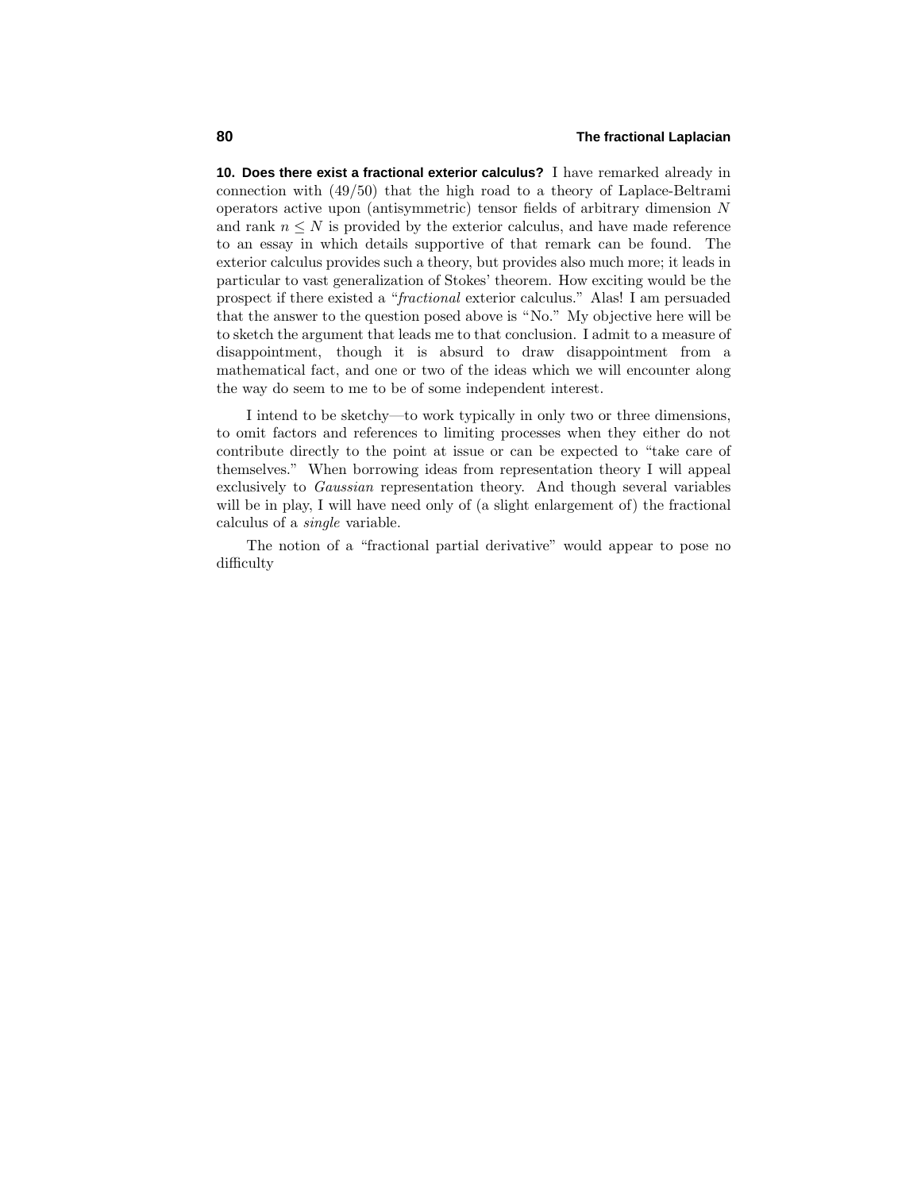**10. Does there exist a fractional exterior calculus?** I have remarked already in connection with (49/50) that the high road to a theory of Laplace-Beltrami operators active upon (antisymmetric) tensor fields of arbitrary dimension $N$ and rank $n \le N$ is provided by the exterior calculus, and have made reference to an essay in which details supportive of that remark can be found. The exterior calculus provides such a theory, but provides also much more; it leads in particular to vast generalization of Stokes' theorem. How exciting would be the prospect if there existed a "*fractional* exterior calculus." Alas! I am persuaded that the answer to the question posed above is "No." My objective here will be to sketch the argument that leads me to that conclusion. I admit to a measure of disappointment, though it is absurd to draw disappointment from a mathematical fact, and one or two of the ideas which we will encounter along the way do seem to me to be of some independent interest.

I intend to be sketchy—to work typically in only two or three dimensions, to omit factors and references to limiting processes when they either do not contribute directly to the point at issue or can be expected to "take care of themselves." When borrowing ideas from representation theory I will appeal exclusively to *Gaussian* representation theory. And though several variables will be in play, I will have need only of (a slight enlargement of) the fractional calculus of a *single* variable.

The notion of a "fractional partial derivative" would appear to pose no difficulty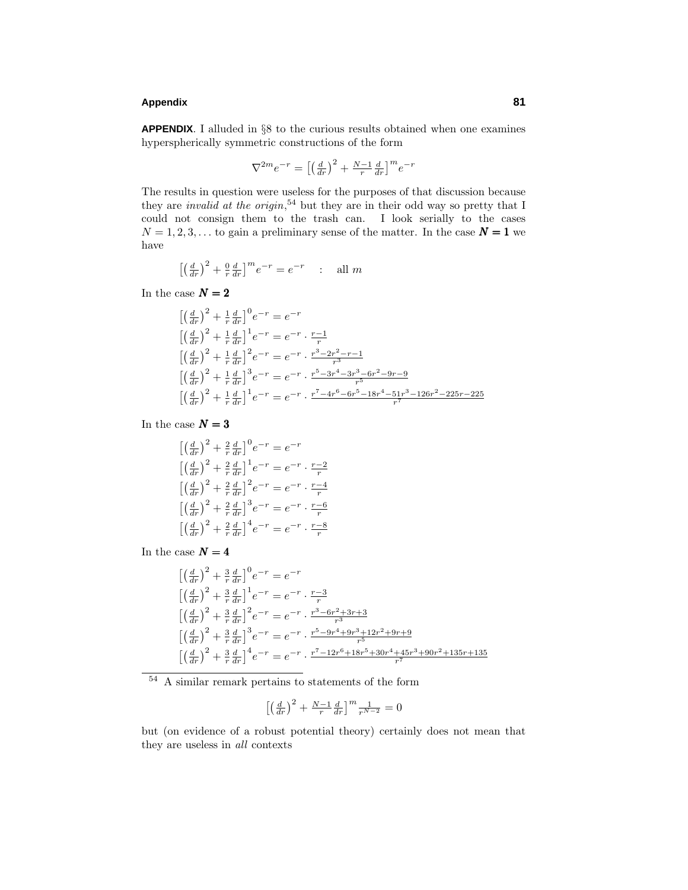**APPENDIX**. I alluded in §8 to the curious results obtained when one examines hyperspherically symmetric constructions of the form

$$\nabla^{2m}e^{-r} = \left[\left(\tfrac{d}{dr}\right)^2 + \tfrac{N-1}{r}\tfrac{d}{dr}\right]^m e^{-r}$$

The results in question were useless for the purposes of that discussion because they are *invalid at the origin*,[54] but they are in their odd way so pretty that I could not consign them to the trash can. I look serially to the cases $N = 1, 2, 3, \ldots$ to gain a preliminary sense of the matter. In the case $\boldsymbol{N = 1}$ we have

$$\left[\left(\tfrac{d}{dr}\right)^2 + \tfrac{0}{r}\tfrac{d}{dr}\right]^m e^{-r} = e^{-r} \quad : \quad \text{all } m$$

In the case $\boldsymbol{N = 2}$

$$\left[\left(\tfrac{d}{dr}\right)^2 + \tfrac{1}{r}\tfrac{d}{dr}\right]^0 e^{-r} = e^{-r}$$
$$\left[\left(\tfrac{d}{dr}\right)^2 + \tfrac{1}{r}\tfrac{d}{dr}\right]^1 e^{-r} = e^{-r} \cdot \tfrac{r-1}{r}$$
$$\left[\left(\tfrac{d}{dr}\right)^2 + \tfrac{1}{r}\tfrac{d}{dr}\right]^2 e^{-r} = e^{-r} \cdot \tfrac{r^3-2r^2-r-1}{r^3}$$
$$\left[\left(\tfrac{d}{dr}\right)^2 + \tfrac{1}{r}\tfrac{d}{dr}\right]^3 e^{-r} = e^{-r} \cdot \tfrac{r^5-3r^4-3r^3-6r^2-9r-9}{r^5}$$
$$\left[\left(\tfrac{d}{dr}\right)^2 + \tfrac{1}{r}\tfrac{d}{dr}\right]^1 e^{-r} = e^{-r} \cdot \tfrac{r^7-4r^6-6r^5-18r^4-51r^3-126r^2-225r-225}{r^7}$$

In the case $\boldsymbol{N = 3}$

$$\left[\left(\tfrac{d}{dr}\right)^2 + \tfrac{2}{r}\tfrac{d}{dr}\right]^0 e^{-r} = e^{-r}$$
$$\left[\left(\tfrac{d}{dr}\right)^2 + \tfrac{2}{r}\tfrac{d}{dr}\right]^1 e^{-r} = e^{-r} \cdot \tfrac{r-2}{r}$$
$$\left[\left(\tfrac{d}{dr}\right)^2 + \tfrac{2}{r}\tfrac{d}{dr}\right]^2 e^{-r} = e^{-r} \cdot \tfrac{r-4}{r}$$
$$\left[\left(\tfrac{d}{dr}\right)^2 + \tfrac{2}{r}\tfrac{d}{dr}\right]^3 e^{-r} = e^{-r} \cdot \tfrac{r-6}{r}$$
$$\left[\left(\tfrac{d}{dr}\right)^2 + \tfrac{2}{r}\tfrac{d}{dr}\right]^4 e^{-r} = e^{-r} \cdot \tfrac{r-8}{r}$$

In the case $\boldsymbol{N = 4}$

$$\left[\left(\tfrac{d}{dr}\right)^2 + \tfrac{3}{r}\tfrac{d}{dr}\right]^0 e^{-r} = e^{-r}$$
$$\left[\left(\tfrac{d}{dr}\right)^2 + \tfrac{3}{r}\tfrac{d}{dr}\right]^1 e^{-r} = e^{-r} \cdot \tfrac{r-3}{r}$$
$$\left[\left(\tfrac{d}{dr}\right)^2 + \tfrac{3}{r}\tfrac{d}{dr}\right]^2 e^{-r} = e^{-r} \cdot \tfrac{r^3-6r^2+3r+3}{r^3}$$
$$\left[\left(\tfrac{d}{dr}\right)^2 + \tfrac{3}{r}\tfrac{d}{dr}\right]^3 e^{-r} = e^{-r} \cdot \tfrac{r^5-9r^4+9r^3+12r^2+9r+9}{r^5}$$
$$\left[\left(\tfrac{d}{dr}\right)^2 + \tfrac{3}{r}\tfrac{d}{dr}\right]^4 e^{-r} = e^{-r} \cdot \tfrac{r^7-12r^6+18r^5+30r^4+45r^3+90r^2+135r+135}{r^7}$$

---

[54] A similar remark pertains to statements of the form

$$\left[\left(\tfrac{d}{dr}\right)^2 + \tfrac{N-1}{r}\tfrac{d}{dr}\right]^m \tfrac{1}{r^{N-2}} = 0$$

but (on evidence of a robust potential theory) certainly does not mean that they are useless in *all* contexts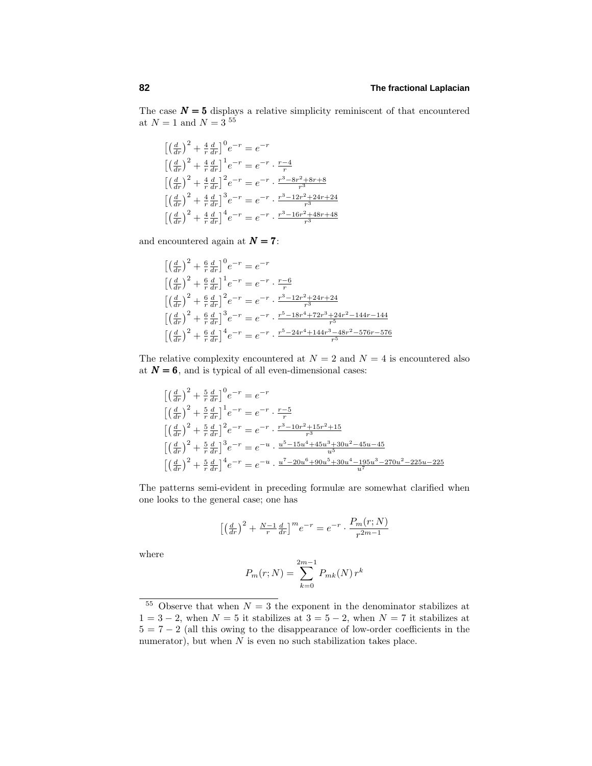The case $\boldsymbol{N=5}$ displays a relative simplicity reminiscent of that encountered at $N=1$ and $N=3$ [55]

$$\big[\big(\tfrac{d}{dr}\big)^2 + \tfrac{4}{r}\tfrac{d}{dr}\big]^0 e^{-r} = e^{-r}$$
$$\big[\big(\tfrac{d}{dr}\big)^2 + \tfrac{4}{r}\tfrac{d}{dr}\big]^1 e^{-r} = e^{-r}\cdot\tfrac{r-4}{r}$$
$$\big[\big(\tfrac{d}{dr}\big)^2 + \tfrac{4}{r}\tfrac{d}{dr}\big]^2 e^{-r} = e^{-r}\cdot\tfrac{r^3-8r^2+8r+8}{r^3}$$
$$\big[\big(\tfrac{d}{dr}\big)^2 + \tfrac{4}{r}\tfrac{d}{dr}\big]^3 e^{-r} = e^{-r}\cdot\tfrac{r^3-12r^2+24r+24}{r^3}$$
$$\big[\big(\tfrac{d}{dr}\big)^2 + \tfrac{4}{r}\tfrac{d}{dr}\big]^4 e^{-r} = e^{-r}\cdot\tfrac{r^3-16r^2+48r+48}{r^3}$$

and encountered again at $\boldsymbol{N=7}$:

$$\big[\big(\tfrac{d}{dr}\big)^2 + \tfrac{6}{r}\tfrac{d}{dr}\big]^0 e^{-r} = e^{-r}$$
$$\big[\big(\tfrac{d}{dr}\big)^2 + \tfrac{6}{r}\tfrac{d}{dr}\big]^1 e^{-r} = e^{-r}\cdot\tfrac{r-6}{r}$$
$$\big[\big(\tfrac{d}{dr}\big)^2 + \tfrac{6}{r}\tfrac{d}{dr}\big]^2 e^{-r} = e^{-r}\cdot\tfrac{r^3-12r^2+24r+24}{r^3}$$
$$\big[\big(\tfrac{d}{dr}\big)^2 + \tfrac{6}{r}\tfrac{d}{dr}\big]^3 e^{-r} = e^{-r}\cdot\tfrac{r^5-18r^4+72r^3+24r^2-144r-144}{r^5}$$
$$\big[\big(\tfrac{d}{dr}\big)^2 + \tfrac{6}{r}\tfrac{d}{dr}\big]^4 e^{-r} = e^{-r}\cdot\tfrac{r^5-24r^4+144r^3-48r^2-576r-576}{r^5}$$

The relative complexity encountered at $N=2$ and $N=4$ is encountered also at $\boldsymbol{N=6}$, and is typical of all even-dimensional cases:

$$\big[\big(\tfrac{d}{dr}\big)^2 + \tfrac{5}{r}\tfrac{d}{dr}\big]^0 e^{-r} = e^{-r}$$
$$\big[\big(\tfrac{d}{dr}\big)^2 + \tfrac{5}{r}\tfrac{d}{dr}\big]^1 e^{-r} = e^{-r}\cdot\tfrac{r-5}{r}$$
$$\big[\big(\tfrac{d}{dr}\big)^2 + \tfrac{5}{r}\tfrac{d}{dr}\big]^2 e^{-r} = e^{-r}\cdot\tfrac{r^3-10r^2+15r^2+15}{r^3}$$
$$\big[\big(\tfrac{d}{dr}\big)^2 + \tfrac{5}{r}\tfrac{d}{dr}\big]^3 e^{-r} = e^{-u}\cdot\tfrac{u^5-15u^4+45u^3+30u^2-45u-45}{u^5}$$
$$\big[\big(\tfrac{d}{dr}\big)^2 + \tfrac{5}{r}\tfrac{d}{dr}\big]^4 e^{-r} = e^{-u}\cdot\tfrac{u^7-20u^6+90u^5+30u^4-195u^3-270u^2-225u-225}{u^7}$$

The patterns semi-evident in preceding formulæ are somewhat clarified when one looks to the general case; one has

$$\big[\big(\tfrac{d}{dr}\big)^2 + \tfrac{N-1}{r}\tfrac{d}{dr}\big]^m e^{-r} = e^{-r}\cdot\frac{P_m(r;N)}{r^{2m-1}}$$

where

$$P_m(r;N) = \sum_{k=0}^{2m-1} P_{mk}(N)\, r^k$$

---

[55] Observe that when $N=3$ the exponent in the denominator stabilizes at $1=3-2$, when $N=5$ it stabilizes at $3=5-2$, when $N=7$ it stabilizes at $5=7-2$ (all this owing to the disappearance of low-order coefficients in the numerator), but when $N$ is even no such stabilization takes place.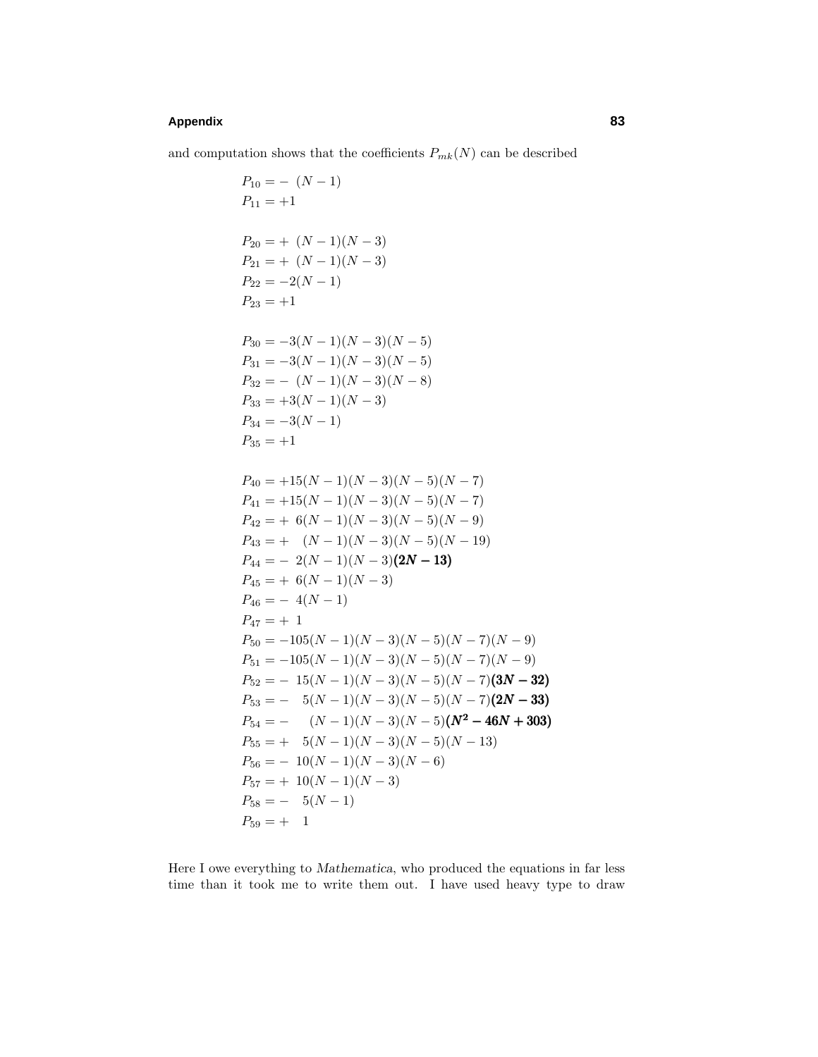and computation shows that the coefficients $P_{mk}(N)$ can be described

$$
\begin{aligned}
P_{10} &= -\ (N-1) \\
P_{11} &= +1 \\
\\
P_{20} &= +\ (N-1)(N-3) \\
P_{21} &= +\ (N-1)(N-3) \\
P_{22} &= -2(N-1) \\
P_{23} &= +1 \\
\\
P_{30} &= -3(N-1)(N-3)(N-5) \\
P_{31} &= -3(N-1)(N-3)(N-5) \\
P_{32} &= -\ (N-1)(N-3)(N-8) \\
P_{33} &= +3(N-1)(N-3) \\
P_{34} &= -3(N-1) \\
P_{35} &= +1 \\
\\
P_{40} &= +15(N-1)(N-3)(N-5)(N-7) \\
P_{41} &= +15(N-1)(N-3)(N-5)(N-7) \\
P_{42} &= +\ 6(N-1)(N-3)(N-5)(N-9) \\
P_{43} &= +\ \ (N-1)(N-3)(N-5)(N-19) \\
P_{44} &= -\ 2(N-1)(N-3)\boldsymbol{(2N-13)} \\
P_{45} &= +\ 6(N-1)(N-3) \\
P_{46} &= -\ 4(N-1) \\
P_{47} &= +\ 1 \\
P_{50} &= -105(N-1)(N-3)(N-5)(N-7)(N-9) \\
P_{51} &= -105(N-1)(N-3)(N-5)(N-7)(N-9) \\
P_{52} &= -\ 15(N-1)(N-3)(N-5)(N-7)\boldsymbol{(3N-32)} \\
P_{53} &= -\ \ 5(N-1)(N-3)(N-5)(N-7)\boldsymbol{(2N-33)} \\
P_{54} &= -\ \ \ (N-1)(N-3)(N-5)\boldsymbol{(N^2-46N+303)} \\
P_{55} &= +\ \ 5(N-1)(N-3)(N-5)(N-13) \\
P_{56} &= -\ 10(N-1)(N-3)(N-6) \\
P_{57} &= +\ 10(N-1)(N-3) \\
P_{58} &= -\ \ 5(N-1) \\
P_{59} &= +\ \ 1
\end{aligned}
$$

Here I owe everything to *Mathematica*, who produced the equations in far less time than it took me to write them out. I have used heavy type to draw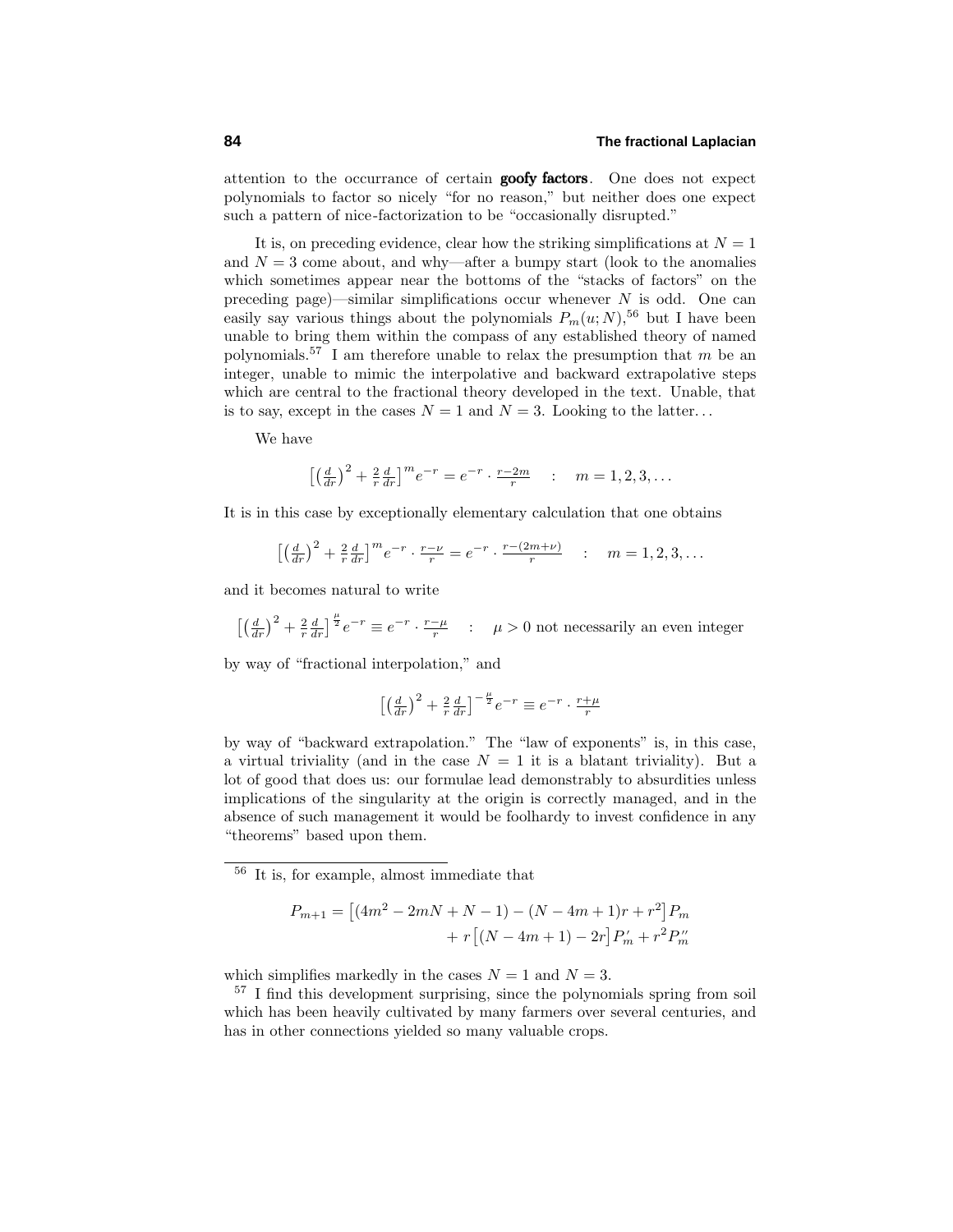attention to the occurrance of certain **goofy factors**. One does not expect polynomials to factor so nicely "for no reason," but neither does one expect such a pattern of nice-factorization to be "occasionally disrupted."

It is, on preceding evidence, clear how the striking simplifications at $N = 1$ and $N = 3$ come about, and why—after a bumpy start (look to the anomalies which sometimes appear near the bottoms of the "stacks of factors" on the preceding page)—similar simplifications occur whenever $N$ is odd. One can easily say various things about the polynomials $P_m(u; N)$,[56] but I have been unable to bring them within the compass of any established theory of named polynomials.[57] I am therefore unable to relax the presumption that $m$ be an integer, unable to mimic the interpolative and backward extrapolative steps which are central to the fractional theory developed in the text. Unable, that is to say, except in the cases $N = 1$ and $N = 3$. Looking to the latter...

We have

$$\left[\left(\tfrac{d}{dr}\right)^2 + \tfrac{2}{r}\tfrac{d}{dr}\right]^m e^{-r} = e^{-r}\cdot \tfrac{r-2m}{r} \quad : \quad m = 1, 2, 3, \ldots$$

It is in this case by exceptionally elementary calculation that one obtains

$$\left[\left(\tfrac{d}{dr}\right)^2 + \tfrac{2}{r}\tfrac{d}{dr}\right]^m e^{-r}\cdot \tfrac{r-\nu}{r} = e^{-r}\cdot \tfrac{r-(2m+\nu)}{r} \quad : \quad m = 1, 2, 3, \ldots$$

and it becomes natural to write

$$\left[\left(\tfrac{d}{dr}\right)^2 + \tfrac{2}{r}\tfrac{d}{dr}\right]^{\frac{\mu}{2}} e^{-r} \equiv e^{-r}\cdot \tfrac{r-\mu}{r} \quad : \quad \mu > 0 \text{ not necessarily an even integer}$$

by way of "fractional interpolation," and

$$\left[\left(\tfrac{d}{dr}\right)^2 + \tfrac{2}{r}\tfrac{d}{dr}\right]^{-\frac{\mu}{2}} e^{-r} \equiv e^{-r}\cdot \tfrac{r+\mu}{r}$$

by way of "backward extrapolation." The "law of exponents" is, in this case, a virtual triviality (and in the case $N = 1$ it is a blatant triviality). But a lot of good that does us: our formulae lead demonstrably to absurdities unless implications of the singularity at the origin is correctly managed, and in the absence of such management it would be foolhardy to invest confidence in any "theorems" based upon them.

---

[56] It is, for example, almost immediate that

$$\begin{aligned} P_{m+1} = \big[(4m^2 - 2mN + N - 1) - (N - 4m + 1)r + r^2\big]P_m \\ + r\big[(N - 4m + 1) - 2r\big]P_m' + r^2 P_m'' \end{aligned}$$

which simplifies markedly in the cases $N = 1$ and $N = 3$.

[57] I find this development surprising, since the polynomials spring from soil which has been heavily cultivated by many farmers over several centuries, and has in other connections yielded so many valuable crops.